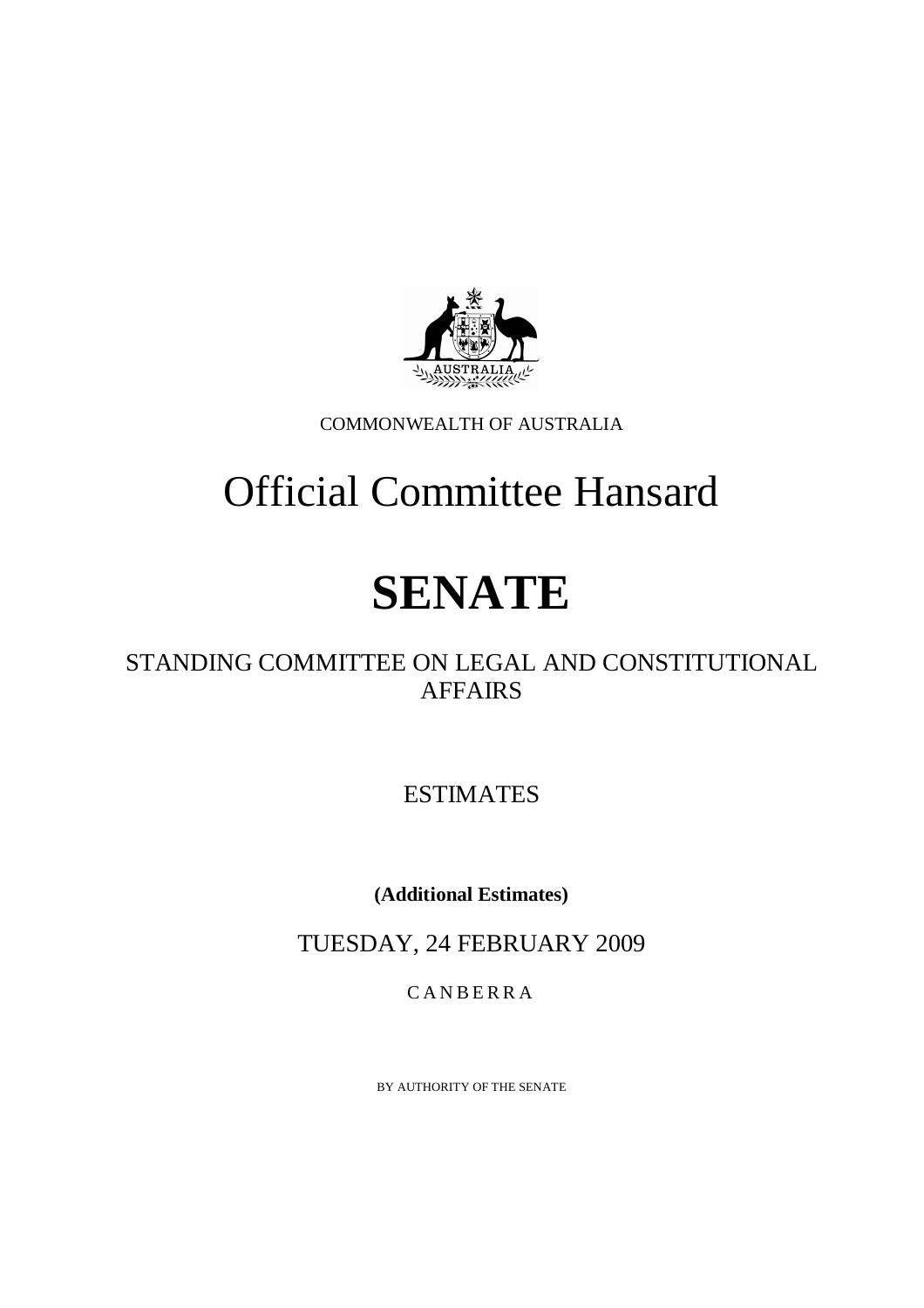COMMONWEALTH OF AUSTRALIA

# Official Committee Hansard

# SENATE

## STANDING COMMITTEE ON LEGAL AND CONSTITUTIONAL AFFAIRS

## ESTIMATES

**(Additional Estimates)**

TUESDAY, 24 FEBRUARY 2009

C A N B E R R A

BY AUTHORITY OF THE SENATE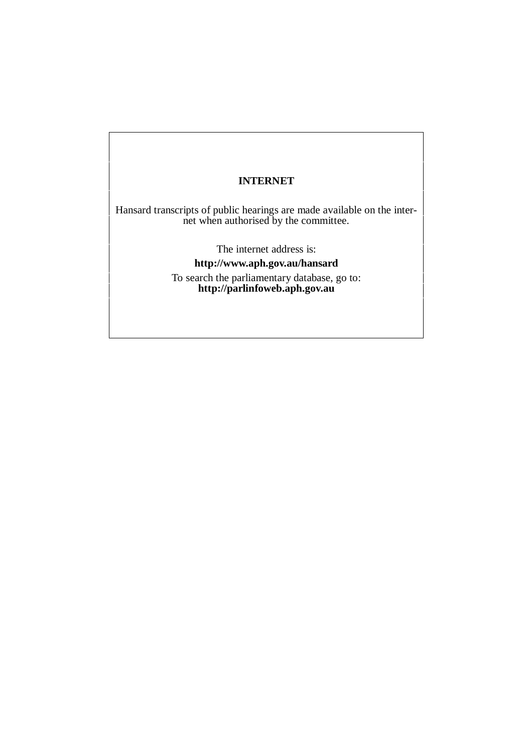**INTERNET**

Hansard transcripts of public hearings are made available on the internet when authorised by the committee.

The internet address is:

**http://www.aph.gov.au/hansard**

To search the parliamentary database, go to:
**http://parlinfoweb.aph.gov.au**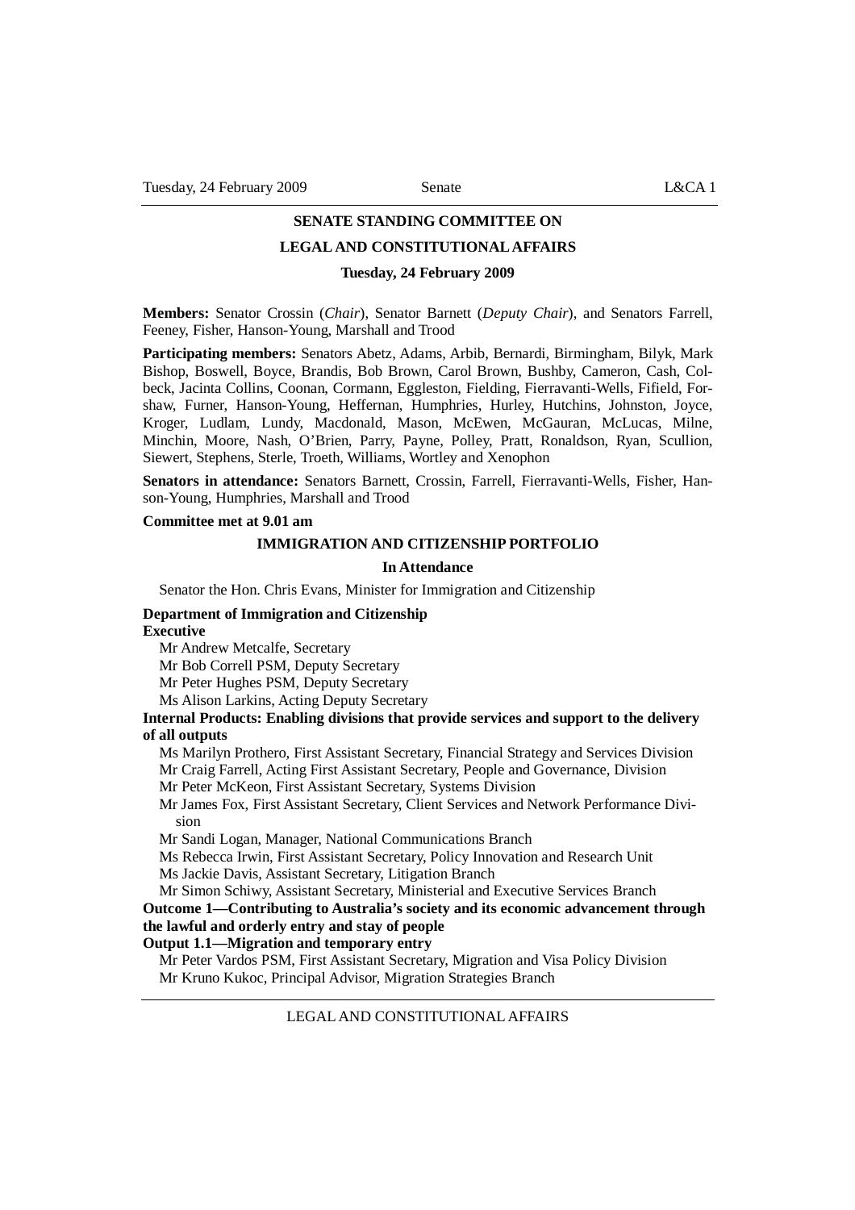**SENATE STANDING COMMITTEE ON**

**LEGAL AND CONSTITUTIONAL AFFAIRS**

**Tuesday, 24 February 2009**

**Members:** Senator Crossin (*Chair*), Senator Barnett (*Deputy Chair*), and Senators Farrell, Feeney, Fisher, Hanson-Young, Marshall and Trood

**Participating members:** Senators Abetz, Adams, Arbib, Bernardi, Birmingham, Bilyk, Mark Bishop, Boswell, Boyce, Brandis, Bob Brown, Carol Brown, Bushby, Cameron, Cash, Colbeck, Jacinta Collins, Coonan, Cormann, Eggleston, Fielding, Fierravanti-Wells, Fifield, Forshaw, Furner, Hanson-Young, Heffernan, Humphries, Hurley, Hutchins, Johnston, Joyce, Kroger, Ludlam, Lundy, Macdonald, Mason, McEwen, McGauran, McLucas, Milne, Minchin, Moore, Nash, O'Brien, Parry, Payne, Polley, Pratt, Ronaldson, Ryan, Scullion, Siewert, Stephens, Sterle, Troeth, Williams, Wortley and Xenophon

**Senators in attendance:** Senators Barnett, Crossin, Farrell, Fierravanti-Wells, Fisher, Hanson-Young, Humphries, Marshall and Trood

**Committee met at 9.01 am**

**IMMIGRATION AND CITIZENSHIP PORTFOLIO**

**In Attendance**

Senator the Hon. Chris Evans, Minister for Immigration and Citizenship

**Department of Immigration and Citizenship**

**Executive**

Mr Andrew Metcalfe, Secretary
Mr Bob Correll PSM, Deputy Secretary
Mr Peter Hughes PSM, Deputy Secretary
Ms Alison Larkins, Acting Deputy Secretary

**Internal Products: Enabling divisions that provide services and support to the delivery of all outputs**

Ms Marilyn Prothero, First Assistant Secretary, Financial Strategy and Services Division
Mr Craig Farrell, Acting First Assistant Secretary, People and Governance, Division
Mr Peter McKeon, First Assistant Secretary, Systems Division
Mr James Fox, First Assistant Secretary, Client Services and Network Performance Division
Mr Sandi Logan, Manager, National Communications Branch
Ms Rebecca Irwin, First Assistant Secretary, Policy Innovation and Research Unit
Ms Jackie Davis, Assistant Secretary, Litigation Branch
Mr Simon Schiwy, Assistant Secretary, Ministerial and Executive Services Branch

**Outcome 1—Contributing to Australia's society and its economic advancement through the lawful and orderly entry and stay of people**

**Output 1.1—Migration and temporary entry**

Mr Peter Vardos PSM, First Assistant Secretary, Migration and Visa Policy Division
Mr Kruno Kukoc, Principal Advisor, Migration Strategies Branch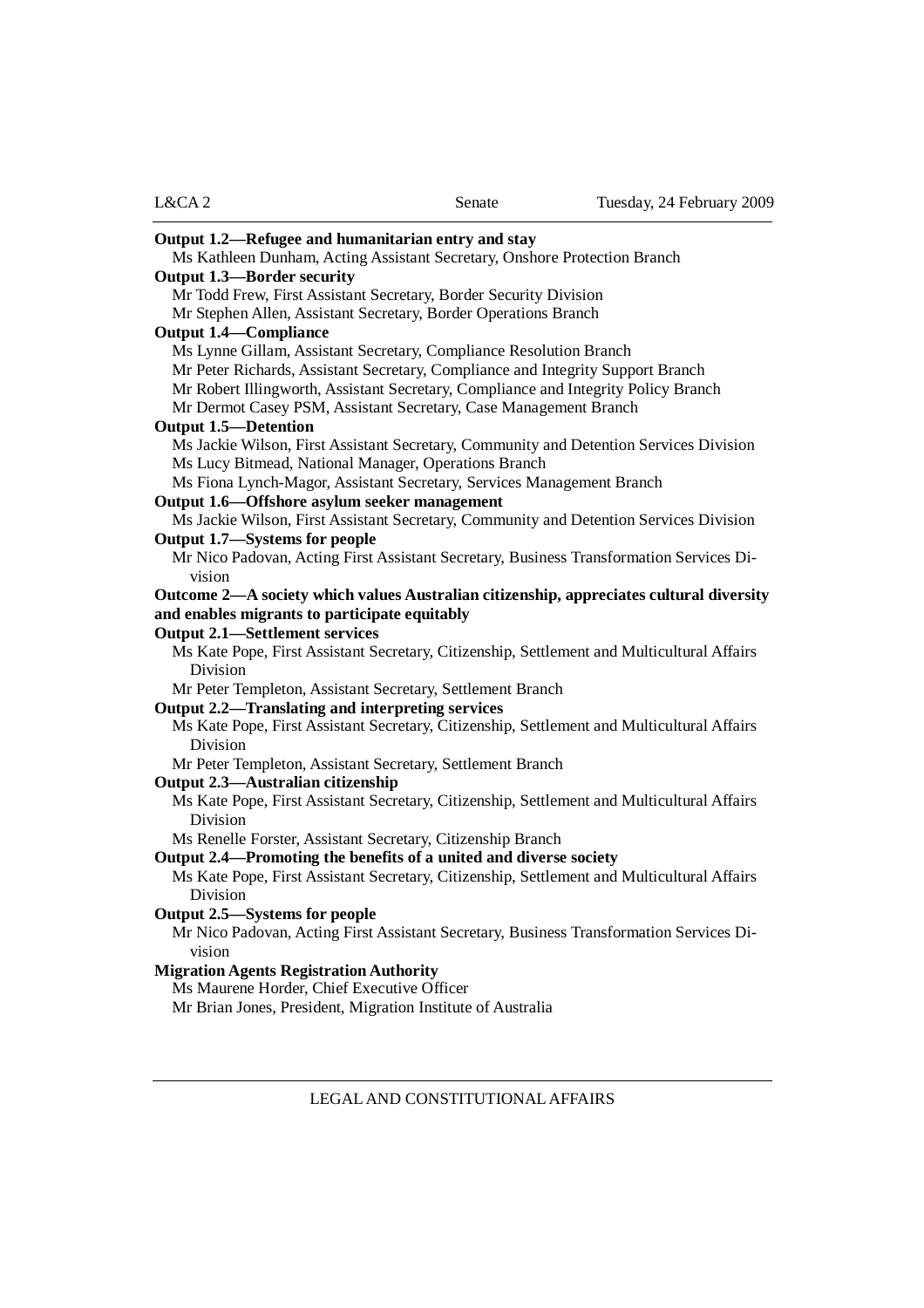**Output 1.2—Refugee and humanitarian entry and stay**

Ms Kathleen Dunham, Acting Assistant Secretary, Onshore Protection Branch

**Output 1.3—Border security**

Mr Todd Frew, First Assistant Secretary, Border Security Division

Mr Stephen Allen, Assistant Secretary, Border Operations Branch

**Output 1.4—Compliance**

Ms Lynne Gillam, Assistant Secretary, Compliance Resolution Branch

Mr Peter Richards, Assistant Secretary, Compliance and Integrity Support Branch

Mr Robert Illingworth, Assistant Secretary, Compliance and Integrity Policy Branch

Mr Dermot Casey PSM, Assistant Secretary, Case Management Branch

**Output 1.5—Detention**

Ms Jackie Wilson, First Assistant Secretary, Community and Detention Services Division

Ms Lucy Bitmead, National Manager, Operations Branch

Ms Fiona Lynch-Magor, Assistant Secretary, Services Management Branch

**Output 1.6—Offshore asylum seeker management**

Ms Jackie Wilson, First Assistant Secretary, Community and Detention Services Division

**Output 1.7—Systems for people**

Mr Nico Padovan, Acting First Assistant Secretary, Business Transformation Services Division

**Outcome 2—A society which values Australian citizenship, appreciates cultural diversity and enables migrants to participate equitably**

**Output 2.1—Settlement services**

Ms Kate Pope, First Assistant Secretary, Citizenship, Settlement and Multicultural Affairs Division

Mr Peter Templeton, Assistant Secretary, Settlement Branch

**Output 2.2—Translating and interpreting services**

Ms Kate Pope, First Assistant Secretary, Citizenship, Settlement and Multicultural Affairs Division

Mr Peter Templeton, Assistant Secretary, Settlement Branch

**Output 2.3—Australian citizenship**

Ms Kate Pope, First Assistant Secretary, Citizenship, Settlement and Multicultural Affairs Division

Ms Renelle Forster, Assistant Secretary, Citizenship Branch

**Output 2.4—Promoting the benefits of a united and diverse society**

Ms Kate Pope, First Assistant Secretary, Citizenship, Settlement and Multicultural Affairs Division

**Output 2.5—Systems for people**

Mr Nico Padovan, Acting First Assistant Secretary, Business Transformation Services Division

**Migration Agents Registration Authority**

Ms Maurene Horder, Chief Executive Officer

Mr Brian Jones, President, Migration Institute of Australia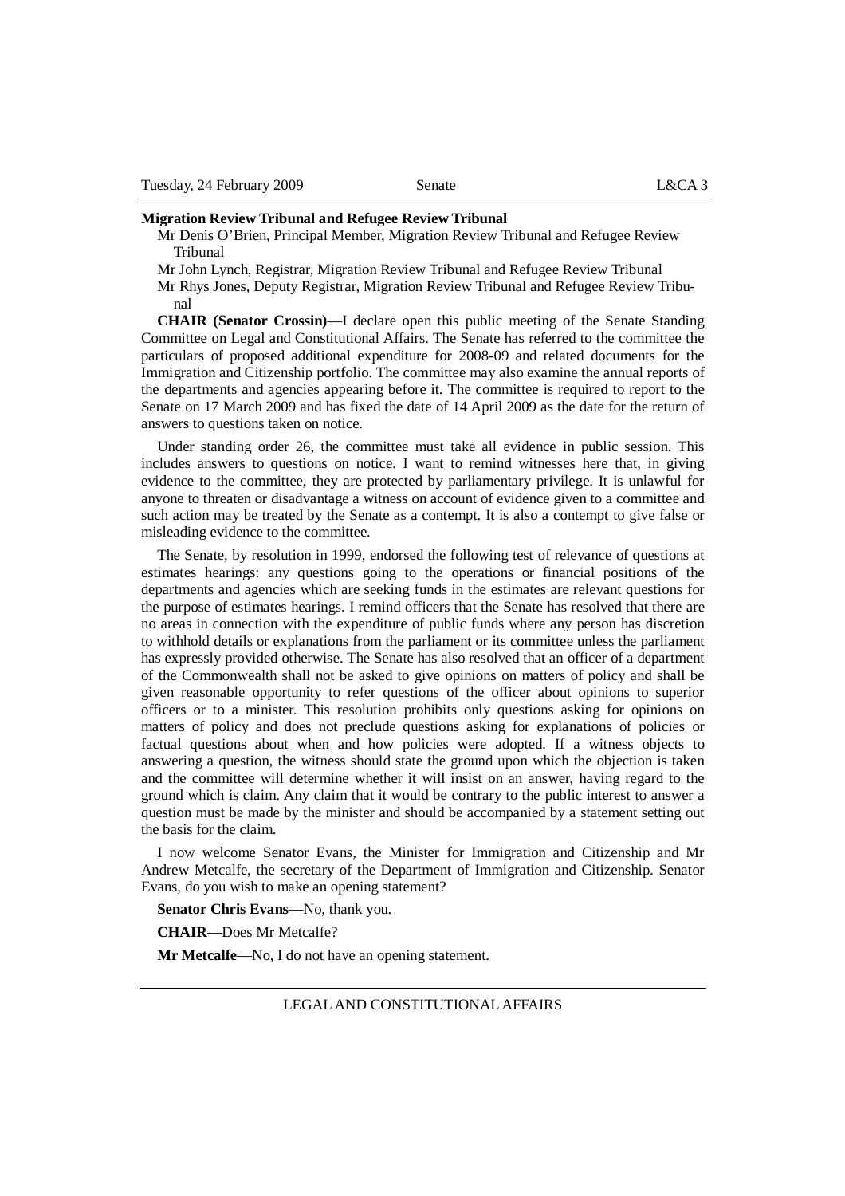**Migration Review Tribunal and Refugee Review Tribunal**

Mr Denis O'Brien, Principal Member, Migration Review Tribunal and Refugee Review Tribunal

Mr John Lynch, Registrar, Migration Review Tribunal and Refugee Review Tribunal

Mr Rhys Jones, Deputy Registrar, Migration Review Tribunal and Refugee Review Tribunal

**CHAIR (Senator Crossin)**—I declare open this public meeting of the Senate Standing Committee on Legal and Constitutional Affairs. The Senate has referred to the committee the particulars of proposed additional expenditure for 2008-09 and related documents for the Immigration and Citizenship portfolio. The committee may also examine the annual reports of the departments and agencies appearing before it. The committee is required to report to the Senate on 17 March 2009 and has fixed the date of 14 April 2009 as the date for the return of answers to questions taken on notice.

Under standing order 26, the committee must take all evidence in public session. This includes answers to questions on notice. I want to remind witnesses here that, in giving evidence to the committee, they are protected by parliamentary privilege. It is unlawful for anyone to threaten or disadvantage a witness on account of evidence given to a committee and such action may be treated by the Senate as a contempt. It is also a contempt to give false or misleading evidence to the committee.

The Senate, by resolution in 1999, endorsed the following test of relevance of questions at estimates hearings: any questions going to the operations or financial positions of the departments and agencies which are seeking funds in the estimates are relevant questions for the purpose of estimates hearings. I remind officers that the Senate has resolved that there are no areas in connection with the expenditure of public funds where any person has discretion to withhold details or explanations from the parliament or its committee unless the parliament has expressly provided otherwise. The Senate has also resolved that an officer of a department of the Commonwealth shall not be asked to give opinions on matters of policy and shall be given reasonable opportunity to refer questions of the officer about opinions to superior officers or to a minister. This resolution prohibits only questions asking for opinions on matters of policy and does not preclude questions asking for explanations of policies or factual questions about when and how policies were adopted. If a witness objects to answering a question, the witness should state the ground upon which the objection is taken and the committee will determine whether it will insist on an answer, having regard to the ground which is claim. Any claim that it would be contrary to the public interest to answer a question must be made by the minister and should be accompanied by a statement setting out the basis for the claim.

I now welcome Senator Evans, the Minister for Immigration and Citizenship and Mr Andrew Metcalfe, the secretary of the Department of Immigration and Citizenship. Senator Evans, do you wish to make an opening statement?

**Senator Chris Evans**—No, thank you.

**CHAIR**—Does Mr Metcalfe?

**Mr Metcalfe**—No, I do not have an opening statement.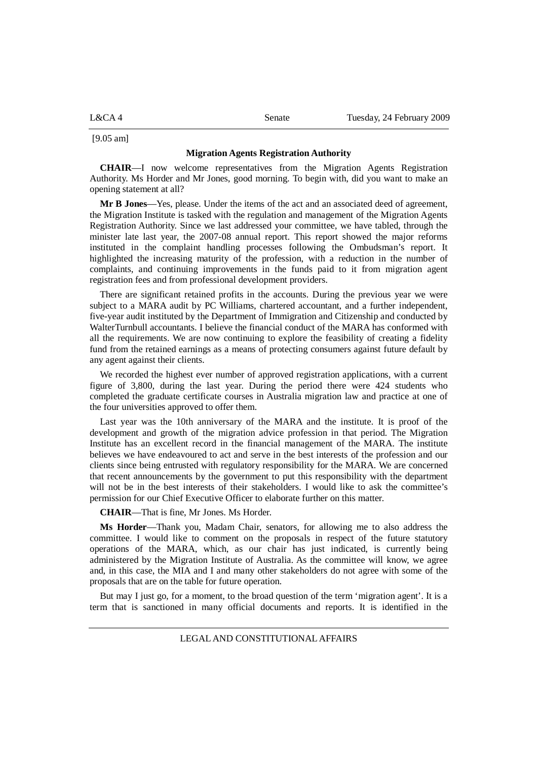[9.05 am]

### Migration Agents Registration Authority

**CHAIR**—I now welcome representatives from the Migration Agents Registration Authority. Ms Horder and Mr Jones, good morning. To begin with, did you want to make an opening statement at all?

**Mr B Jones**—Yes, please. Under the items of the act and an associated deed of agreement, the Migration Institute is tasked with the regulation and management of the Migration Agents Registration Authority. Since we last addressed your committee, we have tabled, through the minister late last year, the 2007-08 annual report. This report showed the major reforms instituted in the complaint handling processes following the Ombudsman's report. It highlighted the increasing maturity of the profession, with a reduction in the number of complaints, and continuing improvements in the funds paid to it from migration agent registration fees and from professional development providers.

There are significant retained profits in the accounts. During the previous year we were subject to a MARA audit by PC Williams, chartered accountant, and a further independent, five-year audit instituted by the Department of Immigration and Citizenship and conducted by WalterTurnbull accountants. I believe the financial conduct of the MARA has conformed with all the requirements. We are now continuing to explore the feasibility of creating a fidelity fund from the retained earnings as a means of protecting consumers against future default by any agent against their clients.

We recorded the highest ever number of approved registration applications, with a current figure of 3,800, during the last year. During the period there were 424 students who completed the graduate certificate courses in Australia migration law and practice at one of the four universities approved to offer them.

Last year was the 10th anniversary of the MARA and the institute. It is proof of the development and growth of the migration advice profession in that period. The Migration Institute has an excellent record in the financial management of the MARA. The institute believes we have endeavoured to act and serve in the best interests of the profession and our clients since being entrusted with regulatory responsibility for the MARA. We are concerned that recent announcements by the government to put this responsibility with the department will not be in the best interests of their stakeholders. I would like to ask the committee's permission for our Chief Executive Officer to elaborate further on this matter.

**CHAIR**—That is fine, Mr Jones. Ms Horder.

**Ms Horder**—Thank you, Madam Chair, senators, for allowing me to also address the committee. I would like to comment on the proposals in respect of the future statutory operations of the MARA, which, as our chair has just indicated, is currently being administered by the Migration Institute of Australia. As the committee will know, we agree and, in this case, the MIA and I and many other stakeholders do not agree with some of the proposals that are on the table for future operation.

But may I just go, for a moment, to the broad question of the term 'migration agent'. It is a term that is sanctioned in many official documents and reports. It is identified in the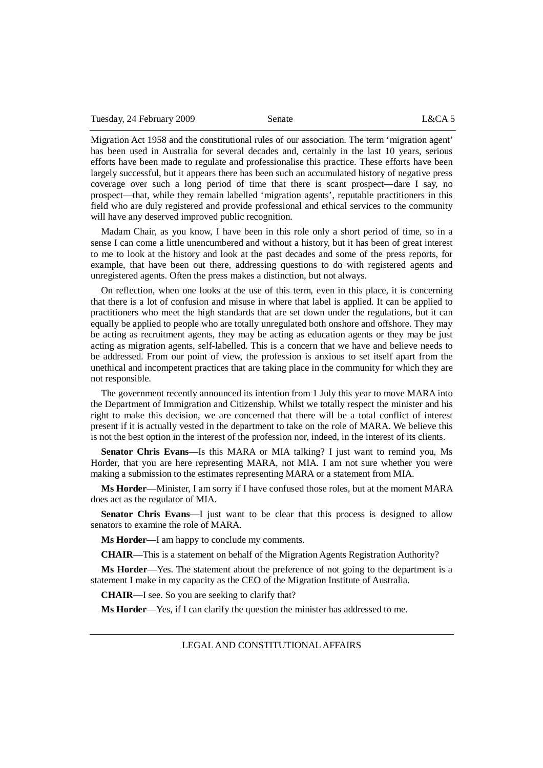Migration Act 1958 and the constitutional rules of our association. The term 'migration agent' has been used in Australia for several decades and, certainly in the last 10 years, serious efforts have been made to regulate and professionalise this practice. These efforts have been largely successful, but it appears there has been such an accumulated history of negative press coverage over such a long period of time that there is scant prospect—dare I say, no prospect—that, while they remain labelled 'migration agents', reputable practitioners in this field who are duly registered and provide professional and ethical services to the community will have any deserved improved public recognition.

Madam Chair, as you know, I have been in this role only a short period of time, so in a sense I can come a little unencumbered and without a history, but it has been of great interest to me to look at the history and look at the past decades and some of the press reports, for example, that have been out there, addressing questions to do with registered agents and unregistered agents. Often the press makes a distinction, but not always.

On reflection, when one looks at the use of this term, even in this place, it is concerning that there is a lot of confusion and misuse in where that label is applied. It can be applied to practitioners who meet the high standards that are set down under the regulations, but it can equally be applied to people who are totally unregulated both onshore and offshore. They may be acting as recruitment agents, they may be acting as education agents or they may be just acting as migration agents, self-labelled. This is a concern that we have and believe needs to be addressed. From our point of view, the profession is anxious to set itself apart from the unethical and incompetent practices that are taking place in the community for which they are not responsible.

The government recently announced its intention from 1 July this year to move MARA into the Department of Immigration and Citizenship. Whilst we totally respect the minister and his right to make this decision, we are concerned that there will be a total conflict of interest present if it is actually vested in the department to take on the role of MARA. We believe this is not the best option in the interest of the profession nor, indeed, in the interest of its clients.

**Senator Chris Evans**—Is this MARA or MIA talking? I just want to remind you, Ms Horder, that you are here representing MARA, not MIA. I am not sure whether you were making a submission to the estimates representing MARA or a statement from MIA.

**Ms Horder**—Minister, I am sorry if I have confused those roles, but at the moment MARA does act as the regulator of MIA.

**Senator Chris Evans**—I just want to be clear that this process is designed to allow senators to examine the role of MARA.

**Ms Horder**—I am happy to conclude my comments.

**CHAIR**—This is a statement on behalf of the Migration Agents Registration Authority?

**Ms Horder**—Yes. The statement about the preference of not going to the department is a statement I make in my capacity as the CEO of the Migration Institute of Australia.

**CHAIR**—I see. So you are seeking to clarify that?

**Ms Horder**—Yes, if I can clarify the question the minister has addressed to me.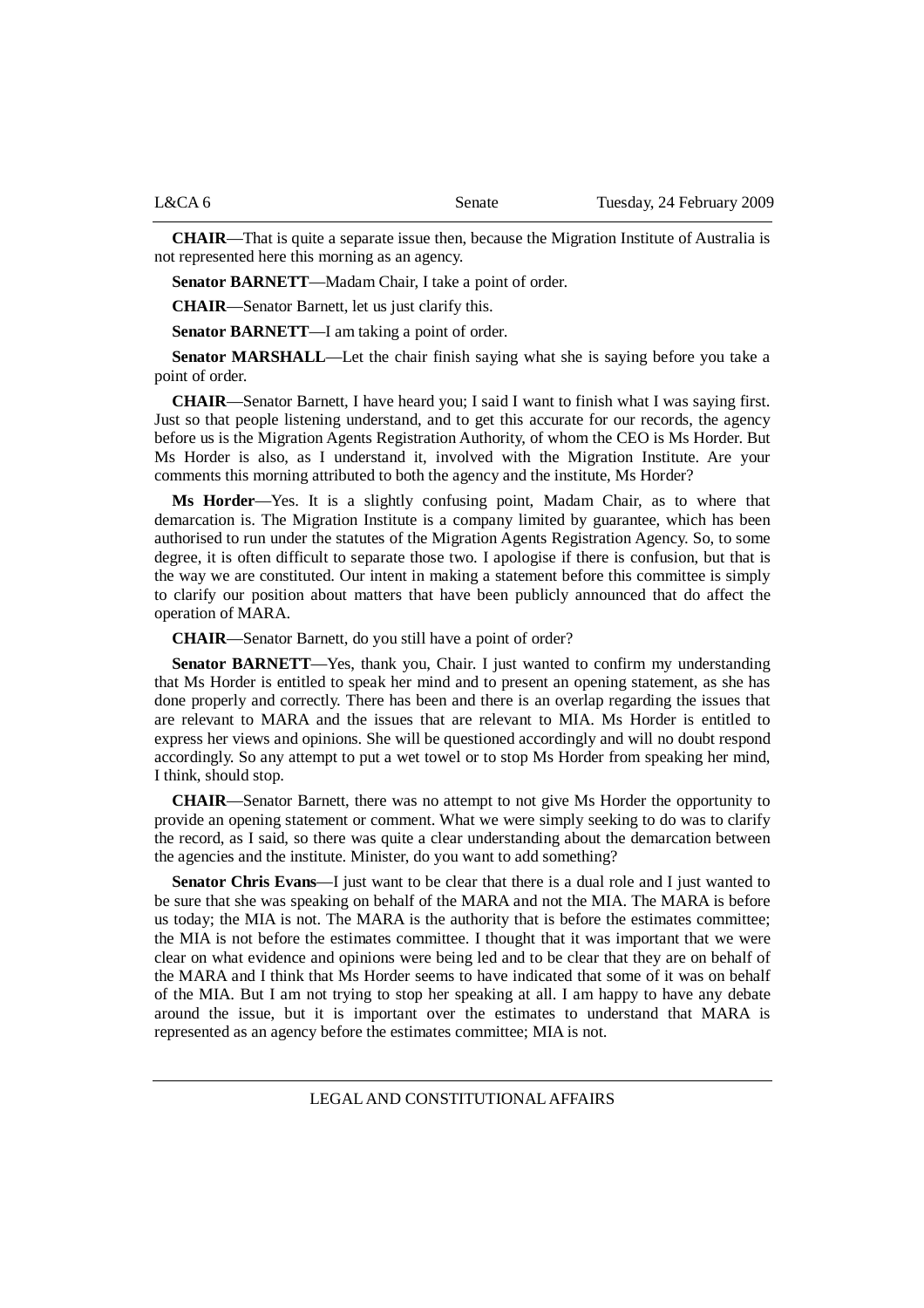**CHAIR**—That is quite a separate issue then, because the Migration Institute of Australia is not represented here this morning as an agency.

**Senator BARNETT**—Madam Chair, I take a point of order.

**CHAIR**—Senator Barnett, let us just clarify this.

**Senator BARNETT**—I am taking a point of order.

**Senator MARSHALL**—Let the chair finish saying what she is saying before you take a point of order.

**CHAIR**—Senator Barnett, I have heard you; I said I want to finish what I was saying first. Just so that people listening understand, and to get this accurate for our records, the agency before us is the Migration Agents Registration Authority, of whom the CEO is Ms Horder. But Ms Horder is also, as I understand it, involved with the Migration Institute. Are your comments this morning attributed to both the agency and the institute, Ms Horder?

**Ms Horder**—Yes. It is a slightly confusing point, Madam Chair, as to where that demarcation is. The Migration Institute is a company limited by guarantee, which has been authorised to run under the statutes of the Migration Agents Registration Agency. So, to some degree, it is often difficult to separate those two. I apologise if there is confusion, but that is the way we are constituted. Our intent in making a statement before this committee is simply to clarify our position about matters that have been publicly announced that do affect the operation of MARA.

**CHAIR**—Senator Barnett, do you still have a point of order?

**Senator BARNETT**—Yes, thank you, Chair. I just wanted to confirm my understanding that Ms Horder is entitled to speak her mind and to present an opening statement, as she has done properly and correctly. There has been and there is an overlap regarding the issues that are relevant to MARA and the issues that are relevant to MIA. Ms Horder is entitled to express her views and opinions. She will be questioned accordingly and will no doubt respond accordingly. So any attempt to put a wet towel or to stop Ms Horder from speaking her mind, I think, should stop.

**CHAIR**—Senator Barnett, there was no attempt to not give Ms Horder the opportunity to provide an opening statement or comment. What we were simply seeking to do was to clarify the record, as I said, so there was quite a clear understanding about the demarcation between the agencies and the institute. Minister, do you want to add something?

**Senator Chris Evans**—I just want to be clear that there is a dual role and I just wanted to be sure that she was speaking on behalf of the MARA and not the MIA. The MARA is before us today; the MIA is not. The MARA is the authority that is before the estimates committee; the MIA is not before the estimates committee. I thought that it was important that we were clear on what evidence and opinions were being led and to be clear that they are on behalf of the MARA and I think that Ms Horder seems to have indicated that some of it was on behalf of the MIA. But I am not trying to stop her speaking at all. I am happy to have any debate around the issue, but it is important over the estimates to understand that MARA is represented as an agency before the estimates committee; MIA is not.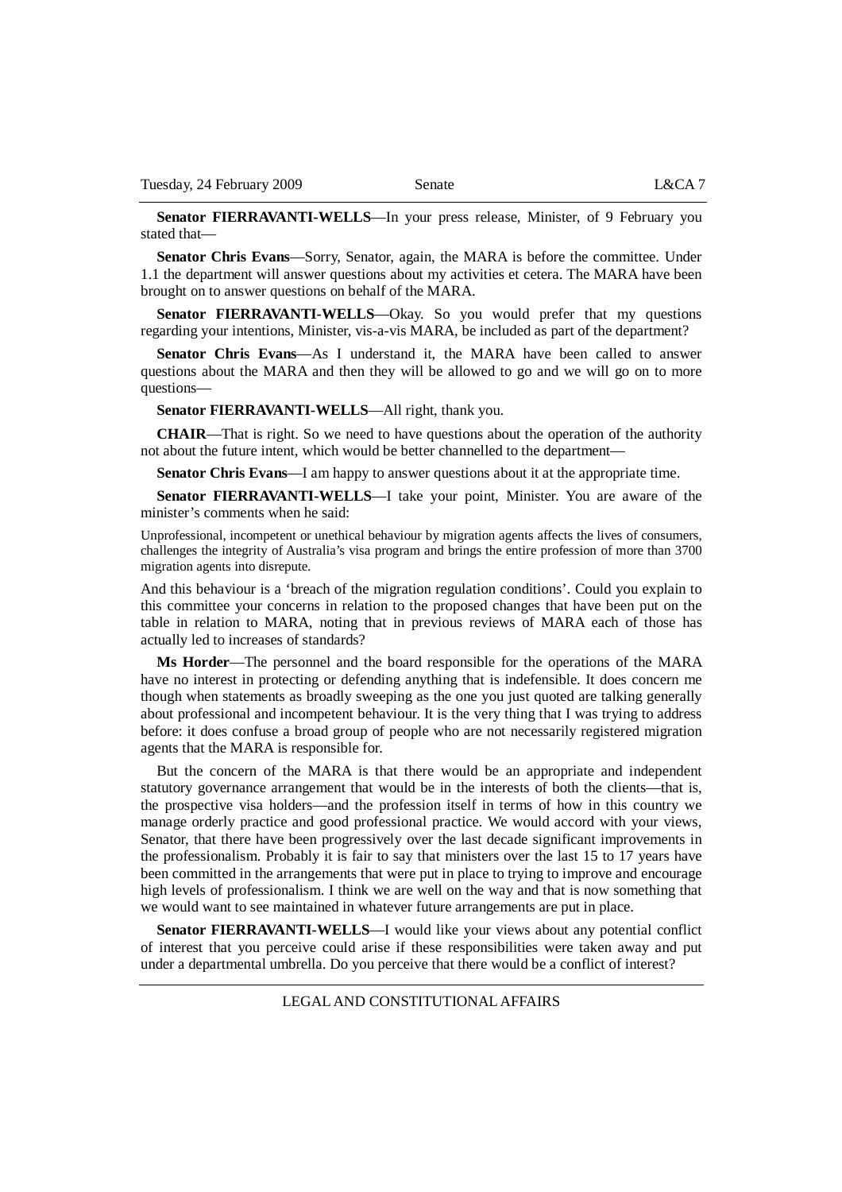**Senator FIERRAVANTI-WELLS**—In your press release, Minister, of 9 February you stated that—

**Senator Chris Evans**—Sorry, Senator, again, the MARA is before the committee. Under 1.1 the department will answer questions about my activities et cetera. The MARA have been brought on to answer questions on behalf of the MARA.

**Senator FIERRAVANTI-WELLS**—Okay. So you would prefer that my questions regarding your intentions, Minister, vis-a-vis MARA, be included as part of the department?

**Senator Chris Evans**—As I understand it, the MARA have been called to answer questions about the MARA and then they will be allowed to go and we will go on to more questions—

**Senator FIERRAVANTI-WELLS**—All right, thank you.

**CHAIR**—That is right. So we need to have questions about the operation of the authority not about the future intent, which would be better channelled to the department—

**Senator Chris Evans**—I am happy to answer questions about it at the appropriate time.

**Senator FIERRAVANTI-WELLS**—I take your point, Minister. You are aware of the minister's comments when he said:

> Unprofessional, incompetent or unethical behaviour by migration agents affects the lives of consumers, challenges the integrity of Australia's visa program and brings the entire profession of more than 3700 migration agents into disrepute.

And this behaviour is a 'breach of the migration regulation conditions'. Could you explain to this committee your concerns in relation to the proposed changes that have been put on the table in relation to MARA, noting that in previous reviews of MARA each of those has actually led to increases of standards?

**Ms Horder**—The personnel and the board responsible for the operations of the MARA have no interest in protecting or defending anything that is indefensible. It does concern me though when statements as broadly sweeping as the one you just quoted are talking generally about professional and incompetent behaviour. It is the very thing that I was trying to address before: it does confuse a broad group of people who are not necessarily registered migration agents that the MARA is responsible for.

But the concern of the MARA is that there would be an appropriate and independent statutory governance arrangement that would be in the interests of both the clients—that is, the prospective visa holders—and the profession itself in terms of how in this country we manage orderly practice and good professional practice. We would accord with your views, Senator, that there have been progressively over the last decade significant improvements in the professionalism. Probably it is fair to say that ministers over the last 15 to 17 years have been committed in the arrangements that were put in place to trying to improve and encourage high levels of professionalism. I think we are well on the way and that is now something that we would want to see maintained in whatever future arrangements are put in place.

**Senator FIERRAVANTI-WELLS**—I would like your views about any potential conflict of interest that you perceive could arise if these responsibilities were taken away and put under a departmental umbrella. Do you perceive that there would be a conflict of interest?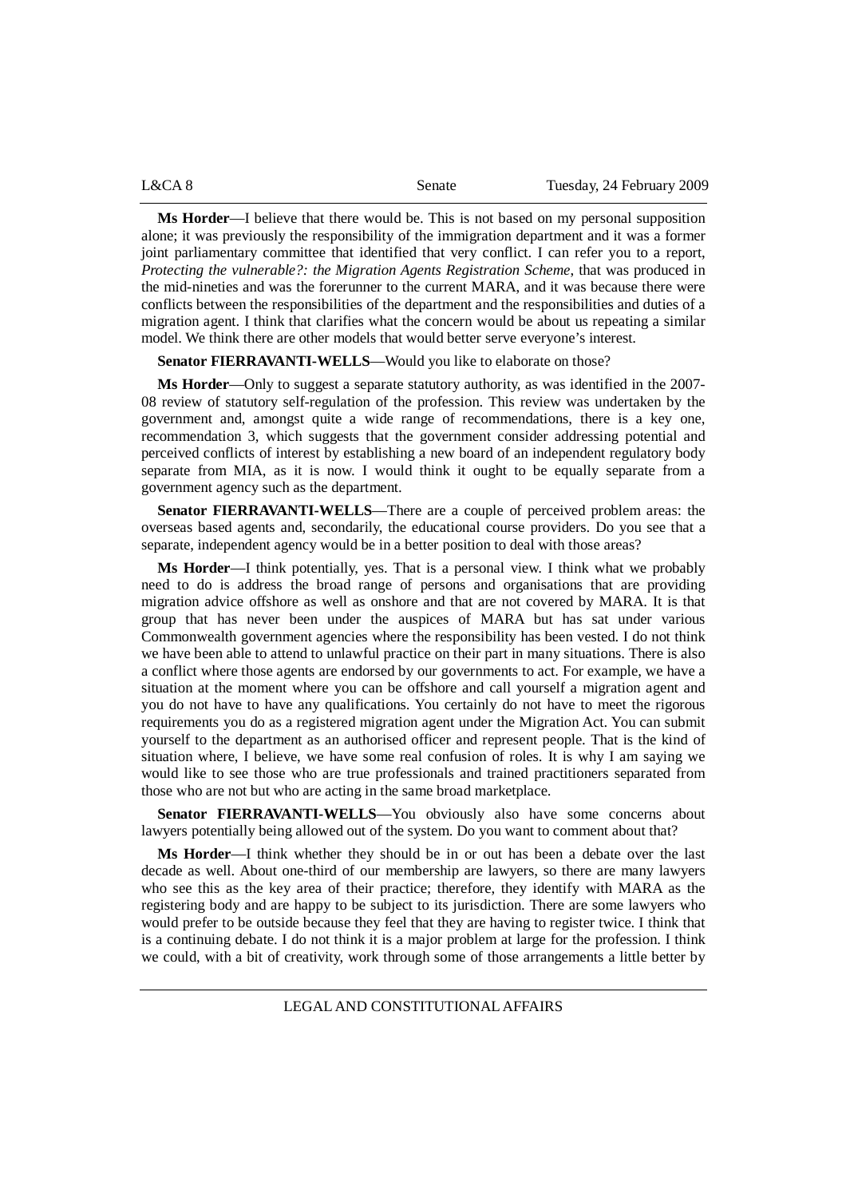**Ms Horder**—I believe that there would be. This is not based on my personal supposition alone; it was previously the responsibility of the immigration department and it was a former joint parliamentary committee that identified that very conflict. I can refer you to a report, *Protecting the vulnerable?: the Migration Agents Registration Scheme*, that was produced in the mid-nineties and was the forerunner to the current MARA, and it was because there were conflicts between the responsibilities of the department and the responsibilities and duties of a migration agent. I think that clarifies what the concern would be about us repeating a similar model. We think there are other models that would better serve everyone's interest.

**Senator FIERRAVANTI-WELLS**—Would you like to elaborate on those?

**Ms Horder**—Only to suggest a separate statutory authority, as was identified in the 2007-08 review of statutory self-regulation of the profession. This review was undertaken by the government and, amongst quite a wide range of recommendations, there is a key one, recommendation 3, which suggests that the government consider addressing potential and perceived conflicts of interest by establishing a new board of an independent regulatory body separate from MIA, as it is now. I would think it ought to be equally separate from a government agency such as the department.

**Senator FIERRAVANTI-WELLS**—There are a couple of perceived problem areas: the overseas based agents and, secondarily, the educational course providers. Do you see that a separate, independent agency would be in a better position to deal with those areas?

**Ms Horder**—I think potentially, yes. That is a personal view. I think what we probably need to do is address the broad range of persons and organisations that are providing migration advice offshore as well as onshore and that are not covered by MARA. It is that group that has never been under the auspices of MARA but has sat under various Commonwealth government agencies where the responsibility has been vested. I do not think we have been able to attend to unlawful practice on their part in many situations. There is also a conflict where those agents are endorsed by our governments to act. For example, we have a situation at the moment where you can be offshore and call yourself a migration agent and you do not have to have any qualifications. You certainly do not have to meet the rigorous requirements you do as a registered migration agent under the Migration Act. You can submit yourself to the department as an authorised officer and represent people. That is the kind of situation where, I believe, we have some real confusion of roles. It is why I am saying we would like to see those who are true professionals and trained practitioners separated from those who are not but who are acting in the same broad marketplace.

**Senator FIERRAVANTI-WELLS**—You obviously also have some concerns about lawyers potentially being allowed out of the system. Do you want to comment about that?

**Ms Horder**—I think whether they should be in or out has been a debate over the last decade as well. About one-third of our membership are lawyers, so there are many lawyers who see this as the key area of their practice; therefore, they identify with MARA as the registering body and are happy to be subject to its jurisdiction. There are some lawyers who would prefer to be outside because they feel that they are having to register twice. I think that is a continuing debate. I do not think it is a major problem at large for the profession. I think we could, with a bit of creativity, work through some of those arrangements a little better by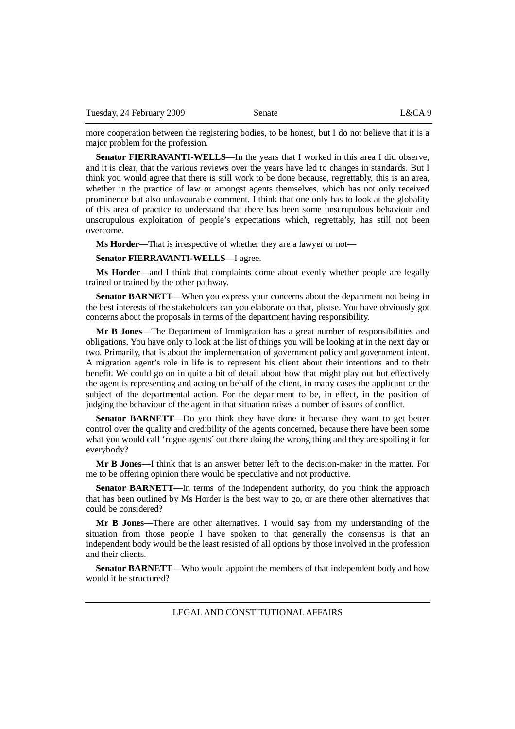more cooperation between the registering bodies, to be honest, but I do not believe that it is a major problem for the profession.

**Senator FIERRAVANTI-WELLS**—In the years that I worked in this area I did observe, and it is clear, that the various reviews over the years have led to changes in standards. But I think you would agree that there is still work to be done because, regrettably, this is an area, whether in the practice of law or amongst agents themselves, which has not only received prominence but also unfavourable comment. I think that one only has to look at the globality of this area of practice to understand that there has been some unscrupulous behaviour and unscrupulous exploitation of people's expectations which, regrettably, has still not been overcome.

**Ms Horder**—That is irrespective of whether they are a lawyer or not—

**Senator FIERRAVANTI-WELLS**—I agree.

**Ms Horder**—and I think that complaints come about evenly whether people are legally trained or trained by the other pathway.

**Senator BARNETT**—When you express your concerns about the department not being in the best interests of the stakeholders can you elaborate on that, please. You have obviously got concerns about the proposals in terms of the department having responsibility.

**Mr B Jones**—The Department of Immigration has a great number of responsibilities and obligations. You have only to look at the list of things you will be looking at in the next day or two. Primarily, that is about the implementation of government policy and government intent. A migration agent's role in life is to represent his client about their intentions and to their benefit. We could go on in quite a bit of detail about how that might play out but effectively the agent is representing and acting on behalf of the client, in many cases the applicant or the subject of the departmental action. For the department to be, in effect, in the position of judging the behaviour of the agent in that situation raises a number of issues of conflict.

**Senator BARNETT**—Do you think they have done it because they want to get better control over the quality and credibility of the agents concerned, because there have been some what you would call 'rogue agents' out there doing the wrong thing and they are spoiling it for everybody?

**Mr B Jones**—I think that is an answer better left to the decision-maker in the matter. For me to be offering opinion there would be speculative and not productive.

**Senator BARNETT**—In terms of the independent authority, do you think the approach that has been outlined by Ms Horder is the best way to go, or are there other alternatives that could be considered?

**Mr B Jones**—There are other alternatives. I would say from my understanding of the situation from those people I have spoken to that generally the consensus is that an independent body would be the least resisted of all options by those involved in the profession and their clients.

**Senator BARNETT**—Who would appoint the members of that independent body and how would it be structured?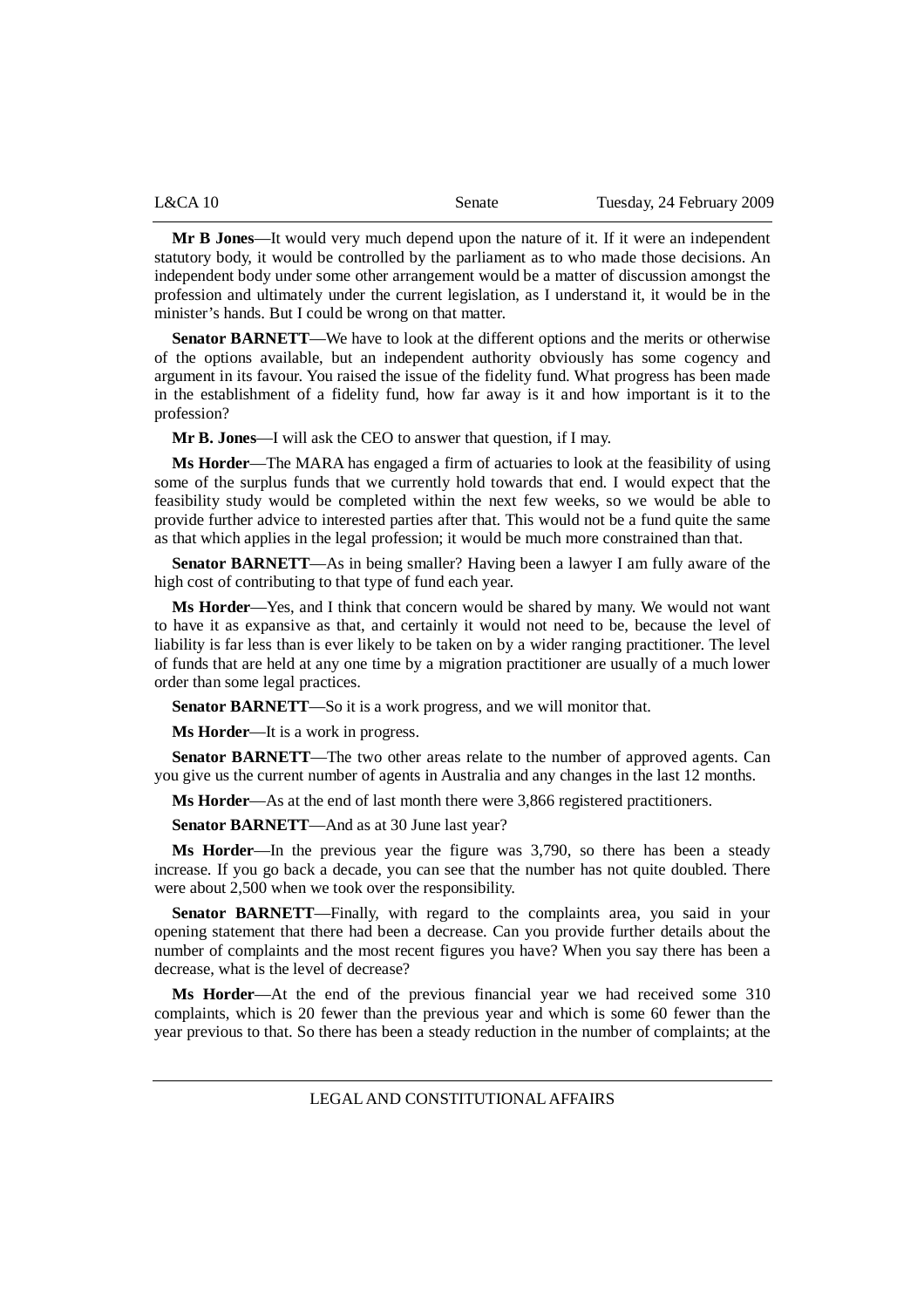**Mr B Jones**—It would very much depend upon the nature of it. If it were an independent statutory body, it would be controlled by the parliament as to who made those decisions. An independent body under some other arrangement would be a matter of discussion amongst the profession and ultimately under the current legislation, as I understand it, it would be in the minister's hands. But I could be wrong on that matter.

**Senator BARNETT**—We have to look at the different options and the merits or otherwise of the options available, but an independent authority obviously has some cogency and argument in its favour. You raised the issue of the fidelity fund. What progress has been made in the establishment of a fidelity fund, how far away is it and how important is it to the profession?

**Mr B. Jones**—I will ask the CEO to answer that question, if I may.

**Ms Horder**—The MARA has engaged a firm of actuaries to look at the feasibility of using some of the surplus funds that we currently hold towards that end. I would expect that the feasibility study would be completed within the next few weeks, so we would be able to provide further advice to interested parties after that. This would not be a fund quite the same as that which applies in the legal profession; it would be much more constrained than that.

**Senator BARNETT**—As in being smaller? Having been a lawyer I am fully aware of the high cost of contributing to that type of fund each year.

**Ms Horder**—Yes, and I think that concern would be shared by many. We would not want to have it as expansive as that, and certainly it would not need to be, because the level of liability is far less than is ever likely to be taken on by a wider ranging practitioner. The level of funds that are held at any one time by a migration practitioner are usually of a much lower order than some legal practices.

**Senator BARNETT**—So it is a work progress, and we will monitor that.

**Ms Horder**—It is a work in progress.

**Senator BARNETT**—The two other areas relate to the number of approved agents. Can you give us the current number of agents in Australia and any changes in the last 12 months.

**Ms Horder**—As at the end of last month there were 3,866 registered practitioners.

**Senator BARNETT**—And as at 30 June last year?

**Ms Horder**—In the previous year the figure was 3,790, so there has been a steady increase. If you go back a decade, you can see that the number has not quite doubled. There were about 2,500 when we took over the responsibility.

**Senator BARNETT**—Finally, with regard to the complaints area, you said in your opening statement that there had been a decrease. Can you provide further details about the number of complaints and the most recent figures you have? When you say there has been a decrease, what is the level of decrease?

**Ms Horder**—At the end of the previous financial year we had received some 310 complaints, which is 20 fewer than the previous year and which is some 60 fewer than the year previous to that. So there has been a steady reduction in the number of complaints; at the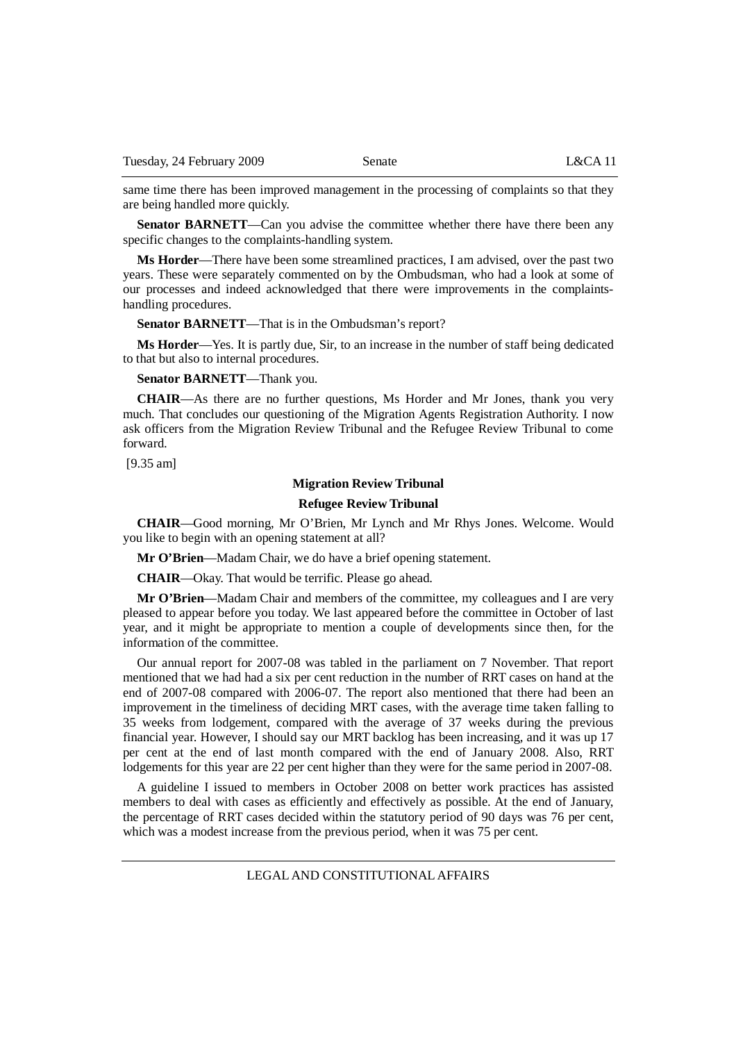same time there has been improved management in the processing of complaints so that they are being handled more quickly.

**Senator BARNETT**—Can you advise the committee whether there have there been any specific changes to the complaints-handling system.

**Ms Horder**—There have been some streamlined practices, I am advised, over the past two years. These were separately commented on by the Ombudsman, who had a look at some of our processes and indeed acknowledged that there were improvements in the complaints-handling procedures.

**Senator BARNETT**—That is in the Ombudsman's report?

**Ms Horder**—Yes. It is partly due, Sir, to an increase in the number of staff being dedicated to that but also to internal procedures.

**Senator BARNETT**—Thank you.

**CHAIR**—As there are no further questions, Ms Horder and Mr Jones, thank you very much. That concludes our questioning of the Migration Agents Registration Authority. I now ask officers from the Migration Review Tribunal and the Refugee Review Tribunal to come forward.

[9.35 am]

**Migration Review Tribunal**

**Refugee Review Tribunal**

**CHAIR**—Good morning, Mr O'Brien, Mr Lynch and Mr Rhys Jones. Welcome. Would you like to begin with an opening statement at all?

**Mr O'Brien**—Madam Chair, we do have a brief opening statement.

**CHAIR**—Okay. That would be terrific. Please go ahead.

**Mr O'Brien**—Madam Chair and members of the committee, my colleagues and I are very pleased to appear before you today. We last appeared before the committee in October of last year, and it might be appropriate to mention a couple of developments since then, for the information of the committee.

Our annual report for 2007-08 was tabled in the parliament on 7 November. That report mentioned that we had had a six per cent reduction in the number of RRT cases on hand at the end of 2007-08 compared with 2006-07. The report also mentioned that there had been an improvement in the timeliness of deciding MRT cases, with the average time taken falling to 35 weeks from lodgement, compared with the average of 37 weeks during the previous financial year. However, I should say our MRT backlog has been increasing, and it was up 17 per cent at the end of last month compared with the end of January 2008. Also, RRT lodgements for this year are 22 per cent higher than they were for the same period in 2007-08.

A guideline I issued to members in October 2008 on better work practices has assisted members to deal with cases as efficiently and effectively as possible. At the end of January, the percentage of RRT cases decided within the statutory period of 90 days was 76 per cent, which was a modest increase from the previous period, when it was 75 per cent.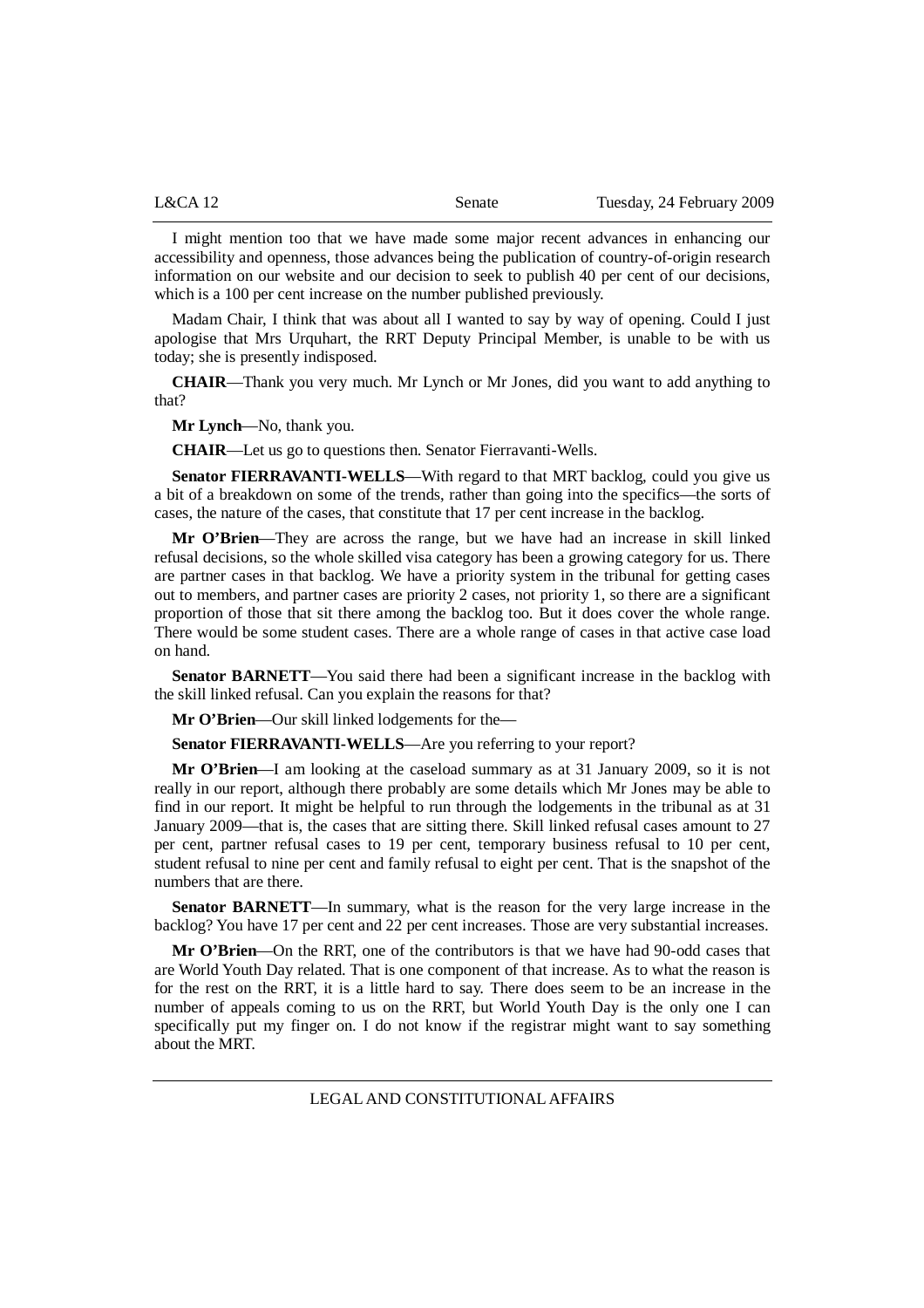I might mention too that we have made some major recent advances in enhancing our accessibility and openness, those advances being the publication of country-of-origin research information on our website and our decision to seek to publish 40 per cent of our decisions, which is a 100 per cent increase on the number published previously.

Madam Chair, I think that was about all I wanted to say by way of opening. Could I just apologise that Mrs Urquhart, the RRT Deputy Principal Member, is unable to be with us today; she is presently indisposed.

**CHAIR**—Thank you very much. Mr Lynch or Mr Jones, did you want to add anything to that?

**Mr Lynch**—No, thank you.

**CHAIR**—Let us go to questions then. Senator Fierravanti-Wells.

**Senator FIERRAVANTI-WELLS**—With regard to that MRT backlog, could you give us a bit of a breakdown on some of the trends, rather than going into the specifics—the sorts of cases, the nature of the cases, that constitute that 17 per cent increase in the backlog.

**Mr O'Brien**—They are across the range, but we have had an increase in skill linked refusal decisions, so the whole skilled visa category has been a growing category for us. There are partner cases in that backlog. We have a priority system in the tribunal for getting cases out to members, and partner cases are priority 2 cases, not priority 1, so there are a significant proportion of those that sit there among the backlog too. But it does cover the whole range. There would be some student cases. There are a whole range of cases in that active case load on hand.

**Senator BARNETT**—You said there had been a significant increase in the backlog with the skill linked refusal. Can you explain the reasons for that?

**Mr O'Brien**—Our skill linked lodgements for the—

**Senator FIERRAVANTI-WELLS**—Are you referring to your report?

**Mr O'Brien**—I am looking at the caseload summary as at 31 January 2009, so it is not really in our report, although there probably are some details which Mr Jones may be able to find in our report. It might be helpful to run through the lodgements in the tribunal as at 31 January 2009—that is, the cases that are sitting there. Skill linked refusal cases amount to 27 per cent, partner refusal cases to 19 per cent, temporary business refusal to 10 per cent, student refusal to nine per cent and family refusal to eight per cent. That is the snapshot of the numbers that are there.

**Senator BARNETT**—In summary, what is the reason for the very large increase in the backlog? You have 17 per cent and 22 per cent increases. Those are very substantial increases.

**Mr O'Brien**—On the RRT, one of the contributors is that we have had 90-odd cases that are World Youth Day related. That is one component of that increase. As to what the reason is for the rest on the RRT, it is a little hard to say. There does seem to be an increase in the number of appeals coming to us on the RRT, but World Youth Day is the only one I can specifically put my finger on. I do not know if the registrar might want to say something about the MRT.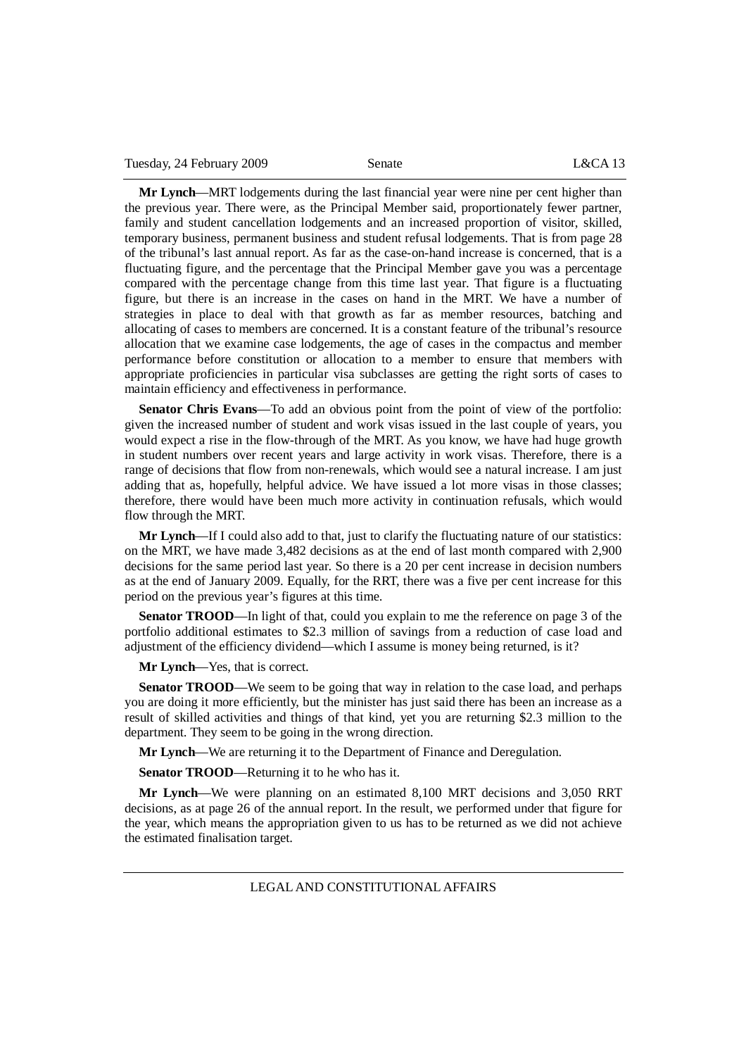**Mr Lynch**—MRT lodgements during the last financial year were nine per cent higher than the previous year. There were, as the Principal Member said, proportionately fewer partner, family and student cancellation lodgements and an increased proportion of visitor, skilled, temporary business, permanent business and student refusal lodgements. That is from page 28 of the tribunal's last annual report. As far as the case-on-hand increase is concerned, that is a fluctuating figure, and the percentage that the Principal Member gave you was a percentage compared with the percentage change from this time last year. That figure is a fluctuating figure, but there is an increase in the cases on hand in the MRT. We have a number of strategies in place to deal with that growth as far as member resources, batching and allocating of cases to members are concerned. It is a constant feature of the tribunal's resource allocation that we examine case lodgements, the age of cases in the compactus and member performance before constitution or allocation to a member to ensure that members with appropriate proficiencies in particular visa subclasses are getting the right sorts of cases to maintain efficiency and effectiveness in performance.

**Senator Chris Evans**—To add an obvious point from the point of view of the portfolio: given the increased number of student and work visas issued in the last couple of years, you would expect a rise in the flow-through of the MRT. As you know, we have had huge growth in student numbers over recent years and large activity in work visas. Therefore, there is a range of decisions that flow from non-renewals, which would see a natural increase. I am just adding that as, hopefully, helpful advice. We have issued a lot more visas in those classes; therefore, there would have been much more activity in continuation refusals, which would flow through the MRT.

**Mr Lynch**—If I could also add to that, just to clarify the fluctuating nature of our statistics: on the MRT, we have made 3,482 decisions as at the end of last month compared with 2,900 decisions for the same period last year. So there is a 20 per cent increase in decision numbers as at the end of January 2009. Equally, for the RRT, there was a five per cent increase for this period on the previous year's figures at this time.

**Senator TROOD**—In light of that, could you explain to me the reference on page 3 of the portfolio additional estimates to $2.3 million of savings from a reduction of case load and adjustment of the efficiency dividend—which I assume is money being returned, is it?

**Mr Lynch**—Yes, that is correct.

**Senator TROOD**—We seem to be going that way in relation to the case load, and perhaps you are doing it more efficiently, but the minister has just said there has been an increase as a result of skilled activities and things of that kind, yet you are returning $2.3 million to the department. They seem to be going in the wrong direction.

**Mr Lynch**—We are returning it to the Department of Finance and Deregulation.

**Senator TROOD**—Returning it to he who has it.

**Mr Lynch**—We were planning on an estimated 8,100 MRT decisions and 3,050 RRT decisions, as at page 26 of the annual report. In the result, we performed under that figure for the year, which means the appropriation given to us has to be returned as we did not achieve the estimated finalisation target.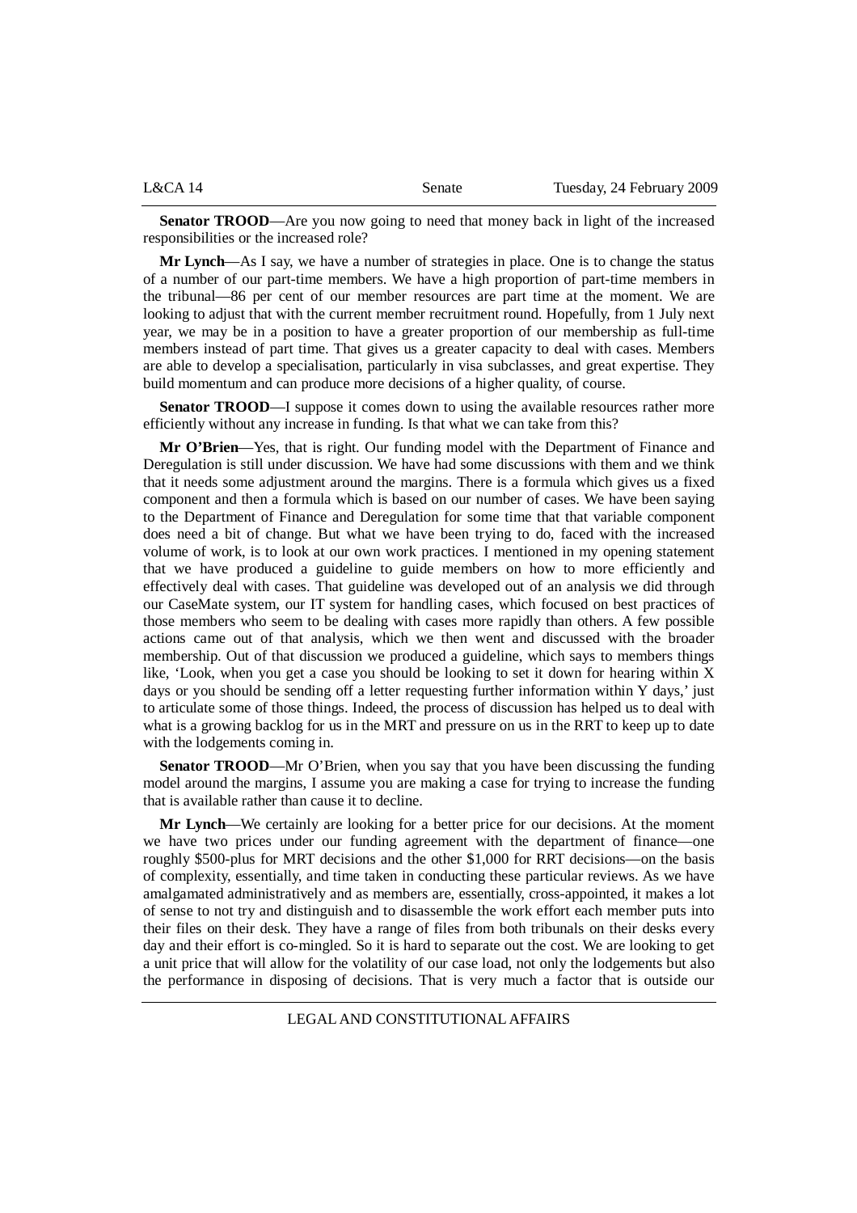**Senator TROOD**—Are you now going to need that money back in light of the increased responsibilities or the increased role?

**Mr Lynch**—As I say, we have a number of strategies in place. One is to change the status of a number of our part-time members. We have a high proportion of part-time members in the tribunal—86 per cent of our member resources are part time at the moment. We are looking to adjust that with the current member recruitment round. Hopefully, from 1 July next year, we may be in a position to have a greater proportion of our membership as full-time members instead of part time. That gives us a greater capacity to deal with cases. Members are able to develop a specialisation, particularly in visa subclasses, and great expertise. They build momentum and can produce more decisions of a higher quality, of course.

**Senator TROOD**—I suppose it comes down to using the available resources rather more efficiently without any increase in funding. Is that what we can take from this?

**Mr O'Brien**—Yes, that is right. Our funding model with the Department of Finance and Deregulation is still under discussion. We have had some discussions with them and we think that it needs some adjustment around the margins. There is a formula which gives us a fixed component and then a formula which is based on our number of cases. We have been saying to the Department of Finance and Deregulation for some time that that variable component does need a bit of change. But what we have been trying to do, faced with the increased volume of work, is to look at our own work practices. I mentioned in my opening statement that we have produced a guideline to guide members on how to more efficiently and effectively deal with cases. That guideline was developed out of an analysis we did through our CaseMate system, our IT system for handling cases, which focused on best practices of those members who seem to be dealing with cases more rapidly than others. A few possible actions came out of that analysis, which we then went and discussed with the broader membership. Out of that discussion we produced a guideline, which says to members things like, 'Look, when you get a case you should be looking to set it down for hearing within X days or you should be sending off a letter requesting further information within Y days,' just to articulate some of those things. Indeed, the process of discussion has helped us to deal with what is a growing backlog for us in the MRT and pressure on us in the RRT to keep up to date with the lodgements coming in.

**Senator TROOD**—Mr O'Brien, when you say that you have been discussing the funding model around the margins, I assume you are making a case for trying to increase the funding that is available rather than cause it to decline.

**Mr Lynch**—We certainly are looking for a better price for our decisions. At the moment we have two prices under our funding agreement with the department of finance—one roughly $500-plus for MRT decisions and the other $1,000 for RRT decisions—on the basis of complexity, essentially, and time taken in conducting these particular reviews. As we have amalgamated administratively and as members are, essentially, cross-appointed, it makes a lot of sense to not try and distinguish and to disassemble the work effort each member puts into their files on their desk. They have a range of files from both tribunals on their desks every day and their effort is co-mingled. So it is hard to separate out the cost. We are looking to get a unit price that will allow for the volatility of our case load, not only the lodgements but also the performance in disposing of decisions. That is very much a factor that is outside our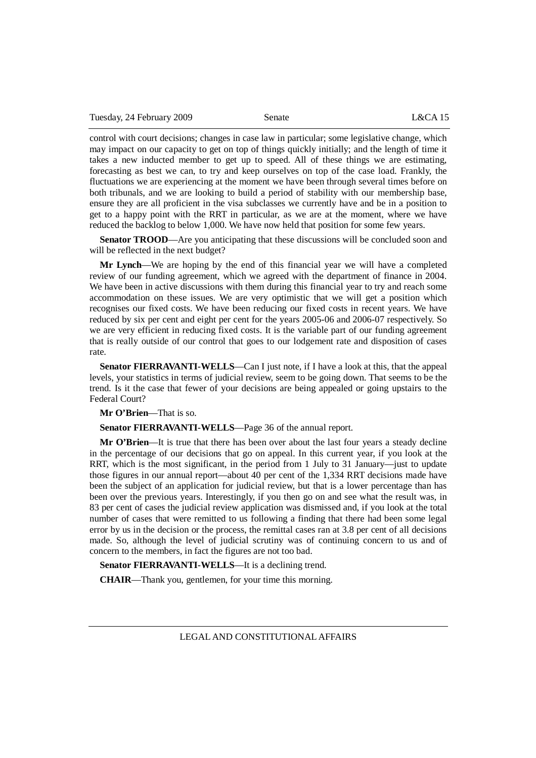control with court decisions; changes in case law in particular; some legislative change, which may impact on our capacity to get on top of things quickly initially; and the length of time it takes a new inducted member to get up to speed. All of these things we are estimating, forecasting as best we can, to try and keep ourselves on top of the case load. Frankly, the fluctuations we are experiencing at the moment we have been through several times before on both tribunals, and we are looking to build a period of stability with our membership base, ensure they are all proficient in the visa subclasses we currently have and be in a position to get to a happy point with the RRT in particular, as we are at the moment, where we have reduced the backlog to below 1,000. We have now held that position for some few years.

**Senator TROOD**—Are you anticipating that these discussions will be concluded soon and will be reflected in the next budget?

**Mr Lynch**—We are hoping by the end of this financial year we will have a completed review of our funding agreement, which we agreed with the department of finance in 2004. We have been in active discussions with them during this financial year to try and reach some accommodation on these issues. We are very optimistic that we will get a position which recognises our fixed costs. We have been reducing our fixed costs in recent years. We have reduced by six per cent and eight per cent for the years 2005-06 and 2006-07 respectively. So we are very efficient in reducing fixed costs. It is the variable part of our funding agreement that is really outside of our control that goes to our lodgement rate and disposition of cases rate.

**Senator FIERRAVANTI-WELLS**—Can I just note, if I have a look at this, that the appeal levels, your statistics in terms of judicial review, seem to be going down. That seems to be the trend. Is it the case that fewer of your decisions are being appealed or going upstairs to the Federal Court?

**Mr O'Brien**—That is so.

**Senator FIERRAVANTI-WELLS**—Page 36 of the annual report.

**Mr O'Brien**—It is true that there has been over about the last four years a steady decline in the percentage of our decisions that go on appeal. In this current year, if you look at the RRT, which is the most significant, in the period from 1 July to 31 January—just to update those figures in our annual report—about 40 per cent of the 1,334 RRT decisions made have been the subject of an application for judicial review, but that is a lower percentage than has been over the previous years. Interestingly, if you then go on and see what the result was, in 83 per cent of cases the judicial review application was dismissed and, if you look at the total number of cases that were remitted to us following a finding that there had been some legal error by us in the decision or the process, the remittal cases ran at 3.8 per cent of all decisions made. So, although the level of judicial scrutiny was of continuing concern to us and of concern to the members, in fact the figures are not too bad.

**Senator FIERRAVANTI-WELLS**—It is a declining trend.

**CHAIR**—Thank you, gentlemen, for your time this morning.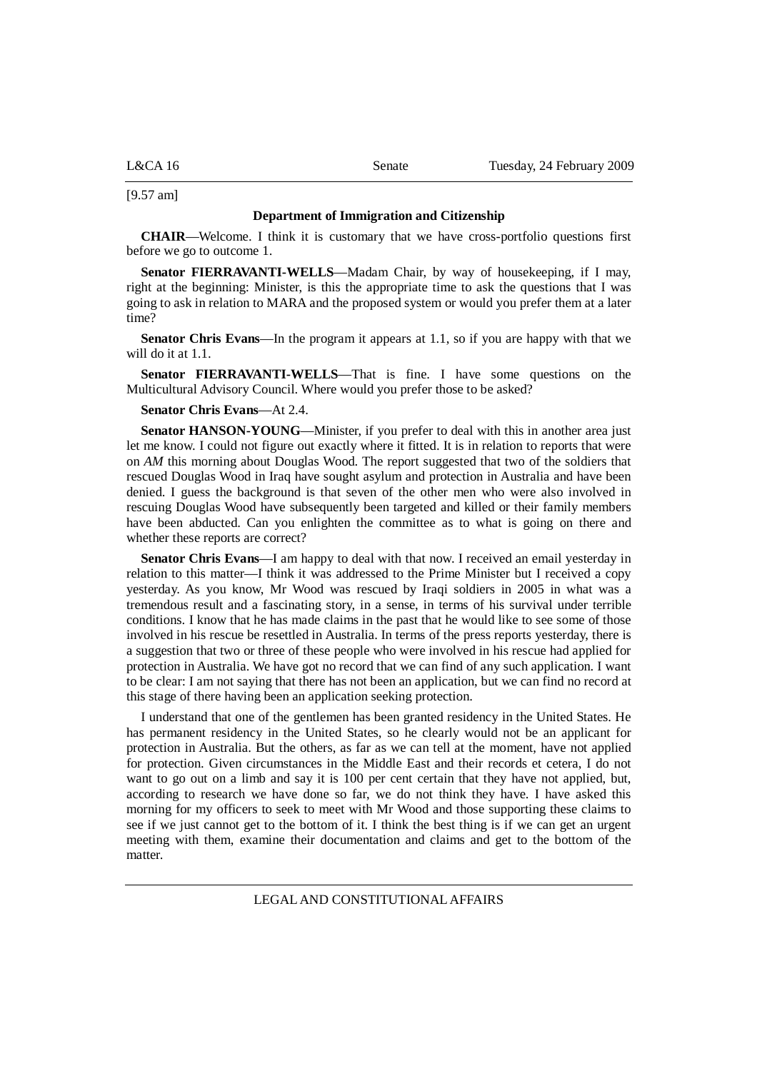[9.57 am]

**Department of Immigration and Citizenship**

**CHAIR**—Welcome. I think it is customary that we have cross-portfolio questions first before we go to outcome 1.

**Senator FIERRAVANTI-WELLS**—Madam Chair, by way of housekeeping, if I may, right at the beginning: Minister, is this the appropriate time to ask the questions that I was going to ask in relation to MARA and the proposed system or would you prefer them at a later time?

**Senator Chris Evans**—In the program it appears at 1.1, so if you are happy with that we will do it at 1.1.

**Senator FIERRAVANTI-WELLS**—That is fine. I have some questions on the Multicultural Advisory Council. Where would you prefer those to be asked?

**Senator Chris Evans**—At 2.4.

**Senator HANSON-YOUNG**—Minister, if you prefer to deal with this in another area just let me know. I could not figure out exactly where it fitted. It is in relation to reports that were on *AM* this morning about Douglas Wood. The report suggested that two of the soldiers that rescued Douglas Wood in Iraq have sought asylum and protection in Australia and have been denied. I guess the background is that seven of the other men who were also involved in rescuing Douglas Wood have subsequently been targeted and killed or their family members have been abducted. Can you enlighten the committee as to what is going on there and whether these reports are correct?

**Senator Chris Evans**—I am happy to deal with that now. I received an email yesterday in relation to this matter—I think it was addressed to the Prime Minister but I received a copy yesterday. As you know, Mr Wood was rescued by Iraqi soldiers in 2005 in what was a tremendous result and a fascinating story, in a sense, in terms of his survival under terrible conditions. I know that he has made claims in the past that he would like to see some of those involved in his rescue be resettled in Australia. In terms of the press reports yesterday, there is a suggestion that two or three of these people who were involved in his rescue had applied for protection in Australia. We have got no record that we can find of any such application. I want to be clear: I am not saying that there has not been an application, but we can find no record at this stage of there having been an application seeking protection.

I understand that one of the gentlemen has been granted residency in the United States. He has permanent residency in the United States, so he clearly would not be an applicant for protection in Australia. But the others, as far as we can tell at the moment, have not applied for protection. Given circumstances in the Middle East and their records et cetera, I do not want to go out on a limb and say it is 100 per cent certain that they have not applied, but, according to research we have done so far, we do not think they have. I have asked this morning for my officers to seek to meet with Mr Wood and those supporting these claims to see if we just cannot get to the bottom of it. I think the best thing is if we can get an urgent meeting with them, examine their documentation and claims and get to the bottom of the matter.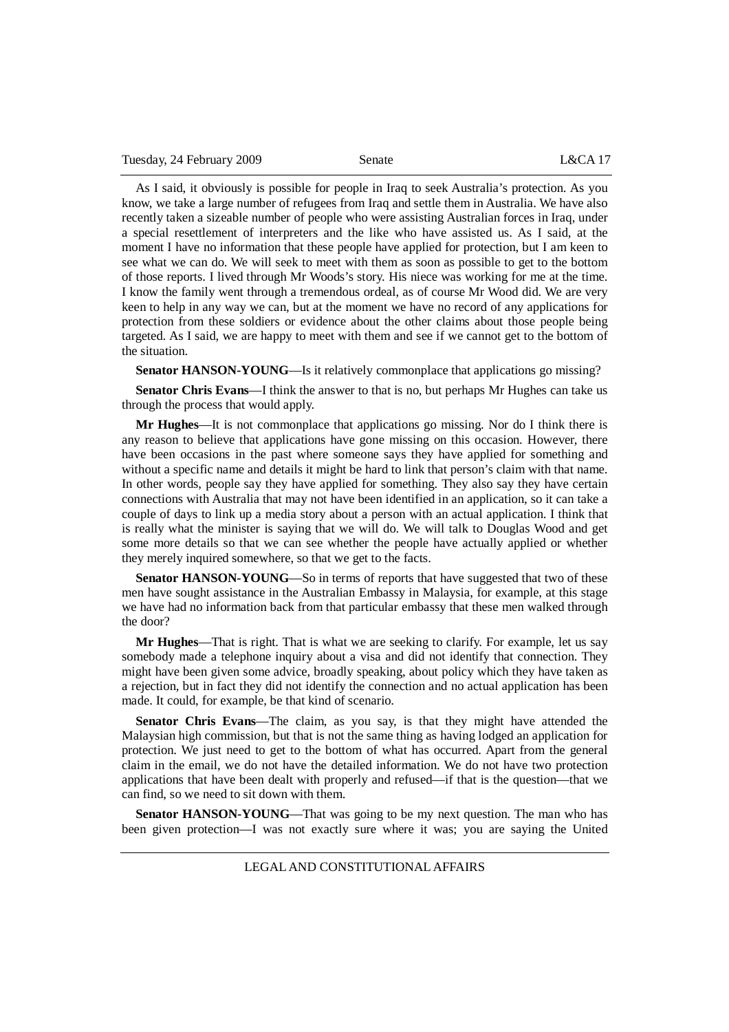As I said, it obviously is possible for people in Iraq to seek Australia's protection. As you know, we take a large number of refugees from Iraq and settle them in Australia. We have also recently taken a sizeable number of people who were assisting Australian forces in Iraq, under a special resettlement of interpreters and the like who have assisted us. As I said, at the moment I have no information that these people have applied for protection, but I am keen to see what we can do. We will seek to meet with them as soon as possible to get to the bottom of those reports. I lived through Mr Woods's story. His niece was working for me at the time. I know the family went through a tremendous ordeal, as of course Mr Wood did. We are very keen to help in any way we can, but at the moment we have no record of any applications for protection from these soldiers or evidence about the other claims about those people being targeted. As I said, we are happy to meet with them and see if we cannot get to the bottom of the situation.

**Senator HANSON-YOUNG**—Is it relatively commonplace that applications go missing?

**Senator Chris Evans**—I think the answer to that is no, but perhaps Mr Hughes can take us through the process that would apply.

**Mr Hughes**—It is not commonplace that applications go missing. Nor do I think there is any reason to believe that applications have gone missing on this occasion. However, there have been occasions in the past where someone says they have applied for something and without a specific name and details it might be hard to link that person's claim with that name. In other words, people say they have applied for something. They also say they have certain connections with Australia that may not have been identified in an application, so it can take a couple of days to link up a media story about a person with an actual application. I think that is really what the minister is saying that we will do. We will talk to Douglas Wood and get some more details so that we can see whether the people have actually applied or whether they merely inquired somewhere, so that we get to the facts.

**Senator HANSON-YOUNG**—So in terms of reports that have suggested that two of these men have sought assistance in the Australian Embassy in Malaysia, for example, at this stage we have had no information back from that particular embassy that these men walked through the door?

**Mr Hughes**—That is right. That is what we are seeking to clarify. For example, let us say somebody made a telephone inquiry about a visa and did not identify that connection. They might have been given some advice, broadly speaking, about policy which they have taken as a rejection, but in fact they did not identify the connection and no actual application has been made. It could, for example, be that kind of scenario.

**Senator Chris Evans**—The claim, as you say, is that they might have attended the Malaysian high commission, but that is not the same thing as having lodged an application for protection. We just need to get to the bottom of what has occurred. Apart from the general claim in the email, we do not have the detailed information. We do not have two protection applications that have been dealt with properly and refused—if that is the question—that we can find, so we need to sit down with them.

**Senator HANSON-YOUNG**—That was going to be my next question. The man who has been given protection—I was not exactly sure where it was; you are saying the United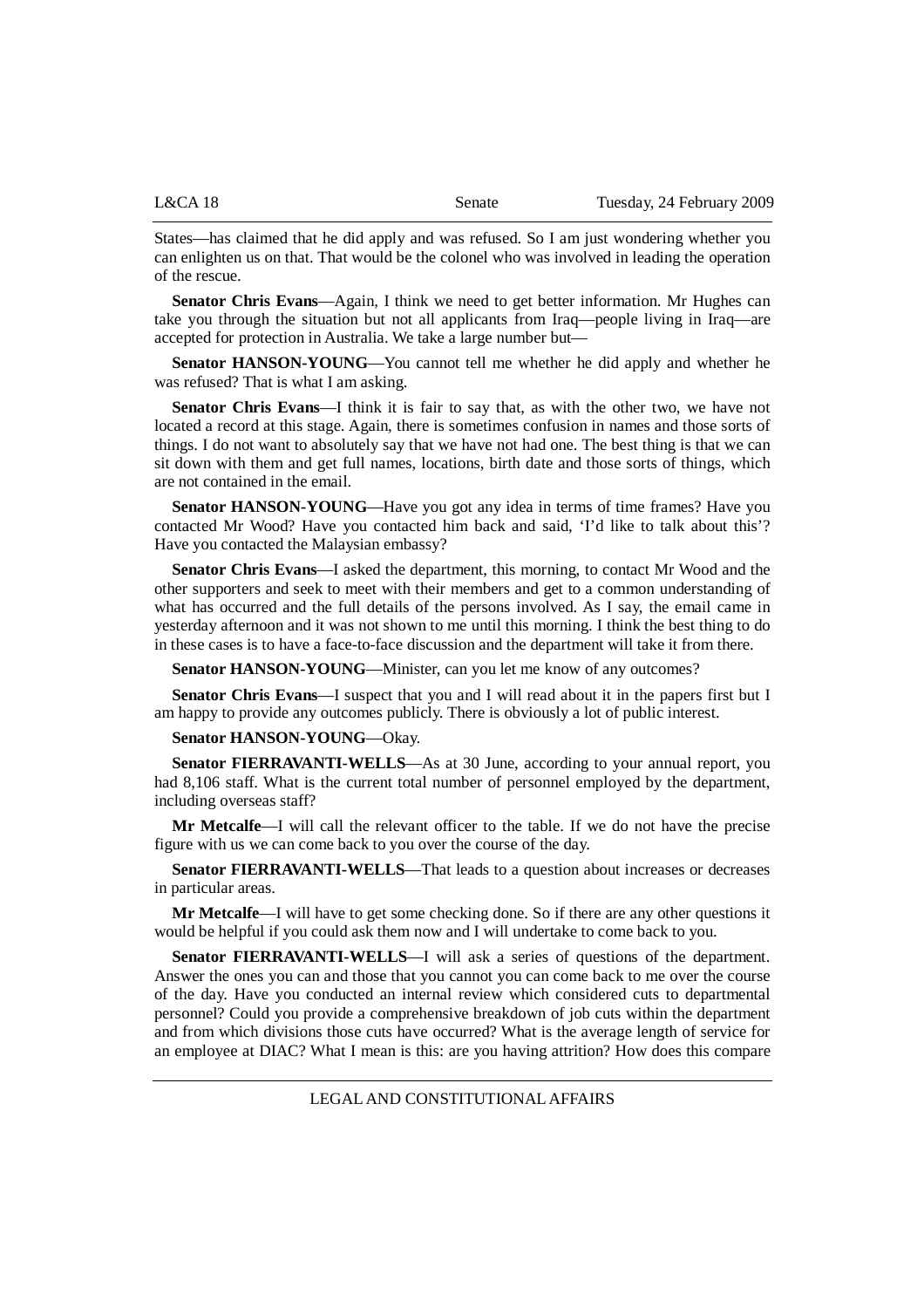States—has claimed that he did apply and was refused. So I am just wondering whether you can enlighten us on that. That would be the colonel who was involved in leading the operation of the rescue.

**Senator Chris Evans**—Again, I think we need to get better information. Mr Hughes can take you through the situation but not all applicants from Iraq—people living in Iraq—are accepted for protection in Australia. We take a large number but—

**Senator HANSON-YOUNG**—You cannot tell me whether he did apply and whether he was refused? That is what I am asking.

**Senator Chris Evans**—I think it is fair to say that, as with the other two, we have not located a record at this stage. Again, there is sometimes confusion in names and those sorts of things. I do not want to absolutely say that we have not had one. The best thing is that we can sit down with them and get full names, locations, birth date and those sorts of things, which are not contained in the email.

**Senator HANSON-YOUNG**—Have you got any idea in terms of time frames? Have you contacted Mr Wood? Have you contacted him back and said, 'I'd like to talk about this'? Have you contacted the Malaysian embassy?

**Senator Chris Evans**—I asked the department, this morning, to contact Mr Wood and the other supporters and seek to meet with their members and get to a common understanding of what has occurred and the full details of the persons involved. As I say, the email came in yesterday afternoon and it was not shown to me until this morning. I think the best thing to do in these cases is to have a face-to-face discussion and the department will take it from there.

**Senator HANSON-YOUNG**—Minister, can you let me know of any outcomes?

**Senator Chris Evans**—I suspect that you and I will read about it in the papers first but I am happy to provide any outcomes publicly. There is obviously a lot of public interest.

**Senator HANSON-YOUNG**—Okay.

**Senator FIERRAVANTI-WELLS**—As at 30 June, according to your annual report, you had 8,106 staff. What is the current total number of personnel employed by the department, including overseas staff?

**Mr Metcalfe**—I will call the relevant officer to the table. If we do not have the precise figure with us we can come back to you over the course of the day.

**Senator FIERRAVANTI-WELLS**—That leads to a question about increases or decreases in particular areas.

**Mr Metcalfe**—I will have to get some checking done. So if there are any other questions it would be helpful if you could ask them now and I will undertake to come back to you.

**Senator FIERRAVANTI-WELLS**—I will ask a series of questions of the department. Answer the ones you can and those that you cannot you can come back to me over the course of the day. Have you conducted an internal review which considered cuts to departmental personnel? Could you provide a comprehensive breakdown of job cuts within the department and from which divisions those cuts have occurred? What is the average length of service for an employee at DIAC? What I mean is this: are you having attrition? How does this compare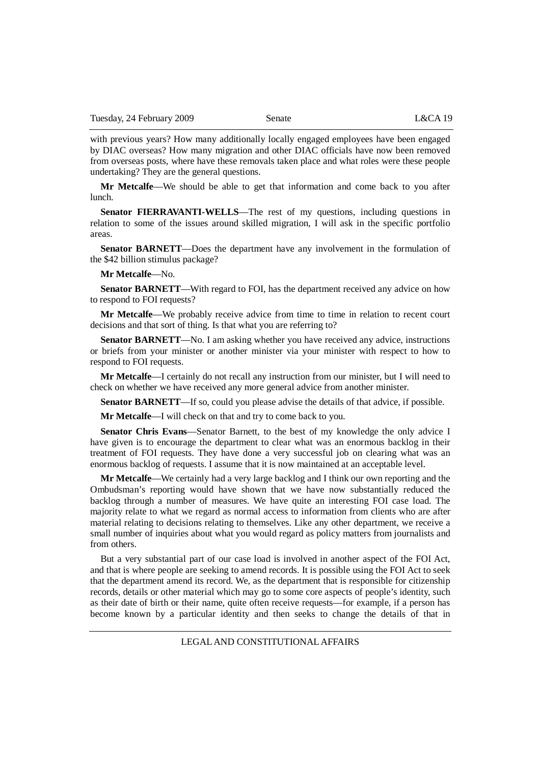with previous years? How many additionally locally engaged employees have been engaged by DIAC overseas? How many migration and other DIAC officials have now been removed from overseas posts, where have these removals taken place and what roles were these people undertaking? They are the general questions.

**Mr Metcalfe**—We should be able to get that information and come back to you after lunch.

**Senator FIERRAVANTI-WELLS**—The rest of my questions, including questions in relation to some of the issues around skilled migration, I will ask in the specific portfolio areas.

**Senator BARNETT**—Does the department have any involvement in the formulation of the $42 billion stimulus package?

**Mr Metcalfe**—No.

**Senator BARNETT**—With regard to FOI, has the department received any advice on how to respond to FOI requests?

**Mr Metcalfe**—We probably receive advice from time to time in relation to recent court decisions and that sort of thing. Is that what you are referring to?

**Senator BARNETT**—No. I am asking whether you have received any advice, instructions or briefs from your minister or another minister via your minister with respect to how to respond to FOI requests.

**Mr Metcalfe**—I certainly do not recall any instruction from our minister, but I will need to check on whether we have received any more general advice from another minister.

**Senator BARNETT**—If so, could you please advise the details of that advice, if possible.

**Mr Metcalfe**—I will check on that and try to come back to you.

**Senator Chris Evans**—Senator Barnett, to the best of my knowledge the only advice I have given is to encourage the department to clear what was an enormous backlog in their treatment of FOI requests. They have done a very successful job on clearing what was an enormous backlog of requests. I assume that it is now maintained at an acceptable level.

**Mr Metcalfe**—We certainly had a very large backlog and I think our own reporting and the Ombudsman's reporting would have shown that we have now substantially reduced the backlog through a number of measures. We have quite an interesting FOI case load. The majority relate to what we regard as normal access to information from clients who are after material relating to decisions relating to themselves. Like any other department, we receive a small number of inquiries about what you would regard as policy matters from journalists and from others.

But a very substantial part of our case load is involved in another aspect of the FOI Act, and that is where people are seeking to amend records. It is possible using the FOI Act to seek that the department amend its record. We, as the department that is responsible for citizenship records, details or other material which may go to some core aspects of people's identity, such as their date of birth or their name, quite often receive requests—for example, if a person has become known by a particular identity and then seeks to change the details of that in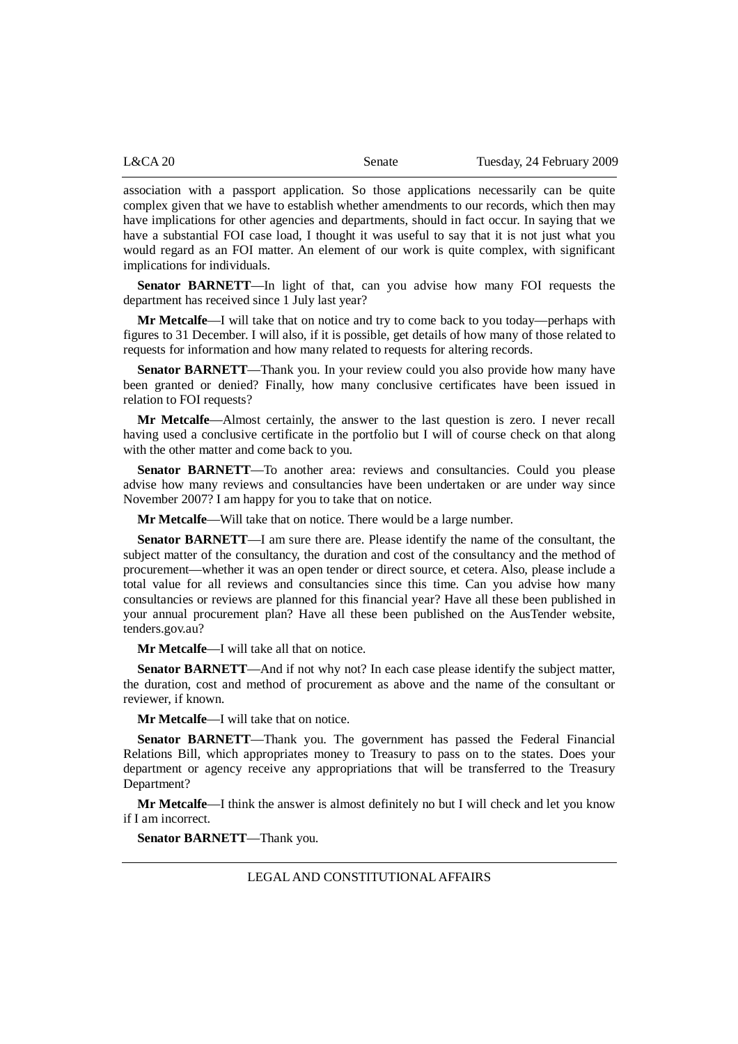association with a passport application. So those applications necessarily can be quite complex given that we have to establish whether amendments to our records, which then may have implications for other agencies and departments, should in fact occur. In saying that we have a substantial FOI case load, I thought it was useful to say that it is not just what you would regard as an FOI matter. An element of our work is quite complex, with significant implications for individuals.

**Senator BARNETT**—In light of that, can you advise how many FOI requests the department has received since 1 July last year?

**Mr Metcalfe**—I will take that on notice and try to come back to you today—perhaps with figures to 31 December. I will also, if it is possible, get details of how many of those related to requests for information and how many related to requests for altering records.

**Senator BARNETT**—Thank you. In your review could you also provide how many have been granted or denied? Finally, how many conclusive certificates have been issued in relation to FOI requests?

**Mr Metcalfe**—Almost certainly, the answer to the last question is zero. I never recall having used a conclusive certificate in the portfolio but I will of course check on that along with the other matter and come back to you.

**Senator BARNETT**—To another area: reviews and consultancies. Could you please advise how many reviews and consultancies have been undertaken or are under way since November 2007? I am happy for you to take that on notice.

**Mr Metcalfe**—Will take that on notice. There would be a large number.

**Senator BARNETT**—I am sure there are. Please identify the name of the consultant, the subject matter of the consultancy, the duration and cost of the consultancy and the method of procurement—whether it was an open tender or direct source, et cetera. Also, please include a total value for all reviews and consultancies since this time. Can you advise how many consultancies or reviews are planned for this financial year? Have all these been published in your annual procurement plan? Have all these been published on the AusTender website, tenders.gov.au?

**Mr Metcalfe**—I will take all that on notice.

**Senator BARNETT**—And if not why not? In each case please identify the subject matter, the duration, cost and method of procurement as above and the name of the consultant or reviewer, if known.

**Mr Metcalfe**—I will take that on notice.

**Senator BARNETT**—Thank you. The government has passed the Federal Financial Relations Bill, which appropriates money to Treasury to pass on to the states. Does your department or agency receive any appropriations that will be transferred to the Treasury Department?

**Mr Metcalfe**—I think the answer is almost definitely no but I will check and let you know if I am incorrect.

**Senator BARNETT**—Thank you.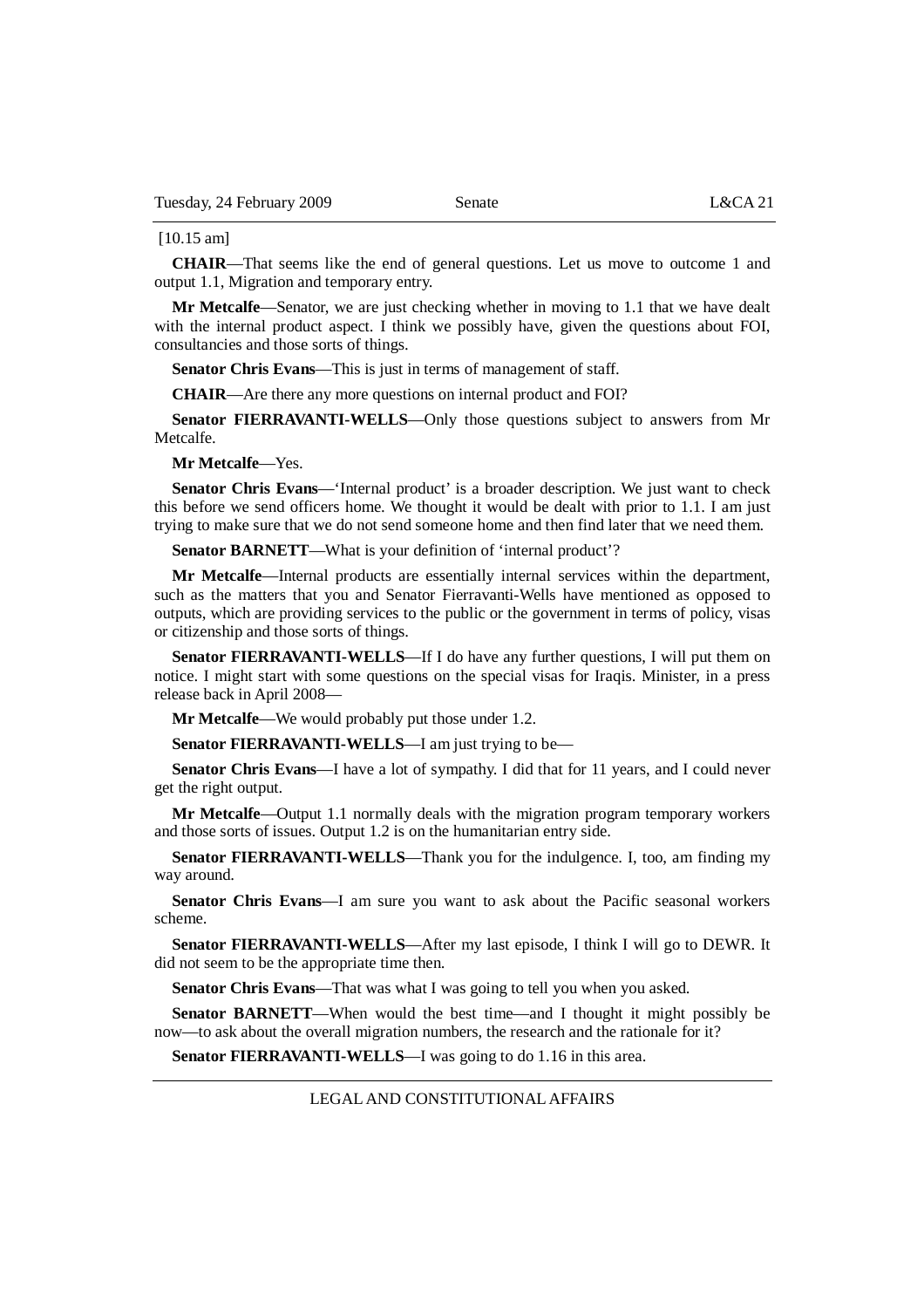[10.15 am]

**CHAIR**—That seems like the end of general questions. Let us move to outcome 1 and output 1.1, Migration and temporary entry.

**Mr Metcalfe**—Senator, we are just checking whether in moving to 1.1 that we have dealt with the internal product aspect. I think we possibly have, given the questions about FOI, consultancies and those sorts of things.

**Senator Chris Evans**—This is just in terms of management of staff.

**CHAIR**—Are there any more questions on internal product and FOI?

**Senator FIERRAVANTI-WELLS**—Only those questions subject to answers from Mr Metcalfe.

**Mr Metcalfe**—Yes.

**Senator Chris Evans**—'Internal product' is a broader description. We just want to check this before we send officers home. We thought it would be dealt with prior to 1.1. I am just trying to make sure that we do not send someone home and then find later that we need them.

**Senator BARNETT**—What is your definition of 'internal product'?

**Mr Metcalfe**—Internal products are essentially internal services within the department, such as the matters that you and Senator Fierravanti-Wells have mentioned as opposed to outputs, which are providing services to the public or the government in terms of policy, visas or citizenship and those sorts of things.

**Senator FIERRAVANTI-WELLS**—If I do have any further questions, I will put them on notice. I might start with some questions on the special visas for Iraqis. Minister, in a press release back in April 2008—

**Mr Metcalfe**—We would probably put those under 1.2.

**Senator FIERRAVANTI-WELLS**—I am just trying to be—

**Senator Chris Evans**—I have a lot of sympathy. I did that for 11 years, and I could never get the right output.

**Mr Metcalfe**—Output 1.1 normally deals with the migration program temporary workers and those sorts of issues. Output 1.2 is on the humanitarian entry side.

**Senator FIERRAVANTI-WELLS**—Thank you for the indulgence. I, too, am finding my way around.

**Senator Chris Evans**—I am sure you want to ask about the Pacific seasonal workers scheme.

**Senator FIERRAVANTI-WELLS**—After my last episode, I think I will go to DEWR. It did not seem to be the appropriate time then.

**Senator Chris Evans**—That was what I was going to tell you when you asked.

**Senator BARNETT**—When would the best time—and I thought it might possibly be now—to ask about the overall migration numbers, the research and the rationale for it?

**Senator FIERRAVANTI-WELLS**—I was going to do 1.16 in this area.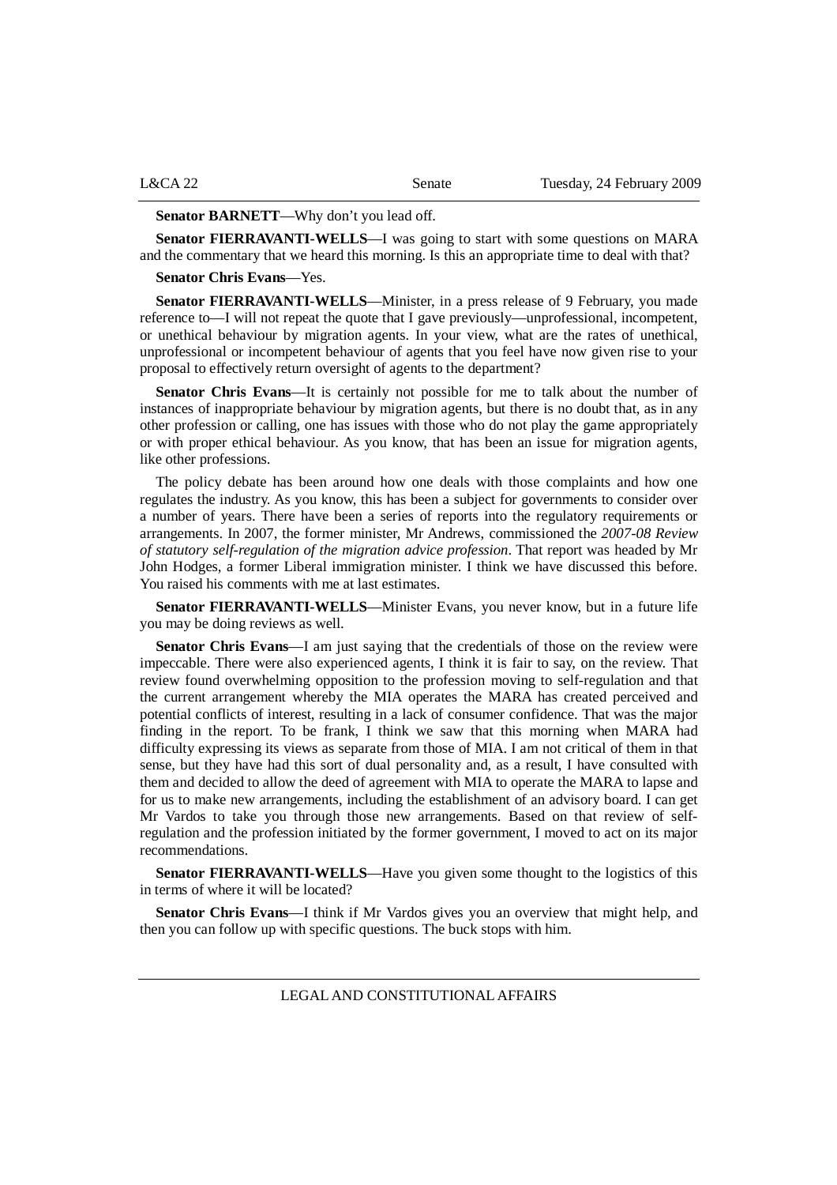**Senator BARNETT**—Why don't you lead off.

**Senator FIERRAVANTI-WELLS**—I was going to start with some questions on MARA and the commentary that we heard this morning. Is this an appropriate time to deal with that?

**Senator Chris Evans**—Yes.

**Senator FIERRAVANTI-WELLS**—Minister, in a press release of 9 February, you made reference to—I will not repeat the quote that I gave previously—unprofessional, incompetent, or unethical behaviour by migration agents. In your view, what are the rates of unethical, unprofessional or incompetent behaviour of agents that you feel have now given rise to your proposal to effectively return oversight of agents to the department?

**Senator Chris Evans**—It is certainly not possible for me to talk about the number of instances of inappropriate behaviour by migration agents, but there is no doubt that, as in any other profession or calling, one has issues with those who do not play the game appropriately or with proper ethical behaviour. As you know, that has been an issue for migration agents, like other professions.

The policy debate has been around how one deals with those complaints and how one regulates the industry. As you know, this has been a subject for governments to consider over a number of years. There have been a series of reports into the regulatory requirements or arrangements. In 2007, the former minister, Mr Andrews, commissioned the *2007-08 Review of statutory self-regulation of the migration advice profession*. That report was headed by Mr John Hodges, a former Liberal immigration minister. I think we have discussed this before. You raised his comments with me at last estimates.

**Senator FIERRAVANTI-WELLS**—Minister Evans, you never know, but in a future life you may be doing reviews as well.

**Senator Chris Evans**—I am just saying that the credentials of those on the review were impeccable. There were also experienced agents, I think it is fair to say, on the review. That review found overwhelming opposition to the profession moving to self-regulation and that the current arrangement whereby the MIA operates the MARA has created perceived and potential conflicts of interest, resulting in a lack of consumer confidence. That was the major finding in the report. To be frank, I think we saw that this morning when MARA had difficulty expressing its views as separate from those of MIA. I am not critical of them in that sense, but they have had this sort of dual personality and, as a result, I have consulted with them and decided to allow the deed of agreement with MIA to operate the MARA to lapse and for us to make new arrangements, including the establishment of an advisory board. I can get Mr Vardos to take you through those new arrangements. Based on that review of self-regulation and the profession initiated by the former government, I moved to act on its major recommendations.

**Senator FIERRAVANTI-WELLS**—Have you given some thought to the logistics of this in terms of where it will be located?

**Senator Chris Evans**—I think if Mr Vardos gives you an overview that might help, and then you can follow up with specific questions. The buck stops with him.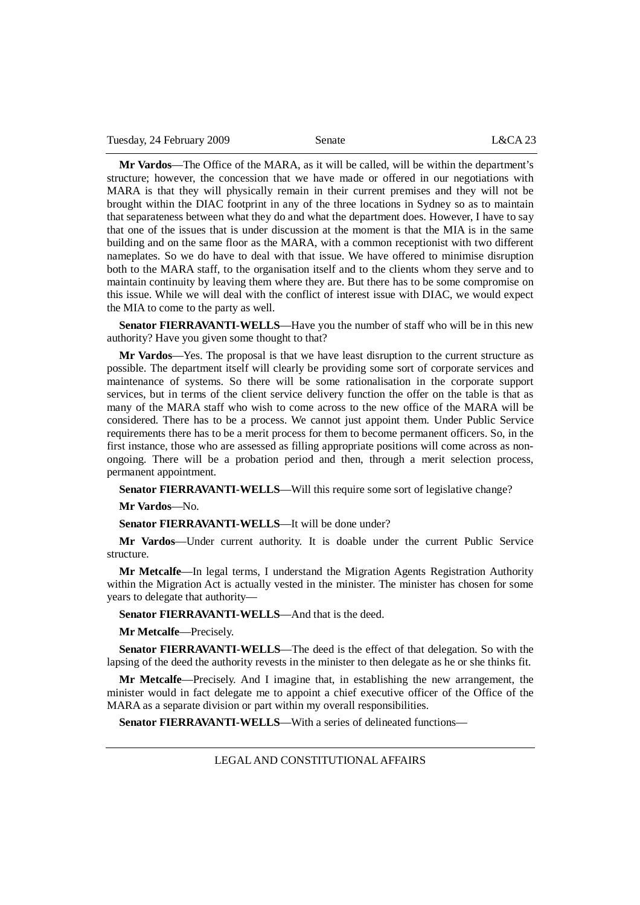**Mr Vardos**—The Office of the MARA, as it will be called, will be within the department's structure; however, the concession that we have made or offered in our negotiations with MARA is that they will physically remain in their current premises and they will not be brought within the DIAC footprint in any of the three locations in Sydney so as to maintain that separateness between what they do and what the department does. However, I have to say that one of the issues that is under discussion at the moment is that the MIA is in the same building and on the same floor as the MARA, with a common receptionist with two different nameplates. So we do have to deal with that issue. We have offered to minimise disruption both to the MARA staff, to the organisation itself and to the clients whom they serve and to maintain continuity by leaving them where they are. But there has to be some compromise on this issue. While we will deal with the conflict of interest issue with DIAC, we would expect the MIA to come to the party as well.

**Senator FIERRAVANTI-WELLS**—Have you the number of staff who will be in this new authority? Have you given some thought to that?

**Mr Vardos**—Yes. The proposal is that we have least disruption to the current structure as possible. The department itself will clearly be providing some sort of corporate services and maintenance of systems. So there will be some rationalisation in the corporate support services, but in terms of the client service delivery function the offer on the table is that as many of the MARA staff who wish to come across to the new office of the MARA will be considered. There has to be a process. We cannot just appoint them. Under Public Service requirements there has to be a merit process for them to become permanent officers. So, in the first instance, those who are assessed as filling appropriate positions will come across as non-ongoing. There will be a probation period and then, through a merit selection process, permanent appointment.

**Senator FIERRAVANTI-WELLS**—Will this require some sort of legislative change?

**Mr Vardos**—No.

**Senator FIERRAVANTI-WELLS**—It will be done under?

**Mr Vardos**—Under current authority. It is doable under the current Public Service structure.

**Mr Metcalfe**—In legal terms, I understand the Migration Agents Registration Authority within the Migration Act is actually vested in the minister. The minister has chosen for some years to delegate that authority—

**Senator FIERRAVANTI-WELLS**—And that is the deed.

**Mr Metcalfe**—Precisely.

**Senator FIERRAVANTI-WELLS**—The deed is the effect of that delegation. So with the lapsing of the deed the authority revests in the minister to then delegate as he or she thinks fit.

**Mr Metcalfe**—Precisely. And I imagine that, in establishing the new arrangement, the minister would in fact delegate me to appoint a chief executive officer of the Office of the MARA as a separate division or part within my overall responsibilities.

**Senator FIERRAVANTI-WELLS**—With a series of delineated functions—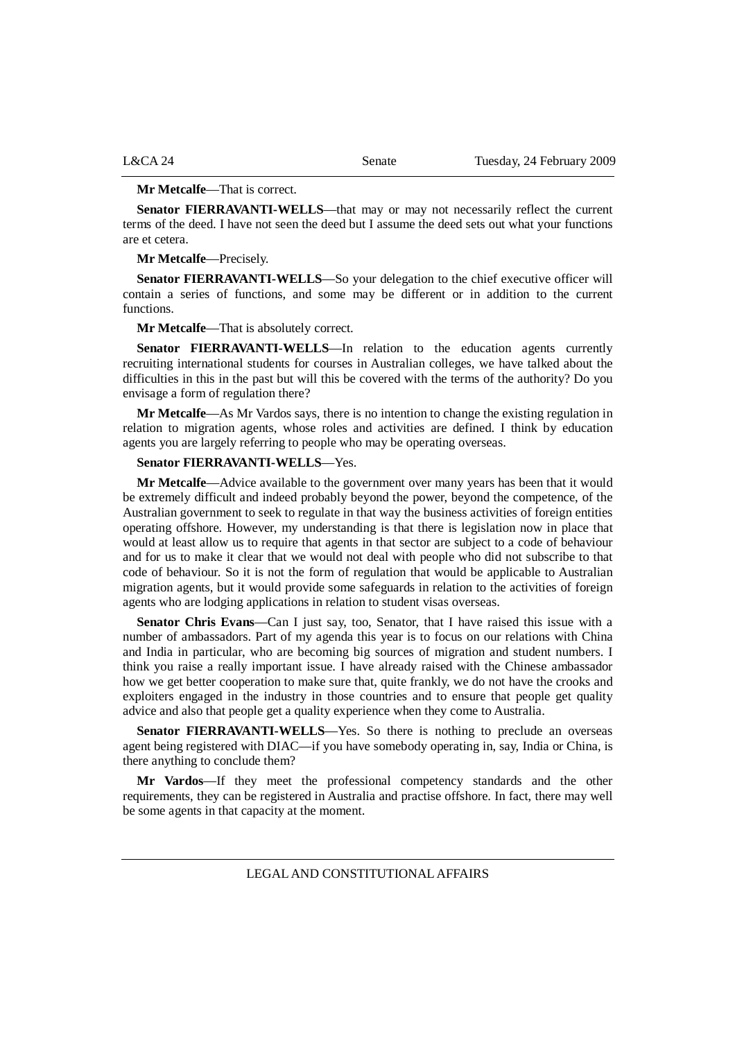**Mr Metcalfe**—That is correct.

**Senator FIERRAVANTI-WELLS**—that may or may not necessarily reflect the current terms of the deed. I have not seen the deed but I assume the deed sets out what your functions are et cetera.

**Mr Metcalfe**—Precisely.

**Senator FIERRAVANTI-WELLS**—So your delegation to the chief executive officer will contain a series of functions, and some may be different or in addition to the current functions.

**Mr Metcalfe**—That is absolutely correct.

**Senator FIERRAVANTI-WELLS**—In relation to the education agents currently recruiting international students for courses in Australian colleges, we have talked about the difficulties in this in the past but will this be covered with the terms of the authority? Do you envisage a form of regulation there?

**Mr Metcalfe**—As Mr Vardos says, there is no intention to change the existing regulation in relation to migration agents, whose roles and activities are defined. I think by education agents you are largely referring to people who may be operating overseas.

**Senator FIERRAVANTI-WELLS**—Yes.

**Mr Metcalfe**—Advice available to the government over many years has been that it would be extremely difficult and indeed probably beyond the power, beyond the competence, of the Australian government to seek to regulate in that way the business activities of foreign entities operating offshore. However, my understanding is that there is legislation now in place that would at least allow us to require that agents in that sector are subject to a code of behaviour and for us to make it clear that we would not deal with people who did not subscribe to that code of behaviour. So it is not the form of regulation that would be applicable to Australian migration agents, but it would provide some safeguards in relation to the activities of foreign agents who are lodging applications in relation to student visas overseas.

**Senator Chris Evans**—Can I just say, too, Senator, that I have raised this issue with a number of ambassadors. Part of my agenda this year is to focus on our relations with China and India in particular, who are becoming big sources of migration and student numbers. I think you raise a really important issue. I have already raised with the Chinese ambassador how we get better cooperation to make sure that, quite frankly, we do not have the crooks and exploiters engaged in the industry in those countries and to ensure that people get quality advice and also that people get a quality experience when they come to Australia.

**Senator FIERRAVANTI-WELLS**—Yes. So there is nothing to preclude an overseas agent being registered with DIAC—if you have somebody operating in, say, India or China, is there anything to conclude them?

**Mr Vardos**—If they meet the professional competency standards and the other requirements, they can be registered in Australia and practise offshore. In fact, there may well be some agents in that capacity at the moment.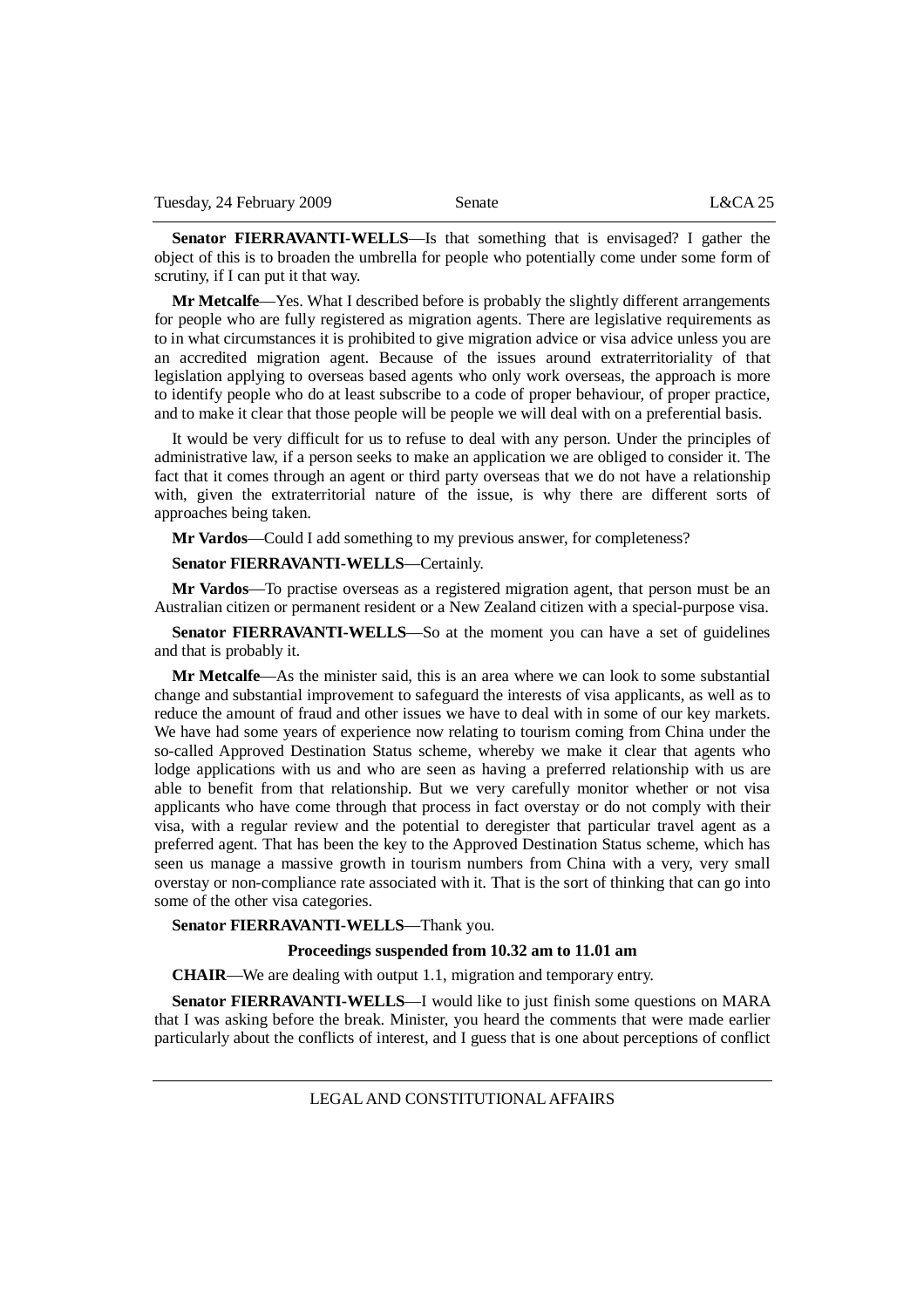**Senator FIERRAVANTI-WELLS**—Is that something that is envisaged? I gather the object of this is to broaden the umbrella for people who potentially come under some form of scrutiny, if I can put it that way.

**Mr Metcalfe**—Yes. What I described before is probably the slightly different arrangements for people who are fully registered as migration agents. There are legislative requirements as to in what circumstances it is prohibited to give migration advice or visa advice unless you are an accredited migration agent. Because of the issues around extraterritoriality of that legislation applying to overseas based agents who only work overseas, the approach is more to identify people who do at least subscribe to a code of proper behaviour, of proper practice, and to make it clear that those people will be people we will deal with on a preferential basis.

It would be very difficult for us to refuse to deal with any person. Under the principles of administrative law, if a person seeks to make an application we are obliged to consider it. The fact that it comes through an agent or third party overseas that we do not have a relationship with, given the extraterritorial nature of the issue, is why there are different sorts of approaches being taken.

**Mr Vardos**—Could I add something to my previous answer, for completeness?

**Senator FIERRAVANTI-WELLS**—Certainly.

**Mr Vardos**—To practise overseas as a registered migration agent, that person must be an Australian citizen or permanent resident or a New Zealand citizen with a special-purpose visa.

**Senator FIERRAVANTI-WELLS**—So at the moment you can have a set of guidelines and that is probably it.

**Mr Metcalfe**—As the minister said, this is an area where we can look to some substantial change and substantial improvement to safeguard the interests of visa applicants, as well as to reduce the amount of fraud and other issues we have to deal with in some of our key markets. We have had some years of experience now relating to tourism coming from China under the so-called Approved Destination Status scheme, whereby we make it clear that agents who lodge applications with us and who are seen as having a preferred relationship with us are able to benefit from that relationship. But we very carefully monitor whether or not visa applicants who have come through that process in fact overstay or do not comply with their visa, with a regular review and the potential to deregister that particular travel agent as a preferred agent. That has been the key to the Approved Destination Status scheme, which has seen us manage a massive growth in tourism numbers from China with a very, very small overstay or non-compliance rate associated with it. That is the sort of thinking that can go into some of the other visa categories.

**Senator FIERRAVANTI-WELLS**—Thank you.

**Proceedings suspended from 10.32 am to 11.01 am**

**CHAIR**—We are dealing with output 1.1, migration and temporary entry.

**Senator FIERRAVANTI-WELLS**—I would like to just finish some questions on MARA that I was asking before the break. Minister, you heard the comments that were made earlier particularly about the conflicts of interest, and I guess that is one about perceptions of conflict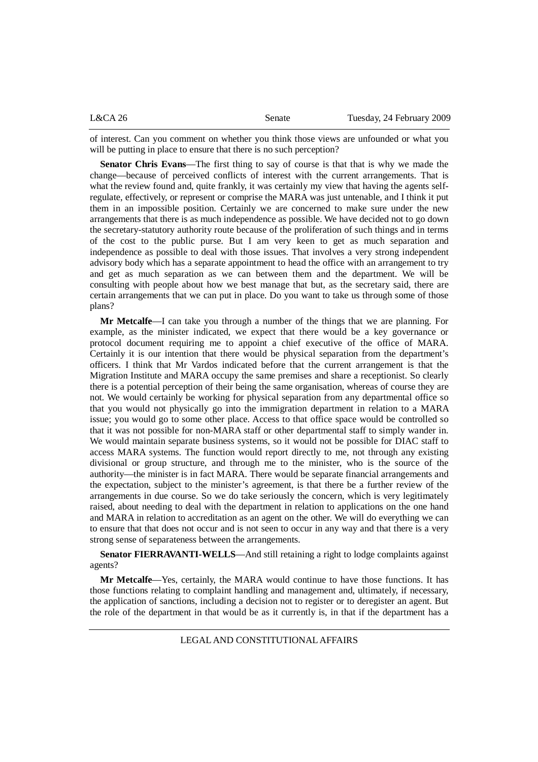of interest. Can you comment on whether you think those views are unfounded or what you will be putting in place to ensure that there is no such perception?

**Senator Chris Evans**—The first thing to say of course is that that is why we made the change—because of perceived conflicts of interest with the current arrangements. That is what the review found and, quite frankly, it was certainly my view that having the agents self-regulate, effectively, or represent or comprise the MARA was just untenable, and I think it put them in an impossible position. Certainly we are concerned to make sure under the new arrangements that there is as much independence as possible. We have decided not to go down the secretary-statutory authority route because of the proliferation of such things and in terms of the cost to the public purse. But I am very keen to get as much separation and independence as possible to deal with those issues. That involves a very strong independent advisory body which has a separate appointment to head the office with an arrangement to try and get as much separation as we can between them and the department. We will be consulting with people about how we best manage that but, as the secretary said, there are certain arrangements that we can put in place. Do you want to take us through some of those plans?

**Mr Metcalfe**—I can take you through a number of the things that we are planning. For example, as the minister indicated, we expect that there would be a key governance or protocol document requiring me to appoint a chief executive of the office of MARA. Certainly it is our intention that there would be physical separation from the department's officers. I think that Mr Vardos indicated before that the current arrangement is that the Migration Institute and MARA occupy the same premises and share a receptionist. So clearly there is a potential perception of their being the same organisation, whereas of course they are not. We would certainly be working for physical separation from any departmental office so that you would not physically go into the immigration department in relation to a MARA issue; you would go to some other place. Access to that office space would be controlled so that it was not possible for non-MARA staff or other departmental staff to simply wander in. We would maintain separate business systems, so it would not be possible for DIAC staff to access MARA systems. The function would report directly to me, not through any existing divisional or group structure, and through me to the minister, who is the source of the authority—the minister is in fact MARA. There would be separate financial arrangements and the expectation, subject to the minister's agreement, is that there be a further review of the arrangements in due course. So we do take seriously the concern, which is very legitimately raised, about needing to deal with the department in relation to applications on the one hand and MARA in relation to accreditation as an agent on the other. We will do everything we can to ensure that that does not occur and is not seen to occur in any way and that there is a very strong sense of separateness between the arrangements.

**Senator FIERRAVANTI-WELLS**—And still retaining a right to lodge complaints against agents?

**Mr Metcalfe**—Yes, certainly, the MARA would continue to have those functions. It has those functions relating to complaint handling and management and, ultimately, if necessary, the application of sanctions, including a decision not to register or to deregister an agent. But the role of the department in that would be as it currently is, in that if the department has a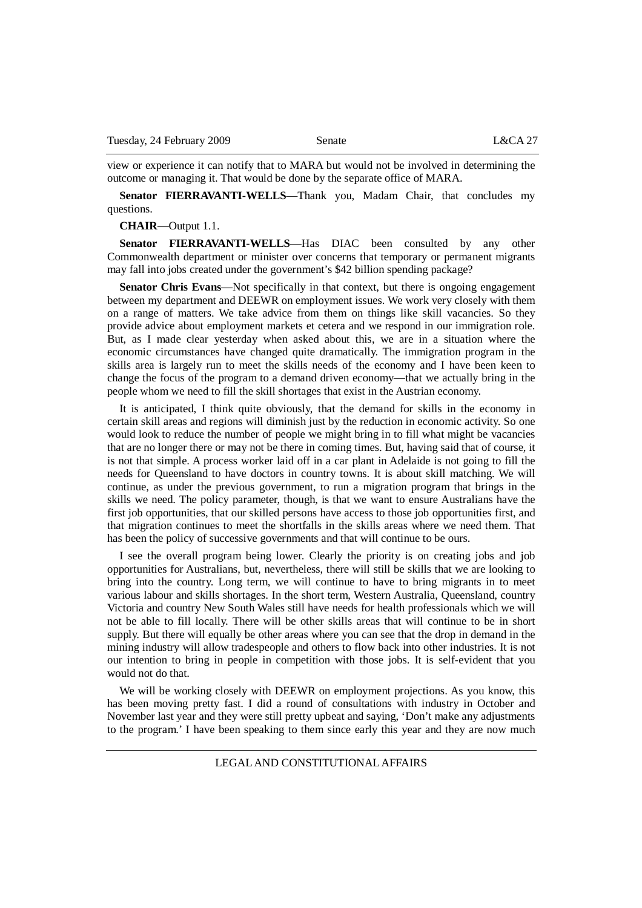view or experience it can notify that to MARA but would not be involved in determining the outcome or managing it. That would be done by the separate office of MARA.

**Senator FIERRAVANTI-WELLS**—Thank you, Madam Chair, that concludes my questions.

**CHAIR**—Output 1.1.

**Senator FIERRAVANTI-WELLS**—Has DIAC been consulted by any other Commonwealth department or minister over concerns that temporary or permanent migrants may fall into jobs created under the government's $42 billion spending package?

**Senator Chris Evans**—Not specifically in that context, but there is ongoing engagement between my department and DEEWR on employment issues. We work very closely with them on a range of matters. We take advice from them on things like skill vacancies. So they provide advice about employment markets et cetera and we respond in our immigration role. But, as I made clear yesterday when asked about this, we are in a situation where the economic circumstances have changed quite dramatically. The immigration program in the skills area is largely run to meet the skills needs of the economy and I have been keen to change the focus of the program to a demand driven economy—that we actually bring in the people whom we need to fill the skill shortages that exist in the Austrian economy.

It is anticipated, I think quite obviously, that the demand for skills in the economy in certain skill areas and regions will diminish just by the reduction in economic activity. So one would look to reduce the number of people we might bring in to fill what might be vacancies that are no longer there or may not be there in coming times. But, having said that of course, it is not that simple. A process worker laid off in a car plant in Adelaide is not going to fill the needs for Queensland to have doctors in country towns. It is about skill matching. We will continue, as under the previous government, to run a migration program that brings in the skills we need. The policy parameter, though, is that we want to ensure Australians have the first job opportunities, that our skilled persons have access to those job opportunities first, and that migration continues to meet the shortfalls in the skills areas where we need them. That has been the policy of successive governments and that will continue to be ours.

I see the overall program being lower. Clearly the priority is on creating jobs and job opportunities for Australians, but, nevertheless, there will still be skills that we are looking to bring into the country. Long term, we will continue to have to bring migrants in to meet various labour and skills shortages. In the short term, Western Australia, Queensland, country Victoria and country New South Wales still have needs for health professionals which we will not be able to fill locally. There will be other skills areas that will continue to be in short supply. But there will equally be other areas where you can see that the drop in demand in the mining industry will allow tradespeople and others to flow back into other industries. It is not our intention to bring in people in competition with those jobs. It is self-evident that you would not do that.

We will be working closely with DEEWR on employment projections. As you know, this has been moving pretty fast. I did a round of consultations with industry in October and November last year and they were still pretty upbeat and saying, 'Don't make any adjustments to the program.' I have been speaking to them since early this year and they are now much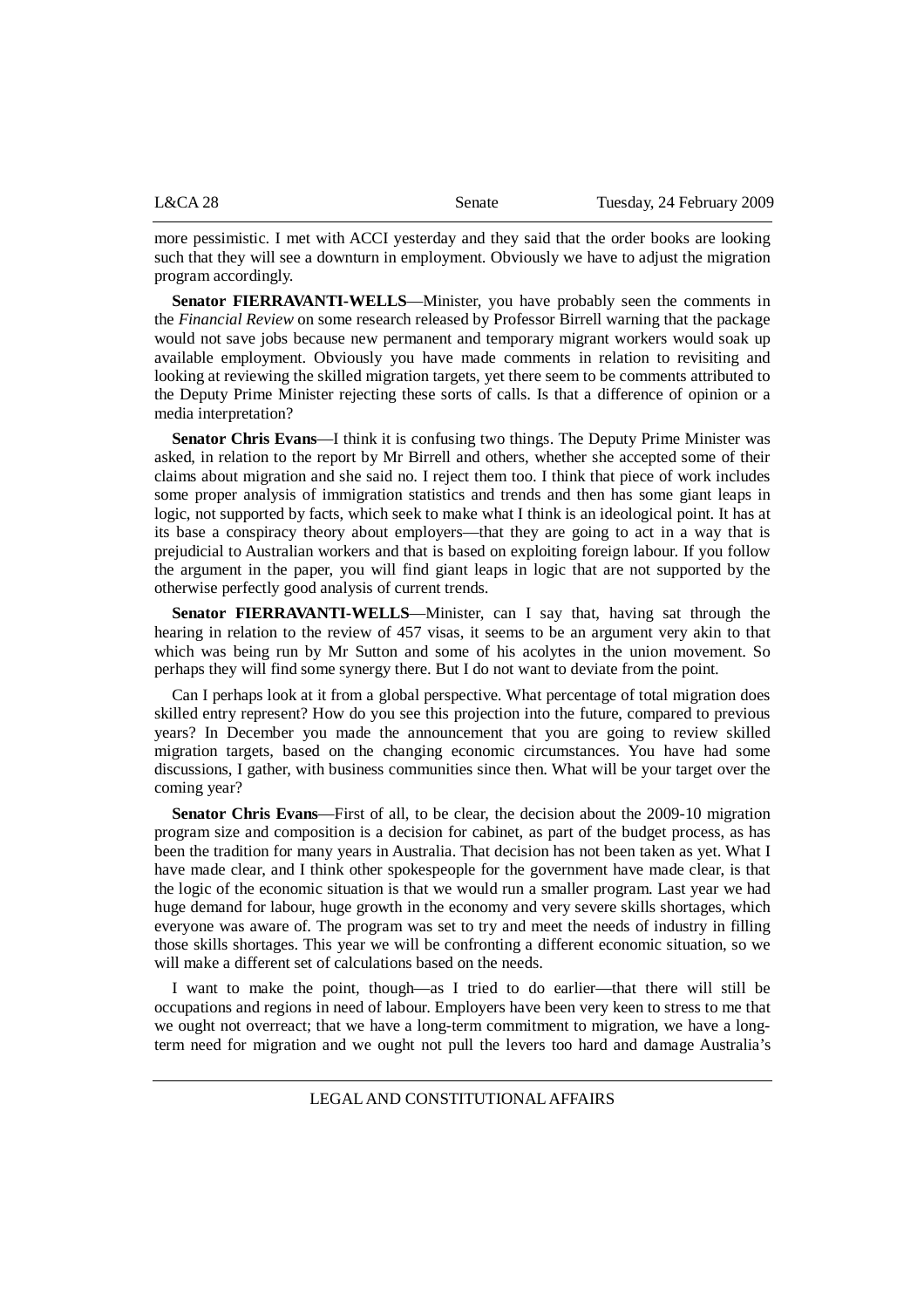more pessimistic. I met with ACCI yesterday and they said that the order books are looking such that they will see a downturn in employment. Obviously we have to adjust the migration program accordingly.

**Senator FIERRAVANTI-WELLS**—Minister, you have probably seen the comments in the *Financial Review* on some research released by Professor Birrell warning that the package would not save jobs because new permanent and temporary migrant workers would soak up available employment. Obviously you have made comments in relation to revisiting and looking at reviewing the skilled migration targets, yet there seem to be comments attributed to the Deputy Prime Minister rejecting these sorts of calls. Is that a difference of opinion or a media interpretation?

**Senator Chris Evans**—I think it is confusing two things. The Deputy Prime Minister was asked, in relation to the report by Mr Birrell and others, whether she accepted some of their claims about migration and she said no. I reject them too. I think that piece of work includes some proper analysis of immigration statistics and trends and then has some giant leaps in logic, not supported by facts, which seek to make what I think is an ideological point. It has at its base a conspiracy theory about employers—that they are going to act in a way that is prejudicial to Australian workers and that is based on exploiting foreign labour. If you follow the argument in the paper, you will find giant leaps in logic that are not supported by the otherwise perfectly good analysis of current trends.

**Senator FIERRAVANTI-WELLS**—Minister, can I say that, having sat through the hearing in relation to the review of 457 visas, it seems to be an argument very akin to that which was being run by Mr Sutton and some of his acolytes in the union movement. So perhaps they will find some synergy there. But I do not want to deviate from the point.

Can I perhaps look at it from a global perspective. What percentage of total migration does skilled entry represent? How do you see this projection into the future, compared to previous years? In December you made the announcement that you are going to review skilled migration targets, based on the changing economic circumstances. You have had some discussions, I gather, with business communities since then. What will be your target over the coming year?

**Senator Chris Evans**—First of all, to be clear, the decision about the 2009-10 migration program size and composition is a decision for cabinet, as part of the budget process, as has been the tradition for many years in Australia. That decision has not been taken as yet. What I have made clear, and I think other spokespeople for the government have made clear, is that the logic of the economic situation is that we would run a smaller program. Last year we had huge demand for labour, huge growth in the economy and very severe skills shortages, which everyone was aware of. The program was set to try and meet the needs of industry in filling those skills shortages. This year we will be confronting a different economic situation, so we will make a different set of calculations based on the needs.

I want to make the point, though—as I tried to do earlier—that there will still be occupations and regions in need of labour. Employers have been very keen to stress to me that we ought not overreact; that we have a long-term commitment to migration, we have a long-term need for migration and we ought not pull the levers too hard and damage Australia's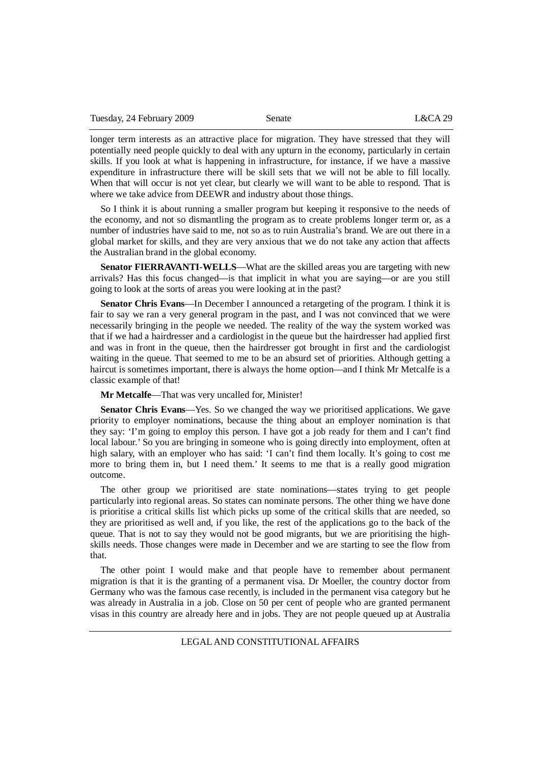longer term interests as an attractive place for migration. They have stressed that they will potentially need people quickly to deal with any upturn in the economy, particularly in certain skills. If you look at what is happening in infrastructure, for instance, if we have a massive expenditure in infrastructure there will be skill sets that we will not be able to fill locally. When that will occur is not yet clear, but clearly we will want to be able to respond. That is where we take advice from DEEWR and industry about those things.

So I think it is about running a smaller program but keeping it responsive to the needs of the economy, and not so dismantling the program as to create problems longer term or, as a number of industries have said to me, not so as to ruin Australia's brand. We are out there in a global market for skills, and they are very anxious that we do not take any action that affects the Australian brand in the global economy.

**Senator FIERRAVANTI-WELLS**—What are the skilled areas you are targeting with new arrivals? Has this focus changed—is that implicit in what you are saying—or are you still going to look at the sorts of areas you were looking at in the past?

**Senator Chris Evans**—In December I announced a retargeting of the program. I think it is fair to say we ran a very general program in the past, and I was not convinced that we were necessarily bringing in the people we needed. The reality of the way the system worked was that if we had a hairdresser and a cardiologist in the queue but the hairdresser had applied first and was in front in the queue, then the hairdresser got brought in first and the cardiologist waiting in the queue. That seemed to me to be an absurd set of priorities. Although getting a haircut is sometimes important, there is always the home option—and I think Mr Metcalfe is a classic example of that!

**Mr Metcalfe**—That was very uncalled for, Minister!

**Senator Chris Evans**—Yes. So we changed the way we prioritised applications. We gave priority to employer nominations, because the thing about an employer nomination is that they say: 'I'm going to employ this person. I have got a job ready for them and I can't find local labour.' So you are bringing in someone who is going directly into employment, often at high salary, with an employer who has said: 'I can't find them locally. It's going to cost me more to bring them in, but I need them.' It seems to me that is a really good migration outcome.

The other group we prioritised are state nominations—states trying to get people particularly into regional areas. So states can nominate persons. The other thing we have done is prioritise a critical skills list which picks up some of the critical skills that are needed, so they are prioritised as well and, if you like, the rest of the applications go to the back of the queue. That is not to say they would not be good migrants, but we are prioritising the high-skills needs. Those changes were made in December and we are starting to see the flow from that.

The other point I would make and that people have to remember about permanent migration is that it is the granting of a permanent visa. Dr Moeller, the country doctor from Germany who was the famous case recently, is included in the permanent visa category but he was already in Australia in a job. Close on 50 per cent of people who are granted permanent visas in this country are already here and in jobs. They are not people queued up at Australia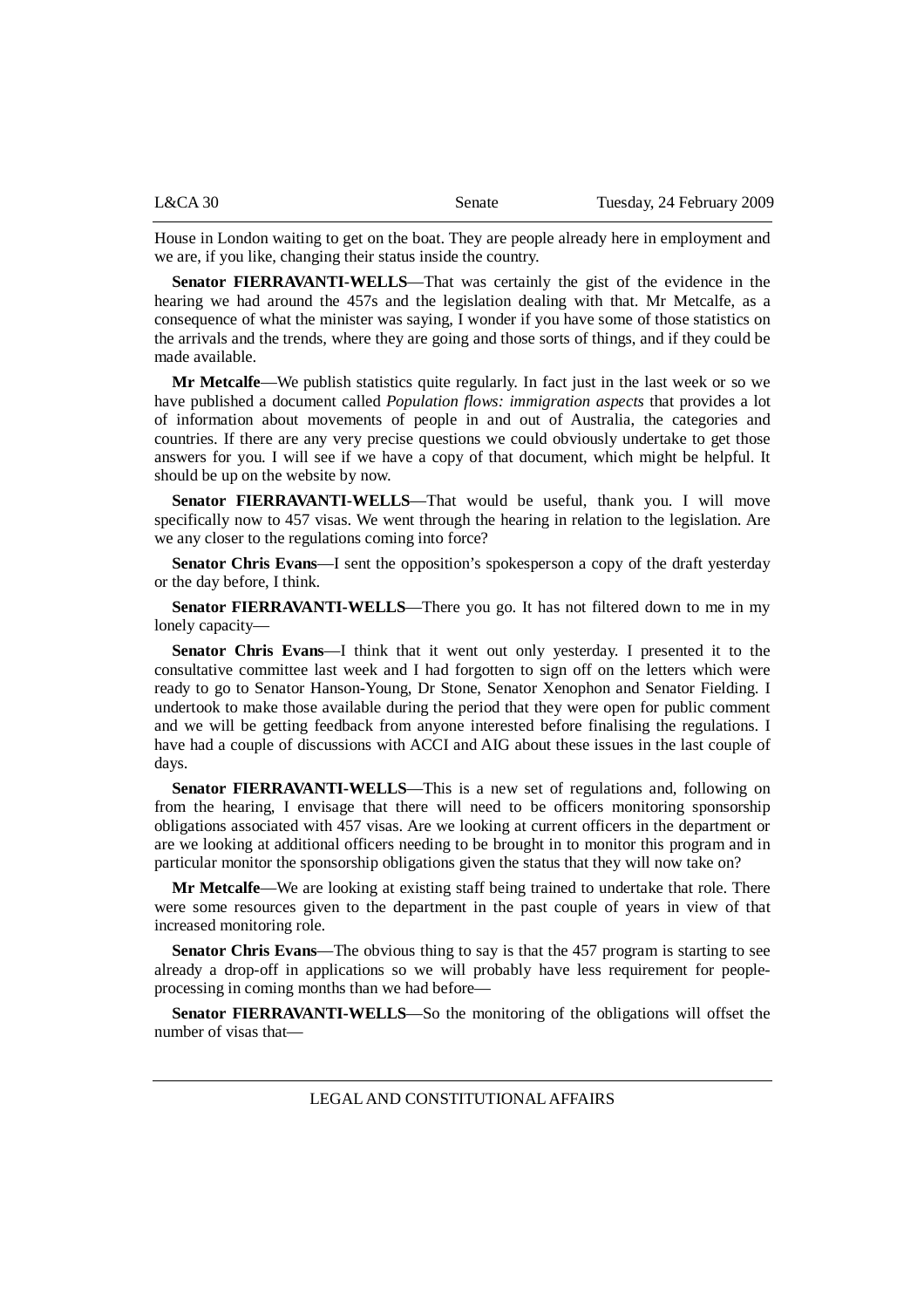House in London waiting to get on the boat. They are people already here in employment and we are, if you like, changing their status inside the country.

**Senator FIERRAVANTI-WELLS**—That was certainly the gist of the evidence in the hearing we had around the 457s and the legislation dealing with that. Mr Metcalfe, as a consequence of what the minister was saying, I wonder if you have some of those statistics on the arrivals and the trends, where they are going and those sorts of things, and if they could be made available.

**Mr Metcalfe**—We publish statistics quite regularly. In fact just in the last week or so we have published a document called *Population flows: immigration aspects* that provides a lot of information about movements of people in and out of Australia, the categories and countries. If there are any very precise questions we could obviously undertake to get those answers for you. I will see if we have a copy of that document, which might be helpful. It should be up on the website by now.

**Senator FIERRAVANTI-WELLS**—That would be useful, thank you. I will move specifically now to 457 visas. We went through the hearing in relation to the legislation. Are we any closer to the regulations coming into force?

**Senator Chris Evans**—I sent the opposition's spokesperson a copy of the draft yesterday or the day before, I think.

**Senator FIERRAVANTI-WELLS**—There you go. It has not filtered down to me in my lonely capacity—

**Senator Chris Evans**—I think that it went out only yesterday. I presented it to the consultative committee last week and I had forgotten to sign off on the letters which were ready to go to Senator Hanson-Young, Dr Stone, Senator Xenophon and Senator Fielding. I undertook to make those available during the period that they were open for public comment and we will be getting feedback from anyone interested before finalising the regulations. I have had a couple of discussions with ACCI and AIG about these issues in the last couple of days.

**Senator FIERRAVANTI-WELLS**—This is a new set of regulations and, following on from the hearing, I envisage that there will need to be officers monitoring sponsorship obligations associated with 457 visas. Are we looking at current officers in the department or are we looking at additional officers needing to be brought in to monitor this program and in particular monitor the sponsorship obligations given the status that they will now take on?

**Mr Metcalfe**—We are looking at existing staff being trained to undertake that role. There were some resources given to the department in the past couple of years in view of that increased monitoring role.

**Senator Chris Evans**—The obvious thing to say is that the 457 program is starting to see already a drop-off in applications so we will probably have less requirement for people-processing in coming months than we had before—

**Senator FIERRAVANTI-WELLS**—So the monitoring of the obligations will offset the number of visas that—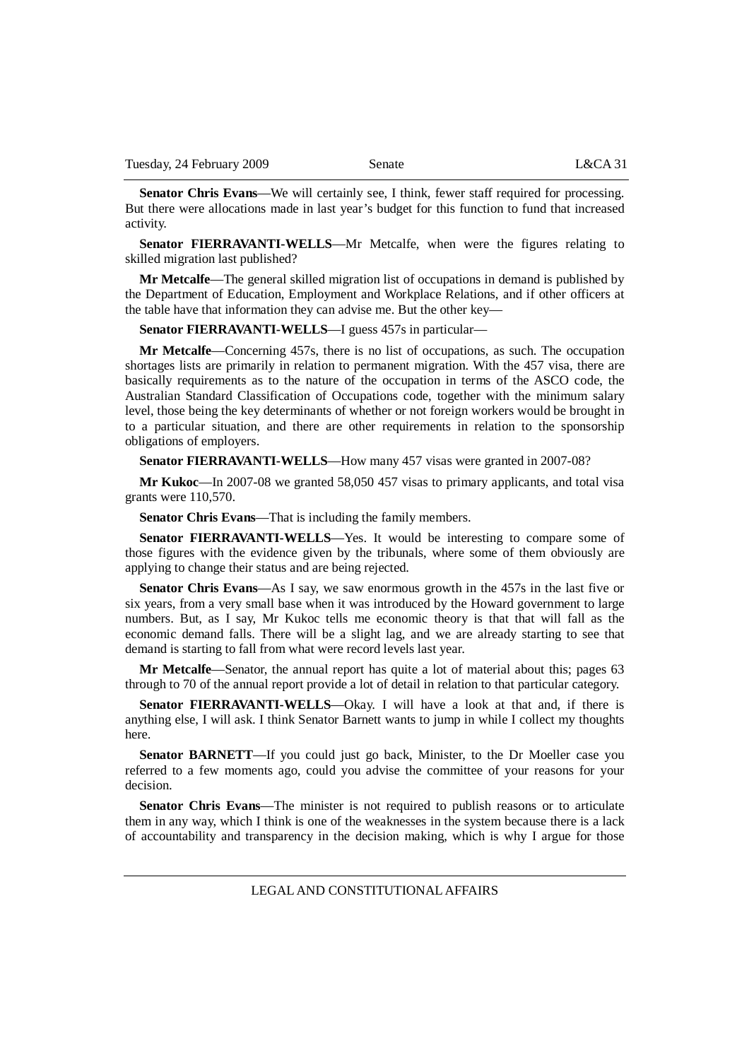**Senator Chris Evans**—We will certainly see, I think, fewer staff required for processing. But there were allocations made in last year's budget for this function to fund that increased activity.

**Senator FIERRAVANTI-WELLS**—Mr Metcalfe, when were the figures relating to skilled migration last published?

**Mr Metcalfe**—The general skilled migration list of occupations in demand is published by the Department of Education, Employment and Workplace Relations, and if other officers at the table have that information they can advise me. But the other key—

**Senator FIERRAVANTI-WELLS**—I guess 457s in particular—

**Mr Metcalfe**—Concerning 457s, there is no list of occupations, as such. The occupation shortages lists are primarily in relation to permanent migration. With the 457 visa, there are basically requirements as to the nature of the occupation in terms of the ASCO code, the Australian Standard Classification of Occupations code, together with the minimum salary level, those being the key determinants of whether or not foreign workers would be brought in to a particular situation, and there are other requirements in relation to the sponsorship obligations of employers.

**Senator FIERRAVANTI-WELLS**—How many 457 visas were granted in 2007-08?

**Mr Kukoc**—In 2007-08 we granted 58,050 457 visas to primary applicants, and total visa grants were 110,570.

**Senator Chris Evans**—That is including the family members.

**Senator FIERRAVANTI-WELLS**—Yes. It would be interesting to compare some of those figures with the evidence given by the tribunals, where some of them obviously are applying to change their status and are being rejected.

**Senator Chris Evans**—As I say, we saw enormous growth in the 457s in the last five or six years, from a very small base when it was introduced by the Howard government to large numbers. But, as I say, Mr Kukoc tells me economic theory is that that will fall as the economic demand falls. There will be a slight lag, and we are already starting to see that demand is starting to fall from what were record levels last year.

**Mr Metcalfe**—Senator, the annual report has quite a lot of material about this; pages 63 through to 70 of the annual report provide a lot of detail in relation to that particular category.

**Senator FIERRAVANTI-WELLS**—Okay. I will have a look at that and, if there is anything else, I will ask. I think Senator Barnett wants to jump in while I collect my thoughts here.

**Senator BARNETT**—If you could just go back, Minister, to the Dr Moeller case you referred to a few moments ago, could you advise the committee of your reasons for your decision.

**Senator Chris Evans**—The minister is not required to publish reasons or to articulate them in any way, which I think is one of the weaknesses in the system because there is a lack of accountability and transparency in the decision making, which is why I argue for those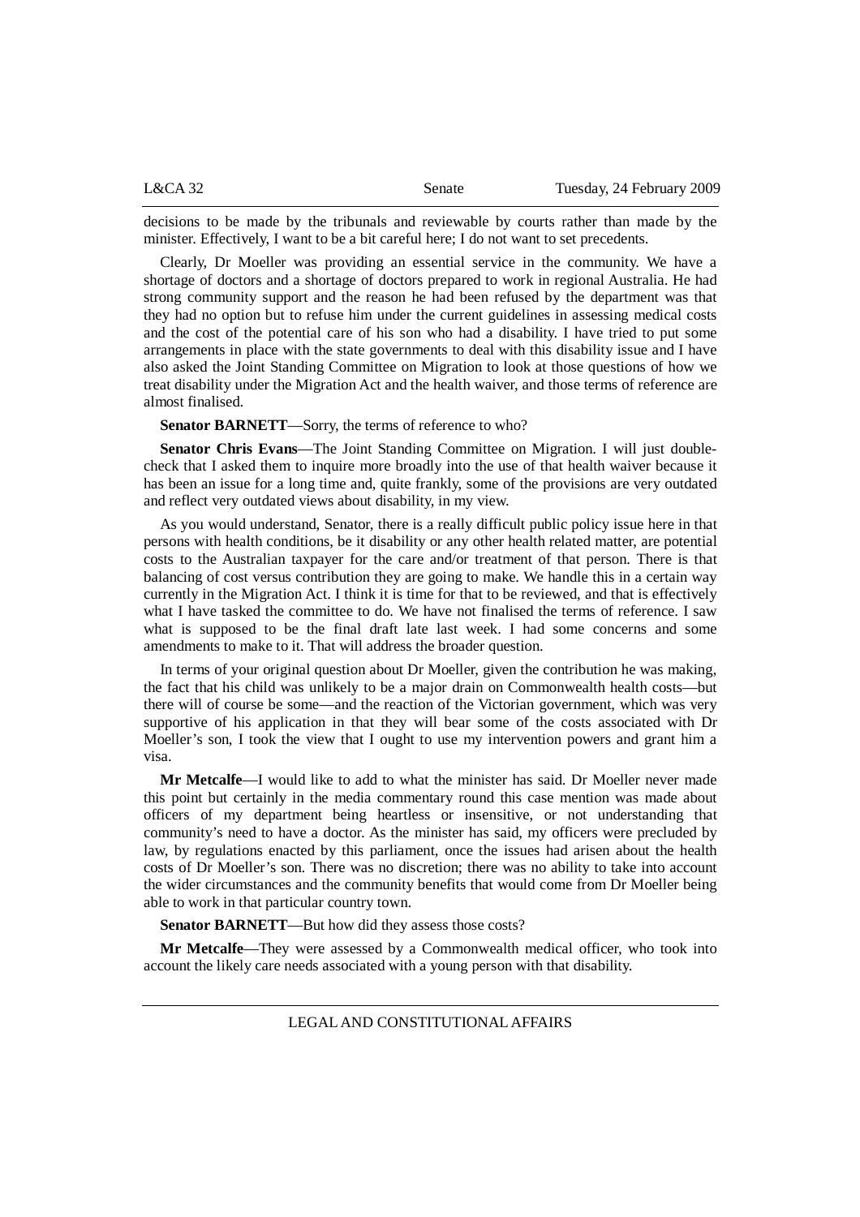decisions to be made by the tribunals and reviewable by courts rather than made by the minister. Effectively, I want to be a bit careful here; I do not want to set precedents.

Clearly, Dr Moeller was providing an essential service in the community. We have a shortage of doctors and a shortage of doctors prepared to work in regional Australia. He had strong community support and the reason he had been refused by the department was that they had no option but to refuse him under the current guidelines in assessing medical costs and the cost of the potential care of his son who had a disability. I have tried to put some arrangements in place with the state governments to deal with this disability issue and I have also asked the Joint Standing Committee on Migration to look at those questions of how we treat disability under the Migration Act and the health waiver, and those terms of reference are almost finalised.

**Senator BARNETT**—Sorry, the terms of reference to who?

**Senator Chris Evans**—The Joint Standing Committee on Migration. I will just double-check that I asked them to inquire more broadly into the use of that health waiver because it has been an issue for a long time and, quite frankly, some of the provisions are very outdated and reflect very outdated views about disability, in my view.

As you would understand, Senator, there is a really difficult public policy issue here in that persons with health conditions, be it disability or any other health related matter, are potential costs to the Australian taxpayer for the care and/or treatment of that person. There is that balancing of cost versus contribution they are going to make. We handle this in a certain way currently in the Migration Act. I think it is time for that to be reviewed, and that is effectively what I have tasked the committee to do. We have not finalised the terms of reference. I saw what is supposed to be the final draft late last week. I had some concerns and some amendments to make to it. That will address the broader question.

In terms of your original question about Dr Moeller, given the contribution he was making, the fact that his child was unlikely to be a major drain on Commonwealth health costs—but there will of course be some—and the reaction of the Victorian government, which was very supportive of his application in that they will bear some of the costs associated with Dr Moeller's son, I took the view that I ought to use my intervention powers and grant him a visa.

**Mr Metcalfe**—I would like to add to what the minister has said. Dr Moeller never made this point but certainly in the media commentary round this case mention was made about officers of my department being heartless or insensitive, or not understanding that community's need to have a doctor. As the minister has said, my officers were precluded by law, by regulations enacted by this parliament, once the issues had arisen about the health costs of Dr Moeller's son. There was no discretion; there was no ability to take into account the wider circumstances and the community benefits that would come from Dr Moeller being able to work in that particular country town.

**Senator BARNETT**—But how did they assess those costs?

**Mr Metcalfe**—They were assessed by a Commonwealth medical officer, who took into account the likely care needs associated with a young person with that disability.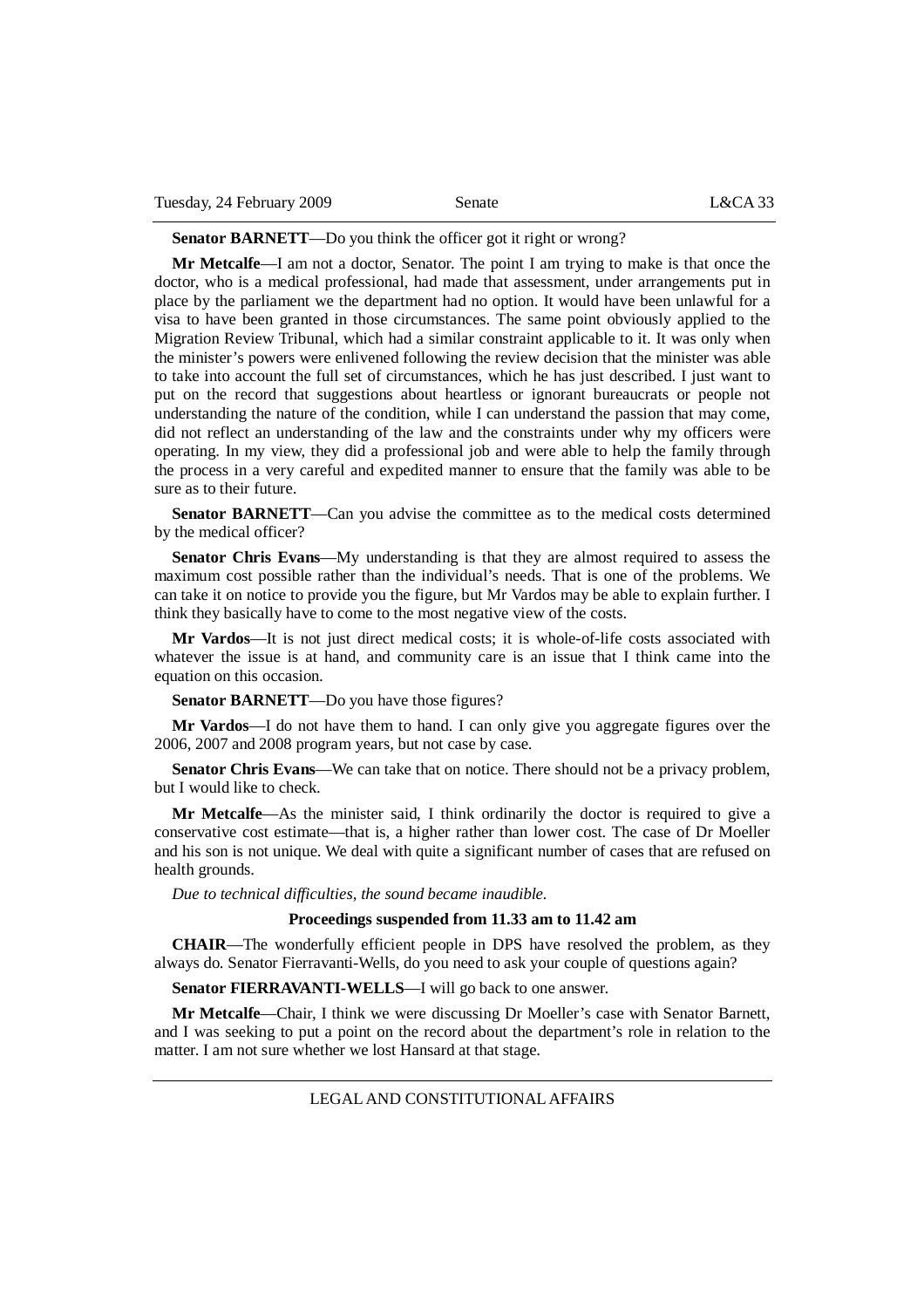**Senator BARNETT**—Do you think the officer got it right or wrong?

**Mr Metcalfe**—I am not a doctor, Senator. The point I am trying to make is that once the doctor, who is a medical professional, had made that assessment, under arrangements put in place by the parliament we the department had no option. It would have been unlawful for a visa to have been granted in those circumstances. The same point obviously applied to the Migration Review Tribunal, which had a similar constraint applicable to it. It was only when the minister's powers were enlivened following the review decision that the minister was able to take into account the full set of circumstances, which he has just described. I just want to put on the record that suggestions about heartless or ignorant bureaucrats or people not understanding the nature of the condition, while I can understand the passion that may come, did not reflect an understanding of the law and the constraints under why my officers were operating. In my view, they did a professional job and were able to help the family through the process in a very careful and expedited manner to ensure that the family was able to be sure as to their future.

**Senator BARNETT**—Can you advise the committee as to the medical costs determined by the medical officer?

**Senator Chris Evans**—My understanding is that they are almost required to assess the maximum cost possible rather than the individual's needs. That is one of the problems. We can take it on notice to provide you the figure, but Mr Vardos may be able to explain further. I think they basically have to come to the most negative view of the costs.

**Mr Vardos**—It is not just direct medical costs; it is whole-of-life costs associated with whatever the issue is at hand, and community care is an issue that I think came into the equation on this occasion.

**Senator BARNETT**—Do you have those figures?

**Mr Vardos**—I do not have them to hand. I can only give you aggregate figures over the 2006, 2007 and 2008 program years, but not case by case.

**Senator Chris Evans**—We can take that on notice. There should not be a privacy problem, but I would like to check.

**Mr Metcalfe**—As the minister said, I think ordinarily the doctor is required to give a conservative cost estimate—that is, a higher rather than lower cost. The case of Dr Moeller and his son is not unique. We deal with quite a significant number of cases that are refused on health grounds.

*Due to technical difficulties, the sound became inaudible.*

**Proceedings suspended from 11.33 am to 11.42 am**

**CHAIR**—The wonderfully efficient people in DPS have resolved the problem, as they always do. Senator Fierravanti-Wells, do you need to ask your couple of questions again?

**Senator FIERRAVANTI-WELLS**—I will go back to one answer.

**Mr Metcalfe**—Chair, I think we were discussing Dr Moeller's case with Senator Barnett, and I was seeking to put a point on the record about the department's role in relation to the matter. I am not sure whether we lost Hansard at that stage.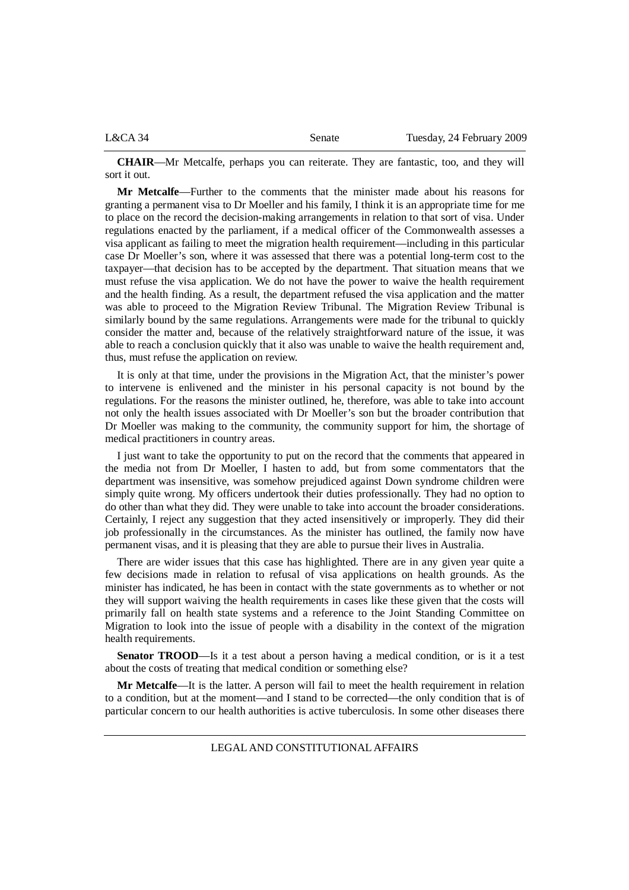**CHAIR**—Mr Metcalfe, perhaps you can reiterate. They are fantastic, too, and they will sort it out.

**Mr Metcalfe**—Further to the comments that the minister made about his reasons for granting a permanent visa to Dr Moeller and his family, I think it is an appropriate time for me to place on the record the decision-making arrangements in relation to that sort of visa. Under regulations enacted by the parliament, if a medical officer of the Commonwealth assesses a visa applicant as failing to meet the migration health requirement—including in this particular case Dr Moeller's son, where it was assessed that there was a potential long-term cost to the taxpayer—that decision has to be accepted by the department. That situation means that we must refuse the visa application. We do not have the power to waive the health requirement and the health finding. As a result, the department refused the visa application and the matter was able to proceed to the Migration Review Tribunal. The Migration Review Tribunal is similarly bound by the same regulations. Arrangements were made for the tribunal to quickly consider the matter and, because of the relatively straightforward nature of the issue, it was able to reach a conclusion quickly that it also was unable to waive the health requirement and, thus, must refuse the application on review.

It is only at that time, under the provisions in the Migration Act, that the minister's power to intervene is enlivened and the minister in his personal capacity is not bound by the regulations. For the reasons the minister outlined, he, therefore, was able to take into account not only the health issues associated with Dr Moeller's son but the broader contribution that Dr Moeller was making to the community, the community support for him, the shortage of medical practitioners in country areas.

I just want to take the opportunity to put on the record that the comments that appeared in the media not from Dr Moeller, I hasten to add, but from some commentators that the department was insensitive, was somehow prejudiced against Down syndrome children were simply quite wrong. My officers undertook their duties professionally. They had no option to do other than what they did. They were unable to take into account the broader considerations. Certainly, I reject any suggestion that they acted insensitively or improperly. They did their job professionally in the circumstances. As the minister has outlined, the family now have permanent visas, and it is pleasing that they are able to pursue their lives in Australia.

There are wider issues that this case has highlighted. There are in any given year quite a few decisions made in relation to refusal of visa applications on health grounds. As the minister has indicated, he has been in contact with the state governments as to whether or not they will support waiving the health requirements in cases like these given that the costs will primarily fall on health state systems and a reference to the Joint Standing Committee on Migration to look into the issue of people with a disability in the context of the migration health requirements.

**Senator TROOD**—Is it a test about a person having a medical condition, or is it a test about the costs of treating that medical condition or something else?

**Mr Metcalfe**—It is the latter. A person will fail to meet the health requirement in relation to a condition, but at the moment—and I stand to be corrected—the only condition that is of particular concern to our health authorities is active tuberculosis. In some other diseases there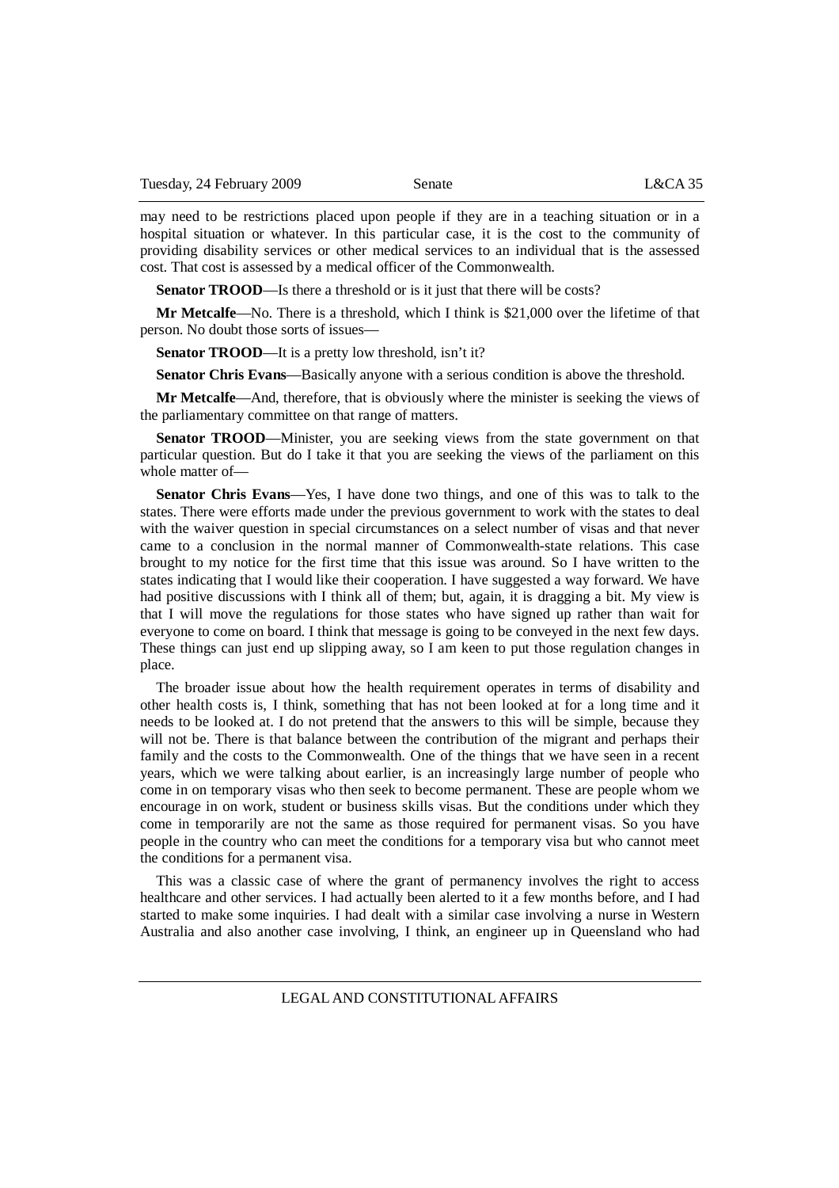may need to be restrictions placed upon people if they are in a teaching situation or in a hospital situation or whatever. In this particular case, it is the cost to the community of providing disability services or other medical services to an individual that is the assessed cost. That cost is assessed by a medical officer of the Commonwealth.

**Senator TROOD**—Is there a threshold or is it just that there will be costs?

**Mr Metcalfe**—No. There is a threshold, which I think is $21,000 over the lifetime of that person. No doubt those sorts of issues—

**Senator TROOD**—It is a pretty low threshold, isn't it?

**Senator Chris Evans**—Basically anyone with a serious condition is above the threshold.

**Mr Metcalfe**—And, therefore, that is obviously where the minister is seeking the views of the parliamentary committee on that range of matters.

**Senator TROOD**—Minister, you are seeking views from the state government on that particular question. But do I take it that you are seeking the views of the parliament on this whole matter of—

**Senator Chris Evans**—Yes, I have done two things, and one of this was to talk to the states. There were efforts made under the previous government to work with the states to deal with the waiver question in special circumstances on a select number of visas and that never came to a conclusion in the normal manner of Commonwealth-state relations. This case brought to my notice for the first time that this issue was around. So I have written to the states indicating that I would like their cooperation. I have suggested a way forward. We have had positive discussions with I think all of them; but, again, it is dragging a bit. My view is that I will move the regulations for those states who have signed up rather than wait for everyone to come on board. I think that message is going to be conveyed in the next few days. These things can just end up slipping away, so I am keen to put those regulation changes in place.

The broader issue about how the health requirement operates in terms of disability and other health costs is, I think, something that has not been looked at for a long time and it needs to be looked at. I do not pretend that the answers to this will be simple, because they will not be. There is that balance between the contribution of the migrant and perhaps their family and the costs to the Commonwealth. One of the things that we have seen in a recent years, which we were talking about earlier, is an increasingly large number of people who come in on temporary visas who then seek to become permanent. These are people whom we encourage in on work, student or business skills visas. But the conditions under which they come in temporarily are not the same as those required for permanent visas. So you have people in the country who can meet the conditions for a temporary visa but who cannot meet the conditions for a permanent visa.

This was a classic case of where the grant of permanency involves the right to access healthcare and other services. I had actually been alerted to it a few months before, and I had started to make some inquiries. I had dealt with a similar case involving a nurse in Western Australia and also another case involving, I think, an engineer up in Queensland who had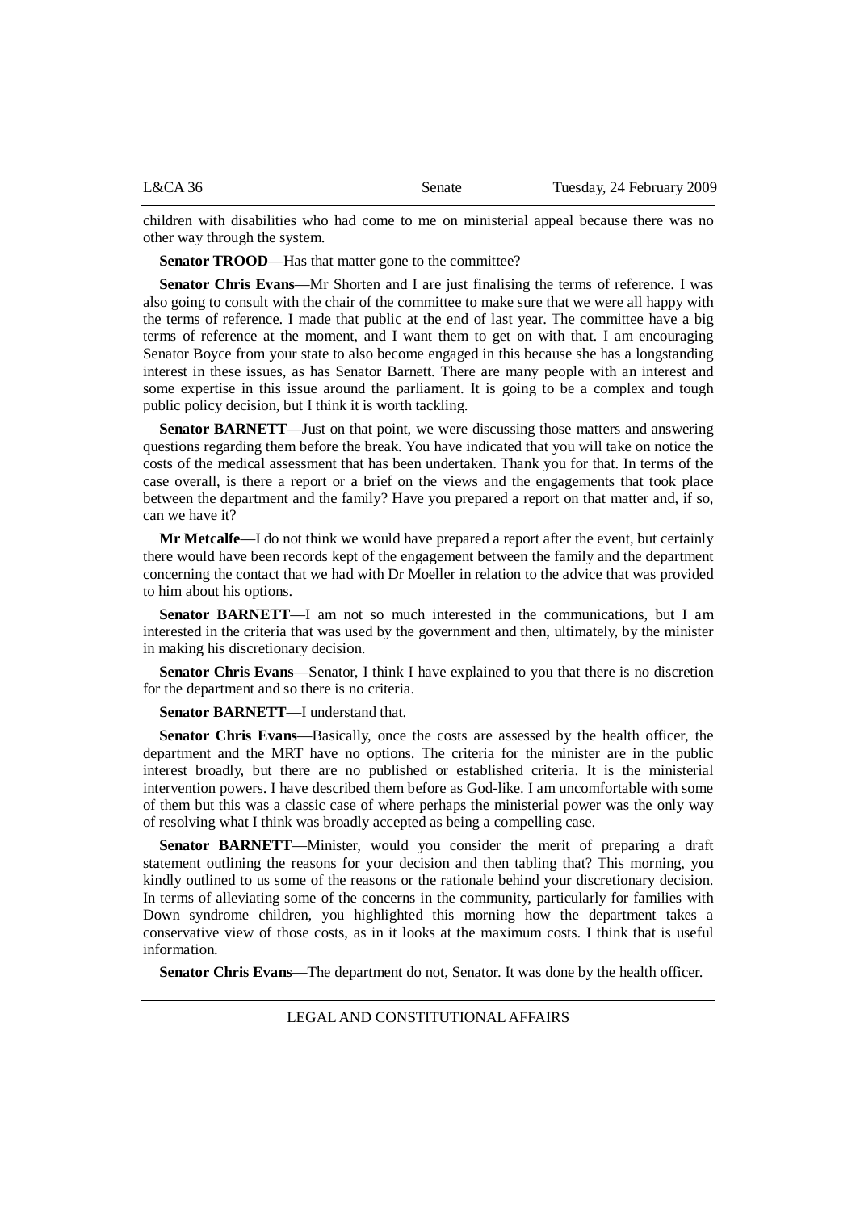children with disabilities who had come to me on ministerial appeal because there was no other way through the system.

**Senator TROOD**—Has that matter gone to the committee?

**Senator Chris Evans**—Mr Shorten and I are just finalising the terms of reference. I was also going to consult with the chair of the committee to make sure that we were all happy with the terms of reference. I made that public at the end of last year. The committee have a big terms of reference at the moment, and I want them to get on with that. I am encouraging Senator Boyce from your state to also become engaged in this because she has a longstanding interest in these issues, as has Senator Barnett. There are many people with an interest and some expertise in this issue around the parliament. It is going to be a complex and tough public policy decision, but I think it is worth tackling.

**Senator BARNETT**—Just on that point, we were discussing those matters and answering questions regarding them before the break. You have indicated that you will take on notice the costs of the medical assessment that has been undertaken. Thank you for that. In terms of the case overall, is there a report or a brief on the views and the engagements that took place between the department and the family? Have you prepared a report on that matter and, if so, can we have it?

**Mr Metcalfe**—I do not think we would have prepared a report after the event, but certainly there would have been records kept of the engagement between the family and the department concerning the contact that we had with Dr Moeller in relation to the advice that was provided to him about his options.

**Senator BARNETT**—I am not so much interested in the communications, but I am interested in the criteria that was used by the government and then, ultimately, by the minister in making his discretionary decision.

**Senator Chris Evans**—Senator, I think I have explained to you that there is no discretion for the department and so there is no criteria.

**Senator BARNETT**—I understand that.

**Senator Chris Evans**—Basically, once the costs are assessed by the health officer, the department and the MRT have no options. The criteria for the minister are in the public interest broadly, but there are no published or established criteria. It is the ministerial intervention powers. I have described them before as God-like. I am uncomfortable with some of them but this was a classic case of where perhaps the ministerial power was the only way of resolving what I think was broadly accepted as being a compelling case.

**Senator BARNETT**—Minister, would you consider the merit of preparing a draft statement outlining the reasons for your decision and then tabling that? This morning, you kindly outlined to us some of the reasons or the rationale behind your discretionary decision. In terms of alleviating some of the concerns in the community, particularly for families with Down syndrome children, you highlighted this morning how the department takes a conservative view of those costs, as in it looks at the maximum costs. I think that is useful information.

**Senator Chris Evans**—The department do not, Senator. It was done by the health officer.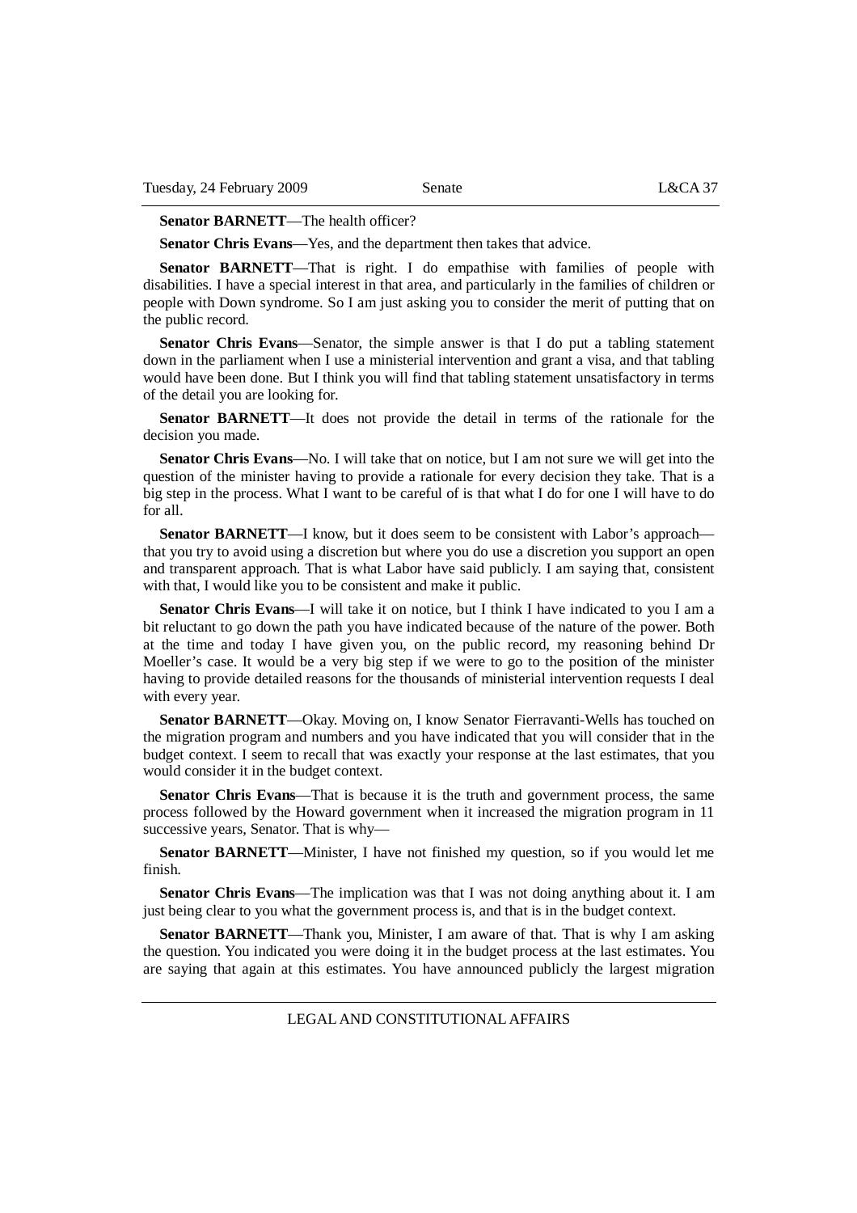**Senator BARNETT**—The health officer?

**Senator Chris Evans**—Yes, and the department then takes that advice.

**Senator BARNETT**—That is right. I do empathise with families of people with disabilities. I have a special interest in that area, and particularly in the families of children or people with Down syndrome. So I am just asking you to consider the merit of putting that on the public record.

**Senator Chris Evans**—Senator, the simple answer is that I do put a tabling statement down in the parliament when I use a ministerial intervention and grant a visa, and that tabling would have been done. But I think you will find that tabling statement unsatisfactory in terms of the detail you are looking for.

**Senator BARNETT**—It does not provide the detail in terms of the rationale for the decision you made.

**Senator Chris Evans**—No. I will take that on notice, but I am not sure we will get into the question of the minister having to provide a rationale for every decision they take. That is a big step in the process. What I want to be careful of is that what I do for one I will have to do for all.

**Senator BARNETT**—I know, but it does seem to be consistent with Labor's approach—that you try to avoid using a discretion but where you do use a discretion you support an open and transparent approach. That is what Labor have said publicly. I am saying that, consistent with that, I would like you to be consistent and make it public.

**Senator Chris Evans**—I will take it on notice, but I think I have indicated to you I am a bit reluctant to go down the path you have indicated because of the nature of the power. Both at the time and today I have given you, on the public record, my reasoning behind Dr Moeller's case. It would be a very big step if we were to go to the position of the minister having to provide detailed reasons for the thousands of ministerial intervention requests I deal with every year.

**Senator BARNETT**—Okay. Moving on, I know Senator Fierravanti-Wells has touched on the migration program and numbers and you have indicated that you will consider that in the budget context. I seem to recall that was exactly your response at the last estimates, that you would consider it in the budget context.

**Senator Chris Evans**—That is because it is the truth and government process, the same process followed by the Howard government when it increased the migration program in 11 successive years, Senator. That is why—

**Senator BARNETT**—Minister, I have not finished my question, so if you would let me finish.

**Senator Chris Evans**—The implication was that I was not doing anything about it. I am just being clear to you what the government process is, and that is in the budget context.

**Senator BARNETT**—Thank you, Minister, I am aware of that. That is why I am asking the question. You indicated you were doing it in the budget process at the last estimates. You are saying that again at this estimates. You have announced publicly the largest migration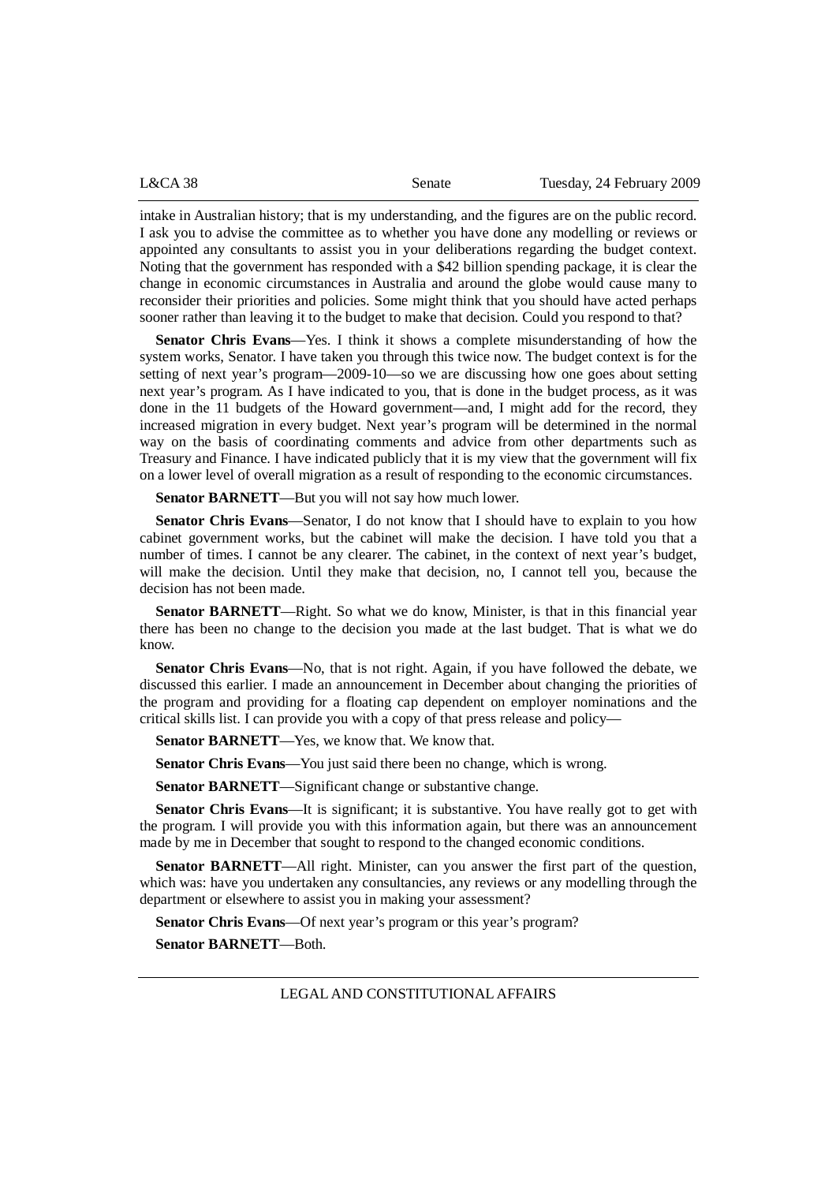intake in Australian history; that is my understanding, and the figures are on the public record. I ask you to advise the committee as to whether you have done any modelling or reviews or appointed any consultants to assist you in your deliberations regarding the budget context. Noting that the government has responded with a $42 billion spending package, it is clear the change in economic circumstances in Australia and around the globe would cause many to reconsider their priorities and policies. Some might think that you should have acted perhaps sooner rather than leaving it to the budget to make that decision. Could you respond to that?

**Senator Chris Evans**—Yes. I think it shows a complete misunderstanding of how the system works, Senator. I have taken you through this twice now. The budget context is for the setting of next year's program—2009-10—so we are discussing how one goes about setting next year's program. As I have indicated to you, that is done in the budget process, as it was done in the 11 budgets of the Howard government—and, I might add for the record, they increased migration in every budget. Next year's program will be determined in the normal way on the basis of coordinating comments and advice from other departments such as Treasury and Finance. I have indicated publicly that it is my view that the government will fix on a lower level of overall migration as a result of responding to the economic circumstances.

**Senator BARNETT**—But you will not say how much lower.

**Senator Chris Evans**—Senator, I do not know that I should have to explain to you how cabinet government works, but the cabinet will make the decision. I have told you that a number of times. I cannot be any clearer. The cabinet, in the context of next year's budget, will make the decision. Until they make that decision, no, I cannot tell you, because the decision has not been made.

**Senator BARNETT**—Right. So what we do know, Minister, is that in this financial year there has been no change to the decision you made at the last budget. That is what we do know.

**Senator Chris Evans**—No, that is not right. Again, if you have followed the debate, we discussed this earlier. I made an announcement in December about changing the priorities of the program and providing for a floating cap dependent on employer nominations and the critical skills list. I can provide you with a copy of that press release and policy—

**Senator BARNETT**—Yes, we know that. We know that.

**Senator Chris Evans**—You just said there been no change, which is wrong.

**Senator BARNETT**—Significant change or substantive change.

**Senator Chris Evans**—It is significant; it is substantive. You have really got to get with the program. I will provide you with this information again, but there was an announcement made by me in December that sought to respond to the changed economic conditions.

**Senator BARNETT**—All right. Minister, can you answer the first part of the question, which was: have you undertaken any consultancies, any reviews or any modelling through the department or elsewhere to assist you in making your assessment?

**Senator Chris Evans**—Of next year's program or this year's program?

**Senator BARNETT**—Both.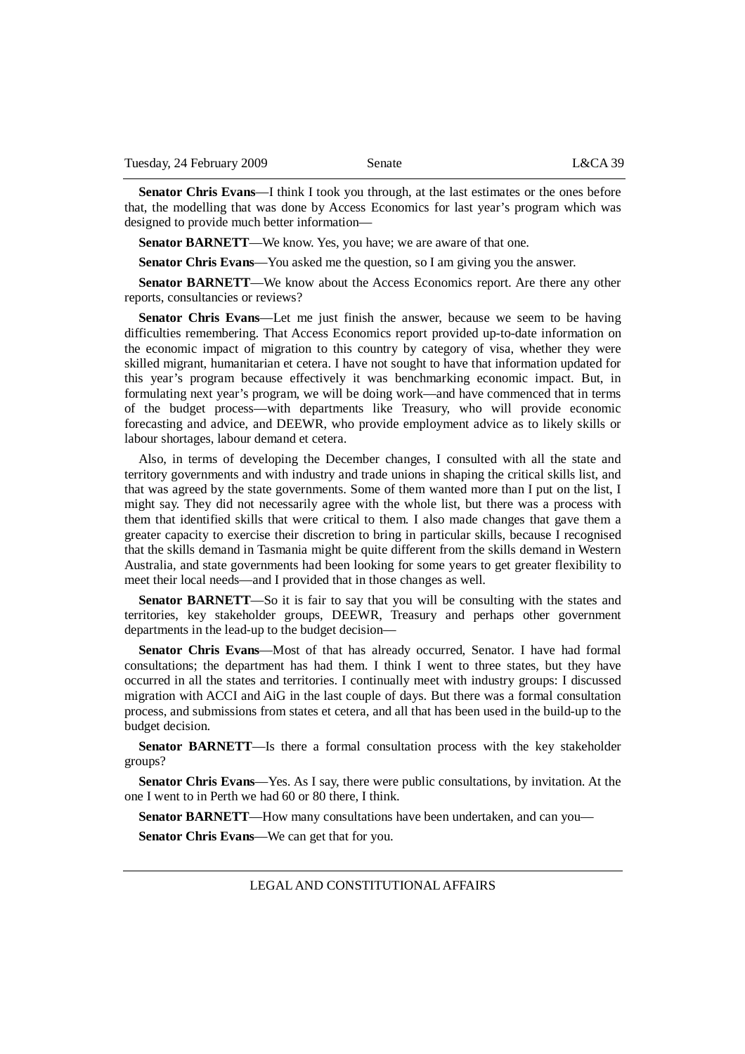**Senator Chris Evans**—I think I took you through, at the last estimates or the ones before that, the modelling that was done by Access Economics for last year's program which was designed to provide much better information—

**Senator BARNETT**—We know. Yes, you have; we are aware of that one.

**Senator Chris Evans**—You asked me the question, so I am giving you the answer.

**Senator BARNETT**—We know about the Access Economics report. Are there any other reports, consultancies or reviews?

**Senator Chris Evans**—Let me just finish the answer, because we seem to be having difficulties remembering. That Access Economics report provided up-to-date information on the economic impact of migration to this country by category of visa, whether they were skilled migrant, humanitarian et cetera. I have not sought to have that information updated for this year's program because effectively it was benchmarking economic impact. But, in formulating next year's program, we will be doing work—and have commenced that in terms of the budget process—with departments like Treasury, who will provide economic forecasting and advice, and DEEWR, who provide employment advice as to likely skills or labour shortages, labour demand et cetera.

Also, in terms of developing the December changes, I consulted with all the state and territory governments and with industry and trade unions in shaping the critical skills list, and that was agreed by the state governments. Some of them wanted more than I put on the list, I might say. They did not necessarily agree with the whole list, but there was a process with them that identified skills that were critical to them. I also made changes that gave them a greater capacity to exercise their discretion to bring in particular skills, because I recognised that the skills demand in Tasmania might be quite different from the skills demand in Western Australia, and state governments had been looking for some years to get greater flexibility to meet their local needs—and I provided that in those changes as well.

**Senator BARNETT**—So it is fair to say that you will be consulting with the states and territories, key stakeholder groups, DEEWR, Treasury and perhaps other government departments in the lead-up to the budget decision—

**Senator Chris Evans**—Most of that has already occurred, Senator. I have had formal consultations; the department has had them. I think I went to three states, but they have occurred in all the states and territories. I continually meet with industry groups: I discussed migration with ACCI and AiG in the last couple of days. But there was a formal consultation process, and submissions from states et cetera, and all that has been used in the build-up to the budget decision.

**Senator BARNETT**—Is there a formal consultation process with the key stakeholder groups?

**Senator Chris Evans**—Yes. As I say, there were public consultations, by invitation. At the one I went to in Perth we had 60 or 80 there, I think.

**Senator BARNETT**—How many consultations have been undertaken, and can you—

**Senator Chris Evans**—We can get that for you.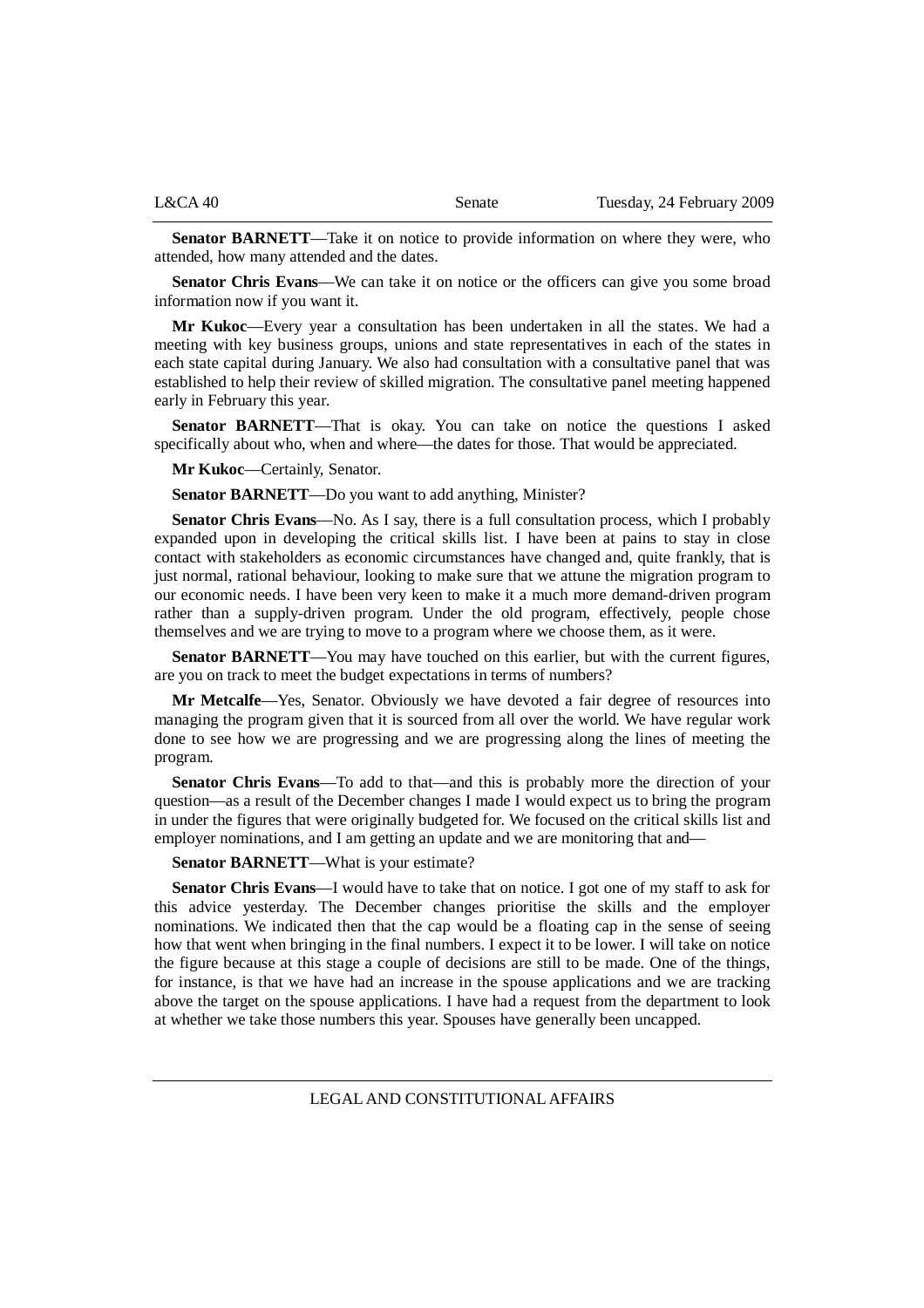**Senator BARNETT**—Take it on notice to provide information on where they were, who attended, how many attended and the dates.

**Senator Chris Evans**—We can take it on notice or the officers can give you some broad information now if you want it.

**Mr Kukoc**—Every year a consultation has been undertaken in all the states. We had a meeting with key business groups, unions and state representatives in each of the states in each state capital during January. We also had consultation with a consultative panel that was established to help their review of skilled migration. The consultative panel meeting happened early in February this year.

**Senator BARNETT**—That is okay. You can take on notice the questions I asked specifically about who, when and where—the dates for those. That would be appreciated.

**Mr Kukoc**—Certainly, Senator.

**Senator BARNETT**—Do you want to add anything, Minister?

**Senator Chris Evans**—No. As I say, there is a full consultation process, which I probably expanded upon in developing the critical skills list. I have been at pains to stay in close contact with stakeholders as economic circumstances have changed and, quite frankly, that is just normal, rational behaviour, looking to make sure that we attune the migration program to our economic needs. I have been very keen to make it a much more demand-driven program rather than a supply-driven program. Under the old program, effectively, people chose themselves and we are trying to move to a program where we choose them, as it were.

**Senator BARNETT**—You may have touched on this earlier, but with the current figures, are you on track to meet the budget expectations in terms of numbers?

**Mr Metcalfe**—Yes, Senator. Obviously we have devoted a fair degree of resources into managing the program given that it is sourced from all over the world. We have regular work done to see how we are progressing and we are progressing along the lines of meeting the program.

**Senator Chris Evans**—To add to that—and this is probably more the direction of your question—as a result of the December changes I made I would expect us to bring the program in under the figures that were originally budgeted for. We focused on the critical skills list and employer nominations, and I am getting an update and we are monitoring that and—

**Senator BARNETT**—What is your estimate?

**Senator Chris Evans**—I would have to take that on notice. I got one of my staff to ask for this advice yesterday. The December changes prioritise the skills and the employer nominations. We indicated then that the cap would be a floating cap in the sense of seeing how that went when bringing in the final numbers. I expect it to be lower. I will take on notice the figure because at this stage a couple of decisions are still to be made. One of the things, for instance, is that we have had an increase in the spouse applications and we are tracking above the target on the spouse applications. I have had a request from the department to look at whether we take those numbers this year. Spouses have generally been uncapped.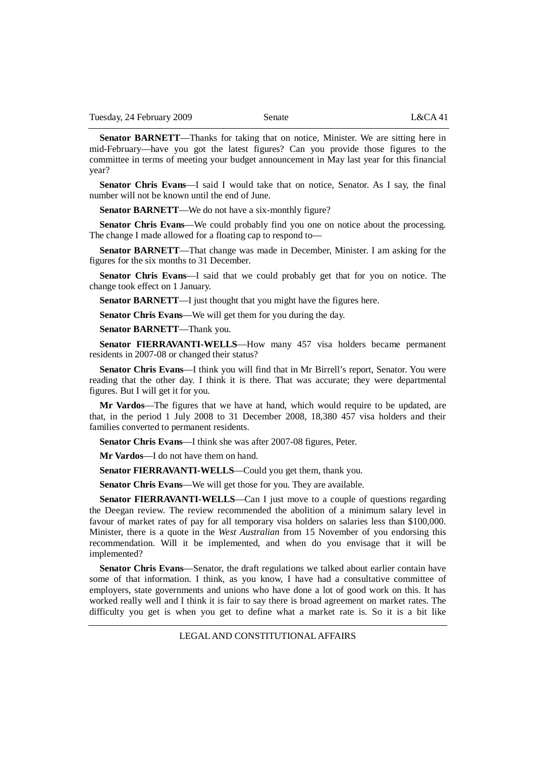**Senator BARNETT**—Thanks for taking that on notice, Minister. We are sitting here in mid-February—have you got the latest figures? Can you provide those figures to the committee in terms of meeting your budget announcement in May last year for this financial year?

**Senator Chris Evans**—I said I would take that on notice, Senator. As I say, the final number will not be known until the end of June.

**Senator BARNETT**—We do not have a six-monthly figure?

**Senator Chris Evans**—We could probably find you one on notice about the processing. The change I made allowed for a floating cap to respond to—

**Senator BARNETT**—That change was made in December, Minister. I am asking for the figures for the six months to 31 December.

**Senator Chris Evans**—I said that we could probably get that for you on notice. The change took effect on 1 January.

**Senator BARNETT**—I just thought that you might have the figures here.

**Senator Chris Evans**—We will get them for you during the day.

**Senator BARNETT**—Thank you.

**Senator FIERRAVANTI-WELLS**—How many 457 visa holders became permanent residents in 2007-08 or changed their status?

**Senator Chris Evans**—I think you will find that in Mr Birrell's report, Senator. You were reading that the other day. I think it is there. That was accurate; they were departmental figures. But I will get it for you.

**Mr Vardos**—The figures that we have at hand, which would require to be updated, are that, in the period 1 July 2008 to 31 December 2008, 18,380 457 visa holders and their families converted to permanent residents.

**Senator Chris Evans**—I think she was after 2007-08 figures, Peter.

**Mr Vardos**—I do not have them on hand.

**Senator FIERRAVANTI-WELLS**—Could you get them, thank you.

**Senator Chris Evans**—We will get those for you. They are available.

**Senator FIERRAVANTI-WELLS**—Can I just move to a couple of questions regarding the Deegan review. The review recommended the abolition of a minimum salary level in favour of market rates of pay for all temporary visa holders on salaries less than $100,000. Minister, there is a quote in the *West Australian* from 15 November of you endorsing this recommendation. Will it be implemented, and when do you envisage that it will be implemented?

**Senator Chris Evans**—Senator, the draft regulations we talked about earlier contain have some of that information. I think, as you know, I have had a consultative committee of employers, state governments and unions who have done a lot of good work on this. It has worked really well and I think it is fair to say there is broad agreement on market rates. The difficulty you get is when you get to define what a market rate is. So it is a bit like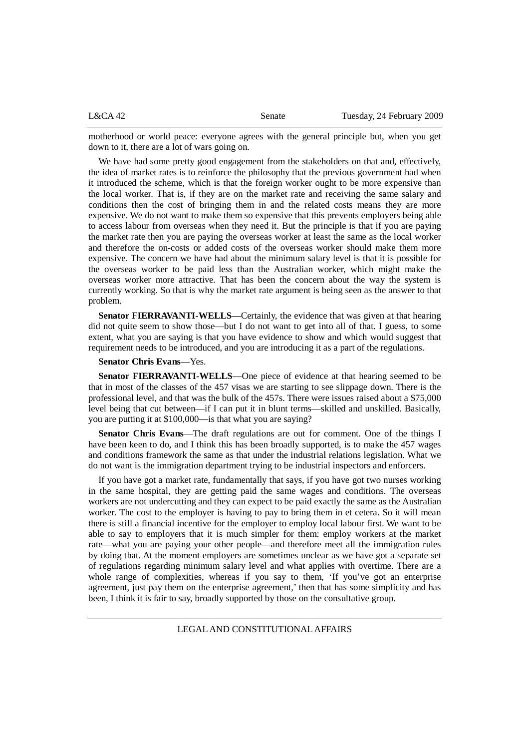motherhood or world peace: everyone agrees with the general principle but, when you get down to it, there are a lot of wars going on.

We have had some pretty good engagement from the stakeholders on that and, effectively, the idea of market rates is to reinforce the philosophy that the previous government had when it introduced the scheme, which is that the foreign worker ought to be more expensive than the local worker. That is, if they are on the market rate and receiving the same salary and conditions then the cost of bringing them in and the related costs means they are more expensive. We do not want to make them so expensive that this prevents employers being able to access labour from overseas when they need it. But the principle is that if you are paying the market rate then you are paying the overseas worker at least the same as the local worker and therefore the on-costs or added costs of the overseas worker should make them more expensive. The concern we have had about the minimum salary level is that it is possible for the overseas worker to be paid less than the Australian worker, which might make the overseas worker more attractive. That has been the concern about the way the system is currently working. So that is why the market rate argument is being seen as the answer to that problem.

**Senator FIERRAVANTI-WELLS**—Certainly, the evidence that was given at that hearing did not quite seem to show those—but I do not want to get into all of that. I guess, to some extent, what you are saying is that you have evidence to show and which would suggest that requirement needs to be introduced, and you are introducing it as a part of the regulations.

**Senator Chris Evans**—Yes.

**Senator FIERRAVANTI-WELLS**—One piece of evidence at that hearing seemed to be that in most of the classes of the 457 visas we are starting to see slippage down. There is the professional level, and that was the bulk of the 457s. There were issues raised about a $75,000 level being that cut between—if I can put it in blunt terms—skilled and unskilled. Basically, you are putting it at $100,000—is that what you are saying?

**Senator Chris Evans**—The draft regulations are out for comment. One of the things I have been keen to do, and I think this has been broadly supported, is to make the 457 wages and conditions framework the same as that under the industrial relations legislation. What we do not want is the immigration department trying to be industrial inspectors and enforcers.

If you have got a market rate, fundamentally that says, if you have got two nurses working in the same hospital, they are getting paid the same wages and conditions. The overseas workers are not undercutting and they can expect to be paid exactly the same as the Australian worker. The cost to the employer is having to pay to bring them in et cetera. So it will mean there is still a financial incentive for the employer to employ local labour first. We want to be able to say to employers that it is much simpler for them: employ workers at the market rate—what you are paying your other people—and therefore meet all the immigration rules by doing that. At the moment employers are sometimes unclear as we have got a separate set of regulations regarding minimum salary level and what applies with overtime. There are a whole range of complexities, whereas if you say to them, 'If you've got an enterprise agreement, just pay them on the enterprise agreement,' then that has some simplicity and has been, I think it is fair to say, broadly supported by those on the consultative group.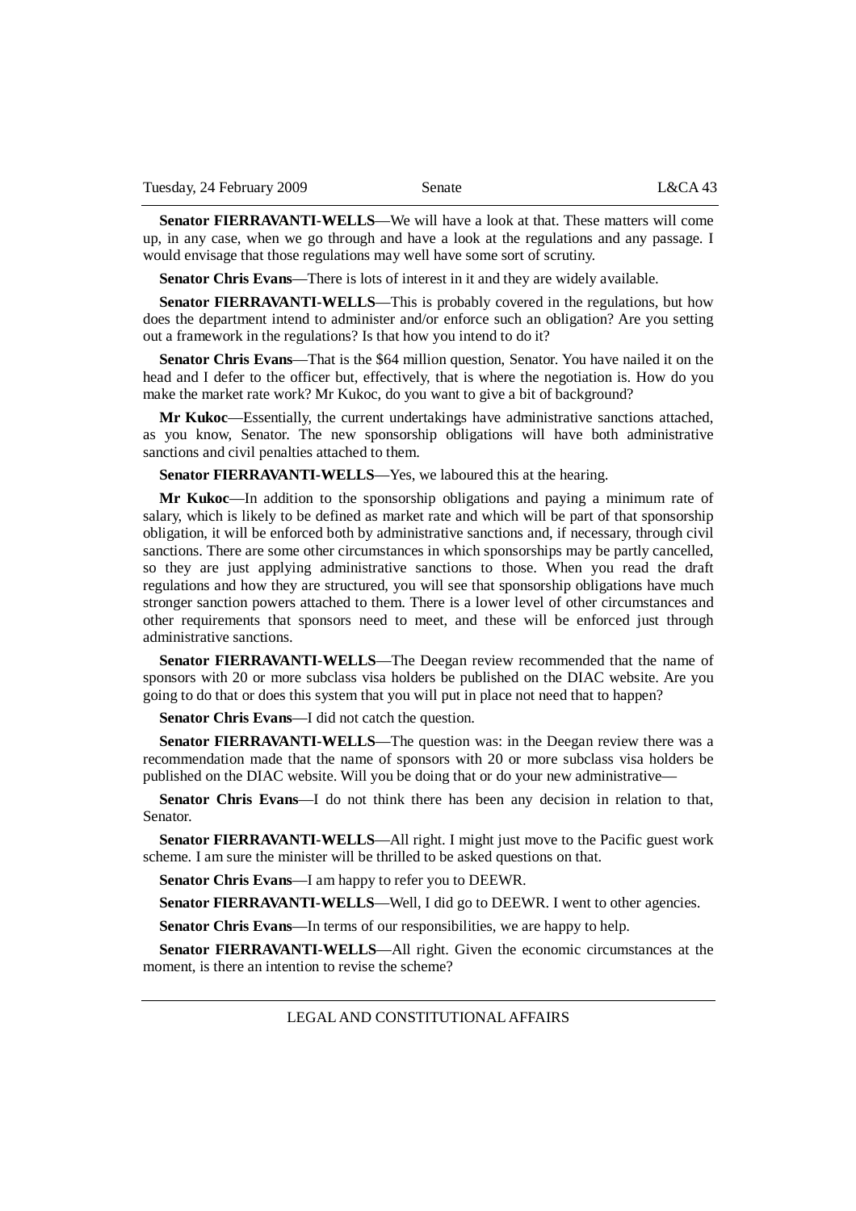**Senator FIERRAVANTI-WELLS**—We will have a look at that. These matters will come up, in any case, when we go through and have a look at the regulations and any passage. I would envisage that those regulations may well have some sort of scrutiny.

**Senator Chris Evans**—There is lots of interest in it and they are widely available.

**Senator FIERRAVANTI-WELLS**—This is probably covered in the regulations, but how does the department intend to administer and/or enforce such an obligation? Are you setting out a framework in the regulations? Is that how you intend to do it?

**Senator Chris Evans**—That is the $64 million question, Senator. You have nailed it on the head and I defer to the officer but, effectively, that is where the negotiation is. How do you make the market rate work? Mr Kukoc, do you want to give a bit of background?

**Mr Kukoc**—Essentially, the current undertakings have administrative sanctions attached, as you know, Senator. The new sponsorship obligations will have both administrative sanctions and civil penalties attached to them.

**Senator FIERRAVANTI-WELLS**—Yes, we laboured this at the hearing.

**Mr Kukoc**—In addition to the sponsorship obligations and paying a minimum rate of salary, which is likely to be defined as market rate and which will be part of that sponsorship obligation, it will be enforced both by administrative sanctions and, if necessary, through civil sanctions. There are some other circumstances in which sponsorships may be partly cancelled, so they are just applying administrative sanctions to those. When you read the draft regulations and how they are structured, you will see that sponsorship obligations have much stronger sanction powers attached to them. There is a lower level of other circumstances and other requirements that sponsors need to meet, and these will be enforced just through administrative sanctions.

**Senator FIERRAVANTI-WELLS**—The Deegan review recommended that the name of sponsors with 20 or more subclass visa holders be published on the DIAC website. Are you going to do that or does this system that you will put in place not need that to happen?

**Senator Chris Evans**—I did not catch the question.

**Senator FIERRAVANTI-WELLS**—The question was: in the Deegan review there was a recommendation made that the name of sponsors with 20 or more subclass visa holders be published on the DIAC website. Will you be doing that or do your new administrative—

**Senator Chris Evans**—I do not think there has been any decision in relation to that, Senator.

**Senator FIERRAVANTI-WELLS**—All right. I might just move to the Pacific guest work scheme. I am sure the minister will be thrilled to be asked questions on that.

**Senator Chris Evans**—I am happy to refer you to DEEWR.

**Senator FIERRAVANTI-WELLS**—Well, I did go to DEEWR. I went to other agencies.

**Senator Chris Evans**—In terms of our responsibilities, we are happy to help.

**Senator FIERRAVANTI-WELLS**—All right. Given the economic circumstances at the moment, is there an intention to revise the scheme?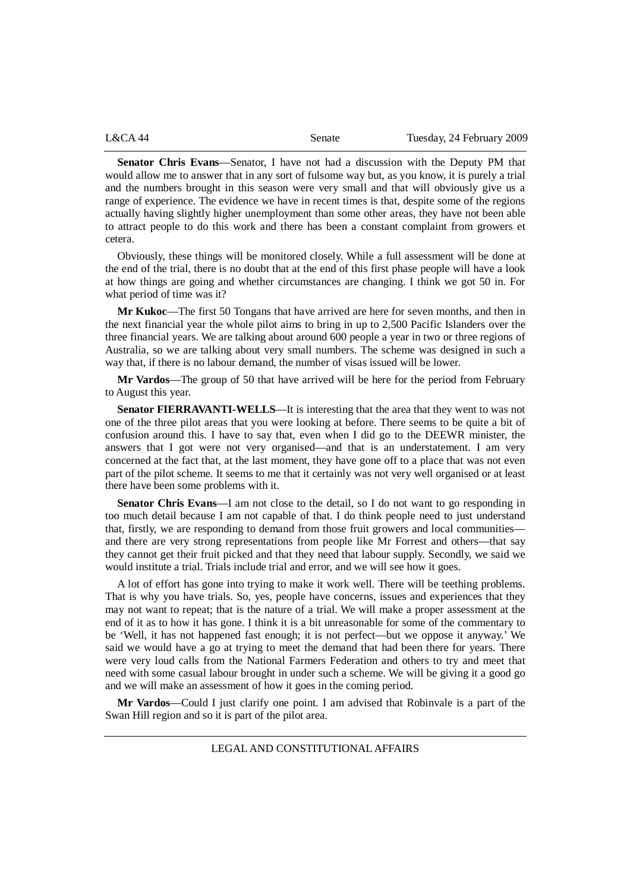**Senator Chris Evans**—Senator, I have not had a discussion with the Deputy PM that would allow me to answer that in any sort of fulsome way but, as you know, it is purely a trial and the numbers brought in this season were very small and that will obviously give us a range of experience. The evidence we have in recent times is that, despite some of the regions actually having slightly higher unemployment than some other areas, they have not been able to attract people to do this work and there has been a constant complaint from growers et cetera.

Obviously, these things will be monitored closely. While a full assessment will be done at the end of the trial, there is no doubt that at the end of this first phase people will have a look at how things are going and whether circumstances are changing. I think we got 50 in. For what period of time was it?

**Mr Kukoc**—The first 50 Tongans that have arrived are here for seven months, and then in the next financial year the whole pilot aims to bring in up to 2,500 Pacific Islanders over the three financial years. We are talking about around 600 people a year in two or three regions of Australia, so we are talking about very small numbers. The scheme was designed in such a way that, if there is no labour demand, the number of visas issued will be lower.

**Mr Vardos**—The group of 50 that have arrived will be here for the period from February to August this year.

**Senator FIERRAVANTI-WELLS**—It is interesting that the area that they went to was not one of the three pilot areas that you were looking at before. There seems to be quite a bit of confusion around this. I have to say that, even when I did go to the DEEWR minister, the answers that I got were not very organised—and that is an understatement. I am very concerned at the fact that, at the last moment, they have gone off to a place that was not even part of the pilot scheme. It seems to me that it certainly was not very well organised or at least there have been some problems with it.

**Senator Chris Evans**—I am not close to the detail, so I do not want to go responding in too much detail because I am not capable of that. I do think people need to just understand that, firstly, we are responding to demand from those fruit growers and local communities—and there are very strong representations from people like Mr Forrest and others—that say they cannot get their fruit picked and that they need that labour supply. Secondly, we said we would institute a trial. Trials include trial and error, and we will see how it goes.

A lot of effort has gone into trying to make it work well. There will be teething problems. That is why you have trials. So, yes, people have concerns, issues and experiences that they may not want to repeat; that is the nature of a trial. We will make a proper assessment at the end of it as to how it has gone. I think it is a bit unreasonable for some of the commentary to be 'Well, it has not happened fast enough; it is not perfect—but we oppose it anyway.' We said we would have a go at trying to meet the demand that had been there for years. There were very loud calls from the National Farmers Federation and others to try and meet that need with some casual labour brought in under such a scheme. We will be giving it a good go and we will make an assessment of how it goes in the coming period.

**Mr Vardos**—Could I just clarify one point. I am advised that Robinvale is a part of the Swan Hill region and so it is part of the pilot area.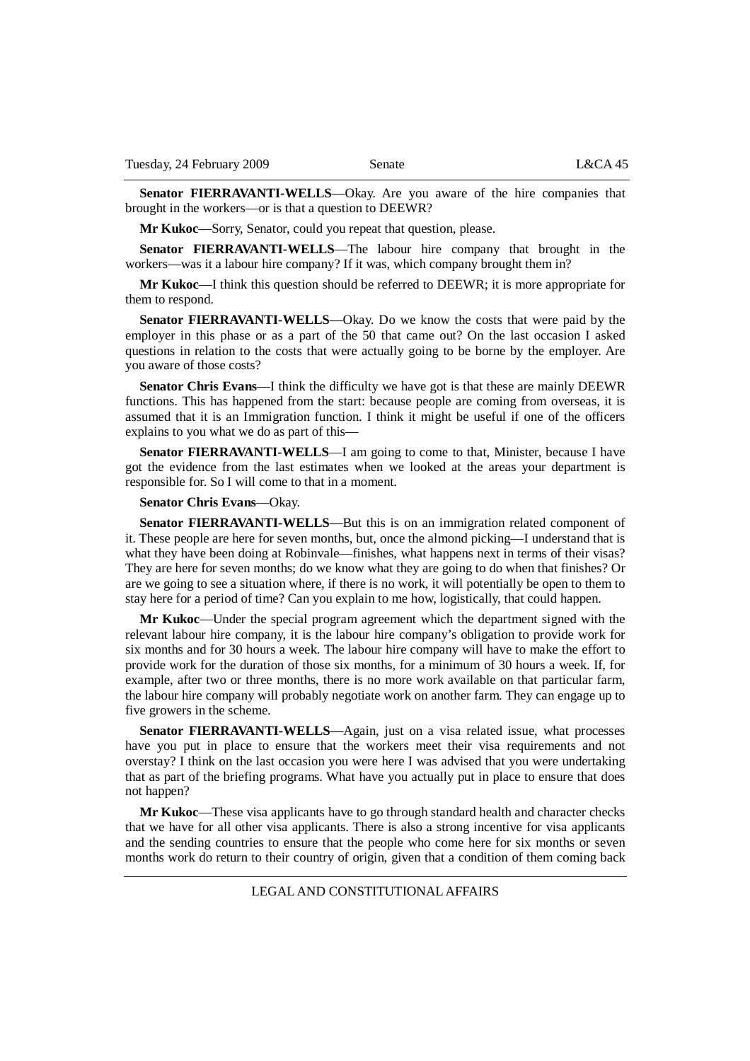**Senator FIERRAVANTI-WELLS**—Okay. Are you aware of the hire companies that brought in the workers—or is that a question to DEEWR?

**Mr Kukoc**—Sorry, Senator, could you repeat that question, please.

**Senator FIERRAVANTI-WELLS**—The labour hire company that brought in the workers—was it a labour hire company? If it was, which company brought them in?

**Mr Kukoc**—I think this question should be referred to DEEWR; it is more appropriate for them to respond.

**Senator FIERRAVANTI-WELLS**—Okay. Do we know the costs that were paid by the employer in this phase or as a part of the 50 that came out? On the last occasion I asked questions in relation to the costs that were actually going to be borne by the employer. Are you aware of those costs?

**Senator Chris Evans**—I think the difficulty we have got is that these are mainly DEEWR functions. This has happened from the start: because people are coming from overseas, it is assumed that it is an Immigration function. I think it might be useful if one of the officers explains to you what we do as part of this—

**Senator FIERRAVANTI-WELLS**—I am going to come to that, Minister, because I have got the evidence from the last estimates when we looked at the areas your department is responsible for. So I will come to that in a moment.

**Senator Chris Evans**—Okay.

**Senator FIERRAVANTI-WELLS**—But this is on an immigration related component of it. These people are here for seven months, but, once the almond picking—I understand that is what they have been doing at Robinvale—finishes, what happens next in terms of their visas? They are here for seven months; do we know what they are going to do when that finishes? Or are we going to see a situation where, if there is no work, it will potentially be open to them to stay here for a period of time? Can you explain to me how, logistically, that could happen.

**Mr Kukoc**—Under the special program agreement which the department signed with the relevant labour hire company, it is the labour hire company's obligation to provide work for six months and for 30 hours a week. The labour hire company will have to make the effort to provide work for the duration of those six months, for a minimum of 30 hours a week. If, for example, after two or three months, there is no more work available on that particular farm, the labour hire company will probably negotiate work on another farm. They can engage up to five growers in the scheme.

**Senator FIERRAVANTI-WELLS**—Again, just on a visa related issue, what processes have you put in place to ensure that the workers meet their visa requirements and not overstay? I think on the last occasion you were here I was advised that you were undertaking that as part of the briefing programs. What have you actually put in place to ensure that does not happen?

**Mr Kukoc**—These visa applicants have to go through standard health and character checks that we have for all other visa applicants. There is also a strong incentive for visa applicants and the sending countries to ensure that the people who come here for six months or seven months work do return to their country of origin, given that a condition of them coming back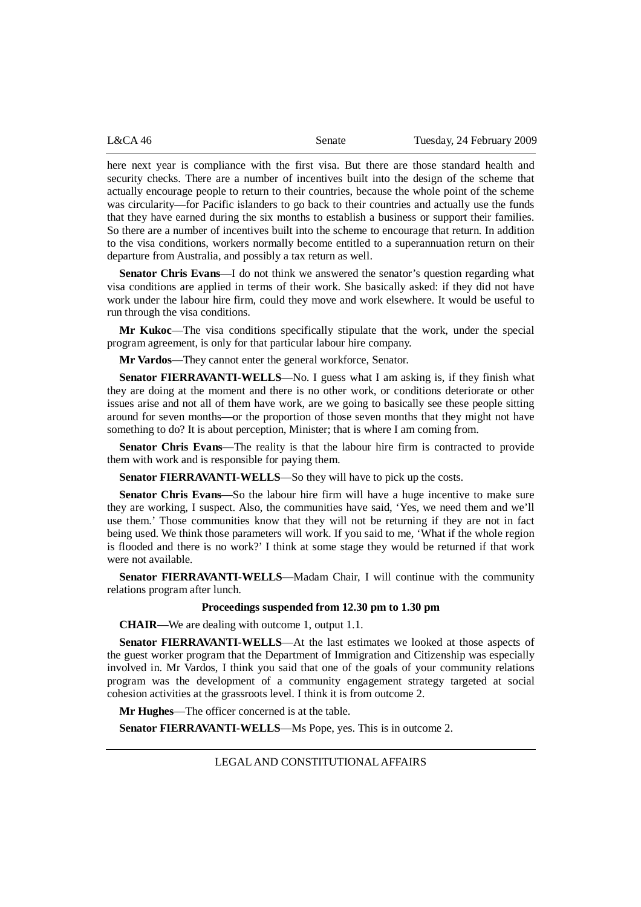here next year is compliance with the first visa. But there are those standard health and security checks. There are a number of incentives built into the design of the scheme that actually encourage people to return to their countries, because the whole point of the scheme was circularity—for Pacific islanders to go back to their countries and actually use the funds that they have earned during the six months to establish a business or support their families. So there are a number of incentives built into the scheme to encourage that return. In addition to the visa conditions, workers normally become entitled to a superannuation return on their departure from Australia, and possibly a tax return as well.

**Senator Chris Evans**—I do not think we answered the senator's question regarding what visa conditions are applied in terms of their work. She basically asked: if they did not have work under the labour hire firm, could they move and work elsewhere. It would be useful to run through the visa conditions.

**Mr Kukoc**—The visa conditions specifically stipulate that the work, under the special program agreement, is only for that particular labour hire company.

**Mr Vardos**—They cannot enter the general workforce, Senator.

**Senator FIERRAVANTI-WELLS**—No. I guess what I am asking is, if they finish what they are doing at the moment and there is no other work, or conditions deteriorate or other issues arise and not all of them have work, are we going to basically see these people sitting around for seven months—or the proportion of those seven months that they might not have something to do? It is about perception, Minister; that is where I am coming from.

**Senator Chris Evans**—The reality is that the labour hire firm is contracted to provide them with work and is responsible for paying them.

**Senator FIERRAVANTI-WELLS**—So they will have to pick up the costs.

**Senator Chris Evans**—So the labour hire firm will have a huge incentive to make sure they are working, I suspect. Also, the communities have said, 'Yes, we need them and we'll use them.' Those communities know that they will not be returning if they are not in fact being used. We think those parameters will work. If you said to me, 'What if the whole region is flooded and there is no work?' I think at some stage they would be returned if that work were not available.

**Senator FIERRAVANTI-WELLS**—Madam Chair, I will continue with the community relations program after lunch.

**Proceedings suspended from 12.30 pm to 1.30 pm**

**CHAIR**—We are dealing with outcome 1, output 1.1.

**Senator FIERRAVANTI-WELLS**—At the last estimates we looked at those aspects of the guest worker program that the Department of Immigration and Citizenship was especially involved in. Mr Vardos, I think you said that one of the goals of your community relations program was the development of a community engagement strategy targeted at social cohesion activities at the grassroots level. I think it is from outcome 2.

**Mr Hughes**—The officer concerned is at the table.

**Senator FIERRAVANTI-WELLS**—Ms Pope, yes. This is in outcome 2.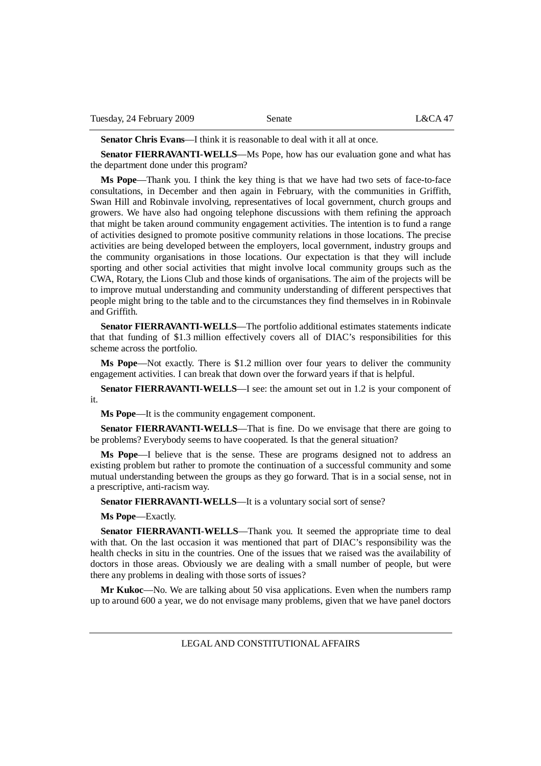**Senator Chris Evans**—I think it is reasonable to deal with it all at once.

**Senator FIERRAVANTI-WELLS**—Ms Pope, how has our evaluation gone and what has the department done under this program?

**Ms Pope**—Thank you. I think the key thing is that we have had two sets of face-to-face consultations, in December and then again in February, with the communities in Griffith, Swan Hill and Robinvale involving, representatives of local government, church groups and growers. We have also had ongoing telephone discussions with them refining the approach that might be taken around community engagement activities. The intention is to fund a range of activities designed to promote positive community relations in those locations. The precise activities are being developed between the employers, local government, industry groups and the community organisations in those locations. Our expectation is that they will include sporting and other social activities that might involve local community groups such as the CWA, Rotary, the Lions Club and those kinds of organisations. The aim of the projects will be to improve mutual understanding and community understanding of different perspectives that people might bring to the table and to the circumstances they find themselves in in Robinvale and Griffith.

**Senator FIERRAVANTI-WELLS**—The portfolio additional estimates statements indicate that that funding of $1.3 million effectively covers all of DIAC's responsibilities for this scheme across the portfolio.

**Ms Pope**—Not exactly. There is $1.2 million over four years to deliver the community engagement activities. I can break that down over the forward years if that is helpful.

**Senator FIERRAVANTI-WELLS**—I see: the amount set out in 1.2 is your component of it.

**Ms Pope**—It is the community engagement component.

**Senator FIERRAVANTI-WELLS**—That is fine. Do we envisage that there are going to be problems? Everybody seems to have cooperated. Is that the general situation?

**Ms Pope**—I believe that is the sense. These are programs designed not to address an existing problem but rather to promote the continuation of a successful community and some mutual understanding between the groups as they go forward. That is in a social sense, not in a prescriptive, anti-racism way.

**Senator FIERRAVANTI-WELLS**—It is a voluntary social sort of sense?

**Ms Pope**—Exactly.

**Senator FIERRAVANTI-WELLS**—Thank you. It seemed the appropriate time to deal with that. On the last occasion it was mentioned that part of DIAC's responsibility was the health checks in situ in the countries. One of the issues that we raised was the availability of doctors in those areas. Obviously we are dealing with a small number of people, but were there any problems in dealing with those sorts of issues?

**Mr Kukoc**—No. We are talking about 50 visa applications. Even when the numbers ramp up to around 600 a year, we do not envisage many problems, given that we have panel doctors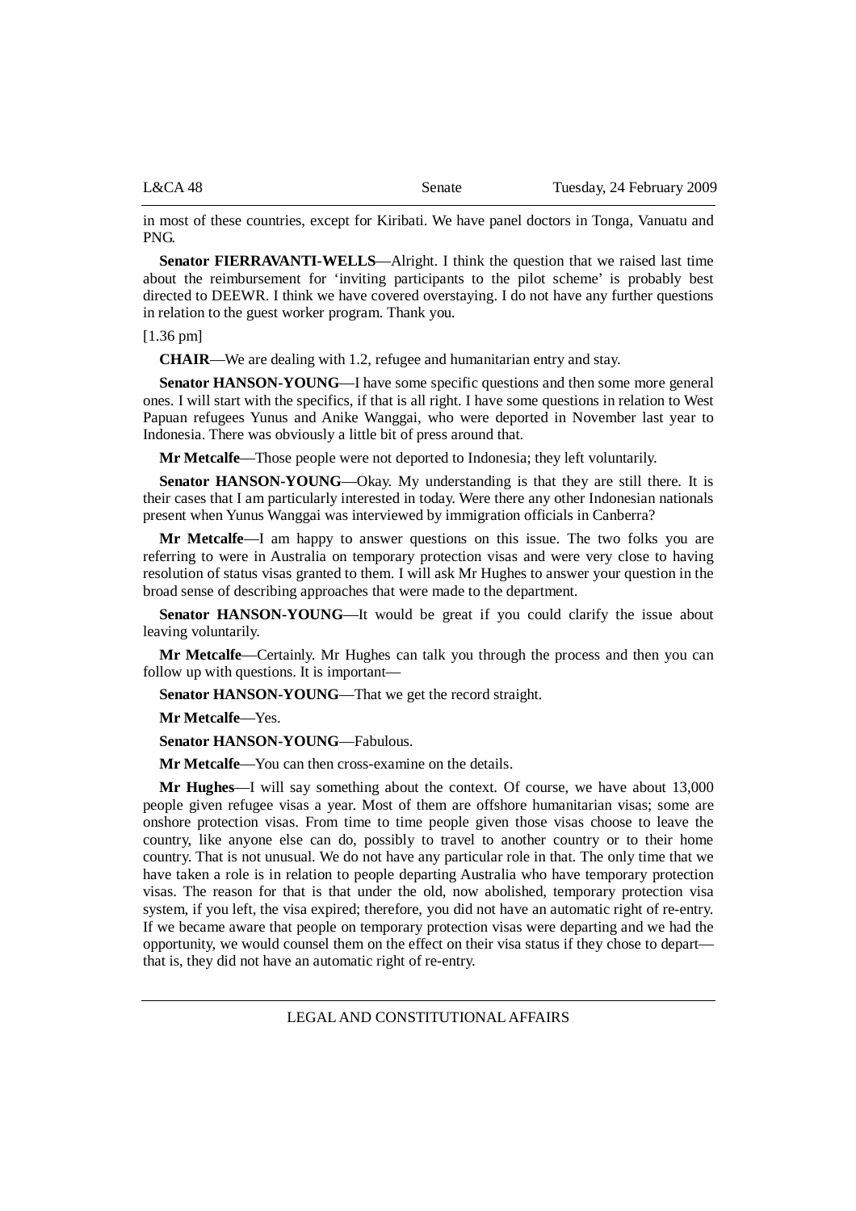in most of these countries, except for Kiribati. We have panel doctors in Tonga, Vanuatu and PNG.

**Senator FIERRAVANTI-WELLS**—Alright. I think the question that we raised last time about the reimbursement for 'inviting participants to the pilot scheme' is probably best directed to DEEWR. I think we have covered overstaying. I do not have any further questions in relation to the guest worker program. Thank you.

[1.36 pm]

**CHAIR**—We are dealing with 1.2, refugee and humanitarian entry and stay.

**Senator HANSON-YOUNG**—I have some specific questions and then some more general ones. I will start with the specifics, if that is all right. I have some questions in relation to West Papuan refugees Yunus and Anike Wanggai, who were deported in November last year to Indonesia. There was obviously a little bit of press around that.

**Mr Metcalfe**—Those people were not deported to Indonesia; they left voluntarily.

**Senator HANSON-YOUNG**—Okay. My understanding is that they are still there. It is their cases that I am particularly interested in today. Were there any other Indonesian nationals present when Yunus Wanggai was interviewed by immigration officials in Canberra?

**Mr Metcalfe**—I am happy to answer questions on this issue. The two folks you are referring to were in Australia on temporary protection visas and were very close to having resolution of status visas granted to them. I will ask Mr Hughes to answer your question in the broad sense of describing approaches that were made to the department.

**Senator HANSON-YOUNG**—It would be great if you could clarify the issue about leaving voluntarily.

**Mr Metcalfe**—Certainly. Mr Hughes can talk you through the process and then you can follow up with questions. It is important—

**Senator HANSON-YOUNG**—That we get the record straight.

**Mr Metcalfe**—Yes.

**Senator HANSON-YOUNG**—Fabulous.

**Mr Metcalfe**—You can then cross-examine on the details.

**Mr Hughes**—I will say something about the context. Of course, we have about 13,000 people given refugee visas a year. Most of them are offshore humanitarian visas; some are onshore protection visas. From time to time people given those visas choose to leave the country, like anyone else can do, possibly to travel to another country or to their home country. That is not unusual. We do not have any particular role in that. The only time that we have taken a role is in relation to people departing Australia who have temporary protection visas. The reason for that is that under the old, now abolished, temporary protection visa system, if you left, the visa expired; therefore, you did not have an automatic right of re-entry. If we became aware that people on temporary protection visas were departing and we had the opportunity, we would counsel them on the effect on their visa status if they chose to depart—that is, they did not have an automatic right of re-entry.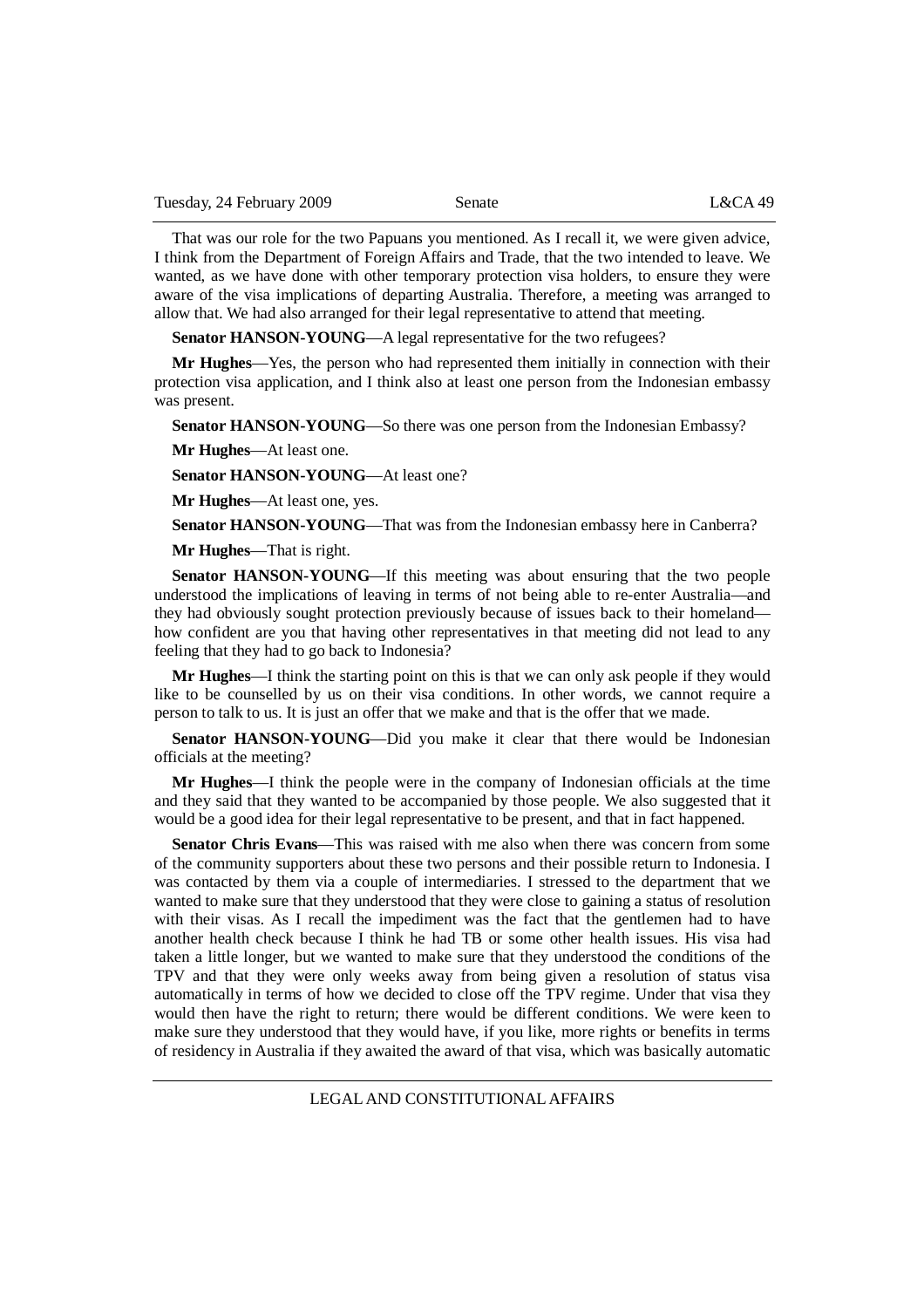That was our role for the two Papuans you mentioned. As I recall it, we were given advice, I think from the Department of Foreign Affairs and Trade, that the two intended to leave. We wanted, as we have done with other temporary protection visa holders, to ensure they were aware of the visa implications of departing Australia. Therefore, a meeting was arranged to allow that. We had also arranged for their legal representative to attend that meeting.

**Senator HANSON-YOUNG**—A legal representative for the two refugees?

**Mr Hughes**—Yes, the person who had represented them initially in connection with their protection visa application, and I think also at least one person from the Indonesian embassy was present.

**Senator HANSON-YOUNG**—So there was one person from the Indonesian Embassy?

**Mr Hughes**—At least one.

**Senator HANSON-YOUNG**—At least one?

**Mr Hughes**—At least one, yes.

**Senator HANSON-YOUNG**—That was from the Indonesian embassy here in Canberra?

**Mr Hughes**—That is right.

**Senator HANSON-YOUNG**—If this meeting was about ensuring that the two people understood the implications of leaving in terms of not being able to re-enter Australia—and they had obviously sought protection previously because of issues back to their homeland—how confident are you that having other representatives in that meeting did not lead to any feeling that they had to go back to Indonesia?

**Mr Hughes**—I think the starting point on this is that we can only ask people if they would like to be counselled by us on their visa conditions. In other words, we cannot require a person to talk to us. It is just an offer that we make and that is the offer that we made.

**Senator HANSON-YOUNG**—Did you make it clear that there would be Indonesian officials at the meeting?

**Mr Hughes**—I think the people were in the company of Indonesian officials at the time and they said that they wanted to be accompanied by those people. We also suggested that it would be a good idea for their legal representative to be present, and that in fact happened.

**Senator Chris Evans**—This was raised with me also when there was concern from some of the community supporters about these two persons and their possible return to Indonesia. I was contacted by them via a couple of intermediaries. I stressed to the department that we wanted to make sure that they understood that they were close to gaining a status of resolution with their visas. As I recall the impediment was the fact that the gentlemen had to have another health check because I think he had TB or some other health issues. His visa had taken a little longer, but we wanted to make sure that they understood the conditions of the TPV and that they were only weeks away from being given a resolution of status visa automatically in terms of how we decided to close off the TPV regime. Under that visa they would then have the right to return; there would be different conditions. We were keen to make sure they understood that they would have, if you like, more rights or benefits in terms of residency in Australia if they awaited the award of that visa, which was basically automatic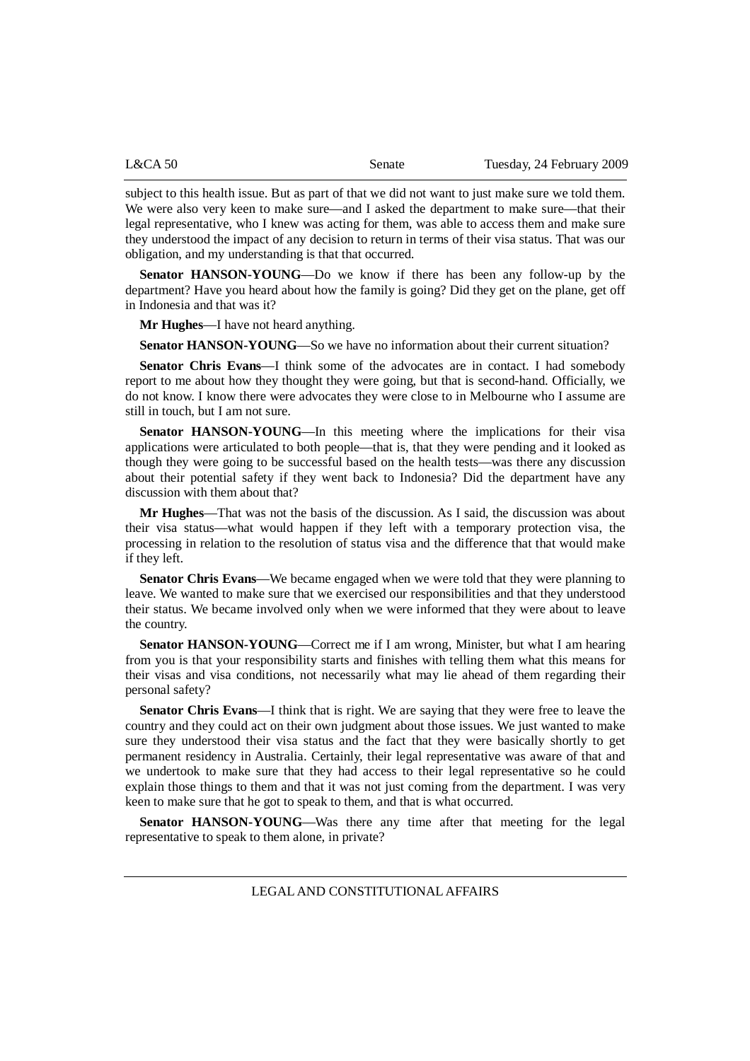subject to this health issue. But as part of that we did not want to just make sure we told them. We were also very keen to make sure—and I asked the department to make sure—that their legal representative, who I knew was acting for them, was able to access them and make sure they understood the impact of any decision to return in terms of their visa status. That was our obligation, and my understanding is that that occurred.

**Senator HANSON-YOUNG**—Do we know if there has been any follow-up by the department? Have you heard about how the family is going? Did they get on the plane, get off in Indonesia and that was it?

**Mr Hughes**—I have not heard anything.

**Senator HANSON-YOUNG**—So we have no information about their current situation?

**Senator Chris Evans**—I think some of the advocates are in contact. I had somebody report to me about how they thought they were going, but that is second-hand. Officially, we do not know. I know there were advocates they were close to in Melbourne who I assume are still in touch, but I am not sure.

**Senator HANSON-YOUNG**—In this meeting where the implications for their visa applications were articulated to both people—that is, that they were pending and it looked as though they were going to be successful based on the health tests—was there any discussion about their potential safety if they went back to Indonesia? Did the department have any discussion with them about that?

**Mr Hughes**—That was not the basis of the discussion. As I said, the discussion was about their visa status—what would happen if they left with a temporary protection visa, the processing in relation to the resolution of status visa and the difference that that would make if they left.

**Senator Chris Evans**—We became engaged when we were told that they were planning to leave. We wanted to make sure that we exercised our responsibilities and that they understood their status. We became involved only when we were informed that they were about to leave the country.

**Senator HANSON-YOUNG**—Correct me if I am wrong, Minister, but what I am hearing from you is that your responsibility starts and finishes with telling them what this means for their visas and visa conditions, not necessarily what may lie ahead of them regarding their personal safety?

**Senator Chris Evans**—I think that is right. We are saying that they were free to leave the country and they could act on their own judgment about those issues. We just wanted to make sure they understood their visa status and the fact that they were basically shortly to get permanent residency in Australia. Certainly, their legal representative was aware of that and we undertook to make sure that they had access to their legal representative so he could explain those things to them and that it was not just coming from the department. I was very keen to make sure that he got to speak to them, and that is what occurred.

**Senator HANSON-YOUNG**—Was there any time after that meeting for the legal representative to speak to them alone, in private?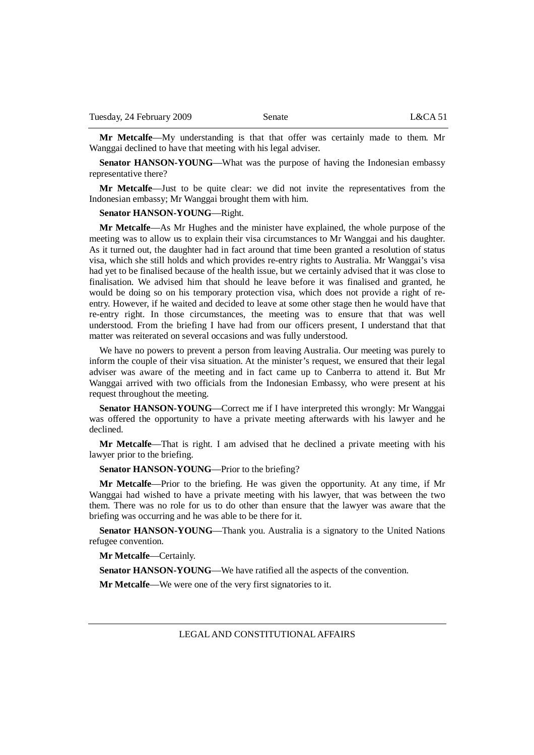**Mr Metcalfe**—My understanding is that that offer was certainly made to them. Mr Wanggai declined to have that meeting with his legal adviser.

**Senator HANSON-YOUNG**—What was the purpose of having the Indonesian embassy representative there?

**Mr Metcalfe**—Just to be quite clear: we did not invite the representatives from the Indonesian embassy; Mr Wanggai brought them with him.

**Senator HANSON-YOUNG**—Right.

**Mr Metcalfe**—As Mr Hughes and the minister have explained, the whole purpose of the meeting was to allow us to explain their visa circumstances to Mr Wanggai and his daughter. As it turned out, the daughter had in fact around that time been granted a resolution of status visa, which she still holds and which provides re-entry rights to Australia. Mr Wanggai's visa had yet to be finalised because of the health issue, but we certainly advised that it was close to finalisation. We advised him that should he leave before it was finalised and granted, he would be doing so on his temporary protection visa, which does not provide a right of re-entry. However, if he waited and decided to leave at some other stage then he would have that re-entry right. In those circumstances, the meeting was to ensure that that was well understood. From the briefing I have had from our officers present, I understand that that matter was reiterated on several occasions and was fully understood.

We have no powers to prevent a person from leaving Australia. Our meeting was purely to inform the couple of their visa situation. At the minister's request, we ensured that their legal adviser was aware of the meeting and in fact came up to Canberra to attend it. But Mr Wanggai arrived with two officials from the Indonesian Embassy, who were present at his request throughout the meeting.

**Senator HANSON-YOUNG**—Correct me if I have interpreted this wrongly: Mr Wanggai was offered the opportunity to have a private meeting afterwards with his lawyer and he declined.

**Mr Metcalfe**—That is right. I am advised that he declined a private meeting with his lawyer prior to the briefing.

**Senator HANSON-YOUNG**—Prior to the briefing?

**Mr Metcalfe**—Prior to the briefing. He was given the opportunity. At any time, if Mr Wanggai had wished to have a private meeting with his lawyer, that was between the two them. There was no role for us to do other than ensure that the lawyer was aware that the briefing was occurring and he was able to be there for it.

**Senator HANSON-YOUNG**—Thank you. Australia is a signatory to the United Nations refugee convention.

**Mr Metcalfe**—Certainly.

**Senator HANSON-YOUNG**—We have ratified all the aspects of the convention.

**Mr Metcalfe**—We were one of the very first signatories to it.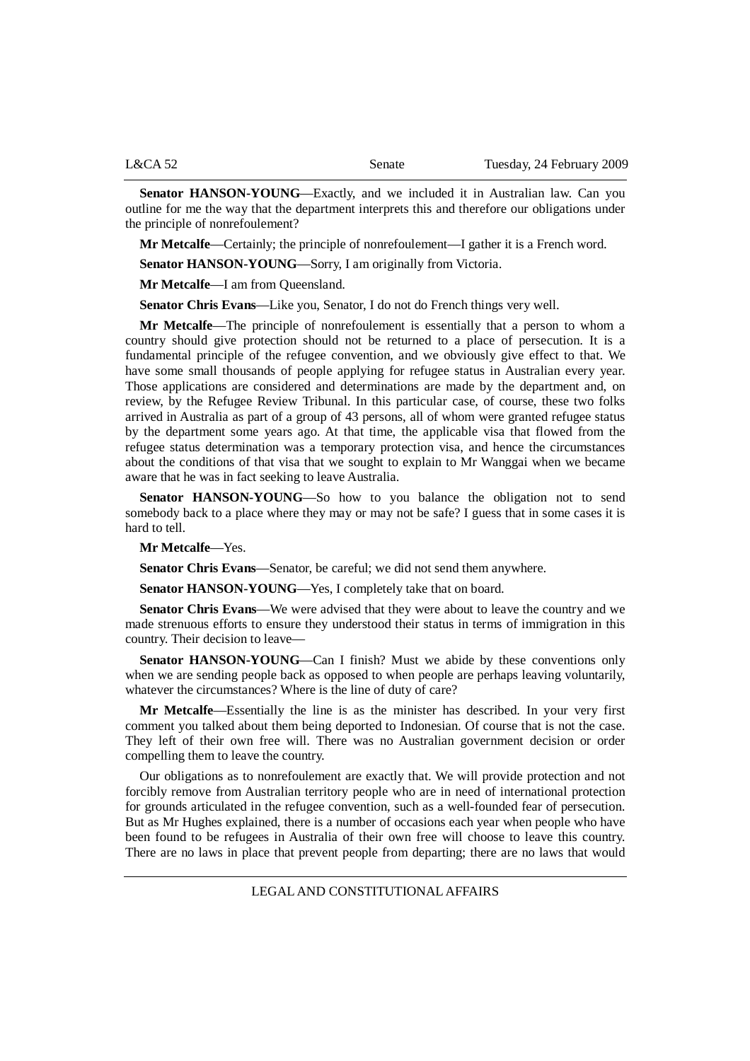**Senator HANSON-YOUNG**—Exactly, and we included it in Australian law. Can you outline for me the way that the department interprets this and therefore our obligations under the principle of nonrefoulement?

**Mr Metcalfe**—Certainly; the principle of nonrefoulement—I gather it is a French word.

**Senator HANSON-YOUNG**—Sorry, I am originally from Victoria.

**Mr Metcalfe**—I am from Queensland.

**Senator Chris Evans**—Like you, Senator, I do not do French things very well.

**Mr Metcalfe**—The principle of nonrefoulement is essentially that a person to whom a country should give protection should not be returned to a place of persecution. It is a fundamental principle of the refugee convention, and we obviously give effect to that. We have some small thousands of people applying for refugee status in Australian every year. Those applications are considered and determinations are made by the department and, on review, by the Refugee Review Tribunal. In this particular case, of course, these two folks arrived in Australia as part of a group of 43 persons, all of whom were granted refugee status by the department some years ago. At that time, the applicable visa that flowed from the refugee status determination was a temporary protection visa, and hence the circumstances about the conditions of that visa that we sought to explain to Mr Wanggai when we became aware that he was in fact seeking to leave Australia.

**Senator HANSON-YOUNG**—So how to you balance the obligation not to send somebody back to a place where they may or may not be safe? I guess that in some cases it is hard to tell.

**Mr Metcalfe**—Yes.

**Senator Chris Evans**—Senator, be careful; we did not send them anywhere.

**Senator HANSON-YOUNG**—Yes, I completely take that on board.

**Senator Chris Evans**—We were advised that they were about to leave the country and we made strenuous efforts to ensure they understood their status in terms of immigration in this country. Their decision to leave—

**Senator HANSON-YOUNG**—Can I finish? Must we abide by these conventions only when we are sending people back as opposed to when people are perhaps leaving voluntarily, whatever the circumstances? Where is the line of duty of care?

**Mr Metcalfe**—Essentially the line is as the minister has described. In your very first comment you talked about them being deported to Indonesian. Of course that is not the case. They left of their own free will. There was no Australian government decision or order compelling them to leave the country.

Our obligations as to nonrefoulement are exactly that. We will provide protection and not forcibly remove from Australian territory people who are in need of international protection for grounds articulated in the refugee convention, such as a well-founded fear of persecution. But as Mr Hughes explained, there is a number of occasions each year when people who have been found to be refugees in Australia of their own free will choose to leave this country. There are no laws in place that prevent people from departing; there are no laws that would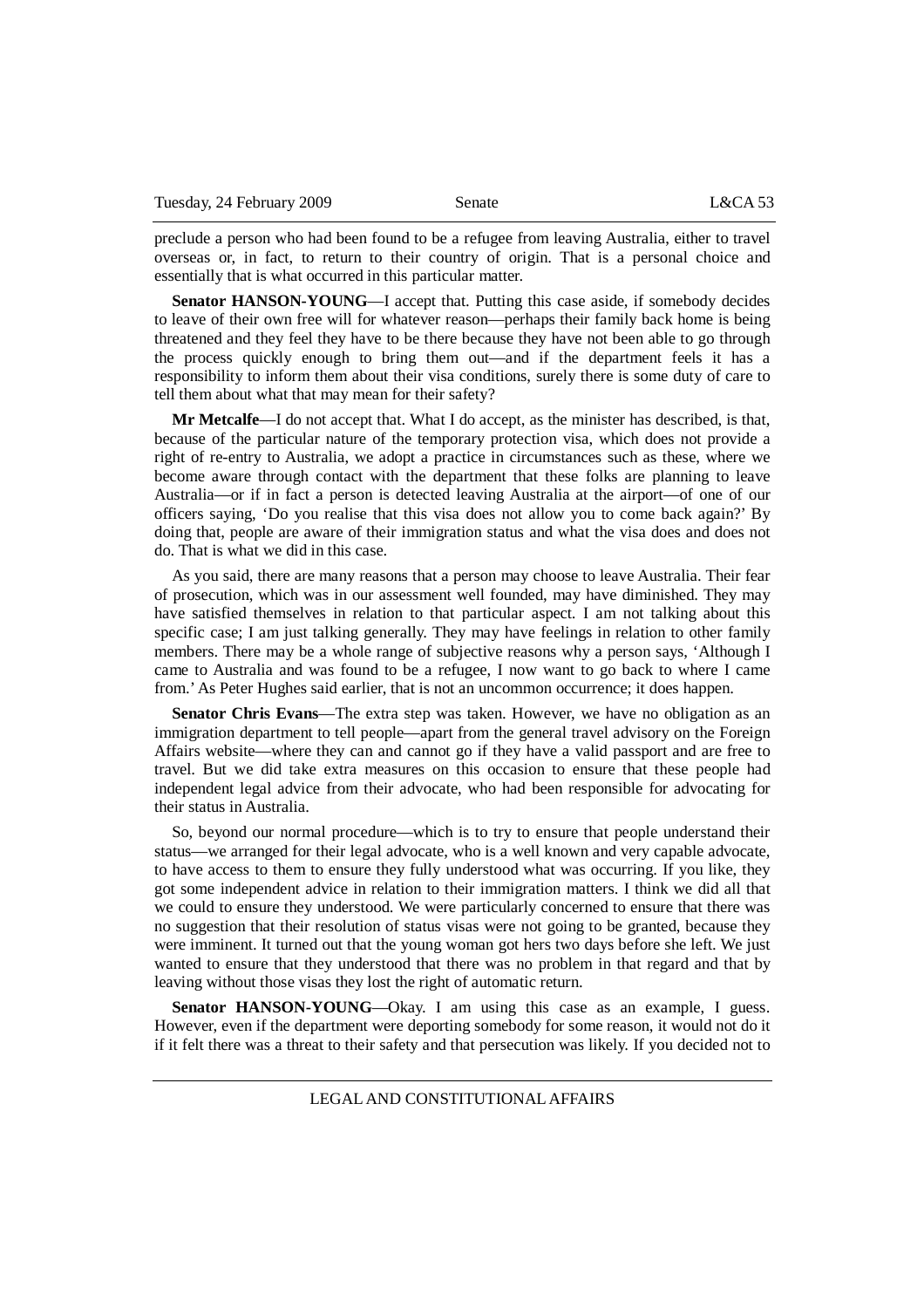preclude a person who had been found to be a refugee from leaving Australia, either to travel overseas or, in fact, to return to their country of origin. That is a personal choice and essentially that is what occurred in this particular matter.

**Senator HANSON-YOUNG**—I accept that. Putting this case aside, if somebody decides to leave of their own free will for whatever reason—perhaps their family back home is being threatened and they feel they have to be there because they have not been able to go through the process quickly enough to bring them out—and if the department feels it has a responsibility to inform them about their visa conditions, surely there is some duty of care to tell them about what that may mean for their safety?

**Mr Metcalfe**—I do not accept that. What I do accept, as the minister has described, is that, because of the particular nature of the temporary protection visa, which does not provide a right of re-entry to Australia, we adopt a practice in circumstances such as these, where we become aware through contact with the department that these folks are planning to leave Australia—or if in fact a person is detected leaving Australia at the airport—of one of our officers saying, 'Do you realise that this visa does not allow you to come back again?' By doing that, people are aware of their immigration status and what the visa does and does not do. That is what we did in this case.

As you said, there are many reasons that a person may choose to leave Australia. Their fear of prosecution, which was in our assessment well founded, may have diminished. They may have satisfied themselves in relation to that particular aspect. I am not talking about this specific case; I am just talking generally. They may have feelings in relation to other family members. There may be a whole range of subjective reasons why a person says, 'Although I came to Australia and was found to be a refugee, I now want to go back to where I came from.' As Peter Hughes said earlier, that is not an uncommon occurrence; it does happen.

**Senator Chris Evans**—The extra step was taken. However, we have no obligation as an immigration department to tell people—apart from the general travel advisory on the Foreign Affairs website—where they can and cannot go if they have a valid passport and are free to travel. But we did take extra measures on this occasion to ensure that these people had independent legal advice from their advocate, who had been responsible for advocating for their status in Australia.

So, beyond our normal procedure—which is to try to ensure that people understand their status—we arranged for their legal advocate, who is a well known and very capable advocate, to have access to them to ensure they fully understood what was occurring. If you like, they got some independent advice in relation to their immigration matters. I think we did all that we could to ensure they understood. We were particularly concerned to ensure that there was no suggestion that their resolution of status visas were not going to be granted, because they were imminent. It turned out that the young woman got hers two days before she left. We just wanted to ensure that they understood that there was no problem in that regard and that by leaving without those visas they lost the right of automatic return.

**Senator HANSON-YOUNG**—Okay. I am using this case as an example, I guess. However, even if the department were deporting somebody for some reason, it would not do it if it felt there was a threat to their safety and that persecution was likely. If you decided not to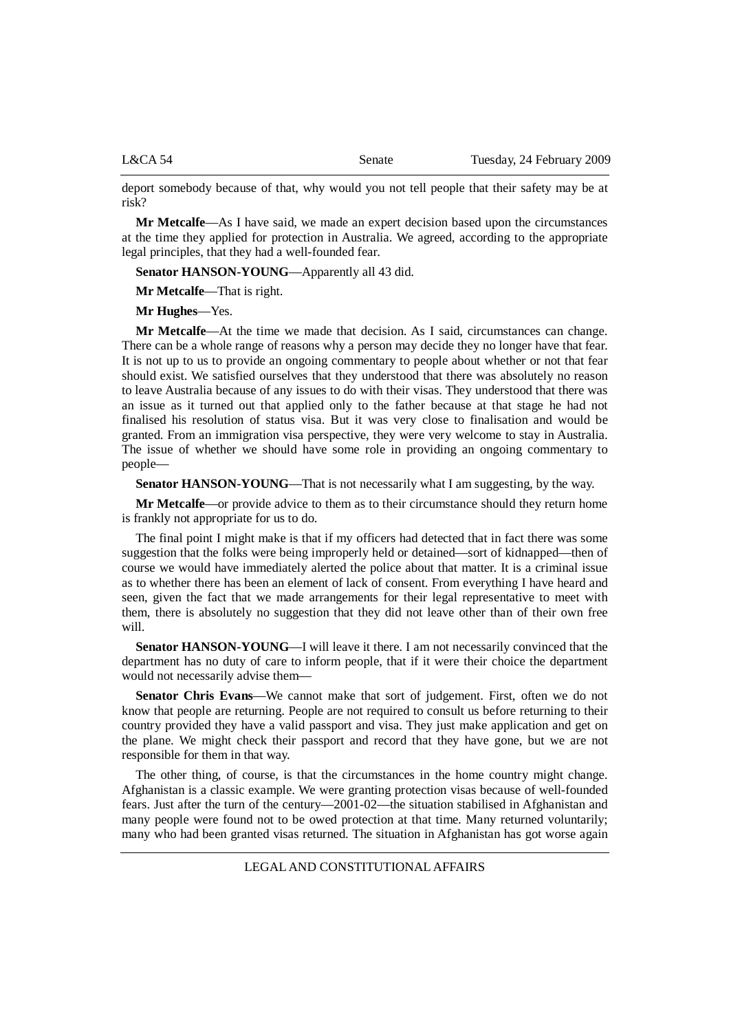deport somebody because of that, why would you not tell people that their safety may be at risk?

**Mr Metcalfe**—As I have said, we made an expert decision based upon the circumstances at the time they applied for protection in Australia. We agreed, according to the appropriate legal principles, that they had a well-founded fear.

**Senator HANSON-YOUNG**—Apparently all 43 did.

**Mr Metcalfe**—That is right.

**Mr Hughes**—Yes.

**Mr Metcalfe**—At the time we made that decision. As I said, circumstances can change. There can be a whole range of reasons why a person may decide they no longer have that fear. It is not up to us to provide an ongoing commentary to people about whether or not that fear should exist. We satisfied ourselves that they understood that there was absolutely no reason to leave Australia because of any issues to do with their visas. They understood that there was an issue as it turned out that applied only to the father because at that stage he had not finalised his resolution of status visa. But it was very close to finalisation and would be granted. From an immigration visa perspective, they were very welcome to stay in Australia. The issue of whether we should have some role in providing an ongoing commentary to people—

**Senator HANSON-YOUNG**—That is not necessarily what I am suggesting, by the way.

**Mr Metcalfe**—or provide advice to them as to their circumstance should they return home is frankly not appropriate for us to do.

The final point I might make is that if my officers had detected that in fact there was some suggestion that the folks were being improperly held or detained—sort of kidnapped—then of course we would have immediately alerted the police about that matter. It is a criminal issue as to whether there has been an element of lack of consent. From everything I have heard and seen, given the fact that we made arrangements for their legal representative to meet with them, there is absolutely no suggestion that they did not leave other than of their own free will.

**Senator HANSON-YOUNG**—I will leave it there. I am not necessarily convinced that the department has no duty of care to inform people, that if it were their choice the department would not necessarily advise them—

**Senator Chris Evans**—We cannot make that sort of judgement. First, often we do not know that people are returning. People are not required to consult us before returning to their country provided they have a valid passport and visa. They just make application and get on the plane. We might check their passport and record that they have gone, but we are not responsible for them in that way.

The other thing, of course, is that the circumstances in the home country might change. Afghanistan is a classic example. We were granting protection visas because of well-founded fears. Just after the turn of the century—2001-02—the situation stabilised in Afghanistan and many people were found not to be owed protection at that time. Many returned voluntarily; many who had been granted visas returned. The situation in Afghanistan has got worse again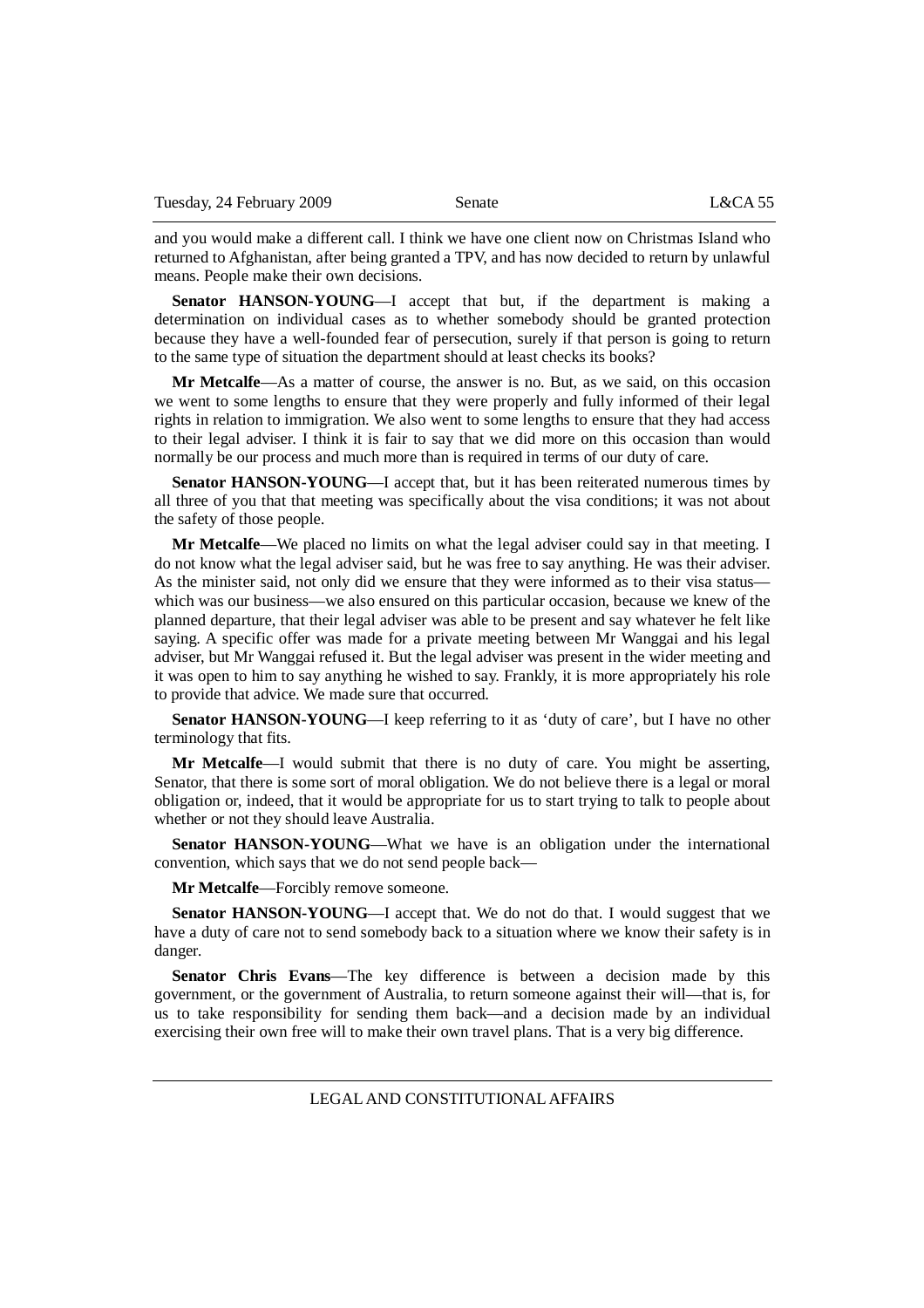and you would make a different call. I think we have one client now on Christmas Island who returned to Afghanistan, after being granted a TPV, and has now decided to return by unlawful means. People make their own decisions.

**Senator HANSON-YOUNG**—I accept that but, if the department is making a determination on individual cases as to whether somebody should be granted protection because they have a well-founded fear of persecution, surely if that person is going to return to the same type of situation the department should at least checks its books?

**Mr Metcalfe**—As a matter of course, the answer is no. But, as we said, on this occasion we went to some lengths to ensure that they were properly and fully informed of their legal rights in relation to immigration. We also went to some lengths to ensure that they had access to their legal adviser. I think it is fair to say that we did more on this occasion than would normally be our process and much more than is required in terms of our duty of care.

**Senator HANSON-YOUNG**—I accept that, but it has been reiterated numerous times by all three of you that that meeting was specifically about the visa conditions; it was not about the safety of those people.

**Mr Metcalfe**—We placed no limits on what the legal adviser could say in that meeting. I do not know what the legal adviser said, but he was free to say anything. He was their adviser. As the minister said, not only did we ensure that they were informed as to their visa status—which was our business—we also ensured on this particular occasion, because we knew of the planned departure, that their legal adviser was able to be present and say whatever he felt like saying. A specific offer was made for a private meeting between Mr Wanggai and his legal adviser, but Mr Wanggai refused it. But the legal adviser was present in the wider meeting and it was open to him to say anything he wished to say. Frankly, it is more appropriately his role to provide that advice. We made sure that occurred.

**Senator HANSON-YOUNG**—I keep referring to it as 'duty of care', but I have no other terminology that fits.

**Mr Metcalfe**—I would submit that there is no duty of care. You might be asserting, Senator, that there is some sort of moral obligation. We do not believe there is a legal or moral obligation or, indeed, that it would be appropriate for us to start trying to talk to people about whether or not they should leave Australia.

**Senator HANSON-YOUNG**—What we have is an obligation under the international convention, which says that we do not send people back—

**Mr Metcalfe**—Forcibly remove someone.

**Senator HANSON-YOUNG**—I accept that. We do not do that. I would suggest that we have a duty of care not to send somebody back to a situation where we know their safety is in danger.

**Senator Chris Evans**—The key difference is between a decision made by this government, or the government of Australia, to return someone against their will—that is, for us to take responsibility for sending them back—and a decision made by an individual exercising their own free will to make their own travel plans. That is a very big difference.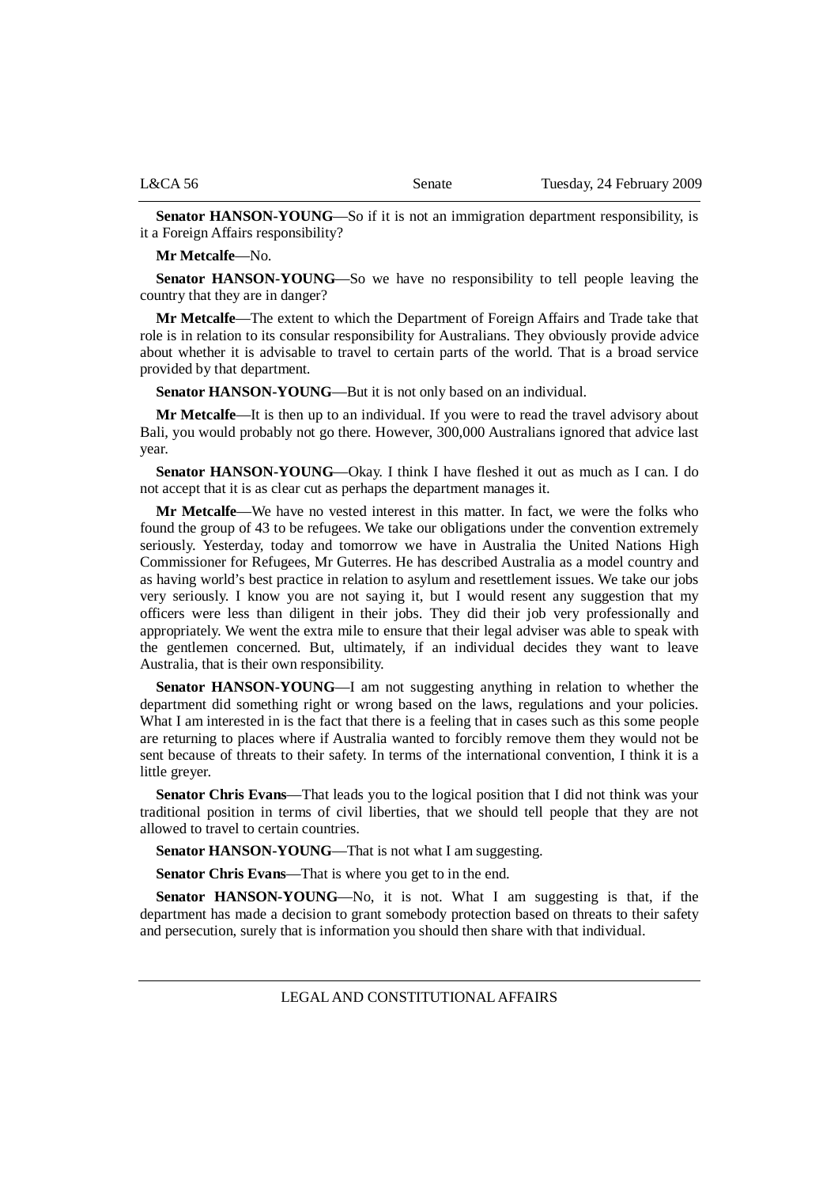**Senator HANSON-YOUNG**—So if it is not an immigration department responsibility, is it a Foreign Affairs responsibility?

**Mr Metcalfe**—No.

**Senator HANSON-YOUNG**—So we have no responsibility to tell people leaving the country that they are in danger?

**Mr Metcalfe**—The extent to which the Department of Foreign Affairs and Trade take that role is in relation to its consular responsibility for Australians. They obviously provide advice about whether it is advisable to travel to certain parts of the world. That is a broad service provided by that department.

**Senator HANSON-YOUNG**—But it is not only based on an individual.

**Mr Metcalfe**—It is then up to an individual. If you were to read the travel advisory about Bali, you would probably not go there. However, 300,000 Australians ignored that advice last year.

**Senator HANSON-YOUNG**—Okay. I think I have fleshed it out as much as I can. I do not accept that it is as clear cut as perhaps the department manages it.

**Mr Metcalfe**—We have no vested interest in this matter. In fact, we were the folks who found the group of 43 to be refugees. We take our obligations under the convention extremely seriously. Yesterday, today and tomorrow we have in Australia the United Nations High Commissioner for Refugees, Mr Guterres. He has described Australia as a model country and as having world's best practice in relation to asylum and resettlement issues. We take our jobs very seriously. I know you are not saying it, but I would resent any suggestion that my officers were less than diligent in their jobs. They did their job very professionally and appropriately. We went the extra mile to ensure that their legal adviser was able to speak with the gentlemen concerned. But, ultimately, if an individual decides they want to leave Australia, that is their own responsibility.

**Senator HANSON-YOUNG**—I am not suggesting anything in relation to whether the department did something right or wrong based on the laws, regulations and your policies. What I am interested in is the fact that there is a feeling that in cases such as this some people are returning to places where if Australia wanted to forcibly remove them they would not be sent because of threats to their safety. In terms of the international convention, I think it is a little greyer.

**Senator Chris Evans**—That leads you to the logical position that I did not think was your traditional position in terms of civil liberties, that we should tell people that they are not allowed to travel to certain countries.

**Senator HANSON-YOUNG**—That is not what I am suggesting.

**Senator Chris Evans**—That is where you get to in the end.

**Senator HANSON-YOUNG**—No, it is not. What I am suggesting is that, if the department has made a decision to grant somebody protection based on threats to their safety and persecution, surely that is information you should then share with that individual.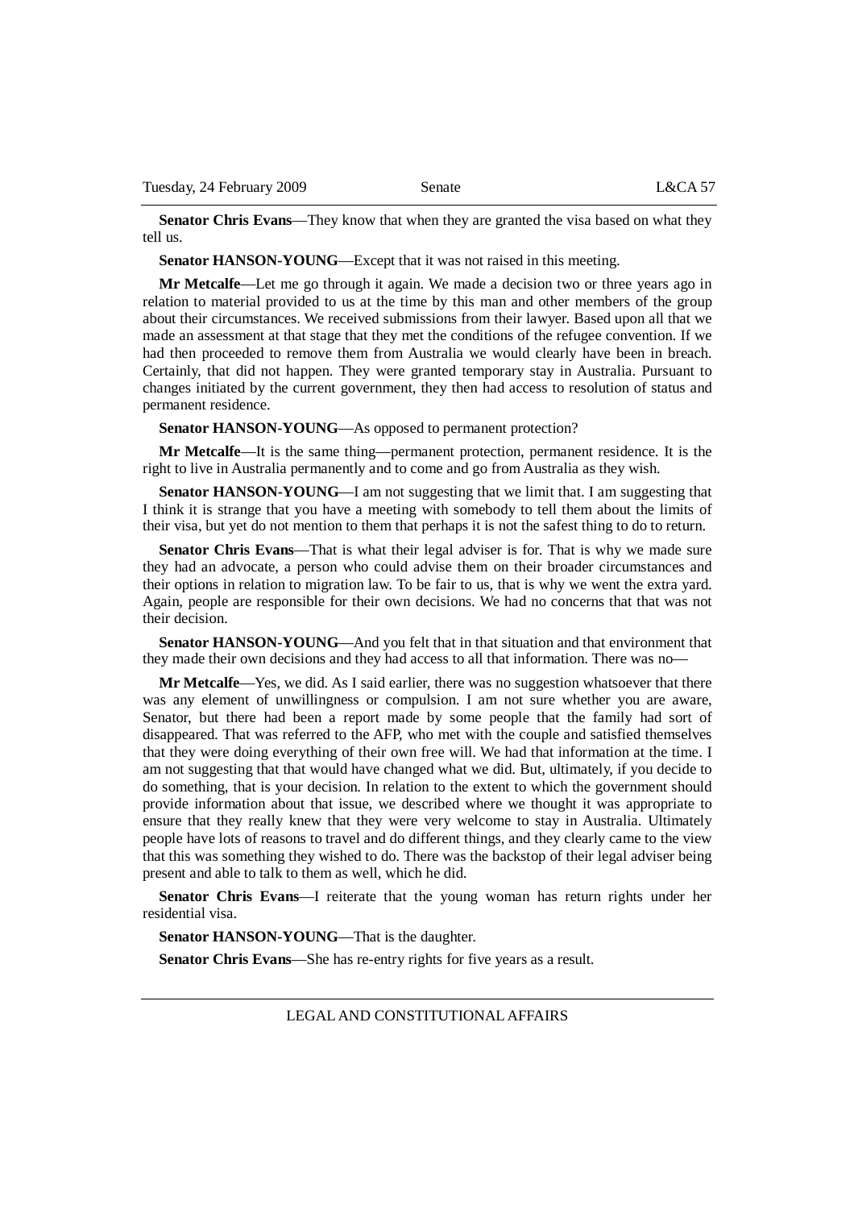**Senator Chris Evans**—They know that when they are granted the visa based on what they tell us.

**Senator HANSON-YOUNG**—Except that it was not raised in this meeting.

**Mr Metcalfe**—Let me go through it again. We made a decision two or three years ago in relation to material provided to us at the time by this man and other members of the group about their circumstances. We received submissions from their lawyer. Based upon all that we made an assessment at that stage that they met the conditions of the refugee convention. If we had then proceeded to remove them from Australia we would clearly have been in breach. Certainly, that did not happen. They were granted temporary stay in Australia. Pursuant to changes initiated by the current government, they then had access to resolution of status and permanent residence.

**Senator HANSON-YOUNG**—As opposed to permanent protection?

**Mr Metcalfe**—It is the same thing—permanent protection, permanent residence. It is the right to live in Australia permanently and to come and go from Australia as they wish.

**Senator HANSON-YOUNG**—I am not suggesting that we limit that. I am suggesting that I think it is strange that you have a meeting with somebody to tell them about the limits of their visa, but yet do not mention to them that perhaps it is not the safest thing to do to return.

**Senator Chris Evans**—That is what their legal adviser is for. That is why we made sure they had an advocate, a person who could advise them on their broader circumstances and their options in relation to migration law. To be fair to us, that is why we went the extra yard. Again, people are responsible for their own decisions. We had no concerns that that was not their decision.

**Senator HANSON-YOUNG**—And you felt that in that situation and that environment that they made their own decisions and they had access to all that information. There was no—

**Mr Metcalfe**—Yes, we did. As I said earlier, there was no suggestion whatsoever that there was any element of unwillingness or compulsion. I am not sure whether you are aware, Senator, but there had been a report made by some people that the family had sort of disappeared. That was referred to the AFP, who met with the couple and satisfied themselves that they were doing everything of their own free will. We had that information at the time. I am not suggesting that that would have changed what we did. But, ultimately, if you decide to do something, that is your decision. In relation to the extent to which the government should provide information about that issue, we described where we thought it was appropriate to ensure that they really knew that they were very welcome to stay in Australia. Ultimately people have lots of reasons to travel and do different things, and they clearly came to the view that this was something they wished to do. There was the backstop of their legal adviser being present and able to talk to them as well, which he did.

**Senator Chris Evans**—I reiterate that the young woman has return rights under her residential visa.

**Senator HANSON-YOUNG**—That is the daughter.

**Senator Chris Evans**—She has re-entry rights for five years as a result.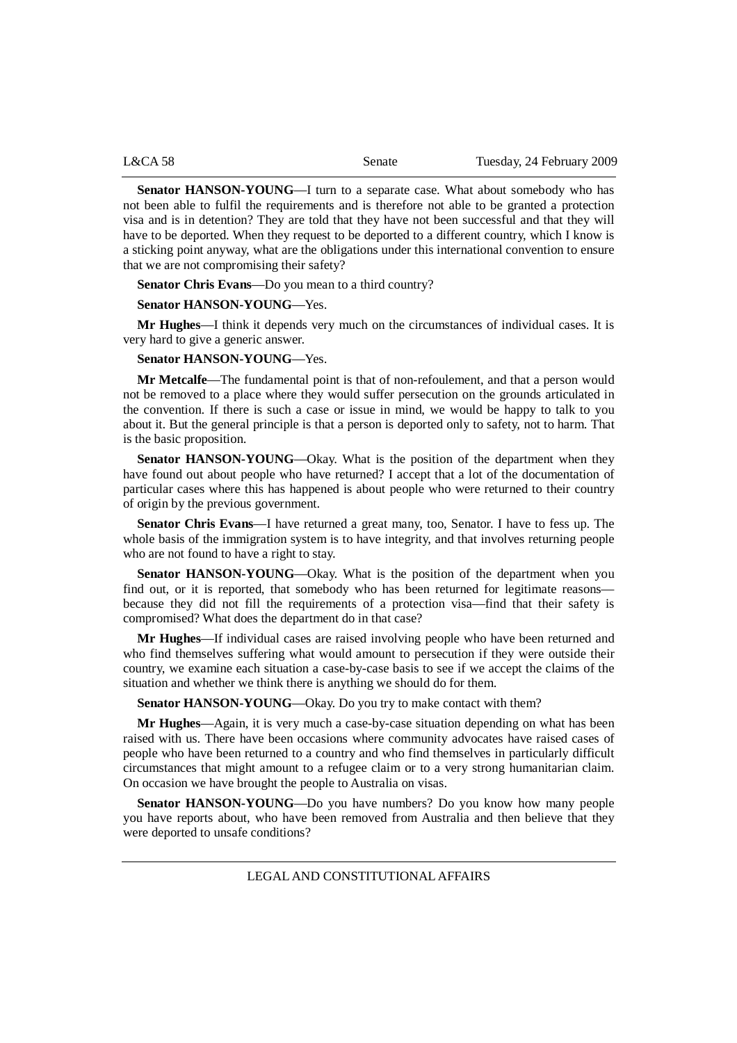**Senator HANSON-YOUNG**—I turn to a separate case. What about somebody who has not been able to fulfil the requirements and is therefore not able to be granted a protection visa and is in detention? They are told that they have not been successful and that they will have to be deported. When they request to be deported to a different country, which I know is a sticking point anyway, what are the obligations under this international convention to ensure that we are not compromising their safety?

**Senator Chris Evans**—Do you mean to a third country?

**Senator HANSON-YOUNG**—Yes.

**Mr Hughes**—I think it depends very much on the circumstances of individual cases. It is very hard to give a generic answer.

**Senator HANSON-YOUNG**—Yes.

**Mr Metcalfe**—The fundamental point is that of non-refoulement, and that a person would not be removed to a place where they would suffer persecution on the grounds articulated in the convention. If there is such a case or issue in mind, we would be happy to talk to you about it. But the general principle is that a person is deported only to safety, not to harm. That is the basic proposition.

**Senator HANSON-YOUNG**—Okay. What is the position of the department when they have found out about people who have returned? I accept that a lot of the documentation of particular cases where this has happened is about people who were returned to their country of origin by the previous government.

**Senator Chris Evans**—I have returned a great many, too, Senator. I have to fess up. The whole basis of the immigration system is to have integrity, and that involves returning people who are not found to have a right to stay.

**Senator HANSON-YOUNG**—Okay. What is the position of the department when you find out, or it is reported, that somebody who has been returned for legitimate reasons—because they did not fill the requirements of a protection visa—find that their safety is compromised? What does the department do in that case?

**Mr Hughes**—If individual cases are raised involving people who have been returned and who find themselves suffering what would amount to persecution if they were outside their country, we examine each situation a case-by-case basis to see if we accept the claims of the situation and whether we think there is anything we should do for them.

**Senator HANSON-YOUNG**—Okay. Do you try to make contact with them?

**Mr Hughes**—Again, it is very much a case-by-case situation depending on what has been raised with us. There have been occasions where community advocates have raised cases of people who have been returned to a country and who find themselves in particularly difficult circumstances that might amount to a refugee claim or to a very strong humanitarian claim. On occasion we have brought the people to Australia on visas.

**Senator HANSON-YOUNG**—Do you have numbers? Do you know how many people you have reports about, who have been removed from Australia and then believe that they were deported to unsafe conditions?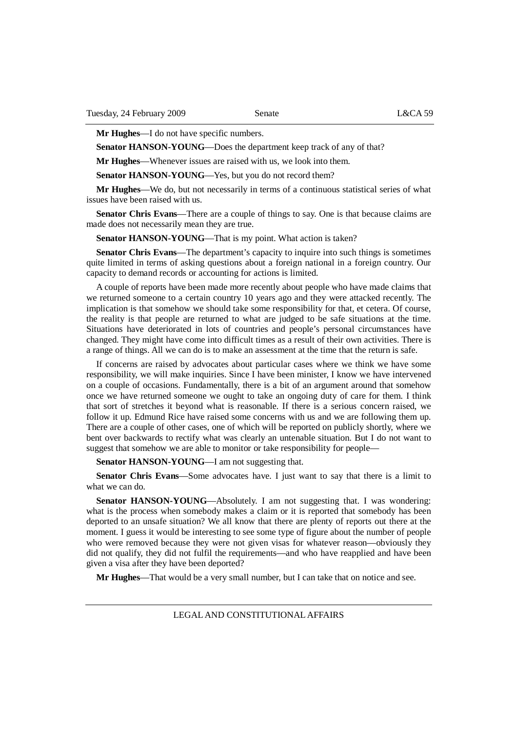**Mr Hughes**—I do not have specific numbers.

**Senator HANSON-YOUNG**—Does the department keep track of any of that?

**Mr Hughes**—Whenever issues are raised with us, we look into them.

**Senator HANSON-YOUNG**—Yes, but you do not record them?

**Mr Hughes**—We do, but not necessarily in terms of a continuous statistical series of what issues have been raised with us.

**Senator Chris Evans**—There are a couple of things to say. One is that because claims are made does not necessarily mean they are true.

**Senator HANSON-YOUNG**—That is my point. What action is taken?

**Senator Chris Evans**—The department's capacity to inquire into such things is sometimes quite limited in terms of asking questions about a foreign national in a foreign country. Our capacity to demand records or accounting for actions is limited.

A couple of reports have been made more recently about people who have made claims that we returned someone to a certain country 10 years ago and they were attacked recently. The implication is that somehow we should take some responsibility for that, et cetera. Of course, the reality is that people are returned to what are judged to be safe situations at the time. Situations have deteriorated in lots of countries and people's personal circumstances have changed. They might have come into difficult times as a result of their own activities. There is a range of things. All we can do is to make an assessment at the time that the return is safe.

If concerns are raised by advocates about particular cases where we think we have some responsibility, we will make inquiries. Since I have been minister, I know we have intervened on a couple of occasions. Fundamentally, there is a bit of an argument around that somehow once we have returned someone we ought to take an ongoing duty of care for them. I think that sort of stretches it beyond what is reasonable. If there is a serious concern raised, we follow it up. Edmund Rice have raised some concerns with us and we are following them up. There are a couple of other cases, one of which will be reported on publicly shortly, where we bent over backwards to rectify what was clearly an untenable situation. But I do not want to suggest that somehow we are able to monitor or take responsibility for people—

**Senator HANSON-YOUNG**—I am not suggesting that.

**Senator Chris Evans**—Some advocates have. I just want to say that there is a limit to what we can do.

**Senator HANSON-YOUNG**—Absolutely. I am not suggesting that. I was wondering: what is the process when somebody makes a claim or it is reported that somebody has been deported to an unsafe situation? We all know that there are plenty of reports out there at the moment. I guess it would be interesting to see some type of figure about the number of people who were removed because they were not given visas for whatever reason—obviously they did not qualify, they did not fulfil the requirements—and who have reapplied and have been given a visa after they have been deported?

**Mr Hughes**—That would be a very small number, but I can take that on notice and see.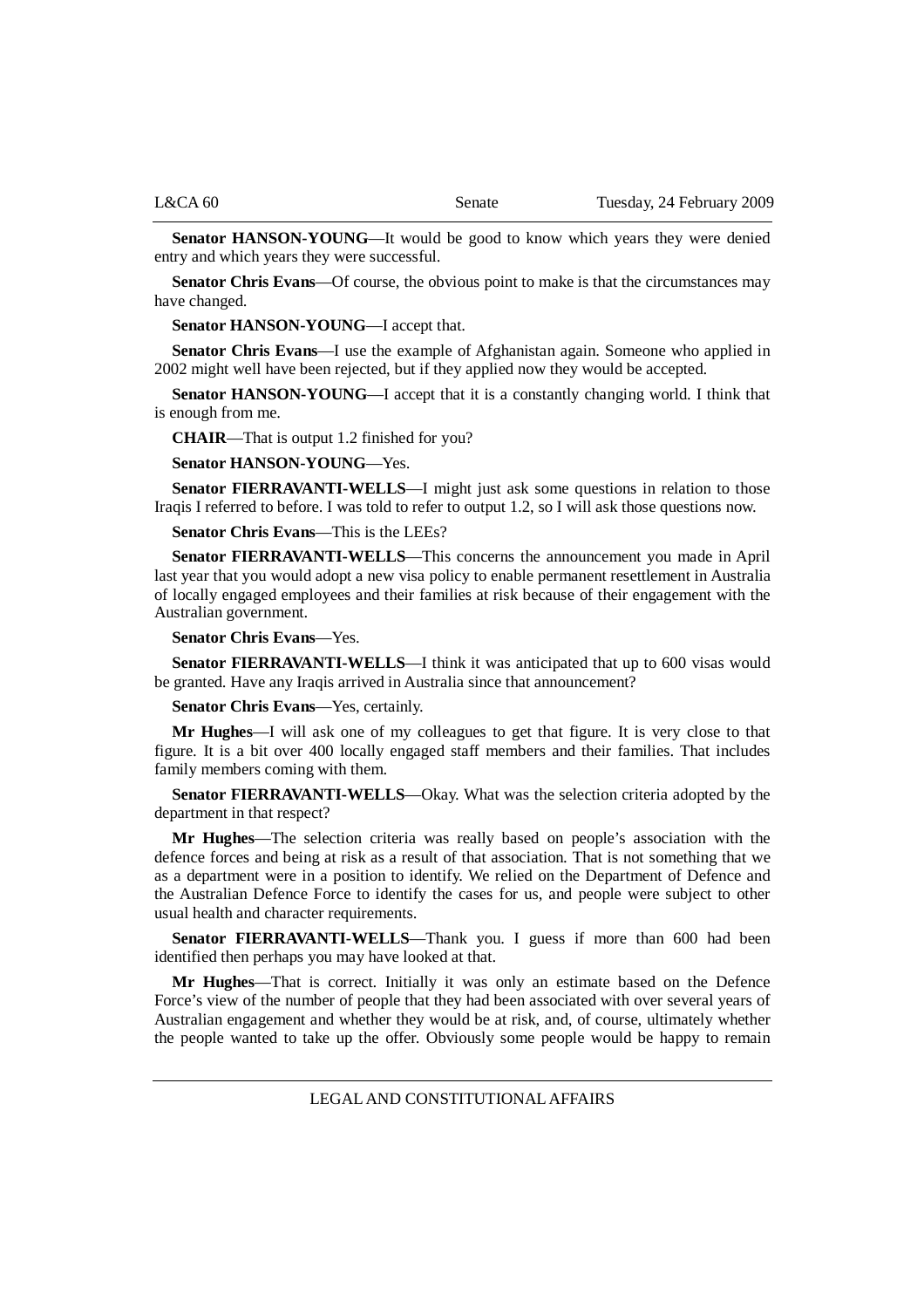**Senator HANSON-YOUNG**—It would be good to know which years they were denied entry and which years they were successful.

**Senator Chris Evans**—Of course, the obvious point to make is that the circumstances may have changed.

**Senator HANSON-YOUNG**—I accept that.

**Senator Chris Evans**—I use the example of Afghanistan again. Someone who applied in 2002 might well have been rejected, but if they applied now they would be accepted.

**Senator HANSON-YOUNG**—I accept that it is a constantly changing world. I think that is enough from me.

**CHAIR**—That is output 1.2 finished for you?

**Senator HANSON-YOUNG**—Yes.

**Senator FIERRAVANTI-WELLS**—I might just ask some questions in relation to those Iraqis I referred to before. I was told to refer to output 1.2, so I will ask those questions now.

**Senator Chris Evans**—This is the LEEs?

**Senator FIERRAVANTI-WELLS**—This concerns the announcement you made in April last year that you would adopt a new visa policy to enable permanent resettlement in Australia of locally engaged employees and their families at risk because of their engagement with the Australian government.

**Senator Chris Evans**—Yes.

**Senator FIERRAVANTI-WELLS**—I think it was anticipated that up to 600 visas would be granted. Have any Iraqis arrived in Australia since that announcement?

**Senator Chris Evans**—Yes, certainly.

**Mr Hughes**—I will ask one of my colleagues to get that figure. It is very close to that figure. It is a bit over 400 locally engaged staff members and their families. That includes family members coming with them.

**Senator FIERRAVANTI-WELLS**—Okay. What was the selection criteria adopted by the department in that respect?

**Mr Hughes**—The selection criteria was really based on people's association with the defence forces and being at risk as a result of that association. That is not something that we as a department were in a position to identify. We relied on the Department of Defence and the Australian Defence Force to identify the cases for us, and people were subject to other usual health and character requirements.

**Senator FIERRAVANTI-WELLS**—Thank you. I guess if more than 600 had been identified then perhaps you may have looked at that.

**Mr Hughes**—That is correct. Initially it was only an estimate based on the Defence Force's view of the number of people that they had been associated with over several years of Australian engagement and whether they would be at risk, and, of course, ultimately whether the people wanted to take up the offer. Obviously some people would be happy to remain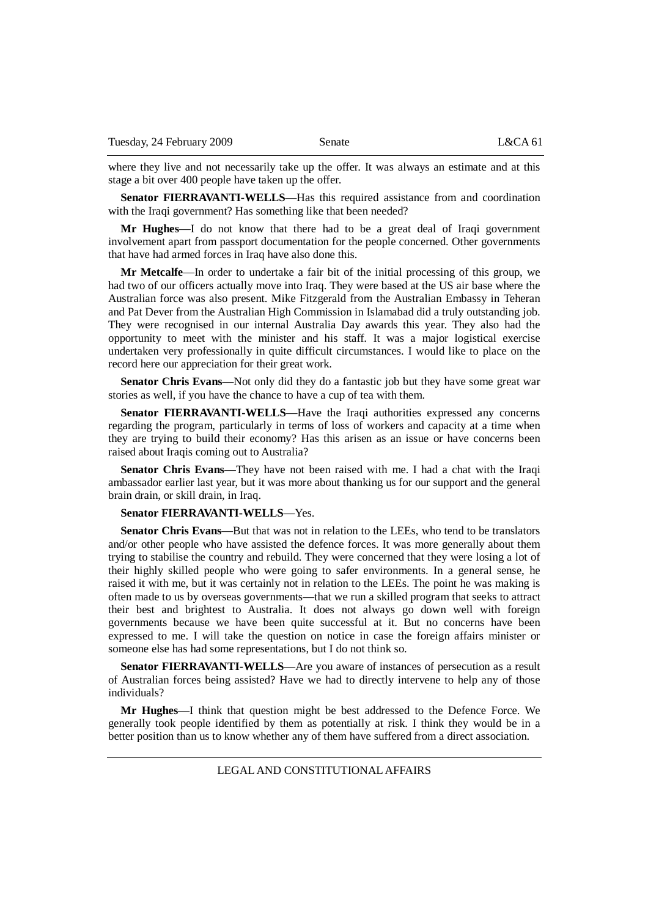where they live and not necessarily take up the offer. It was always an estimate and at this stage a bit over 400 people have taken up the offer.

**Senator FIERRAVANTI-WELLS**—Has this required assistance from and coordination with the Iraqi government? Has something like that been needed?

**Mr Hughes**—I do not know that there had to be a great deal of Iraqi government involvement apart from passport documentation for the people concerned. Other governments that have had armed forces in Iraq have also done this.

**Mr Metcalfe**—In order to undertake a fair bit of the initial processing of this group, we had two of our officers actually move into Iraq. They were based at the US air base where the Australian force was also present. Mike Fitzgerald from the Australian Embassy in Teheran and Pat Dever from the Australian High Commission in Islamabad did a truly outstanding job. They were recognised in our internal Australia Day awards this year. They also had the opportunity to meet with the minister and his staff. It was a major logistical exercise undertaken very professionally in quite difficult circumstances. I would like to place on the record here our appreciation for their great work.

**Senator Chris Evans**—Not only did they do a fantastic job but they have some great war stories as well, if you have the chance to have a cup of tea with them.

**Senator FIERRAVANTI-WELLS**—Have the Iraqi authorities expressed any concerns regarding the program, particularly in terms of loss of workers and capacity at a time when they are trying to build their economy? Has this arisen as an issue or have concerns been raised about Iraqis coming out to Australia?

**Senator Chris Evans**—They have not been raised with me. I had a chat with the Iraqi ambassador earlier last year, but it was more about thanking us for our support and the general brain drain, or skill drain, in Iraq.

**Senator FIERRAVANTI-WELLS**—Yes.

**Senator Chris Evans**—But that was not in relation to the LEEs, who tend to be translators and/or other people who have assisted the defence forces. It was more generally about them trying to stabilise the country and rebuild. They were concerned that they were losing a lot of their highly skilled people who were going to safer environments. In a general sense, he raised it with me, but it was certainly not in relation to the LEEs. The point he was making is often made to us by overseas governments—that we run a skilled program that seeks to attract their best and brightest to Australia. It does not always go down well with foreign governments because we have been quite successful at it. But no concerns have been expressed to me. I will take the question on notice in case the foreign affairs minister or someone else has had some representations, but I do not think so.

**Senator FIERRAVANTI-WELLS**—Are you aware of instances of persecution as a result of Australian forces being assisted? Have we had to directly intervene to help any of those individuals?

**Mr Hughes**—I think that question might be best addressed to the Defence Force. We generally took people identified by them as potentially at risk. I think they would be in a better position than us to know whether any of them have suffered from a direct association.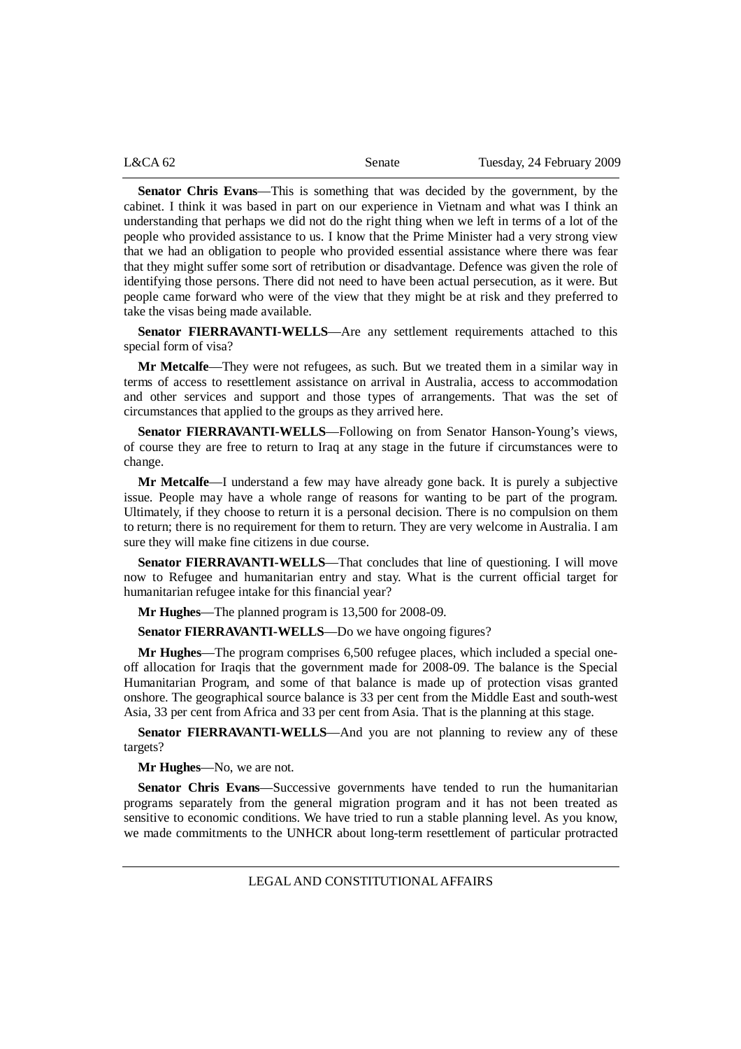**Senator Chris Evans**—This is something that was decided by the government, by the cabinet. I think it was based in part on our experience in Vietnam and what was I think an understanding that perhaps we did not do the right thing when we left in terms of a lot of the people who provided assistance to us. I know that the Prime Minister had a very strong view that we had an obligation to people who provided essential assistance where there was fear that they might suffer some sort of retribution or disadvantage. Defence was given the role of identifying those persons. There did not need to have been actual persecution, as it were. But people came forward who were of the view that they might be at risk and they preferred to take the visas being made available.

**Senator FIERRAVANTI-WELLS**—Are any settlement requirements attached to this special form of visa?

**Mr Metcalfe**—They were not refugees, as such. But we treated them in a similar way in terms of access to resettlement assistance on arrival in Australia, access to accommodation and other services and support and those types of arrangements. That was the set of circumstances that applied to the groups as they arrived here.

**Senator FIERRAVANTI-WELLS**—Following on from Senator Hanson-Young's views, of course they are free to return to Iraq at any stage in the future if circumstances were to change.

**Mr Metcalfe**—I understand a few may have already gone back. It is purely a subjective issue. People may have a whole range of reasons for wanting to be part of the program. Ultimately, if they choose to return it is a personal decision. There is no compulsion on them to return; there is no requirement for them to return. They are very welcome in Australia. I am sure they will make fine citizens in due course.

**Senator FIERRAVANTI-WELLS**—That concludes that line of questioning. I will move now to Refugee and humanitarian entry and stay. What is the current official target for humanitarian refugee intake for this financial year?

**Mr Hughes**—The planned program is 13,500 for 2008-09.

**Senator FIERRAVANTI-WELLS**—Do we have ongoing figures?

**Mr Hughes**—The program comprises 6,500 refugee places, which included a special one-off allocation for Iraqis that the government made for 2008-09. The balance is the Special Humanitarian Program, and some of that balance is made up of protection visas granted onshore. The geographical source balance is 33 per cent from the Middle East and south-west Asia, 33 per cent from Africa and 33 per cent from Asia. That is the planning at this stage.

**Senator FIERRAVANTI-WELLS**—And you are not planning to review any of these targets?

**Mr Hughes**—No, we are not.

**Senator Chris Evans**—Successive governments have tended to run the humanitarian programs separately from the general migration program and it has not been treated as sensitive to economic conditions. We have tried to run a stable planning level. As you know, we made commitments to the UNHCR about long-term resettlement of particular protracted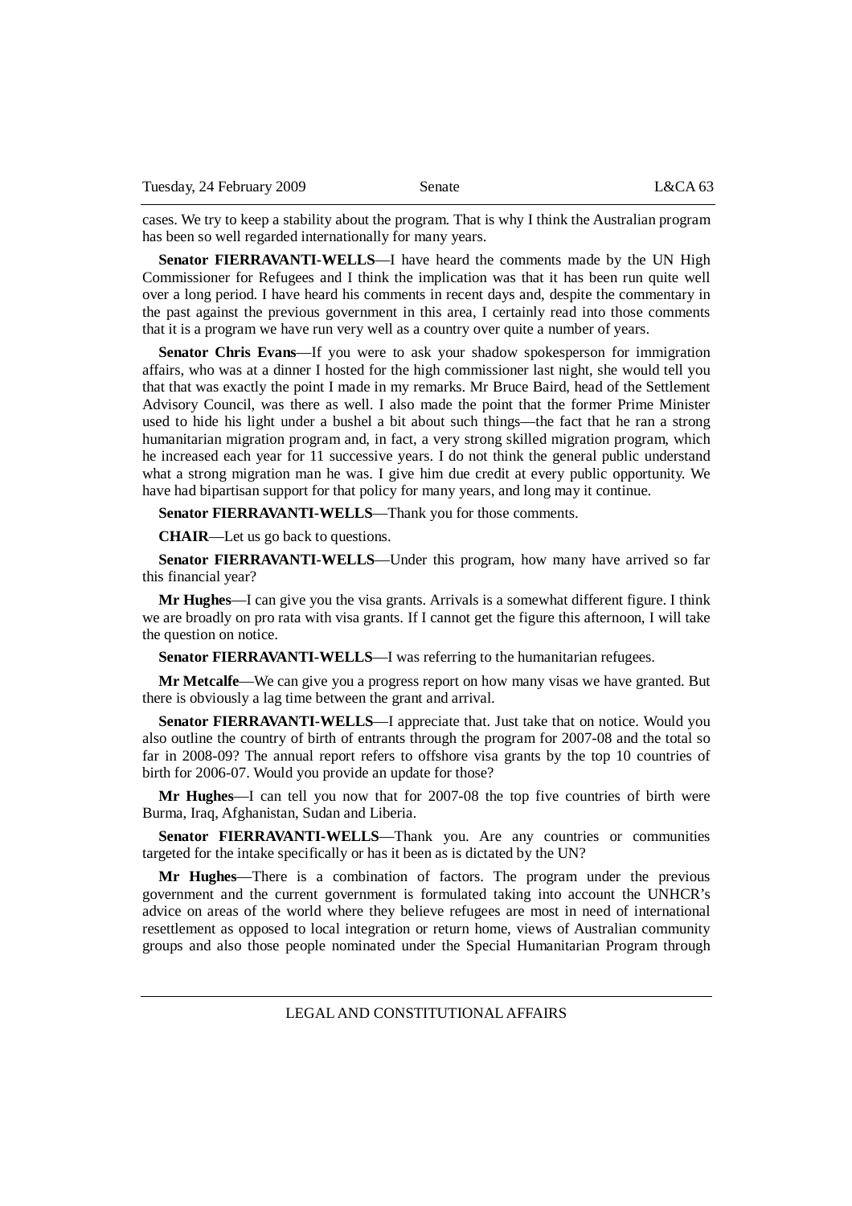cases. We try to keep a stability about the program. That is why I think the Australian program has been so well regarded internationally for many years.

**Senator FIERRAVANTI-WELLS**—I have heard the comments made by the UN High Commissioner for Refugees and I think the implication was that it has been run quite well over a long period. I have heard his comments in recent days and, despite the commentary in the past against the previous government in this area, I certainly read into those comments that it is a program we have run very well as a country over quite a number of years.

**Senator Chris Evans**—If you were to ask your shadow spokesperson for immigration affairs, who was at a dinner I hosted for the high commissioner last night, she would tell you that that was exactly the point I made in my remarks. Mr Bruce Baird, head of the Settlement Advisory Council, was there as well. I also made the point that the former Prime Minister used to hide his light under a bushel a bit about such things—the fact that he ran a strong humanitarian migration program and, in fact, a very strong skilled migration program, which he increased each year for 11 successive years. I do not think the general public understand what a strong migration man he was. I give him due credit at every public opportunity. We have had bipartisan support for that policy for many years, and long may it continue.

**Senator FIERRAVANTI-WELLS**—Thank you for those comments.

**CHAIR**—Let us go back to questions.

**Senator FIERRAVANTI-WELLS**—Under this program, how many have arrived so far this financial year?

**Mr Hughes**—I can give you the visa grants. Arrivals is a somewhat different figure. I think we are broadly on pro rata with visa grants. If I cannot get the figure this afternoon, I will take the question on notice.

**Senator FIERRAVANTI-WELLS**—I was referring to the humanitarian refugees.

**Mr Metcalfe**—We can give you a progress report on how many visas we have granted. But there is obviously a lag time between the grant and arrival.

**Senator FIERRAVANTI-WELLS**—I appreciate that. Just take that on notice. Would you also outline the country of birth of entrants through the program for 2007-08 and the total so far in 2008-09? The annual report refers to offshore visa grants by the top 10 countries of birth for 2006-07. Would you provide an update for those?

**Mr Hughes**—I can tell you now that for 2007-08 the top five countries of birth were Burma, Iraq, Afghanistan, Sudan and Liberia.

**Senator FIERRAVANTI-WELLS**—Thank you. Are any countries or communities targeted for the intake specifically or has it been as is dictated by the UN?

**Mr Hughes**—There is a combination of factors. The program under the previous government and the current government is formulated taking into account the UNHCR's advice on areas of the world where they believe refugees are most in need of international resettlement as opposed to local integration or return home, views of Australian community groups and also those people nominated under the Special Humanitarian Program through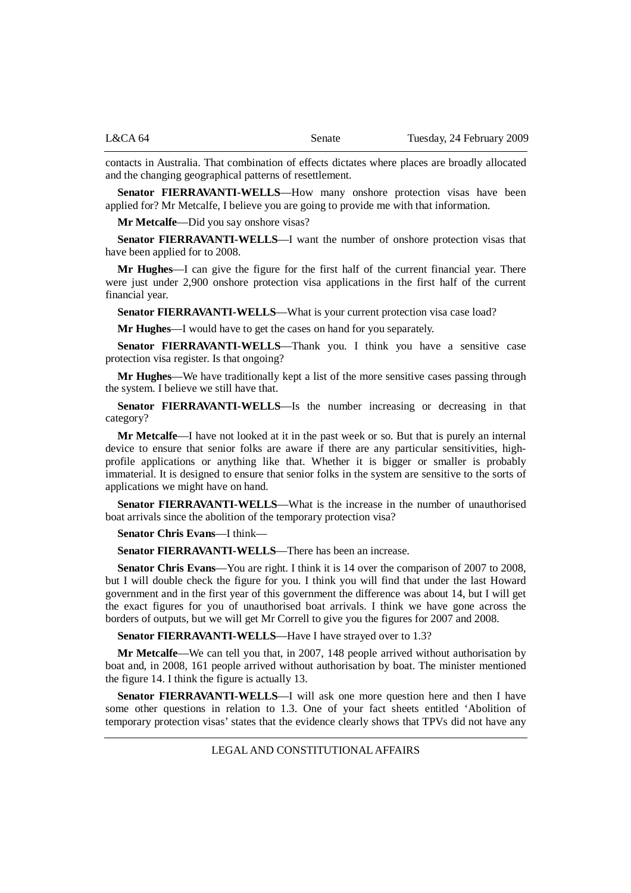contacts in Australia. That combination of effects dictates where places are broadly allocated and the changing geographical patterns of resettlement.

**Senator FIERRAVANTI-WELLS**—How many onshore protection visas have been applied for? Mr Metcalfe, I believe you are going to provide me with that information.

**Mr Metcalfe**—Did you say onshore visas?

**Senator FIERRAVANTI-WELLS**—I want the number of onshore protection visas that have been applied for to 2008.

**Mr Hughes**—I can give the figure for the first half of the current financial year. There were just under 2,900 onshore protection visa applications in the first half of the current financial year.

**Senator FIERRAVANTI-WELLS**—What is your current protection visa case load?

**Mr Hughes**—I would have to get the cases on hand for you separately.

**Senator FIERRAVANTI-WELLS**—Thank you. I think you have a sensitive case protection visa register. Is that ongoing?

**Mr Hughes**—We have traditionally kept a list of the more sensitive cases passing through the system. I believe we still have that.

**Senator FIERRAVANTI-WELLS**—Is the number increasing or decreasing in that category?

**Mr Metcalfe**—I have not looked at it in the past week or so. But that is purely an internal device to ensure that senior folks are aware if there are any particular sensitivities, high-profile applications or anything like that. Whether it is bigger or smaller is probably immaterial. It is designed to ensure that senior folks in the system are sensitive to the sorts of applications we might have on hand.

**Senator FIERRAVANTI-WELLS**—What is the increase in the number of unauthorised boat arrivals since the abolition of the temporary protection visa?

**Senator Chris Evans**—I think—

**Senator FIERRAVANTI-WELLS**—There has been an increase.

**Senator Chris Evans**—You are right. I think it is 14 over the comparison of 2007 to 2008, but I will double check the figure for you. I think you will find that under the last Howard government and in the first year of this government the difference was about 14, but I will get the exact figures for you of unauthorised boat arrivals. I think we have gone across the borders of outputs, but we will get Mr Correll to give you the figures for 2007 and 2008.

**Senator FIERRAVANTI-WELLS**—Have I have strayed over to 1.3?

**Mr Metcalfe**—We can tell you that, in 2007, 148 people arrived without authorisation by boat and, in 2008, 161 people arrived without authorisation by boat. The minister mentioned the figure 14. I think the figure is actually 13.

**Senator FIERRAVANTI-WELLS**—I will ask one more question here and then I have some other questions in relation to 1.3. One of your fact sheets entitled 'Abolition of temporary protection visas' states that the evidence clearly shows that TPVs did not have any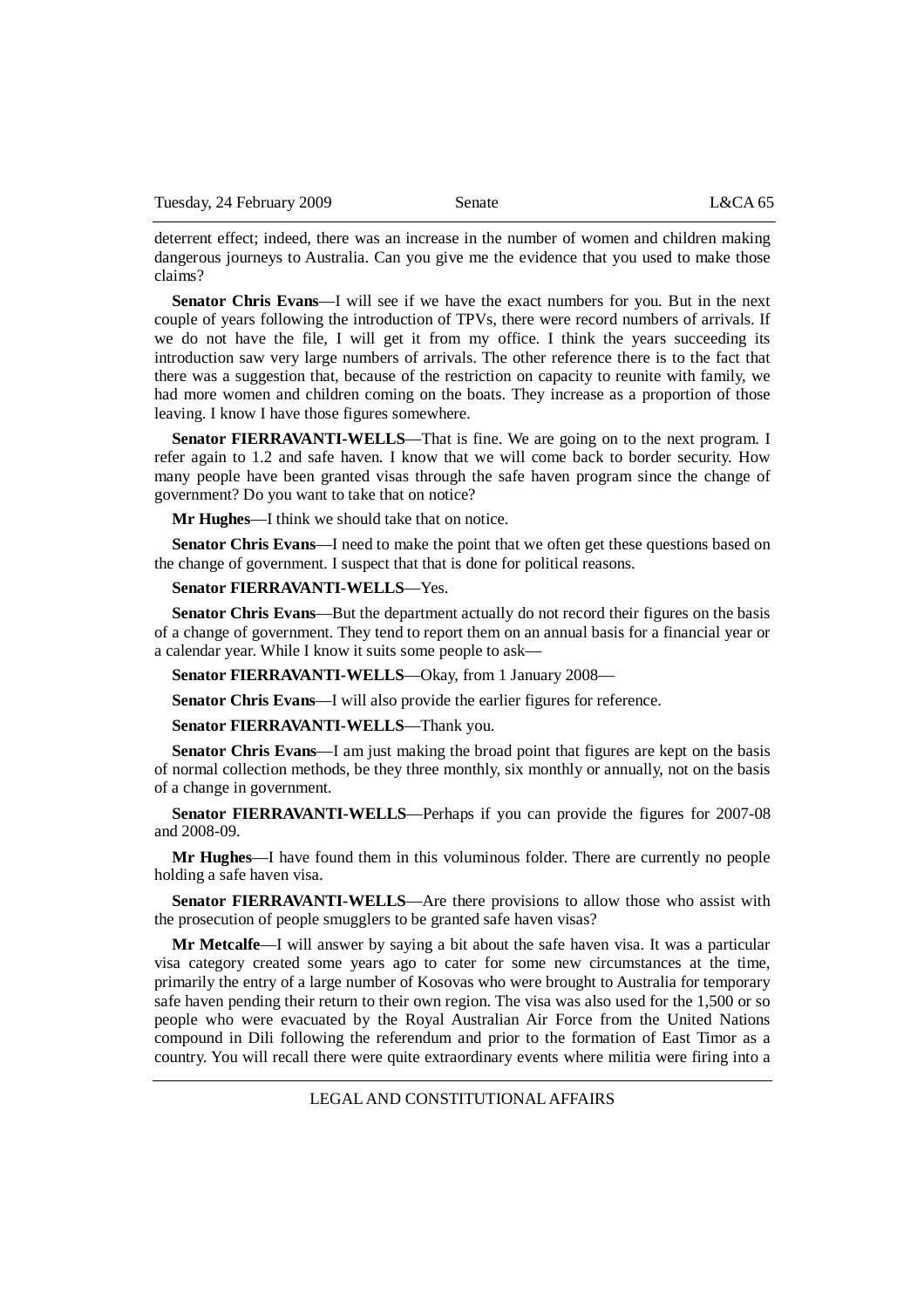deterrent effect; indeed, there was an increase in the number of women and children making dangerous journeys to Australia. Can you give me the evidence that you used to make those claims?

**Senator Chris Evans**—I will see if we have the exact numbers for you. But in the next couple of years following the introduction of TPVs, there were record numbers of arrivals. If we do not have the file, I will get it from my office. I think the years succeeding its introduction saw very large numbers of arrivals. The other reference there is to the fact that there was a suggestion that, because of the restriction on capacity to reunite with family, we had more women and children coming on the boats. They increase as a proportion of those leaving. I know I have those figures somewhere.

**Senator FIERRAVANTI-WELLS**—That is fine. We are going on to the next program. I refer again to 1.2 and safe haven. I know that we will come back to border security. How many people have been granted visas through the safe haven program since the change of government? Do you want to take that on notice?

**Mr Hughes**—I think we should take that on notice.

**Senator Chris Evans**—I need to make the point that we often get these questions based on the change of government. I suspect that that is done for political reasons.

**Senator FIERRAVANTI-WELLS**—Yes.

**Senator Chris Evans**—But the department actually do not record their figures on the basis of a change of government. They tend to report them on an annual basis for a financial year or a calendar year. While I know it suits some people to ask—

**Senator FIERRAVANTI-WELLS**—Okay, from 1 January 2008—

**Senator Chris Evans**—I will also provide the earlier figures for reference.

**Senator FIERRAVANTI-WELLS**—Thank you.

**Senator Chris Evans**—I am just making the broad point that figures are kept on the basis of normal collection methods, be they three monthly, six monthly or annually, not on the basis of a change in government.

**Senator FIERRAVANTI-WELLS**—Perhaps if you can provide the figures for 2007-08 and 2008-09.

**Mr Hughes**—I have found them in this voluminous folder. There are currently no people holding a safe haven visa.

**Senator FIERRAVANTI-WELLS**—Are there provisions to allow those who assist with the prosecution of people smugglers to be granted safe haven visas?

**Mr Metcalfe**—I will answer by saying a bit about the safe haven visa. It was a particular visa category created some years ago to cater for some new circumstances at the time, primarily the entry of a large number of Kosovas who were brought to Australia for temporary safe haven pending their return to their own region. The visa was also used for the 1,500 or so people who were evacuated by the Royal Australian Air Force from the United Nations compound in Dili following the referendum and prior to the formation of East Timor as a country. You will recall there were quite extraordinary events where militia were firing into a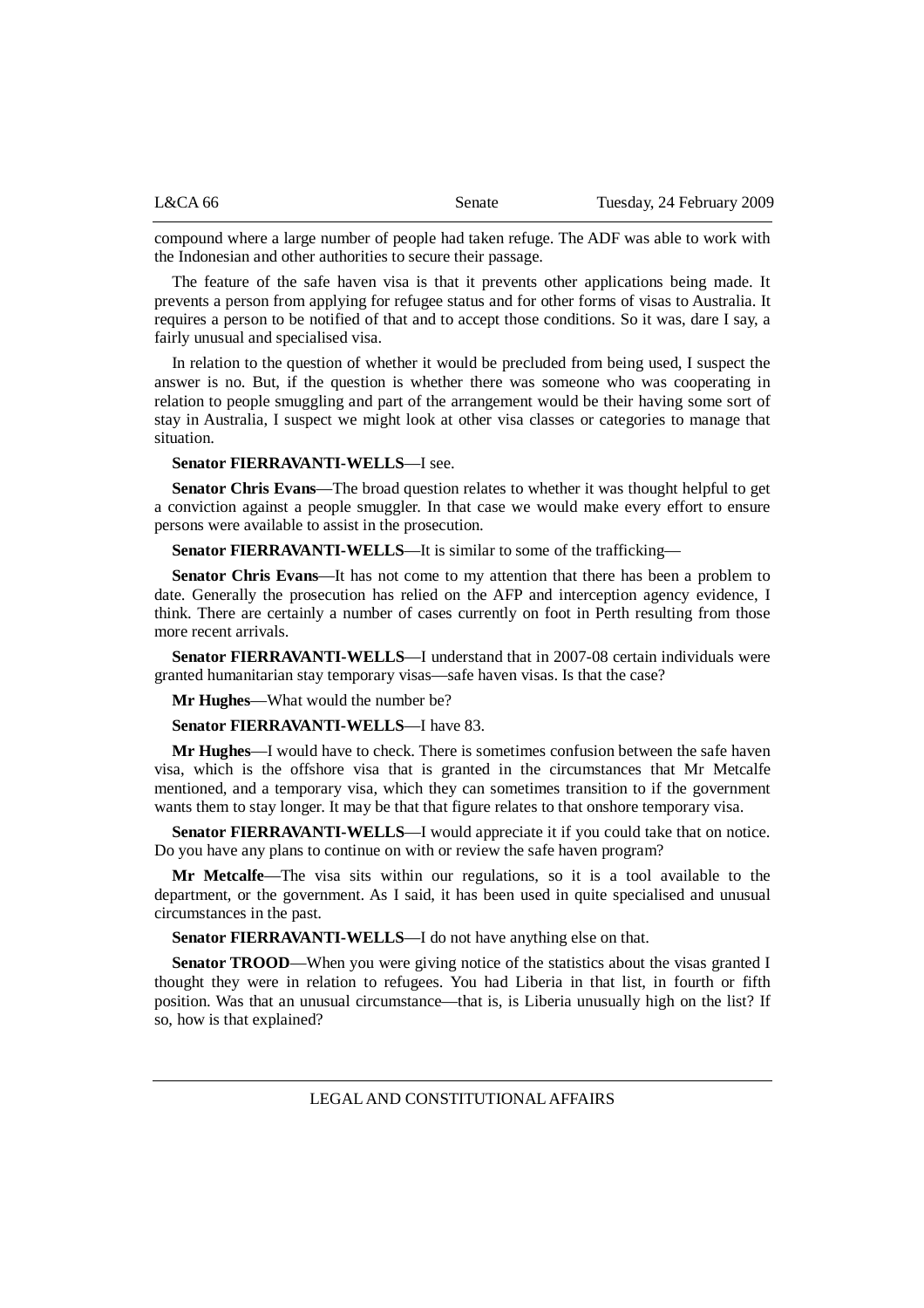compound where a large number of people had taken refuge. The ADF was able to work with the Indonesian and other authorities to secure their passage.

The feature of the safe haven visa is that it prevents other applications being made. It prevents a person from applying for refugee status and for other forms of visas to Australia. It requires a person to be notified of that and to accept those conditions. So it was, dare I say, a fairly unusual and specialised visa.

In relation to the question of whether it would be precluded from being used, I suspect the answer is no. But, if the question is whether there was someone who was cooperating in relation to people smuggling and part of the arrangement would be their having some sort of stay in Australia, I suspect we might look at other visa classes or categories to manage that situation.

**Senator FIERRAVANTI-WELLS**—I see.

**Senator Chris Evans**—The broad question relates to whether it was thought helpful to get a conviction against a people smuggler. In that case we would make every effort to ensure persons were available to assist in the prosecution.

**Senator FIERRAVANTI-WELLS**—It is similar to some of the trafficking—

**Senator Chris Evans**—It has not come to my attention that there has been a problem to date. Generally the prosecution has relied on the AFP and interception agency evidence, I think. There are certainly a number of cases currently on foot in Perth resulting from those more recent arrivals.

**Senator FIERRAVANTI-WELLS**—I understand that in 2007-08 certain individuals were granted humanitarian stay temporary visas—safe haven visas. Is that the case?

**Mr Hughes**—What would the number be?

**Senator FIERRAVANTI-WELLS**—I have 83.

**Mr Hughes**—I would have to check. There is sometimes confusion between the safe haven visa, which is the offshore visa that is granted in the circumstances that Mr Metcalfe mentioned, and a temporary visa, which they can sometimes transition to if the government wants them to stay longer. It may be that that figure relates to that onshore temporary visa.

**Senator FIERRAVANTI-WELLS**—I would appreciate it if you could take that on notice. Do you have any plans to continue on with or review the safe haven program?

**Mr Metcalfe**—The visa sits within our regulations, so it is a tool available to the department, or the government. As I said, it has been used in quite specialised and unusual circumstances in the past.

**Senator FIERRAVANTI-WELLS**—I do not have anything else on that.

**Senator TROOD**—When you were giving notice of the statistics about the visas granted I thought they were in relation to refugees. You had Liberia in that list, in fourth or fifth position. Was that an unusual circumstance—that is, is Liberia unusually high on the list? If so, how is that explained?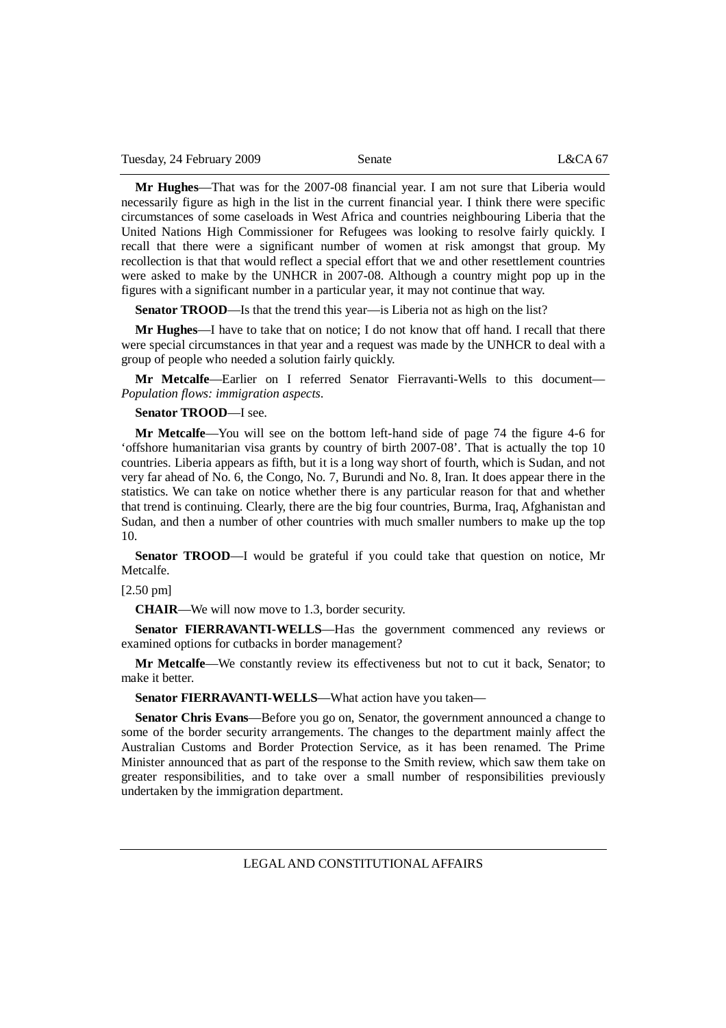**Mr Hughes**—That was for the 2007-08 financial year. I am not sure that Liberia would necessarily figure as high in the list in the current financial year. I think there were specific circumstances of some caseloads in West Africa and countries neighbouring Liberia that the United Nations High Commissioner for Refugees was looking to resolve fairly quickly. I recall that there were a significant number of women at risk amongst that group. My recollection is that that would reflect a special effort that we and other resettlement countries were asked to make by the UNHCR in 2007-08. Although a country might pop up in the figures with a significant number in a particular year, it may not continue that way.

**Senator TROOD**—Is that the trend this year—is Liberia not as high on the list?

**Mr Hughes**—I have to take that on notice; I do not know that off hand. I recall that there were special circumstances in that year and a request was made by the UNHCR to deal with a group of people who needed a solution fairly quickly.

**Mr Metcalfe**—Earlier on I referred Senator Fierravanti-Wells to this document—*Population flows: immigration aspects*.

**Senator TROOD**—I see.

**Mr Metcalfe**—You will see on the bottom left-hand side of page 74 the figure 4-6 for 'offshore humanitarian visa grants by country of birth 2007-08'. That is actually the top 10 countries. Liberia appears as fifth, but it is a long way short of fourth, which is Sudan, and not very far ahead of No. 6, the Congo, No. 7, Burundi and No. 8, Iran. It does appear there in the statistics. We can take on notice whether there is any particular reason for that and whether that trend is continuing. Clearly, there are the big four countries, Burma, Iraq, Afghanistan and Sudan, and then a number of other countries with much smaller numbers to make up the top 10.

**Senator TROOD**—I would be grateful if you could take that question on notice, Mr Metcalfe.

[2.50 pm]

**CHAIR**—We will now move to 1.3, border security.

**Senator FIERRAVANTI-WELLS**—Has the government commenced any reviews or examined options for cutbacks in border management?

**Mr Metcalfe**—We constantly review its effectiveness but not to cut it back, Senator; to make it better.

**Senator FIERRAVANTI-WELLS**—What action have you taken—

**Senator Chris Evans**—Before you go on, Senator, the government announced a change to some of the border security arrangements. The changes to the department mainly affect the Australian Customs and Border Protection Service, as it has been renamed. The Prime Minister announced that as part of the response to the Smith review, which saw them take on greater responsibilities, and to take over a small number of responsibilities previously undertaken by the immigration department.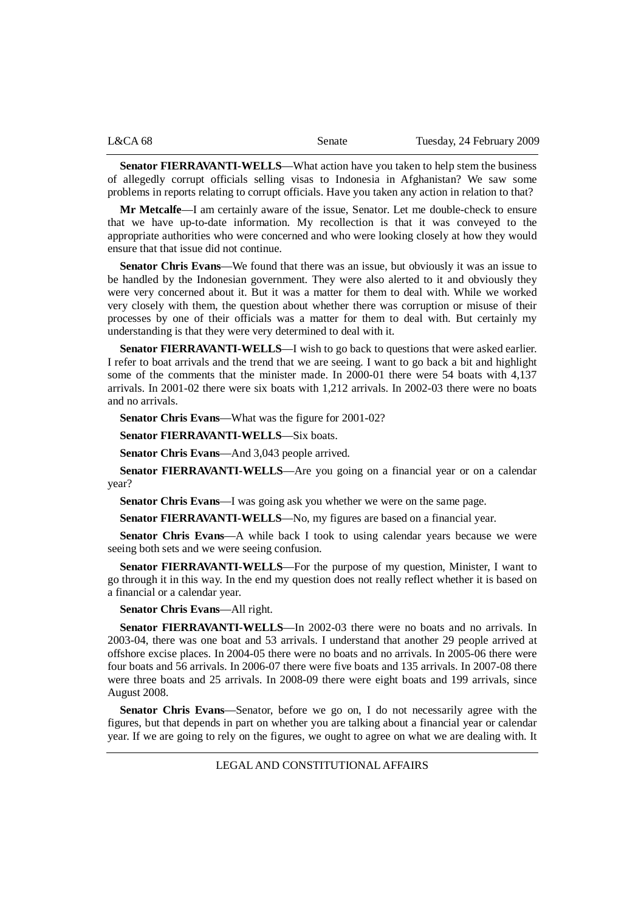**Senator FIERRAVANTI-WELLS**—What action have you taken to help stem the business of allegedly corrupt officials selling visas to Indonesia in Afghanistan? We saw some problems in reports relating to corrupt officials. Have you taken any action in relation to that?

**Mr Metcalfe**—I am certainly aware of the issue, Senator. Let me double-check to ensure that we have up-to-date information. My recollection is that it was conveyed to the appropriate authorities who were concerned and who were looking closely at how they would ensure that that issue did not continue.

**Senator Chris Evans**—We found that there was an issue, but obviously it was an issue to be handled by the Indonesian government. They were also alerted to it and obviously they were very concerned about it. But it was a matter for them to deal with. While we worked very closely with them, the question about whether there was corruption or misuse of their processes by one of their officials was a matter for them to deal with. But certainly my understanding is that they were very determined to deal with it.

**Senator FIERRAVANTI-WELLS**—I wish to go back to questions that were asked earlier. I refer to boat arrivals and the trend that we are seeing. I want to go back a bit and highlight some of the comments that the minister made. In 2000-01 there were 54 boats with 4,137 arrivals. In 2001-02 there were six boats with 1,212 arrivals. In 2002-03 there were no boats and no arrivals.

**Senator Chris Evans**—What was the figure for 2001-02?

**Senator FIERRAVANTI-WELLS**—Six boats.

**Senator Chris Evans**—And 3,043 people arrived.

**Senator FIERRAVANTI-WELLS**—Are you going on a financial year or on a calendar year?

**Senator Chris Evans**—I was going ask you whether we were on the same page.

**Senator FIERRAVANTI-WELLS**—No, my figures are based on a financial year.

**Senator Chris Evans**—A while back I took to using calendar years because we were seeing both sets and we were seeing confusion.

**Senator FIERRAVANTI-WELLS**—For the purpose of my question, Minister, I want to go through it in this way. In the end my question does not really reflect whether it is based on a financial or a calendar year.

**Senator Chris Evans**—All right.

**Senator FIERRAVANTI-WELLS**—In 2002-03 there were no boats and no arrivals. In 2003-04, there was one boat and 53 arrivals. I understand that another 29 people arrived at offshore excise places. In 2004-05 there were no boats and no arrivals. In 2005-06 there were four boats and 56 arrivals. In 2006-07 there were five boats and 135 arrivals. In 2007-08 there were three boats and 25 arrivals. In 2008-09 there were eight boats and 199 arrivals, since August 2008.

**Senator Chris Evans**—Senator, before we go on, I do not necessarily agree with the figures, but that depends in part on whether you are talking about a financial year or calendar year. If we are going to rely on the figures, we ought to agree on what we are dealing with. It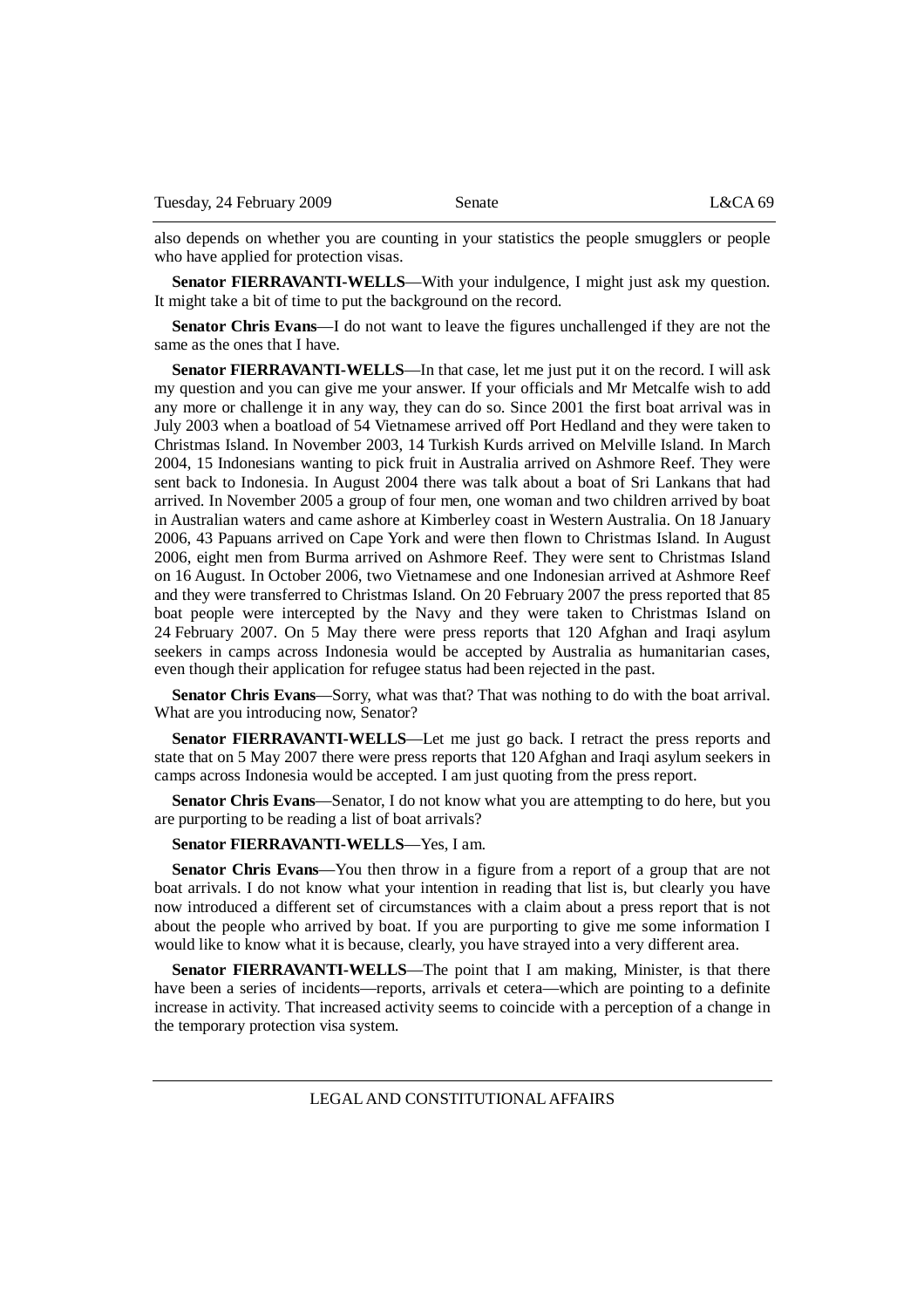also depends on whether you are counting in your statistics the people smugglers or people who have applied for protection visas.

**Senator FIERRAVANTI-WELLS**—With your indulgence, I might just ask my question. It might take a bit of time to put the background on the record.

**Senator Chris Evans**—I do not want to leave the figures unchallenged if they are not the same as the ones that I have.

**Senator FIERRAVANTI-WELLS**—In that case, let me just put it on the record. I will ask my question and you can give me your answer. If your officials and Mr Metcalfe wish to add any more or challenge it in any way, they can do so. Since 2001 the first boat arrival was in July 2003 when a boatload of 54 Vietnamese arrived off Port Hedland and they were taken to Christmas Island. In November 2003, 14 Turkish Kurds arrived on Melville Island. In March 2004, 15 Indonesians wanting to pick fruit in Australia arrived on Ashmore Reef. They were sent back to Indonesia. In August 2004 there was talk about a boat of Sri Lankans that had arrived. In November 2005 a group of four men, one woman and two children arrived by boat in Australian waters and came ashore at Kimberley coast in Western Australia. On 18 January 2006, 43 Papuans arrived on Cape York and were then flown to Christmas Island. In August 2006, eight men from Burma arrived on Ashmore Reef. They were sent to Christmas Island on 16 August. In October 2006, two Vietnamese and one Indonesian arrived at Ashmore Reef and they were transferred to Christmas Island. On 20 February 2007 the press reported that 85 boat people were intercepted by the Navy and they were taken to Christmas Island on 24 February 2007. On 5 May there were press reports that 120 Afghan and Iraqi asylum seekers in camps across Indonesia would be accepted by Australia as humanitarian cases, even though their application for refugee status had been rejected in the past.

**Senator Chris Evans**—Sorry, what was that? That was nothing to do with the boat arrival. What are you introducing now, Senator?

**Senator FIERRAVANTI-WELLS**—Let me just go back. I retract the press reports and state that on 5 May 2007 there were press reports that 120 Afghan and Iraqi asylum seekers in camps across Indonesia would be accepted. I am just quoting from the press report.

**Senator Chris Evans**—Senator, I do not know what you are attempting to do here, but you are purporting to be reading a list of boat arrivals?

**Senator FIERRAVANTI-WELLS**—Yes, I am.

**Senator Chris Evans**—You then throw in a figure from a report of a group that are not boat arrivals. I do not know what your intention in reading that list is, but clearly you have now introduced a different set of circumstances with a claim about a press report that is not about the people who arrived by boat. If you are purporting to give me some information I would like to know what it is because, clearly, you have strayed into a very different area.

**Senator FIERRAVANTI-WELLS**—The point that I am making, Minister, is that there have been a series of incidents—reports, arrivals et cetera—which are pointing to a definite increase in activity. That increased activity seems to coincide with a perception of a change in the temporary protection visa system.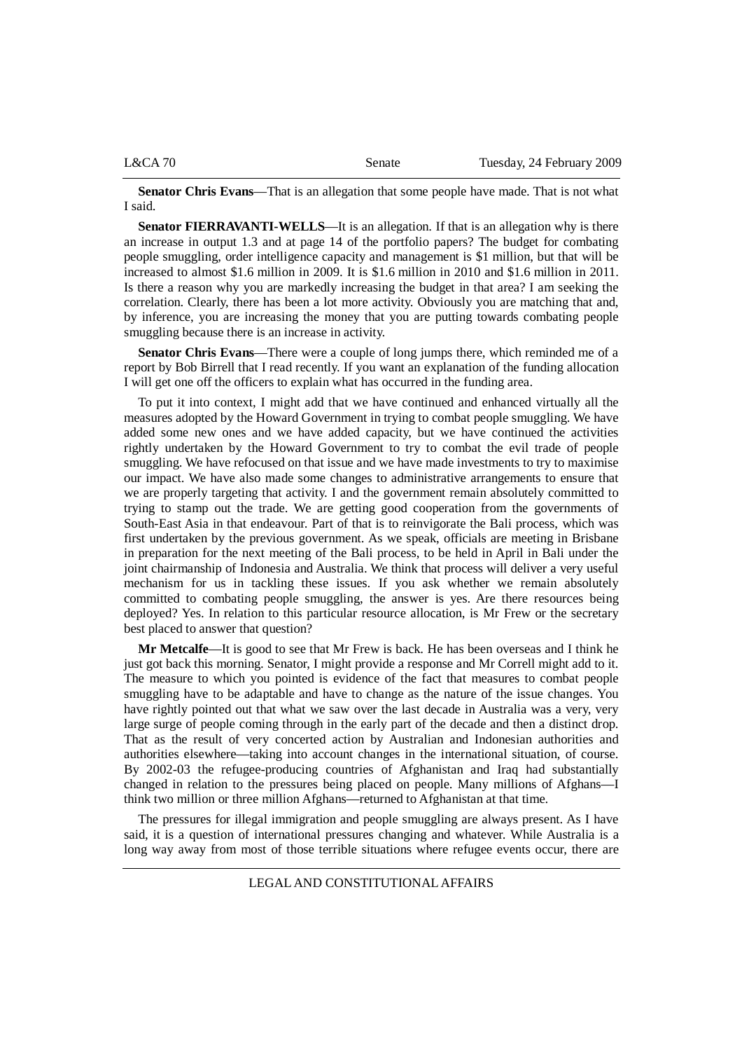**Senator Chris Evans**—That is an allegation that some people have made. That is not what I said.

**Senator FIERRAVANTI-WELLS**—It is an allegation. If that is an allegation why is there an increase in output 1.3 and at page 14 of the portfolio papers? The budget for combating people smuggling, order intelligence capacity and management is $1 million, but that will be increased to almost $1.6 million in 2009. It is $1.6 million in 2010 and $1.6 million in 2011. Is there a reason why you are markedly increasing the budget in that area? I am seeking the correlation. Clearly, there has been a lot more activity. Obviously you are matching that and, by inference, you are increasing the money that you are putting towards combating people smuggling because there is an increase in activity.

**Senator Chris Evans**—There were a couple of long jumps there, which reminded me of a report by Bob Birrell that I read recently. If you want an explanation of the funding allocation I will get one off the officers to explain what has occurred in the funding area.

To put it into context, I might add that we have continued and enhanced virtually all the measures adopted by the Howard Government in trying to combat people smuggling. We have added some new ones and we have added capacity, but we have continued the activities rightly undertaken by the Howard Government to try to combat the evil trade of people smuggling. We have refocused on that issue and we have made investments to try to maximise our impact. We have also made some changes to administrative arrangements to ensure that we are properly targeting that activity. I and the government remain absolutely committed to trying to stamp out the trade. We are getting good cooperation from the governments of South-East Asia in that endeavour. Part of that is to reinvigorate the Bali process, which was first undertaken by the previous government. As we speak, officials are meeting in Brisbane in preparation for the next meeting of the Bali process, to be held in April in Bali under the joint chairmanship of Indonesia and Australia. We think that process will deliver a very useful mechanism for us in tackling these issues. If you ask whether we remain absolutely committed to combating people smuggling, the answer is yes. Are there resources being deployed? Yes. In relation to this particular resource allocation, is Mr Frew or the secretary best placed to answer that question?

**Mr Metcalfe**—It is good to see that Mr Frew is back. He has been overseas and I think he just got back this morning. Senator, I might provide a response and Mr Correll might add to it. The measure to which you pointed is evidence of the fact that measures to combat people smuggling have to be adaptable and have to change as the nature of the issue changes. You have rightly pointed out that what we saw over the last decade in Australia was a very, very large surge of people coming through in the early part of the decade and then a distinct drop. That as the result of very concerted action by Australian and Indonesian authorities and authorities elsewhere—taking into account changes in the international situation, of course. By 2002-03 the refugee-producing countries of Afghanistan and Iraq had substantially changed in relation to the pressures being placed on people. Many millions of Afghans—I think two million or three million Afghans—returned to Afghanistan at that time.

The pressures for illegal immigration and people smuggling are always present. As I have said, it is a question of international pressures changing and whatever. While Australia is a long way away from most of those terrible situations where refugee events occur, there are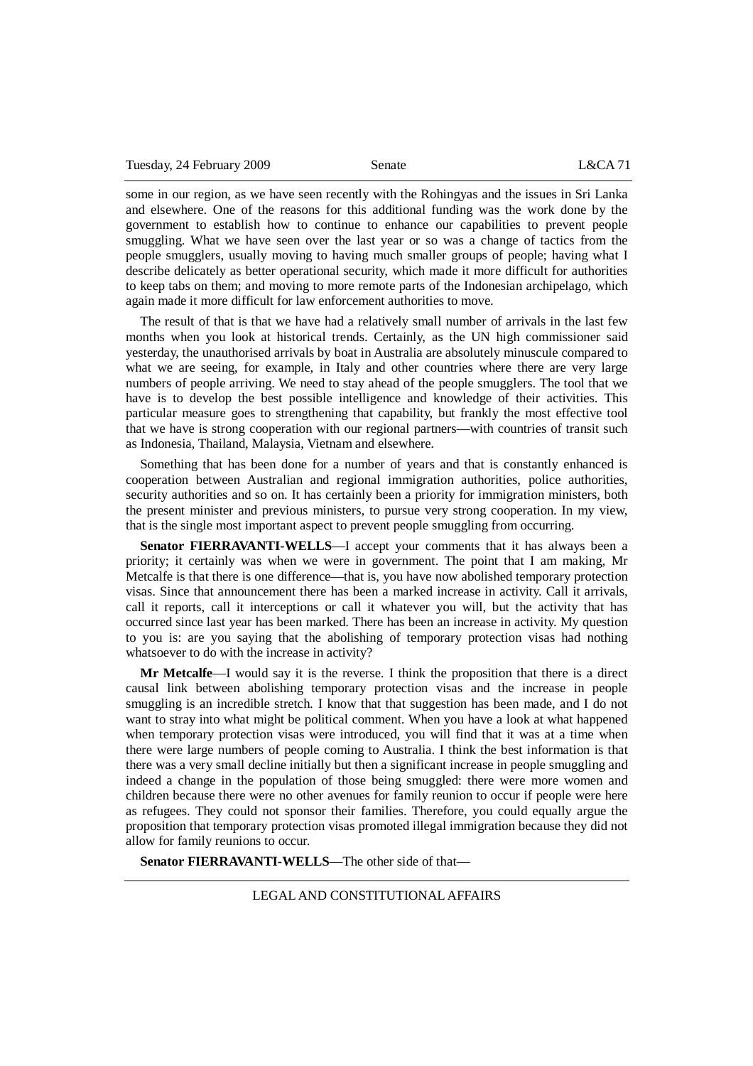some in our region, as we have seen recently with the Rohingyas and the issues in Sri Lanka and elsewhere. One of the reasons for this additional funding was the work done by the government to establish how to continue to enhance our capabilities to prevent people smuggling. What we have seen over the last year or so was a change of tactics from the people smugglers, usually moving to having much smaller groups of people; having what I describe delicately as better operational security, which made it more difficult for authorities to keep tabs on them; and moving to more remote parts of the Indonesian archipelago, which again made it more difficult for law enforcement authorities to move.

The result of that is that we have had a relatively small number of arrivals in the last few months when you look at historical trends. Certainly, as the UN high commissioner said yesterday, the unauthorised arrivals by boat in Australia are absolutely minuscule compared to what we are seeing, for example, in Italy and other countries where there are very large numbers of people arriving. We need to stay ahead of the people smugglers. The tool that we have is to develop the best possible intelligence and knowledge of their activities. This particular measure goes to strengthening that capability, but frankly the most effective tool that we have is strong cooperation with our regional partners—with countries of transit such as Indonesia, Thailand, Malaysia, Vietnam and elsewhere.

Something that has been done for a number of years and that is constantly enhanced is cooperation between Australian and regional immigration authorities, police authorities, security authorities and so on. It has certainly been a priority for immigration ministers, both the present minister and previous ministers, to pursue very strong cooperation. In my view, that is the single most important aspect to prevent people smuggling from occurring.

**Senator FIERRAVANTI-WELLS**—I accept your comments that it has always been a priority; it certainly was when we were in government. The point that I am making, Mr Metcalfe is that there is one difference—that is, you have now abolished temporary protection visas. Since that announcement there has been a marked increase in activity. Call it arrivals, call it reports, call it interceptions or call it whatever you will, but the activity that has occurred since last year has been marked. There has been an increase in activity. My question to you is: are you saying that the abolishing of temporary protection visas had nothing whatsoever to do with the increase in activity?

**Mr Metcalfe**—I would say it is the reverse. I think the proposition that there is a direct causal link between abolishing temporary protection visas and the increase in people smuggling is an incredible stretch. I know that that suggestion has been made, and I do not want to stray into what might be political comment. When you have a look at what happened when temporary protection visas were introduced, you will find that it was at a time when there were large numbers of people coming to Australia. I think the best information is that there was a very small decline initially but then a significant increase in people smuggling and indeed a change in the population of those being smuggled: there were more women and children because there were no other avenues for family reunion to occur if people were here as refugees. They could not sponsor their families. Therefore, you could equally argue the proposition that temporary protection visas promoted illegal immigration because they did not allow for family reunions to occur.

**Senator FIERRAVANTI-WELLS**—The other side of that—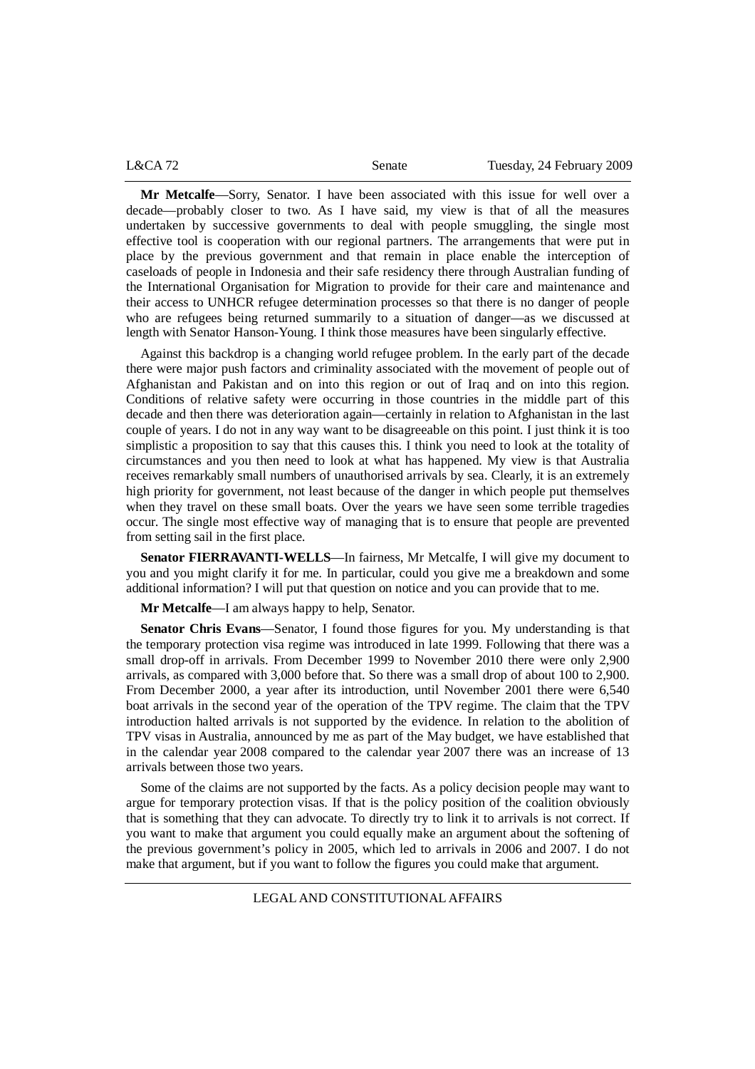**Mr Metcalfe**—Sorry, Senator. I have been associated with this issue for well over a decade—probably closer to two. As I have said, my view is that of all the measures undertaken by successive governments to deal with people smuggling, the single most effective tool is cooperation with our regional partners. The arrangements that were put in place by the previous government and that remain in place enable the interception of caseloads of people in Indonesia and their safe residency there through Australian funding of the International Organisation for Migration to provide for their care and maintenance and their access to UNHCR refugee determination processes so that there is no danger of people who are refugees being returned summarily to a situation of danger—as we discussed at length with Senator Hanson-Young. I think those measures have been singularly effective.

Against this backdrop is a changing world refugee problem. In the early part of the decade there were major push factors and criminality associated with the movement of people out of Afghanistan and Pakistan and on into this region or out of Iraq and on into this region. Conditions of relative safety were occurring in those countries in the middle part of this decade and then there was deterioration again—certainly in relation to Afghanistan in the last couple of years. I do not in any way want to be disagreeable on this point. I just think it is too simplistic a proposition to say that this causes this. I think you need to look at the totality of circumstances and you then need to look at what has happened. My view is that Australia receives remarkably small numbers of unauthorised arrivals by sea. Clearly, it is an extremely high priority for government, not least because of the danger in which people put themselves when they travel on these small boats. Over the years we have seen some terrible tragedies occur. The single most effective way of managing that is to ensure that people are prevented from setting sail in the first place.

**Senator FIERRAVANTI-WELLS**—In fairness, Mr Metcalfe, I will give my document to you and you might clarify it for me. In particular, could you give me a breakdown and some additional information? I will put that question on notice and you can provide that to me.

**Mr Metcalfe**—I am always happy to help, Senator.

**Senator Chris Evans**—Senator, I found those figures for you. My understanding is that the temporary protection visa regime was introduced in late 1999. Following that there was a small drop-off in arrivals. From December 1999 to November 2010 there were only 2,900 arrivals, as compared with 3,000 before that. So there was a small drop of about 100 to 2,900. From December 2000, a year after its introduction, until November 2001 there were 6,540 boat arrivals in the second year of the operation of the TPV regime. The claim that the TPV introduction halted arrivals is not supported by the evidence. In relation to the abolition of TPV visas in Australia, announced by me as part of the May budget, we have established that in the calendar year 2008 compared to the calendar year 2007 there was an increase of 13 arrivals between those two years.

Some of the claims are not supported by the facts. As a policy decision people may want to argue for temporary protection visas. If that is the policy position of the coalition obviously that is something that they can advocate. To directly try to link it to arrivals is not correct. If you want to make that argument you could equally make an argument about the softening of the previous government's policy in 2005, which led to arrivals in 2006 and 2007. I do not make that argument, but if you want to follow the figures you could make that argument.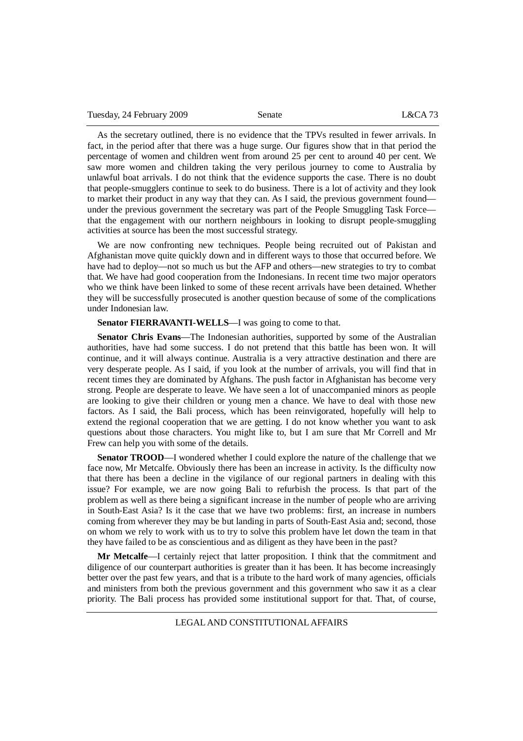As the secretary outlined, there is no evidence that the TPVs resulted in fewer arrivals. In fact, in the period after that there was a huge surge. Our figures show that in that period the percentage of women and children went from around 25 per cent to around 40 per cent. We saw more women and children taking the very perilous journey to come to Australia by unlawful boat arrivals. I do not think that the evidence supports the case. There is no doubt that people-smugglers continue to seek to do business. There is a lot of activity and they look to market their product in any way that they can. As I said, the previous government found—under the previous government the secretary was part of the People Smuggling Task Force—that the engagement with our northern neighbours in looking to disrupt people-smuggling activities at source has been the most successful strategy.

We are now confronting new techniques. People being recruited out of Pakistan and Afghanistan move quite quickly down and in different ways to those that occurred before. We have had to deploy—not so much us but the AFP and others—new strategies to try to combat that. We have had good cooperation from the Indonesians. In recent time two major operators who we think have been linked to some of these recent arrivals have been detained. Whether they will be successfully prosecuted is another question because of some of the complications under Indonesian law.

**Senator FIERRAVANTI-WELLS**—I was going to come to that.

**Senator Chris Evans**—The Indonesian authorities, supported by some of the Australian authorities, have had some success. I do not pretend that this battle has been won. It will continue, and it will always continue. Australia is a very attractive destination and there are very desperate people. As I said, if you look at the number of arrivals, you will find that in recent times they are dominated by Afghans. The push factor in Afghanistan has become very strong. People are desperate to leave. We have seen a lot of unaccompanied minors as people are looking to give their children or young men a chance. We have to deal with those new factors. As I said, the Bali process, which has been reinvigorated, hopefully will help to extend the regional cooperation that we are getting. I do not know whether you want to ask questions about those characters. You might like to, but I am sure that Mr Correll and Mr Frew can help you with some of the details.

**Senator TROOD**—I wondered whether I could explore the nature of the challenge that we face now, Mr Metcalfe. Obviously there has been an increase in activity. Is the difficulty now that there has been a decline in the vigilance of our regional partners in dealing with this issue? For example, we are now going Bali to refurbish the process. Is that part of the problem as well as there being a significant increase in the number of people who are arriving in South-East Asia? Is it the case that we have two problems: first, an increase in numbers coming from wherever they may be but landing in parts of South-East Asia and; second, those on whom we rely to work with us to try to solve this problem have let down the team in that they have failed to be as conscientious and as diligent as they have been in the past?

**Mr Metcalfe**—I certainly reject that latter proposition. I think that the commitment and diligence of our counterpart authorities is greater than it has been. It has become increasingly better over the past few years, and that is a tribute to the hard work of many agencies, officials and ministers from both the previous government and this government who saw it as a clear priority. The Bali process has provided some institutional support for that. That, of course,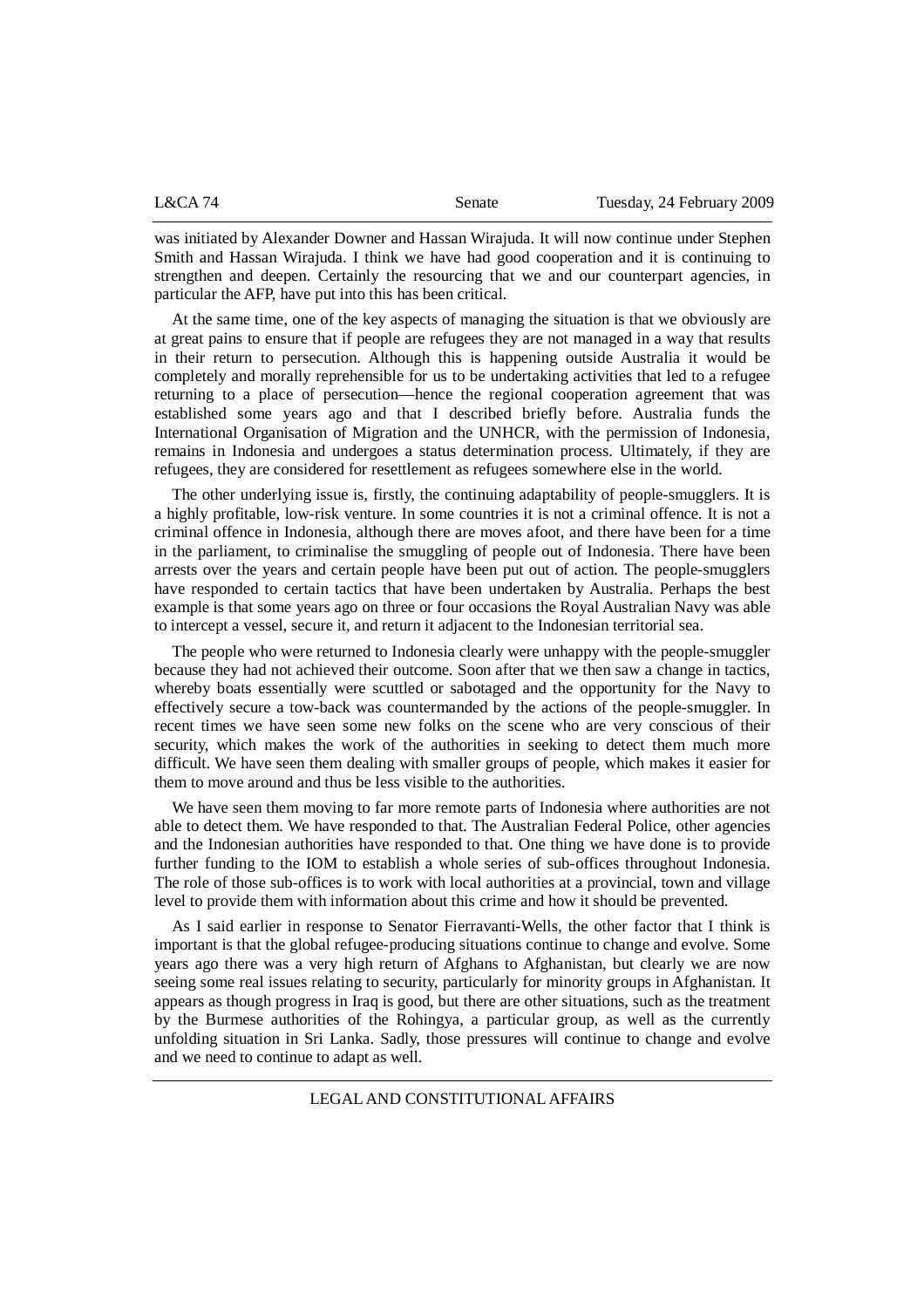was initiated by Alexander Downer and Hassan Wirajuda. It will now continue under Stephen Smith and Hassan Wirajuda. I think we have had good cooperation and it is continuing to strengthen and deepen. Certainly the resourcing that we and our counterpart agencies, in particular the AFP, have put into this has been critical.

At the same time, one of the key aspects of managing the situation is that we obviously are at great pains to ensure that if people are refugees they are not managed in a way that results in their return to persecution. Although this is happening outside Australia it would be completely and morally reprehensible for us to be undertaking activities that led to a refugee returning to a place of persecution—hence the regional cooperation agreement that was established some years ago and that I described briefly before. Australia funds the International Organisation of Migration and the UNHCR, with the permission of Indonesia, remains in Indonesia and undergoes a status determination process. Ultimately, if they are refugees, they are considered for resettlement as refugees somewhere else in the world.

The other underlying issue is, firstly, the continuing adaptability of people-smugglers. It is a highly profitable, low-risk venture. In some countries it is not a criminal offence. It is not a criminal offence in Indonesia, although there are moves afoot, and there have been for a time in the parliament, to criminalise the smuggling of people out of Indonesia. There have been arrests over the years and certain people have been put out of action. The people-smugglers have responded to certain tactics that have been undertaken by Australia. Perhaps the best example is that some years ago on three or four occasions the Royal Australian Navy was able to intercept a vessel, secure it, and return it adjacent to the Indonesian territorial sea.

The people who were returned to Indonesia clearly were unhappy with the people-smuggler because they had not achieved their outcome. Soon after that we then saw a change in tactics, whereby boats essentially were scuttled or sabotaged and the opportunity for the Navy to effectively secure a tow-back was countermanded by the actions of the people-smuggler. In recent times we have seen some new folks on the scene who are very conscious of their security, which makes the work of the authorities in seeking to detect them much more difficult. We have seen them dealing with smaller groups of people, which makes it easier for them to move around and thus be less visible to the authorities.

We have seen them moving to far more remote parts of Indonesia where authorities are not able to detect them. We have responded to that. The Australian Federal Police, other agencies and the Indonesian authorities have responded to that. One thing we have done is to provide further funding to the IOM to establish a whole series of sub-offices throughout Indonesia. The role of those sub-offices is to work with local authorities at a provincial, town and village level to provide them with information about this crime and how it should be prevented.

As I said earlier in response to Senator Fierravanti-Wells, the other factor that I think is important is that the global refugee-producing situations continue to change and evolve. Some years ago there was a very high return of Afghans to Afghanistan, but clearly we are now seeing some real issues relating to security, particularly for minority groups in Afghanistan. It appears as though progress in Iraq is good, but there are other situations, such as the treatment by the Burmese authorities of the Rohingya, a particular group, as well as the currently unfolding situation in Sri Lanka. Sadly, those pressures will continue to change and evolve and we need to continue to adapt as well.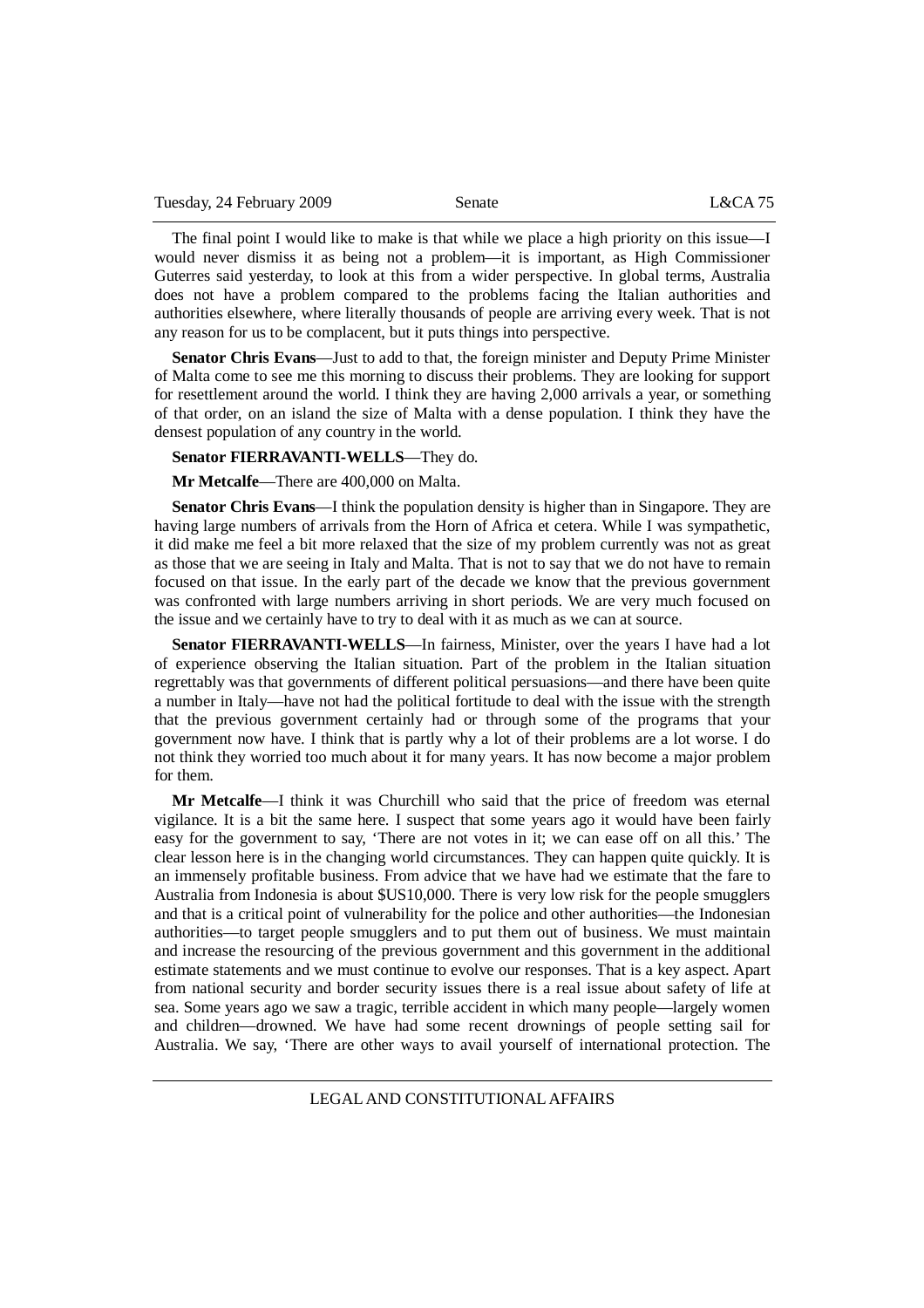The final point I would like to make is that while we place a high priority on this issue—I would never dismiss it as being not a problem—it is important, as High Commissioner Guterres said yesterday, to look at this from a wider perspective. In global terms, Australia does not have a problem compared to the problems facing the Italian authorities and authorities elsewhere, where literally thousands of people are arriving every week. That is not any reason for us to be complacent, but it puts things into perspective.

**Senator Chris Evans**—Just to add to that, the foreign minister and Deputy Prime Minister of Malta come to see me this morning to discuss their problems. They are looking for support for resettlement around the world. I think they are having 2,000 arrivals a year, or something of that order, on an island the size of Malta with a dense population. I think they have the densest population of any country in the world.

**Senator FIERRAVANTI-WELLS**—They do.

**Mr Metcalfe**—There are 400,000 on Malta.

**Senator Chris Evans**—I think the population density is higher than in Singapore. They are having large numbers of arrivals from the Horn of Africa et cetera. While I was sympathetic, it did make me feel a bit more relaxed that the size of my problem currently was not as great as those that we are seeing in Italy and Malta. That is not to say that we do not have to remain focused on that issue. In the early part of the decade we know that the previous government was confronted with large numbers arriving in short periods. We are very much focused on the issue and we certainly have to try to deal with it as much as we can at source.

**Senator FIERRAVANTI-WELLS**—In fairness, Minister, over the years I have had a lot of experience observing the Italian situation. Part of the problem in the Italian situation regrettably was that governments of different political persuasions—and there have been quite a number in Italy—have not had the political fortitude to deal with the issue with the strength that the previous government certainly had or through some of the programs that your government now have. I think that is partly why a lot of their problems are a lot worse. I do not think they worried too much about it for many years. It has now become a major problem for them.

**Mr Metcalfe**—I think it was Churchill who said that the price of freedom was eternal vigilance. It is a bit the same here. I suspect that some years ago it would have been fairly easy for the government to say, 'There are not votes in it; we can ease off on all this.' The clear lesson here is in the changing world circumstances. They can happen quite quickly. It is an immensely profitable business. From advice that we have had we estimate that the fare to Australia from Indonesia is about $US10,000. There is very low risk for the people smugglers and that is a critical point of vulnerability for the police and other authorities—the Indonesian authorities—to target people smugglers and to put them out of business. We must maintain and increase the resourcing of the previous government and this government in the additional estimate statements and we must continue to evolve our responses. That is a key aspect. Apart from national security and border security issues there is a real issue about safety of life at sea. Some years ago we saw a tragic, terrible accident in which many people—largely women and children—drowned. We have had some recent drownings of people setting sail for Australia. We say, 'There are other ways to avail yourself of international protection. The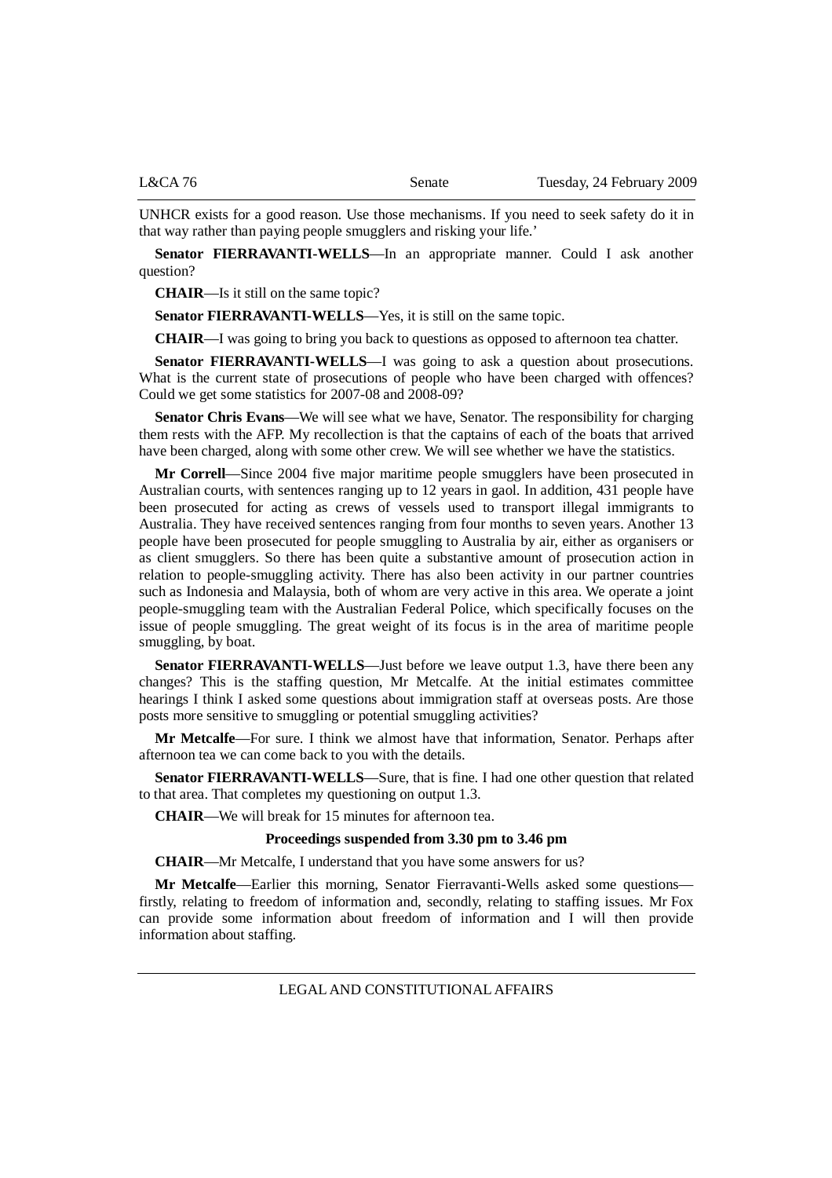UNHCR exists for a good reason. Use those mechanisms. If you need to seek safety do it in that way rather than paying people smugglers and risking your life.'

**Senator FIERRAVANTI-WELLS**—In an appropriate manner. Could I ask another question?

**CHAIR**—Is it still on the same topic?

**Senator FIERRAVANTI-WELLS**—Yes, it is still on the same topic.

**CHAIR**—I was going to bring you back to questions as opposed to afternoon tea chatter.

**Senator FIERRAVANTI-WELLS**—I was going to ask a question about prosecutions. What is the current state of prosecutions of people who have been charged with offences? Could we get some statistics for 2007-08 and 2008-09?

**Senator Chris Evans**—We will see what we have, Senator. The responsibility for charging them rests with the AFP. My recollection is that the captains of each of the boats that arrived have been charged, along with some other crew. We will see whether we have the statistics.

**Mr Correll**—Since 2004 five major maritime people smugglers have been prosecuted in Australian courts, with sentences ranging up to 12 years in gaol. In addition, 431 people have been prosecuted for acting as crews of vessels used to transport illegal immigrants to Australia. They have received sentences ranging from four months to seven years. Another 13 people have been prosecuted for people smuggling to Australia by air, either as organisers or as client smugglers. So there has been quite a substantive amount of prosecution action in relation to people-smuggling activity. There has also been activity in our partner countries such as Indonesia and Malaysia, both of whom are very active in this area. We operate a joint people-smuggling team with the Australian Federal Police, which specifically focuses on the issue of people smuggling. The great weight of its focus is in the area of maritime people smuggling, by boat.

**Senator FIERRAVANTI-WELLS**—Just before we leave output 1.3, have there been any changes? This is the staffing question, Mr Metcalfe. At the initial estimates committee hearings I think I asked some questions about immigration staff at overseas posts. Are those posts more sensitive to smuggling or potential smuggling activities?

**Mr Metcalfe**—For sure. I think we almost have that information, Senator. Perhaps after afternoon tea we can come back to you with the details.

**Senator FIERRAVANTI-WELLS**—Sure, that is fine. I had one other question that related to that area. That completes my questioning on output 1.3.

**CHAIR**—We will break for 15 minutes for afternoon tea.

**Proceedings suspended from 3.30 pm to 3.46 pm**

**CHAIR**—Mr Metcalfe, I understand that you have some answers for us?

**Mr Metcalfe**—Earlier this morning, Senator Fierravanti-Wells asked some questions—firstly, relating to freedom of information and, secondly, relating to staffing issues. Mr Fox can provide some information about freedom of information and I will then provide information about staffing.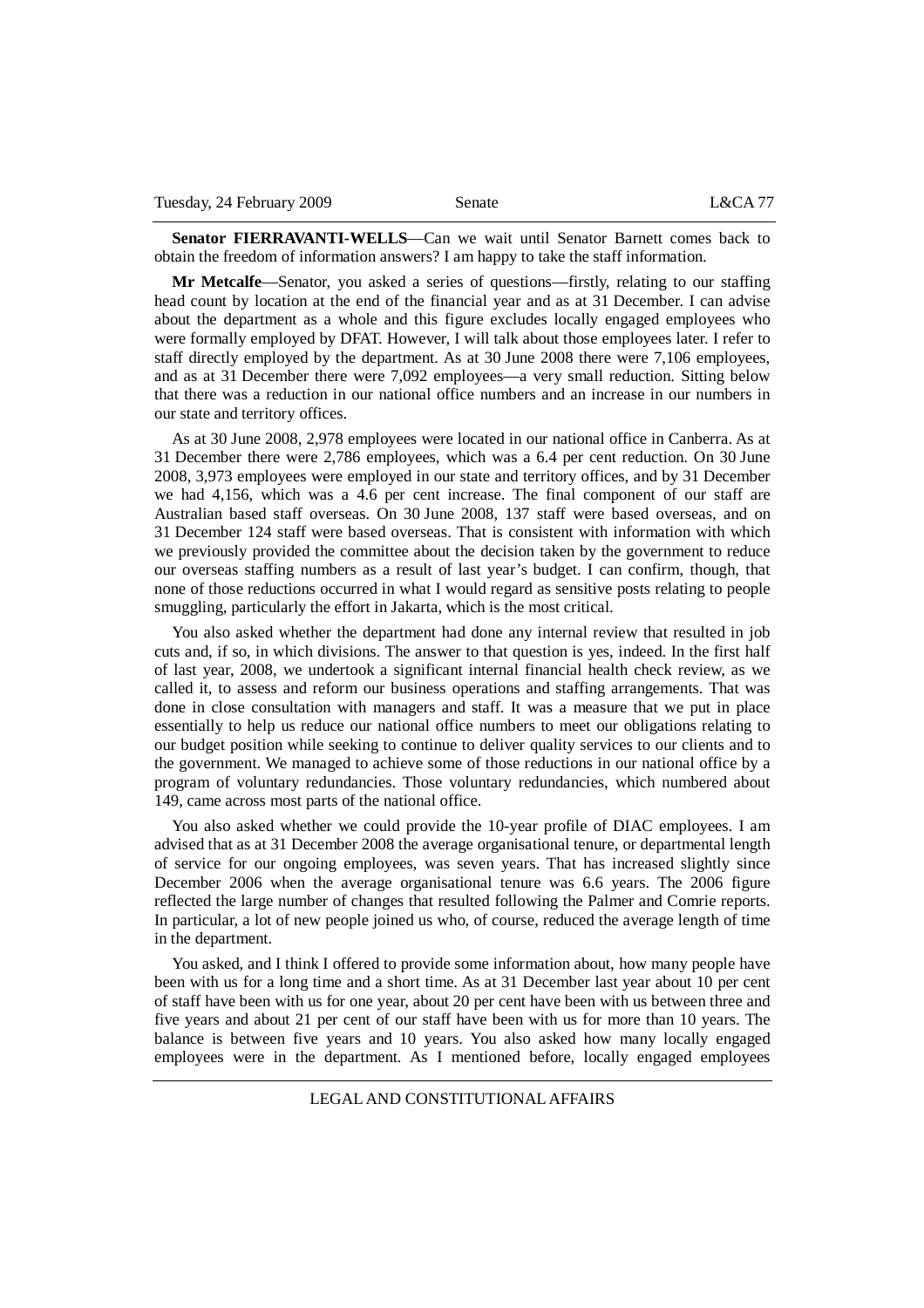**Senator FIERRAVANTI-WELLS**—Can we wait until Senator Barnett comes back to obtain the freedom of information answers? I am happy to take the staff information.

**Mr Metcalfe**—Senator, you asked a series of questions—firstly, relating to our staffing head count by location at the end of the financial year and as at 31 December. I can advise about the department as a whole and this figure excludes locally engaged employees who were formally employed by DFAT. However, I will talk about those employees later. I refer to staff directly employed by the department. As at 30 June 2008 there were 7,106 employees, and as at 31 December there were 7,092 employees—a very small reduction. Sitting below that there was a reduction in our national office numbers and an increase in our numbers in our state and territory offices.

As at 30 June 2008, 2,978 employees were located in our national office in Canberra. As at 31 December there were 2,786 employees, which was a 6.4 per cent reduction. On 30 June 2008, 3,973 employees were employed in our state and territory offices, and by 31 December we had 4,156, which was a 4.6 per cent increase. The final component of our staff are Australian based staff overseas. On 30 June 2008, 137 staff were based overseas, and on 31 December 124 staff were based overseas. That is consistent with information with which we previously provided the committee about the decision taken by the government to reduce our overseas staffing numbers as a result of last year's budget. I can confirm, though, that none of those reductions occurred in what I would regard as sensitive posts relating to people smuggling, particularly the effort in Jakarta, which is the most critical.

You also asked whether the department had done any internal review that resulted in job cuts and, if so, in which divisions. The answer to that question is yes, indeed. In the first half of last year, 2008, we undertook a significant internal financial health check review, as we called it, to assess and reform our business operations and staffing arrangements. That was done in close consultation with managers and staff. It was a measure that we put in place essentially to help us reduce our national office numbers to meet our obligations relating to our budget position while seeking to continue to deliver quality services to our clients and to the government. We managed to achieve some of those reductions in our national office by a program of voluntary redundancies. Those voluntary redundancies, which numbered about 149, came across most parts of the national office.

You also asked whether we could provide the 10-year profile of DIAC employees. I am advised that as at 31 December 2008 the average organisational tenure, or departmental length of service for our ongoing employees, was seven years. That has increased slightly since December 2006 when the average organisational tenure was 6.6 years. The 2006 figure reflected the large number of changes that resulted following the Palmer and Comrie reports. In particular, a lot of new people joined us who, of course, reduced the average length of time in the department.

You asked, and I think I offered to provide some information about, how many people have been with us for a long time and a short time. As at 31 December last year about 10 per cent of staff have been with us for one year, about 20 per cent have been with us between three and five years and about 21 per cent of our staff have been with us for more than 10 years. The balance is between five years and 10 years. You also asked how many locally engaged employees were in the department. As I mentioned before, locally engaged employees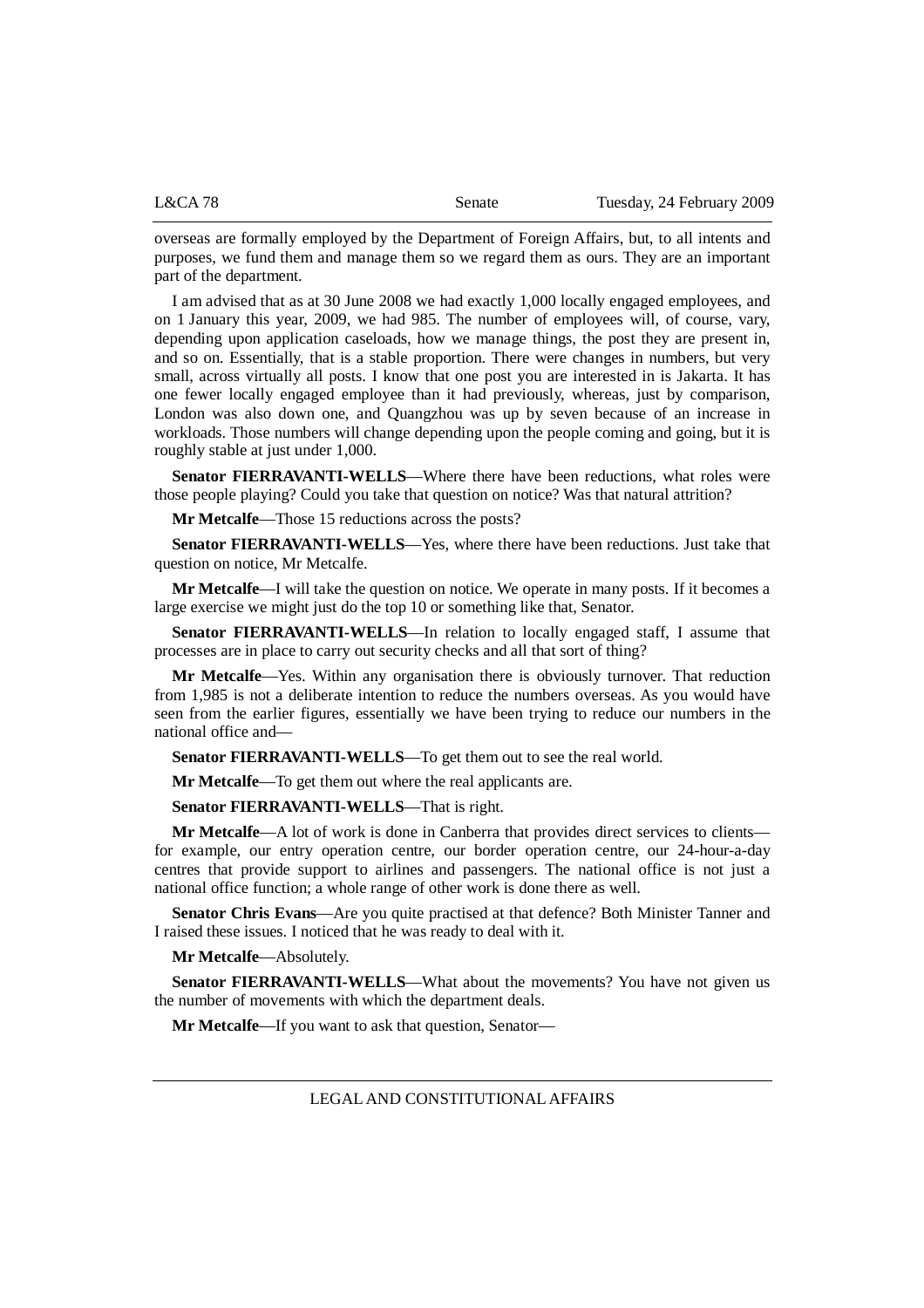overseas are formally employed by the Department of Foreign Affairs, but, to all intents and purposes, we fund them and manage them so we regard them as ours. They are an important part of the department.

I am advised that as at 30 June 2008 we had exactly 1,000 locally engaged employees, and on 1 January this year, 2009, we had 985. The number of employees will, of course, vary, depending upon application caseloads, how we manage things, the post they are present in, and so on. Essentially, that is a stable proportion. There were changes in numbers, but very small, across virtually all posts. I know that one post you are interested in is Jakarta. It has one fewer locally engaged employee than it had previously, whereas, just by comparison, London was also down one, and Quangzhou was up by seven because of an increase in workloads. Those numbers will change depending upon the people coming and going, but it is roughly stable at just under 1,000.

**Senator FIERRAVANTI-WELLS**—Where there have been reductions, what roles were those people playing? Could you take that question on notice? Was that natural attrition?

**Mr Metcalfe**—Those 15 reductions across the posts?

**Senator FIERRAVANTI-WELLS**—Yes, where there have been reductions. Just take that question on notice, Mr Metcalfe.

**Mr Metcalfe**—I will take the question on notice. We operate in many posts. If it becomes a large exercise we might just do the top 10 or something like that, Senator.

**Senator FIERRAVANTI-WELLS**—In relation to locally engaged staff, I assume that processes are in place to carry out security checks and all that sort of thing?

**Mr Metcalfe**—Yes. Within any organisation there is obviously turnover. That reduction from 1,985 is not a deliberate intention to reduce the numbers overseas. As you would have seen from the earlier figures, essentially we have been trying to reduce our numbers in the national office and—

**Senator FIERRAVANTI-WELLS**—To get them out to see the real world.

**Mr Metcalfe**—To get them out where the real applicants are.

**Senator FIERRAVANTI-WELLS**—That is right.

**Mr Metcalfe**—A lot of work is done in Canberra that provides direct services to clients—for example, our entry operation centre, our border operation centre, our 24-hour-a-day centres that provide support to airlines and passengers. The national office is not just a national office function; a whole range of other work is done there as well.

**Senator Chris Evans**—Are you quite practised at that defence? Both Minister Tanner and I raised these issues. I noticed that he was ready to deal with it.

**Mr Metcalfe**—Absolutely.

**Senator FIERRAVANTI-WELLS**—What about the movements? You have not given us the number of movements with which the department deals.

**Mr Metcalfe**—If you want to ask that question, Senator—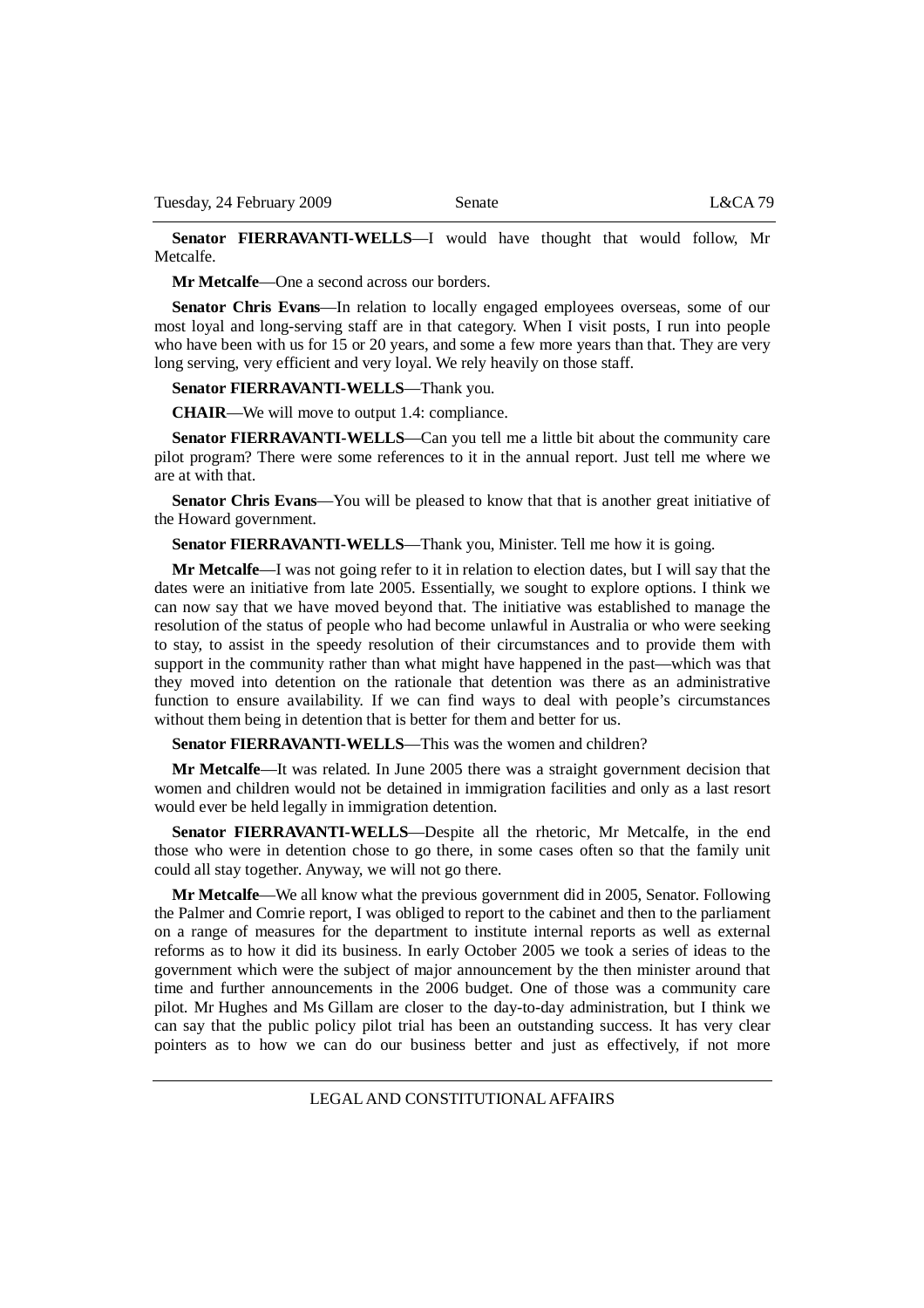**Senator FIERRAVANTI-WELLS**—I would have thought that would follow, Mr Metcalfe.

**Mr Metcalfe**—One a second across our borders.

**Senator Chris Evans**—In relation to locally engaged employees overseas, some of our most loyal and long-serving staff are in that category. When I visit posts, I run into people who have been with us for 15 or 20 years, and some a few more years than that. They are very long serving, very efficient and very loyal. We rely heavily on those staff.

**Senator FIERRAVANTI-WELLS**—Thank you.

**CHAIR**—We will move to output 1.4: compliance.

**Senator FIERRAVANTI-WELLS**—Can you tell me a little bit about the community care pilot program? There were some references to it in the annual report. Just tell me where we are at with that.

**Senator Chris Evans**—You will be pleased to know that that is another great initiative of the Howard government.

**Senator FIERRAVANTI-WELLS**—Thank you, Minister. Tell me how it is going.

**Mr Metcalfe**—I was not going refer to it in relation to election dates, but I will say that the dates were an initiative from late 2005. Essentially, we sought to explore options. I think we can now say that we have moved beyond that. The initiative was established to manage the resolution of the status of people who had become unlawful in Australia or who were seeking to stay, to assist in the speedy resolution of their circumstances and to provide them with support in the community rather than what might have happened in the past—which was that they moved into detention on the rationale that detention was there as an administrative function to ensure availability. If we can find ways to deal with people's circumstances without them being in detention that is better for them and better for us.

**Senator FIERRAVANTI-WELLS**—This was the women and children?

**Mr Metcalfe**—It was related. In June 2005 there was a straight government decision that women and children would not be detained in immigration facilities and only as a last resort would ever be held legally in immigration detention.

**Senator FIERRAVANTI-WELLS**—Despite all the rhetoric, Mr Metcalfe, in the end those who were in detention chose to go there, in some cases often so that the family unit could all stay together. Anyway, we will not go there.

**Mr Metcalfe**—We all know what the previous government did in 2005, Senator. Following the Palmer and Comrie report, I was obliged to report to the cabinet and then to the parliament on a range of measures for the department to institute internal reports as well as external reforms as to how it did its business. In early October 2005 we took a series of ideas to the government which were the subject of major announcement by the then minister around that time and further announcements in the 2006 budget. One of those was a community care pilot. Mr Hughes and Ms Gillam are closer to the day-to-day administration, but I think we can say that the public policy pilot trial has been an outstanding success. It has very clear pointers as to how we can do our business better and just as effectively, if not more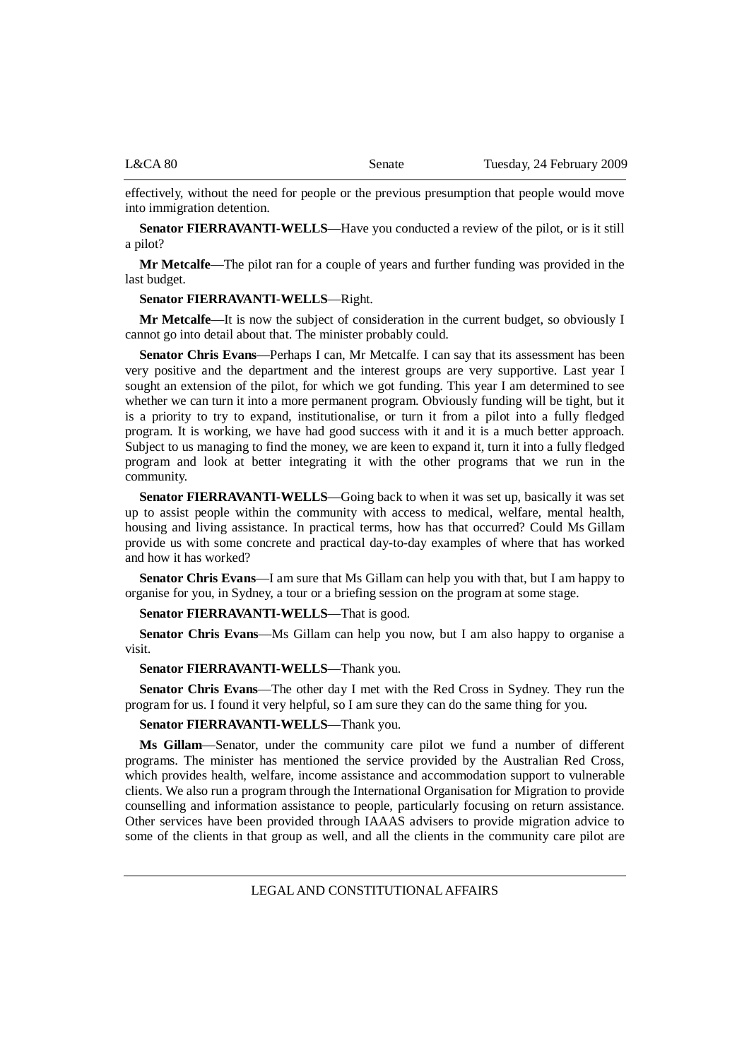effectively, without the need for people or the previous presumption that people would move into immigration detention.

**Senator FIERRAVANTI-WELLS**—Have you conducted a review of the pilot, or is it still a pilot?

**Mr Metcalfe**—The pilot ran for a couple of years and further funding was provided in the last budget.

**Senator FIERRAVANTI-WELLS**—Right.

**Mr Metcalfe**—It is now the subject of consideration in the current budget, so obviously I cannot go into detail about that. The minister probably could.

**Senator Chris Evans**—Perhaps I can, Mr Metcalfe. I can say that its assessment has been very positive and the department and the interest groups are very supportive. Last year I sought an extension of the pilot, for which we got funding. This year I am determined to see whether we can turn it into a more permanent program. Obviously funding will be tight, but it is a priority to try to expand, institutionalise, or turn it from a pilot into a fully fledged program. It is working, we have had good success with it and it is a much better approach. Subject to us managing to find the money, we are keen to expand it, turn it into a fully fledged program and look at better integrating it with the other programs that we run in the community.

**Senator FIERRAVANTI-WELLS**—Going back to when it was set up, basically it was set up to assist people within the community with access to medical, welfare, mental health, housing and living assistance. In practical terms, how has that occurred? Could Ms Gillam provide us with some concrete and practical day-to-day examples of where that has worked and how it has worked?

**Senator Chris Evans**—I am sure that Ms Gillam can help you with that, but I am happy to organise for you, in Sydney, a tour or a briefing session on the program at some stage.

**Senator FIERRAVANTI-WELLS**—That is good.

**Senator Chris Evans**—Ms Gillam can help you now, but I am also happy to organise a visit.

**Senator FIERRAVANTI-WELLS**—Thank you.

**Senator Chris Evans**—The other day I met with the Red Cross in Sydney. They run the program for us. I found it very helpful, so I am sure they can do the same thing for you.

**Senator FIERRAVANTI-WELLS**—Thank you.

**Ms Gillam**—Senator, under the community care pilot we fund a number of different programs. The minister has mentioned the service provided by the Australian Red Cross, which provides health, welfare, income assistance and accommodation support to vulnerable clients. We also run a program through the International Organisation for Migration to provide counselling and information assistance to people, particularly focusing on return assistance. Other services have been provided through IAAAS advisers to provide migration advice to some of the clients in that group as well, and all the clients in the community care pilot are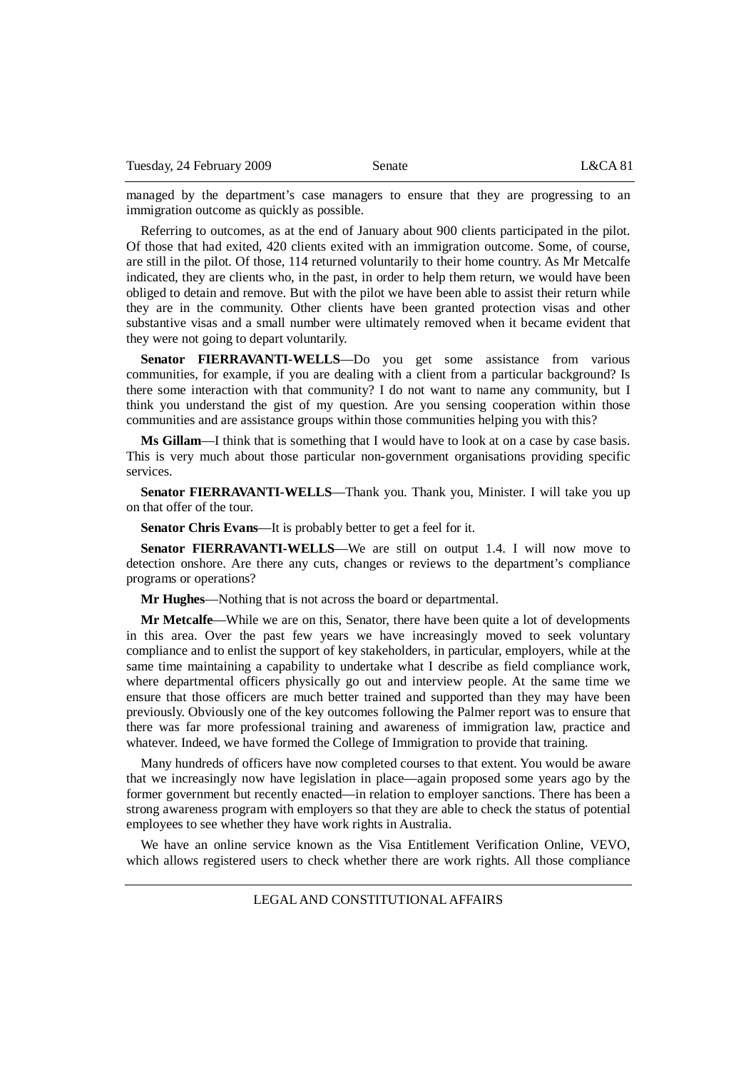managed by the department's case managers to ensure that they are progressing to an immigration outcome as quickly as possible.

Referring to outcomes, as at the end of January about 900 clients participated in the pilot. Of those that had exited, 420 clients exited with an immigration outcome. Some, of course, are still in the pilot. Of those, 114 returned voluntarily to their home country. As Mr Metcalfe indicated, they are clients who, in the past, in order to help them return, we would have been obliged to detain and remove. But with the pilot we have been able to assist their return while they are in the community. Other clients have been granted protection visas and other substantive visas and a small number were ultimately removed when it became evident that they were not going to depart voluntarily.

**Senator FIERRAVANTI-WELLS**—Do you get some assistance from various communities, for example, if you are dealing with a client from a particular background? Is there some interaction with that community? I do not want to name any community, but I think you understand the gist of my question. Are you sensing cooperation within those communities and are assistance groups within those communities helping you with this?

**Ms Gillam**—I think that is something that I would have to look at on a case by case basis. This is very much about those particular non-government organisations providing specific services.

**Senator FIERRAVANTI-WELLS**—Thank you. Thank you, Minister. I will take you up on that offer of the tour.

**Senator Chris Evans**—It is probably better to get a feel for it.

**Senator FIERRAVANTI-WELLS**—We are still on output 1.4. I will now move to detection onshore. Are there any cuts, changes or reviews to the department's compliance programs or operations?

**Mr Hughes**—Nothing that is not across the board or departmental.

**Mr Metcalfe**—While we are on this, Senator, there have been quite a lot of developments in this area. Over the past few years we have increasingly moved to seek voluntary compliance and to enlist the support of key stakeholders, in particular, employers, while at the same time maintaining a capability to undertake what I describe as field compliance work, where departmental officers physically go out and interview people. At the same time we ensure that those officers are much better trained and supported than they may have been previously. Obviously one of the key outcomes following the Palmer report was to ensure that there was far more professional training and awareness of immigration law, practice and whatever. Indeed, we have formed the College of Immigration to provide that training.

Many hundreds of officers have now completed courses to that extent. You would be aware that we increasingly now have legislation in place—again proposed some years ago by the former government but recently enacted—in relation to employer sanctions. There has been a strong awareness program with employers so that they are able to check the status of potential employees to see whether they have work rights in Australia.

We have an online service known as the Visa Entitlement Verification Online, VEVO, which allows registered users to check whether there are work rights. All those compliance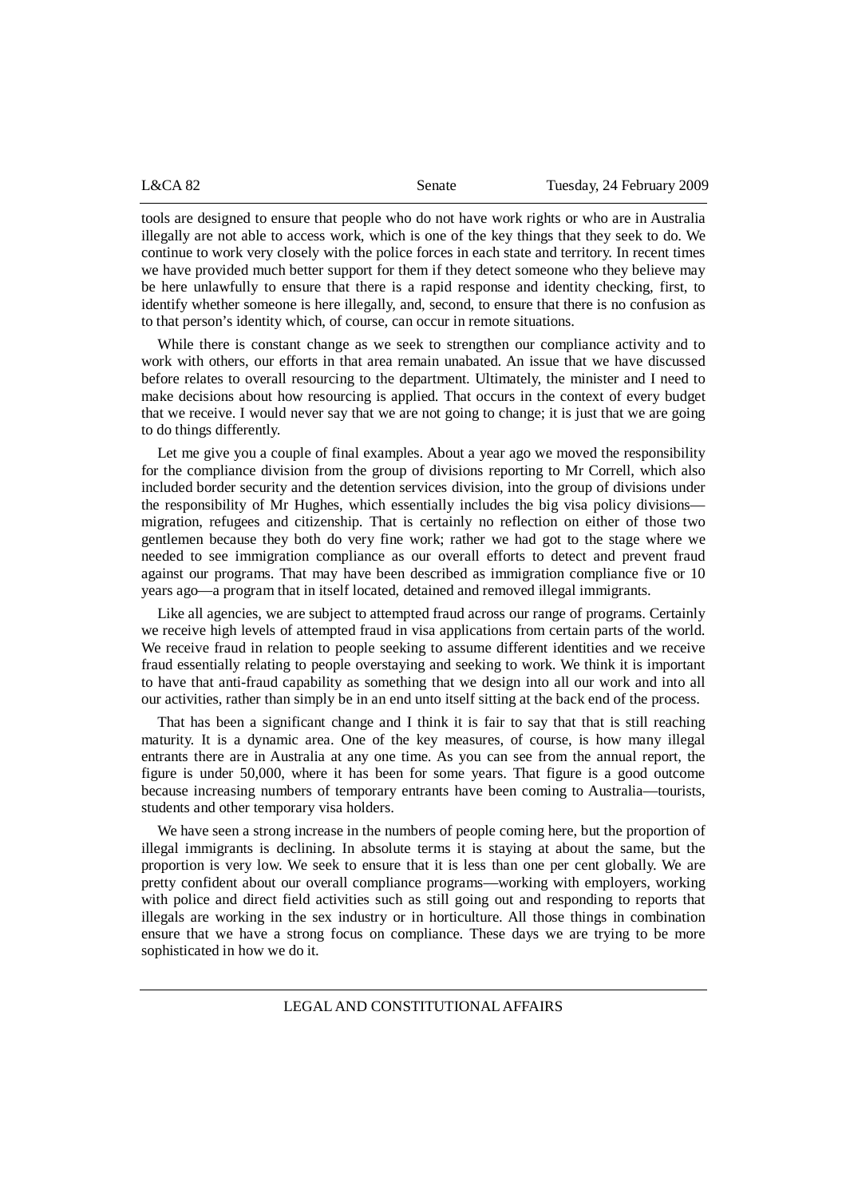tools are designed to ensure that people who do not have work rights or who are in Australia illegally are not able to access work, which is one of the key things that they seek to do. We continue to work very closely with the police forces in each state and territory. In recent times we have provided much better support for them if they detect someone who they believe may be here unlawfully to ensure that there is a rapid response and identity checking, first, to identify whether someone is here illegally, and, second, to ensure that there is no confusion as to that person's identity which, of course, can occur in remote situations.

While there is constant change as we seek to strengthen our compliance activity and to work with others, our efforts in that area remain unabated. An issue that we have discussed before relates to overall resourcing to the department. Ultimately, the minister and I need to make decisions about how resourcing is applied. That occurs in the context of every budget that we receive. I would never say that we are not going to change; it is just that we are going to do things differently.

Let me give you a couple of final examples. About a year ago we moved the responsibility for the compliance division from the group of divisions reporting to Mr Correll, which also included border security and the detention services division, into the group of divisions under the responsibility of Mr Hughes, which essentially includes the big visa policy divisions—migration, refugees and citizenship. That is certainly no reflection on either of those two gentlemen because they both do very fine work; rather we had got to the stage where we needed to see immigration compliance as our overall efforts to detect and prevent fraud against our programs. That may have been described as immigration compliance five or 10 years ago—a program that in itself located, detained and removed illegal immigrants.

Like all agencies, we are subject to attempted fraud across our range of programs. Certainly we receive high levels of attempted fraud in visa applications from certain parts of the world. We receive fraud in relation to people seeking to assume different identities and we receive fraud essentially relating to people overstaying and seeking to work. We think it is important to have that anti-fraud capability as something that we design into all our work and into all our activities, rather than simply be in an end unto itself sitting at the back end of the process.

That has been a significant change and I think it is fair to say that that is still reaching maturity. It is a dynamic area. One of the key measures, of course, is how many illegal entrants there are in Australia at any one time. As you can see from the annual report, the figure is under 50,000, where it has been for some years. That figure is a good outcome because increasing numbers of temporary entrants have been coming to Australia—tourists, students and other temporary visa holders.

We have seen a strong increase in the numbers of people coming here, but the proportion of illegal immigrants is declining. In absolute terms it is staying at about the same, but the proportion is very low. We seek to ensure that it is less than one per cent globally. We are pretty confident about our overall compliance programs—working with employers, working with police and direct field activities such as still going out and responding to reports that illegals are working in the sex industry or in horticulture. All those things in combination ensure that we have a strong focus on compliance. These days we are trying to be more sophisticated in how we do it.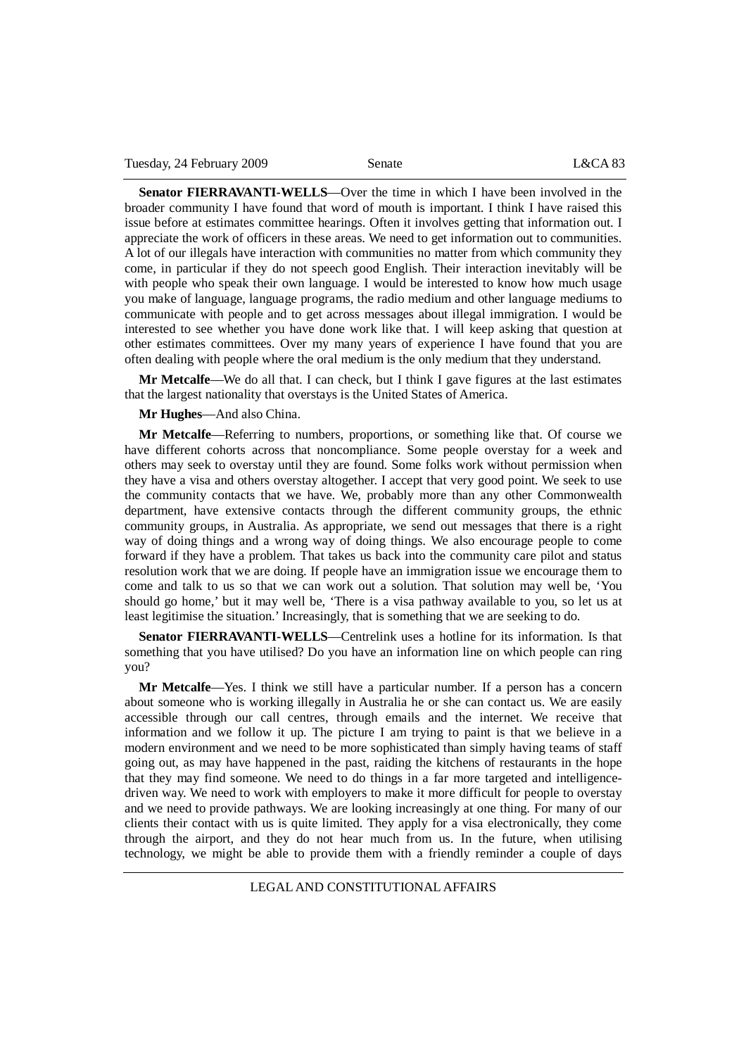**Senator FIERRAVANTI-WELLS**—Over the time in which I have been involved in the broader community I have found that word of mouth is important. I think I have raised this issue before at estimates committee hearings. Often it involves getting that information out. I appreciate the work of officers in these areas. We need to get information out to communities. A lot of our illegals have interaction with communities no matter from which community they come, in particular if they do not speech good English. Their interaction inevitably will be with people who speak their own language. I would be interested to know how much usage you make of language, language programs, the radio medium and other language mediums to communicate with people and to get across messages about illegal immigration. I would be interested to see whether you have done work like that. I will keep asking that question at other estimates committees. Over my many years of experience I have found that you are often dealing with people where the oral medium is the only medium that they understand.

**Mr Metcalfe**—We do all that. I can check, but I think I gave figures at the last estimates that the largest nationality that overstays is the United States of America.

**Mr Hughes**—And also China.

**Mr Metcalfe**—Referring to numbers, proportions, or something like that. Of course we have different cohorts across that noncompliance. Some people overstay for a week and others may seek to overstay until they are found. Some folks work without permission when they have a visa and others overstay altogether. I accept that very good point. We seek to use the community contacts that we have. We, probably more than any other Commonwealth department, have extensive contacts through the different community groups, the ethnic community groups, in Australia. As appropriate, we send out messages that there is a right way of doing things and a wrong way of doing things. We also encourage people to come forward if they have a problem. That takes us back into the community care pilot and status resolution work that we are doing. If people have an immigration issue we encourage them to come and talk to us so that we can work out a solution. That solution may well be, 'You should go home,' but it may well be, 'There is a visa pathway available to you, so let us at least legitimise the situation.' Increasingly, that is something that we are seeking to do.

**Senator FIERRAVANTI-WELLS**—Centrelink uses a hotline for its information. Is that something that you have utilised? Do you have an information line on which people can ring you?

**Mr Metcalfe**—Yes. I think we still have a particular number. If a person has a concern about someone who is working illegally in Australia he or she can contact us. We are easily accessible through our call centres, through emails and the internet. We receive that information and we follow it up. The picture I am trying to paint is that we believe in a modern environment and we need to be more sophisticated than simply having teams of staff going out, as may have happened in the past, raiding the kitchens of restaurants in the hope that they may find someone. We need to do things in a far more targeted and intelligence-driven way. We need to work with employers to make it more difficult for people to overstay and we need to provide pathways. We are looking increasingly at one thing. For many of our clients their contact with us is quite limited. They apply for a visa electronically, they come through the airport, and they do not hear much from us. In the future, when utilising technology, we might be able to provide them with a friendly reminder a couple of days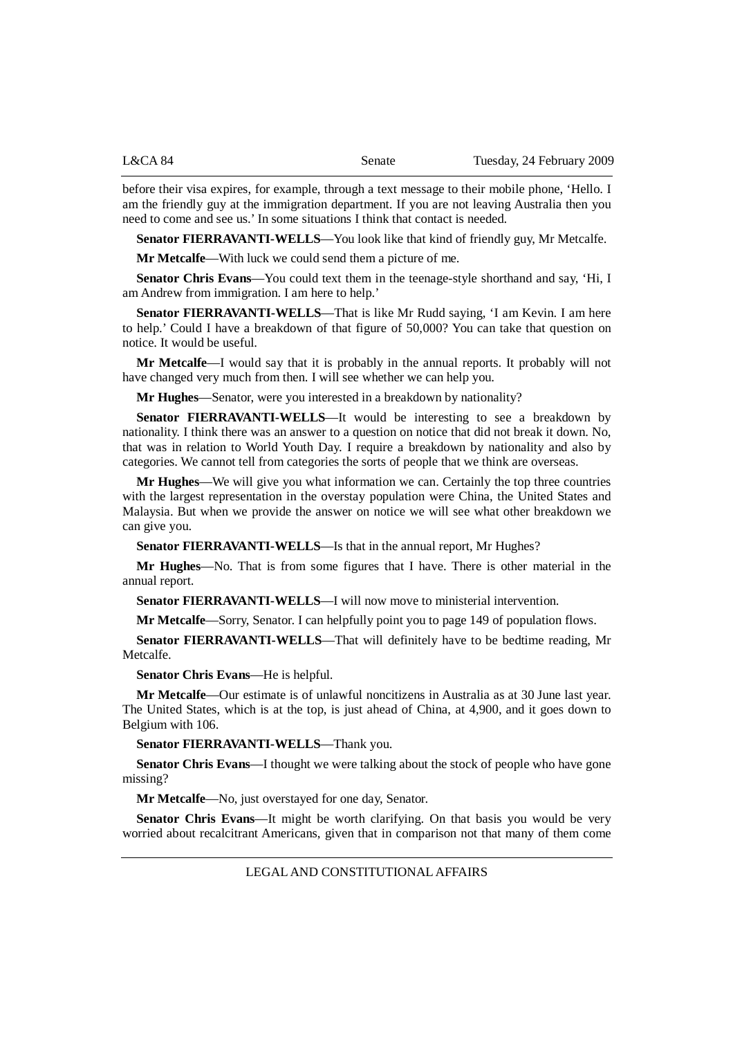before their visa expires, for example, through a text message to their mobile phone, 'Hello. I am the friendly guy at the immigration department. If you are not leaving Australia then you need to come and see us.' In some situations I think that contact is needed.

**Senator FIERRAVANTI-WELLS**—You look like that kind of friendly guy, Mr Metcalfe.

**Mr Metcalfe**—With luck we could send them a picture of me.

**Senator Chris Evans**—You could text them in the teenage-style shorthand and say, 'Hi, I am Andrew from immigration. I am here to help.'

**Senator FIERRAVANTI-WELLS**—That is like Mr Rudd saying, 'I am Kevin. I am here to help.' Could I have a breakdown of that figure of 50,000? You can take that question on notice. It would be useful.

**Mr Metcalfe**—I would say that it is probably in the annual reports. It probably will not have changed very much from then. I will see whether we can help you.

**Mr Hughes**—Senator, were you interested in a breakdown by nationality?

**Senator FIERRAVANTI-WELLS**—It would be interesting to see a breakdown by nationality. I think there was an answer to a question on notice that did not break it down. No, that was in relation to World Youth Day. I require a breakdown by nationality and also by categories. We cannot tell from categories the sorts of people that we think are overseas.

**Mr Hughes**—We will give you what information we can. Certainly the top three countries with the largest representation in the overstay population were China, the United States and Malaysia. But when we provide the answer on notice we will see what other breakdown we can give you.

**Senator FIERRAVANTI-WELLS**—Is that in the annual report, Mr Hughes?

**Mr Hughes**—No. That is from some figures that I have. There is other material in the annual report.

**Senator FIERRAVANTI-WELLS**—I will now move to ministerial intervention.

**Mr Metcalfe**—Sorry, Senator. I can helpfully point you to page 149 of population flows.

**Senator FIERRAVANTI-WELLS**—That will definitely have to be bedtime reading, Mr Metcalfe.

**Senator Chris Evans**—He is helpful.

**Mr Metcalfe**—Our estimate is of unlawful noncitizens in Australia as at 30 June last year. The United States, which is at the top, is just ahead of China, at 4,900, and it goes down to Belgium with 106.

**Senator FIERRAVANTI-WELLS**—Thank you.

**Senator Chris Evans**—I thought we were talking about the stock of people who have gone missing?

**Mr Metcalfe**—No, just overstayed for one day, Senator.

**Senator Chris Evans**—It might be worth clarifying. On that basis you would be very worried about recalcitrant Americans, given that in comparison not that many of them come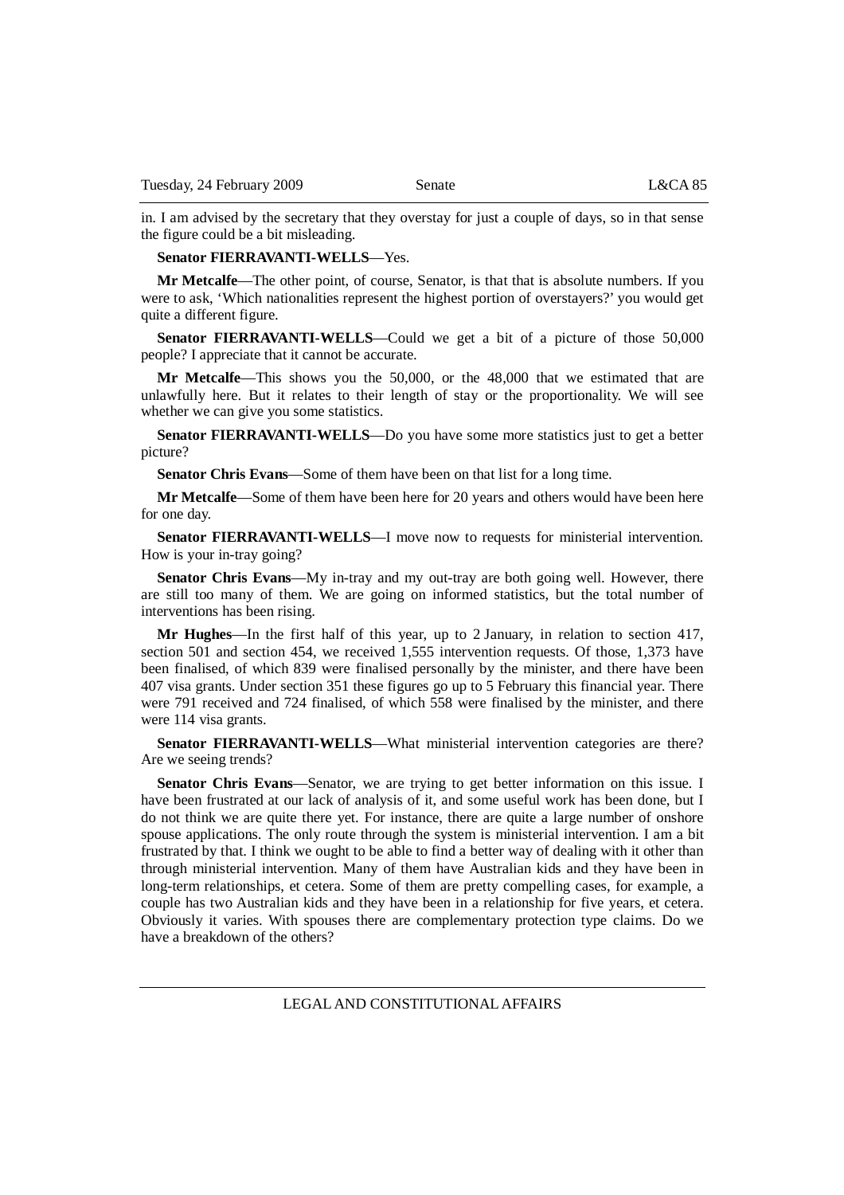in. I am advised by the secretary that they overstay for just a couple of days, so in that sense the figure could be a bit misleading.

**Senator FIERRAVANTI-WELLS**—Yes.

**Mr Metcalfe**—The other point, of course, Senator, is that that is absolute numbers. If you were to ask, 'Which nationalities represent the highest portion of overstayers?' you would get quite a different figure.

**Senator FIERRAVANTI-WELLS**—Could we get a bit of a picture of those 50,000 people? I appreciate that it cannot be accurate.

**Mr Metcalfe**—This shows you the 50,000, or the 48,000 that we estimated that are unlawfully here. But it relates to their length of stay or the proportionality. We will see whether we can give you some statistics.

**Senator FIERRAVANTI-WELLS**—Do you have some more statistics just to get a better picture?

**Senator Chris Evans**—Some of them have been on that list for a long time.

**Mr Metcalfe**—Some of them have been here for 20 years and others would have been here for one day.

**Senator FIERRAVANTI-WELLS**—I move now to requests for ministerial intervention. How is your in-tray going?

**Senator Chris Evans**—My in-tray and my out-tray are both going well. However, there are still too many of them. We are going on informed statistics, but the total number of interventions has been rising.

**Mr Hughes**—In the first half of this year, up to 2 January, in relation to section 417, section 501 and section 454, we received 1,555 intervention requests. Of those, 1,373 have been finalised, of which 839 were finalised personally by the minister, and there have been 407 visa grants. Under section 351 these figures go up to 5 February this financial year. There were 791 received and 724 finalised, of which 558 were finalised by the minister, and there were 114 visa grants.

**Senator FIERRAVANTI-WELLS**—What ministerial intervention categories are there? Are we seeing trends?

**Senator Chris Evans**—Senator, we are trying to get better information on this issue. I have been frustrated at our lack of analysis of it, and some useful work has been done, but I do not think we are quite there yet. For instance, there are quite a large number of onshore spouse applications. The only route through the system is ministerial intervention. I am a bit frustrated by that. I think we ought to be able to find a better way of dealing with it other than through ministerial intervention. Many of them have Australian kids and they have been in long-term relationships, et cetera. Some of them are pretty compelling cases, for example, a couple has two Australian kids and they have been in a relationship for five years, et cetera. Obviously it varies. With spouses there are complementary protection type claims. Do we have a breakdown of the others?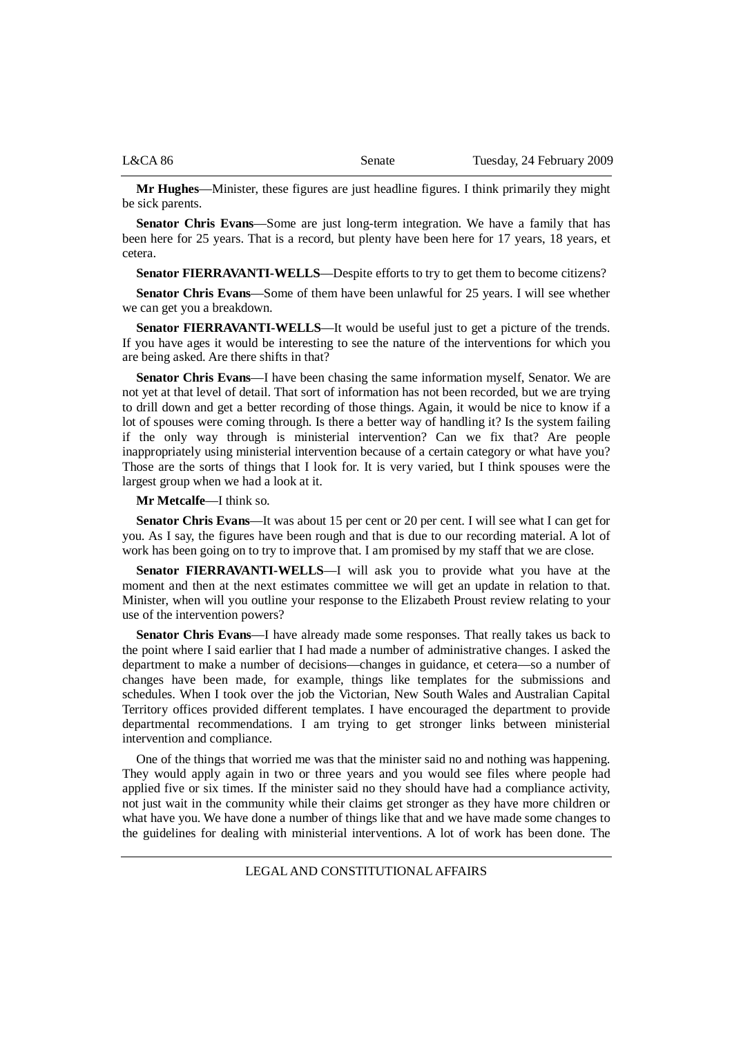**Mr Hughes**—Minister, these figures are just headline figures. I think primarily they might be sick parents.

**Senator Chris Evans**—Some are just long-term integration. We have a family that has been here for 25 years. That is a record, but plenty have been here for 17 years, 18 years, et cetera.

**Senator FIERRAVANTI-WELLS**—Despite efforts to try to get them to become citizens?

**Senator Chris Evans**—Some of them have been unlawful for 25 years. I will see whether we can get you a breakdown.

**Senator FIERRAVANTI-WELLS**—It would be useful just to get a picture of the trends. If you have ages it would be interesting to see the nature of the interventions for which you are being asked. Are there shifts in that?

**Senator Chris Evans**—I have been chasing the same information myself, Senator. We are not yet at that level of detail. That sort of information has not been recorded, but we are trying to drill down and get a better recording of those things. Again, it would be nice to know if a lot of spouses were coming through. Is there a better way of handling it? Is the system failing if the only way through is ministerial intervention? Can we fix that? Are people inappropriately using ministerial intervention because of a certain category or what have you? Those are the sorts of things that I look for. It is very varied, but I think spouses were the largest group when we had a look at it.

**Mr Metcalfe**—I think so.

**Senator Chris Evans**—It was about 15 per cent or 20 per cent. I will see what I can get for you. As I say, the figures have been rough and that is due to our recording material. A lot of work has been going on to try to improve that. I am promised by my staff that we are close.

**Senator FIERRAVANTI-WELLS**—I will ask you to provide what you have at the moment and then at the next estimates committee we will get an update in relation to that. Minister, when will you outline your response to the Elizabeth Proust review relating to your use of the intervention powers?

**Senator Chris Evans**—I have already made some responses. That really takes us back to the point where I said earlier that I had made a number of administrative changes. I asked the department to make a number of decisions—changes in guidance, et cetera—so a number of changes have been made, for example, things like templates for the submissions and schedules. When I took over the job the Victorian, New South Wales and Australian Capital Territory offices provided different templates. I have encouraged the department to provide departmental recommendations. I am trying to get stronger links between ministerial intervention and compliance.

One of the things that worried me was that the minister said no and nothing was happening. They would apply again in two or three years and you would see files where people had applied five or six times. If the minister said no they should have had a compliance activity, not just wait in the community while their claims get stronger as they have more children or what have you. We have done a number of things like that and we have made some changes to the guidelines for dealing with ministerial interventions. A lot of work has been done. The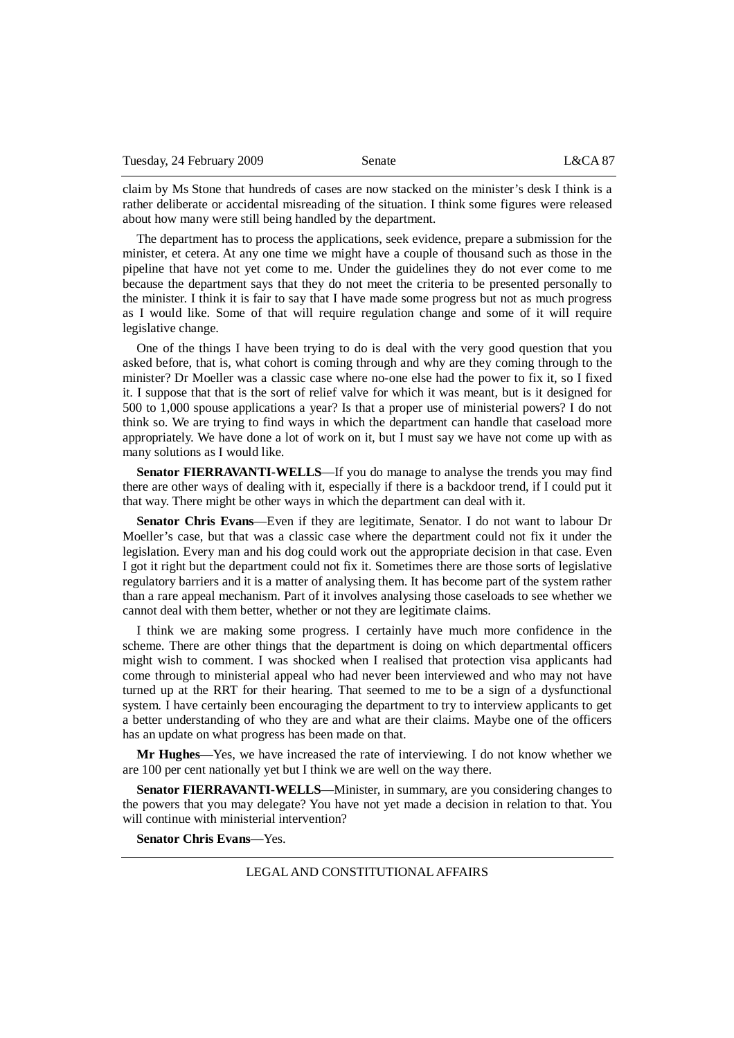claim by Ms Stone that hundreds of cases are now stacked on the minister's desk I think is a rather deliberate or accidental misreading of the situation. I think some figures were released about how many were still being handled by the department.

The department has to process the applications, seek evidence, prepare a submission for the minister, et cetera. At any one time we might have a couple of thousand such as those in the pipeline that have not yet come to me. Under the guidelines they do not ever come to me because the department says that they do not meet the criteria to be presented personally to the minister. I think it is fair to say that I have made some progress but not as much progress as I would like. Some of that will require regulation change and some of it will require legislative change.

One of the things I have been trying to do is deal with the very good question that you asked before, that is, what cohort is coming through and why are they coming through to the minister? Dr Moeller was a classic case where no-one else had the power to fix it, so I fixed it. I suppose that that is the sort of relief valve for which it was meant, but is it designed for 500 to 1,000 spouse applications a year? Is that a proper use of ministerial powers? I do not think so. We are trying to find ways in which the department can handle that caseload more appropriately. We have done a lot of work on it, but I must say we have not come up with as many solutions as I would like.

**Senator FIERRAVANTI-WELLS**—If you do manage to analyse the trends you may find there are other ways of dealing with it, especially if there is a backdoor trend, if I could put it that way. There might be other ways in which the department can deal with it.

**Senator Chris Evans**—Even if they are legitimate, Senator. I do not want to labour Dr Moeller's case, but that was a classic case where the department could not fix it under the legislation. Every man and his dog could work out the appropriate decision in that case. Even I got it right but the department could not fix it. Sometimes there are those sorts of legislative regulatory barriers and it is a matter of analysing them. It has become part of the system rather than a rare appeal mechanism. Part of it involves analysing those caseloads to see whether we cannot deal with them better, whether or not they are legitimate claims.

I think we are making some progress. I certainly have much more confidence in the scheme. There are other things that the department is doing on which departmental officers might wish to comment. I was shocked when I realised that protection visa applicants had come through to ministerial appeal who had never been interviewed and who may not have turned up at the RRT for their hearing. That seemed to me to be a sign of a dysfunctional system. I have certainly been encouraging the department to try to interview applicants to get a better understanding of who they are and what are their claims. Maybe one of the officers has an update on what progress has been made on that.

**Mr Hughes**—Yes, we have increased the rate of interviewing. I do not know whether we are 100 per cent nationally yet but I think we are well on the way there.

**Senator FIERRAVANTI-WELLS**—Minister, in summary, are you considering changes to the powers that you may delegate? You have not yet made a decision in relation to that. You will continue with ministerial intervention?

**Senator Chris Evans**—Yes.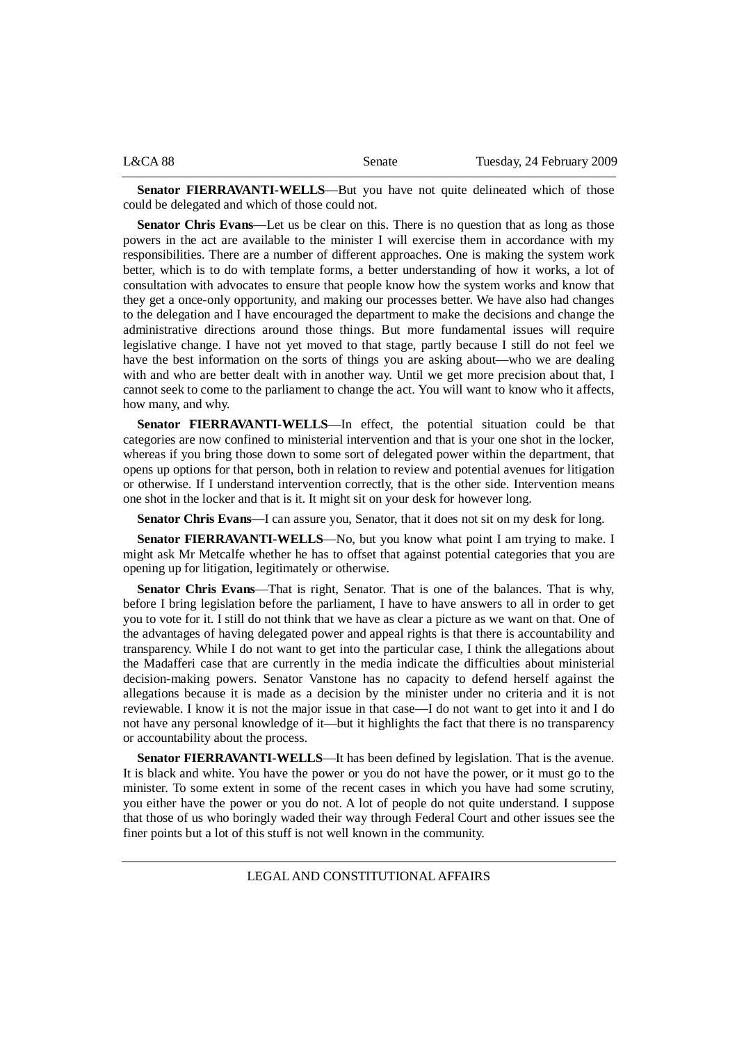**Senator FIERRAVANTI-WELLS**—But you have not quite delineated which of those could be delegated and which of those could not.

**Senator Chris Evans**—Let us be clear on this. There is no question that as long as those powers in the act are available to the minister I will exercise them in accordance with my responsibilities. There are a number of different approaches. One is making the system work better, which is to do with template forms, a better understanding of how it works, a lot of consultation with advocates to ensure that people know how the system works and know that they get a once-only opportunity, and making our processes better. We have also had changes to the delegation and I have encouraged the department to make the decisions and change the administrative directions around those things. But more fundamental issues will require legislative change. I have not yet moved to that stage, partly because I still do not feel we have the best information on the sorts of things you are asking about—who we are dealing with and who are better dealt with in another way. Until we get more precision about that, I cannot seek to come to the parliament to change the act. You will want to know who it affects, how many, and why.

**Senator FIERRAVANTI-WELLS**—In effect, the potential situation could be that categories are now confined to ministerial intervention and that is your one shot in the locker, whereas if you bring those down to some sort of delegated power within the department, that opens up options for that person, both in relation to review and potential avenues for litigation or otherwise. If I understand intervention correctly, that is the other side. Intervention means one shot in the locker and that is it. It might sit on your desk for however long.

**Senator Chris Evans**—I can assure you, Senator, that it does not sit on my desk for long.

**Senator FIERRAVANTI-WELLS**—No, but you know what point I am trying to make. I might ask Mr Metcalfe whether he has to offset that against potential categories that you are opening up for litigation, legitimately or otherwise.

**Senator Chris Evans**—That is right, Senator. That is one of the balances. That is why, before I bring legislation before the parliament, I have to have answers to all in order to get you to vote for it. I still do not think that we have as clear a picture as we want on that. One of the advantages of having delegated power and appeal rights is that there is accountability and transparency. While I do not want to get into the particular case, I think the allegations about the Madafferi case that are currently in the media indicate the difficulties about ministerial decision-making powers. Senator Vanstone has no capacity to defend herself against the allegations because it is made as a decision by the minister under no criteria and it is not reviewable. I know it is not the major issue in that case—I do not want to get into it and I do not have any personal knowledge of it—but it highlights the fact that there is no transparency or accountability about the process.

**Senator FIERRAVANTI-WELLS**—It has been defined by legislation. That is the avenue. It is black and white. You have the power or you do not have the power, or it must go to the minister. To some extent in some of the recent cases in which you have had some scrutiny, you either have the power or you do not. A lot of people do not quite understand. I suppose that those of us who boringly waded their way through Federal Court and other issues see the finer points but a lot of this stuff is not well known in the community.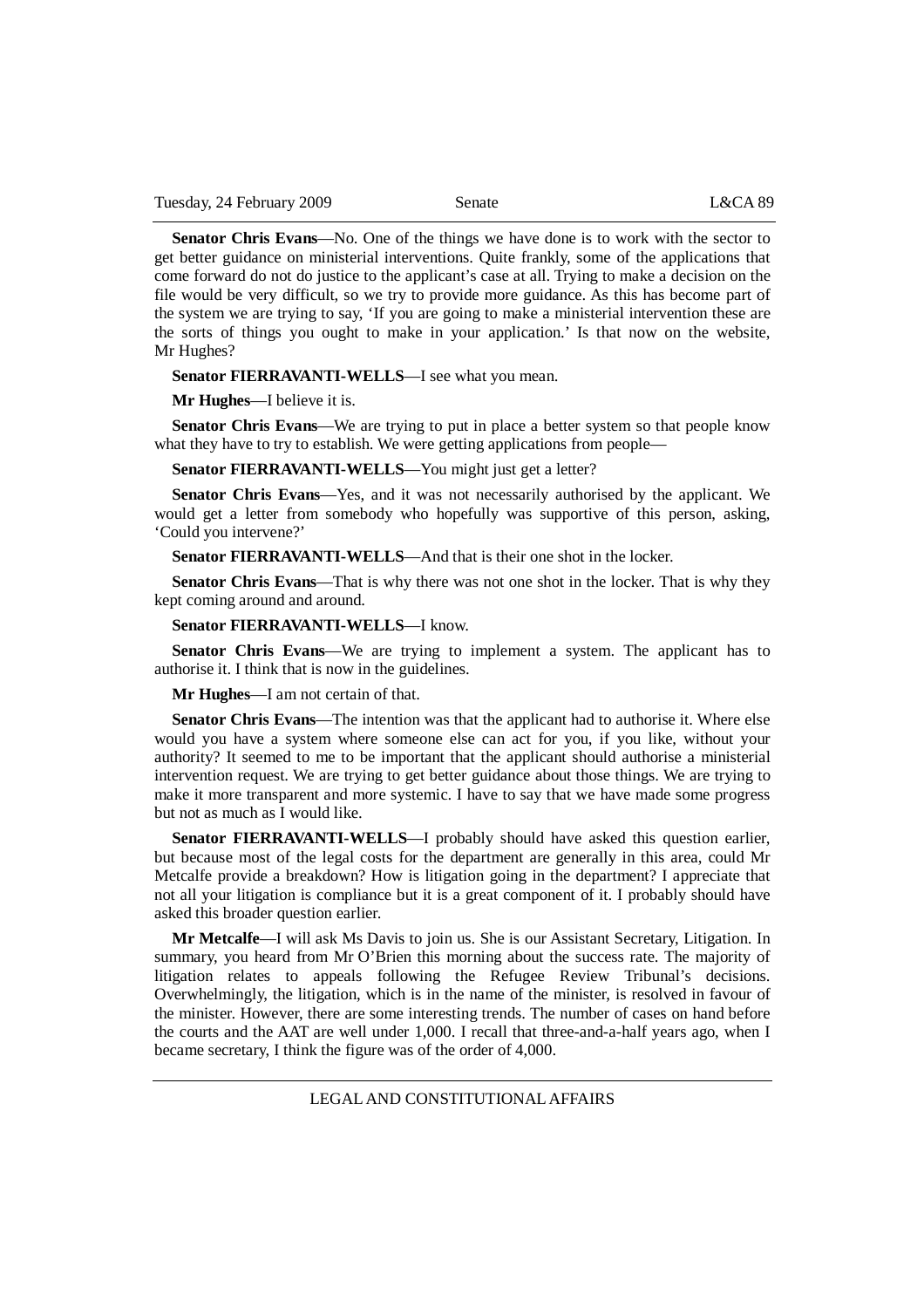**Senator Chris Evans**—No. One of the things we have done is to work with the sector to get better guidance on ministerial interventions. Quite frankly, some of the applications that come forward do not do justice to the applicant's case at all. Trying to make a decision on the file would be very difficult, so we try to provide more guidance. As this has become part of the system we are trying to say, 'If you are going to make a ministerial intervention these are the sorts of things you ought to make in your application.' Is that now on the website, Mr Hughes?

**Senator FIERRAVANTI-WELLS**—I see what you mean.

**Mr Hughes**—I believe it is.

**Senator Chris Evans**—We are trying to put in place a better system so that people know what they have to try to establish. We were getting applications from people—

**Senator FIERRAVANTI-WELLS**—You might just get a letter?

**Senator Chris Evans**—Yes, and it was not necessarily authorised by the applicant. We would get a letter from somebody who hopefully was supportive of this person, asking, 'Could you intervene?'

**Senator FIERRAVANTI-WELLS**—And that is their one shot in the locker.

**Senator Chris Evans**—That is why there was not one shot in the locker. That is why they kept coming around and around.

**Senator FIERRAVANTI-WELLS**—I know.

**Senator Chris Evans**—We are trying to implement a system. The applicant has to authorise it. I think that is now in the guidelines.

**Mr Hughes**—I am not certain of that.

**Senator Chris Evans**—The intention was that the applicant had to authorise it. Where else would you have a system where someone else can act for you, if you like, without your authority? It seemed to me to be important that the applicant should authorise a ministerial intervention request. We are trying to get better guidance about those things. We are trying to make it more transparent and more systemic. I have to say that we have made some progress but not as much as I would like.

**Senator FIERRAVANTI-WELLS**—I probably should have asked this question earlier, but because most of the legal costs for the department are generally in this area, could Mr Metcalfe provide a breakdown? How is litigation going in the department? I appreciate that not all your litigation is compliance but it is a great component of it. I probably should have asked this broader question earlier.

**Mr Metcalfe**—I will ask Ms Davis to join us. She is our Assistant Secretary, Litigation. In summary, you heard from Mr O'Brien this morning about the success rate. The majority of litigation relates to appeals following the Refugee Review Tribunal's decisions. Overwhelmingly, the litigation, which is in the name of the minister, is resolved in favour of the minister. However, there are some interesting trends. The number of cases on hand before the courts and the AAT are well under 1,000. I recall that three-and-a-half years ago, when I became secretary, I think the figure was of the order of 4,000.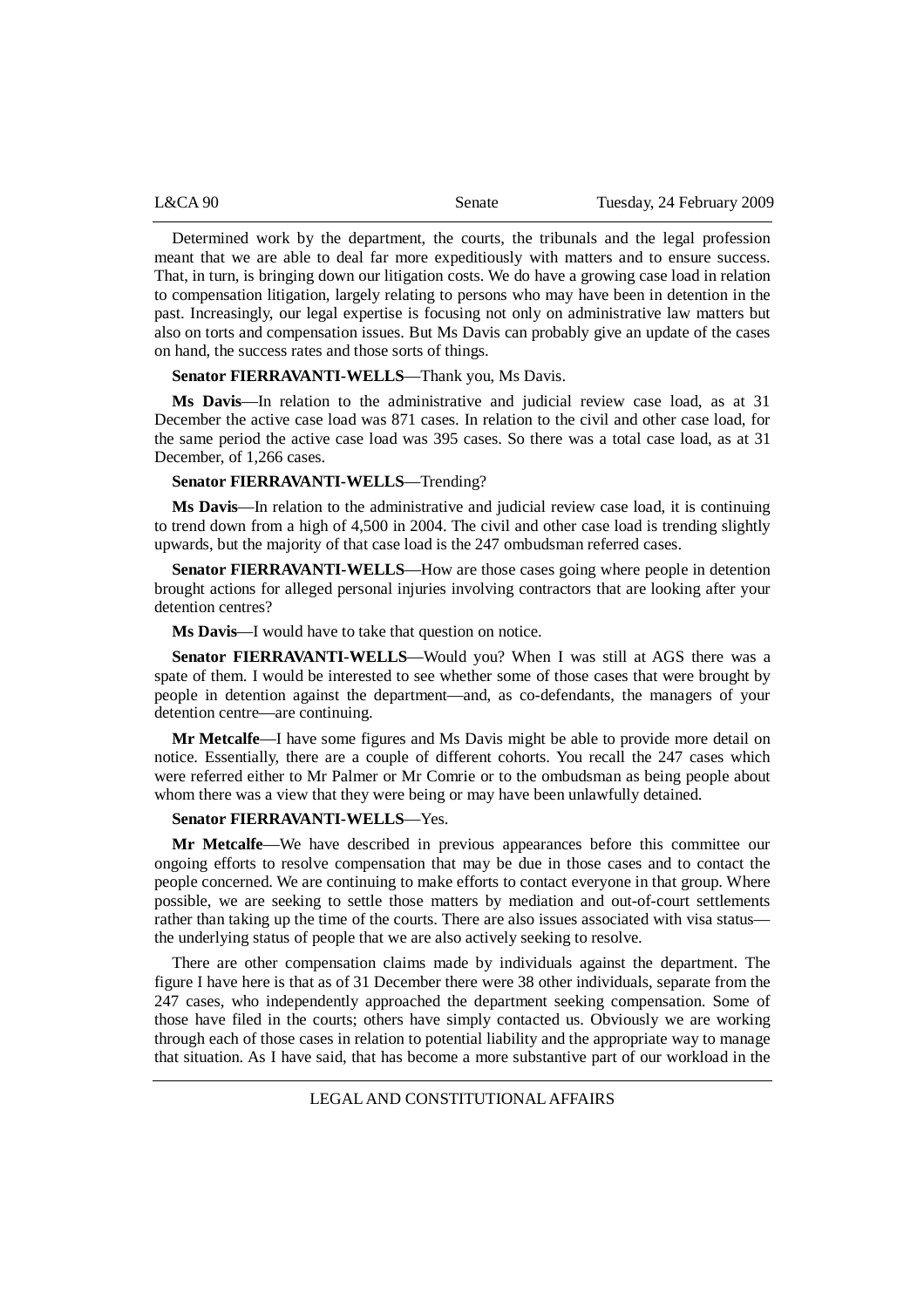Determined work by the department, the courts, the tribunals and the legal profession meant that we are able to deal far more expeditiously with matters and to ensure success. That, in turn, is bringing down our litigation costs. We do have a growing case load in relation to compensation litigation, largely relating to persons who may have been in detention in the past. Increasingly, our legal expertise is focusing not only on administrative law matters but also on torts and compensation issues. But Ms Davis can probably give an update of the cases on hand, the success rates and those sorts of things.

**Senator FIERRAVANTI-WELLS**—Thank you, Ms Davis.

**Ms Davis**—In relation to the administrative and judicial review case load, as at 31 December the active case load was 871 cases. In relation to the civil and other case load, for the same period the active case load was 395 cases. So there was a total case load, as at 31 December, of 1,266 cases.

**Senator FIERRAVANTI-WELLS**—Trending?

**Ms Davis**—In relation to the administrative and judicial review case load, it is continuing to trend down from a high of 4,500 in 2004. The civil and other case load is trending slightly upwards, but the majority of that case load is the 247 ombudsman referred cases.

**Senator FIERRAVANTI-WELLS**—How are those cases going where people in detention brought actions for alleged personal injuries involving contractors that are looking after your detention centres?

**Ms Davis**—I would have to take that question on notice.

**Senator FIERRAVANTI-WELLS**—Would you? When I was still at AGS there was a spate of them. I would be interested to see whether some of those cases that were brought by people in detention against the department—and, as co-defendants, the managers of your detention centre—are continuing.

**Mr Metcalfe**—I have some figures and Ms Davis might be able to provide more detail on notice. Essentially, there are a couple of different cohorts. You recall the 247 cases which were referred either to Mr Palmer or Mr Comrie or to the ombudsman as being people about whom there was a view that they were being or may have been unlawfully detained.

**Senator FIERRAVANTI-WELLS**—Yes.

**Mr Metcalfe**—We have described in previous appearances before this committee our ongoing efforts to resolve compensation that may be due in those cases and to contact the people concerned. We are continuing to make efforts to contact everyone in that group. Where possible, we are seeking to settle those matters by mediation and out-of-court settlements rather than taking up the time of the courts. There are also issues associated with visa status—the underlying status of people that we are also actively seeking to resolve.

There are other compensation claims made by individuals against the department. The figure I have here is that as of 31 December there were 38 other individuals, separate from the 247 cases, who independently approached the department seeking compensation. Some of those have filed in the courts; others have simply contacted us. Obviously we are working through each of those cases in relation to potential liability and the appropriate way to manage that situation. As I have said, that has become a more substantive part of our workload in the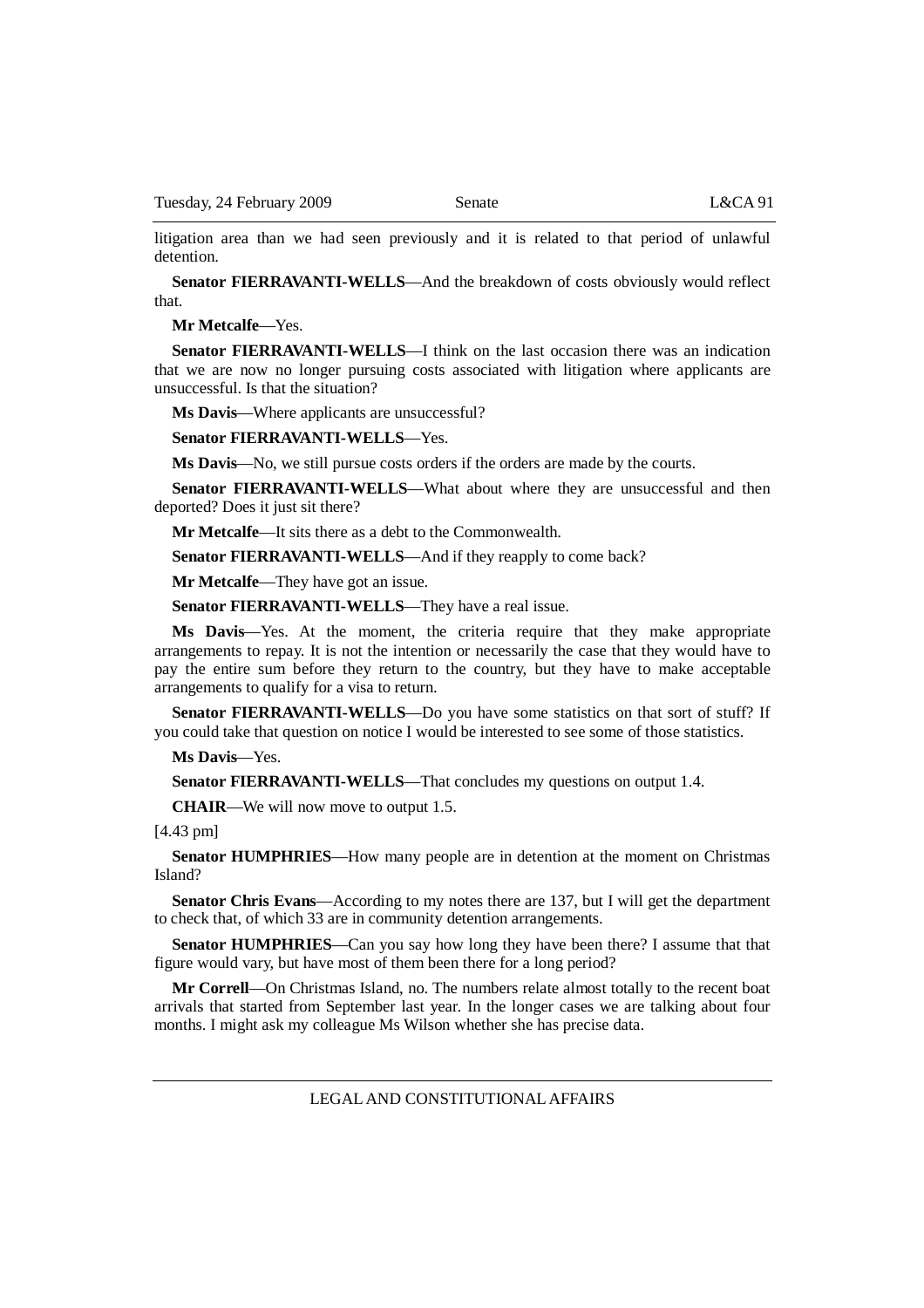litigation area than we had seen previously and it is related to that period of unlawful detention.

**Senator FIERRAVANTI-WELLS**—And the breakdown of costs obviously would reflect that.

**Mr Metcalfe**—Yes.

**Senator FIERRAVANTI-WELLS**—I think on the last occasion there was an indication that we are now no longer pursuing costs associated with litigation where applicants are unsuccessful. Is that the situation?

**Ms Davis**—Where applicants are unsuccessful?

**Senator FIERRAVANTI-WELLS**—Yes.

**Ms Davis**—No, we still pursue costs orders if the orders are made by the courts.

**Senator FIERRAVANTI-WELLS**—What about where they are unsuccessful and then deported? Does it just sit there?

**Mr Metcalfe**—It sits there as a debt to the Commonwealth.

**Senator FIERRAVANTI-WELLS**—And if they reapply to come back?

**Mr Metcalfe**—They have got an issue.

**Senator FIERRAVANTI-WELLS**—They have a real issue.

**Ms Davis**—Yes. At the moment, the criteria require that they make appropriate arrangements to repay. It is not the intention or necessarily the case that they would have to pay the entire sum before they return to the country, but they have to make acceptable arrangements to qualify for a visa to return.

**Senator FIERRAVANTI-WELLS**—Do you have some statistics on that sort of stuff? If you could take that question on notice I would be interested to see some of those statistics.

**Ms Davis**—Yes.

**Senator FIERRAVANTI-WELLS**—That concludes my questions on output 1.4.

**CHAIR**—We will now move to output 1.5.

[4.43 pm]

**Senator HUMPHRIES**—How many people are in detention at the moment on Christmas Island?

**Senator Chris Evans**—According to my notes there are 137, but I will get the department to check that, of which 33 are in community detention arrangements.

**Senator HUMPHRIES**—Can you say how long they have been there? I assume that that figure would vary, but have most of them been there for a long period?

**Mr Correll**—On Christmas Island, no. The numbers relate almost totally to the recent boat arrivals that started from September last year. In the longer cases we are talking about four months. I might ask my colleague Ms Wilson whether she has precise data.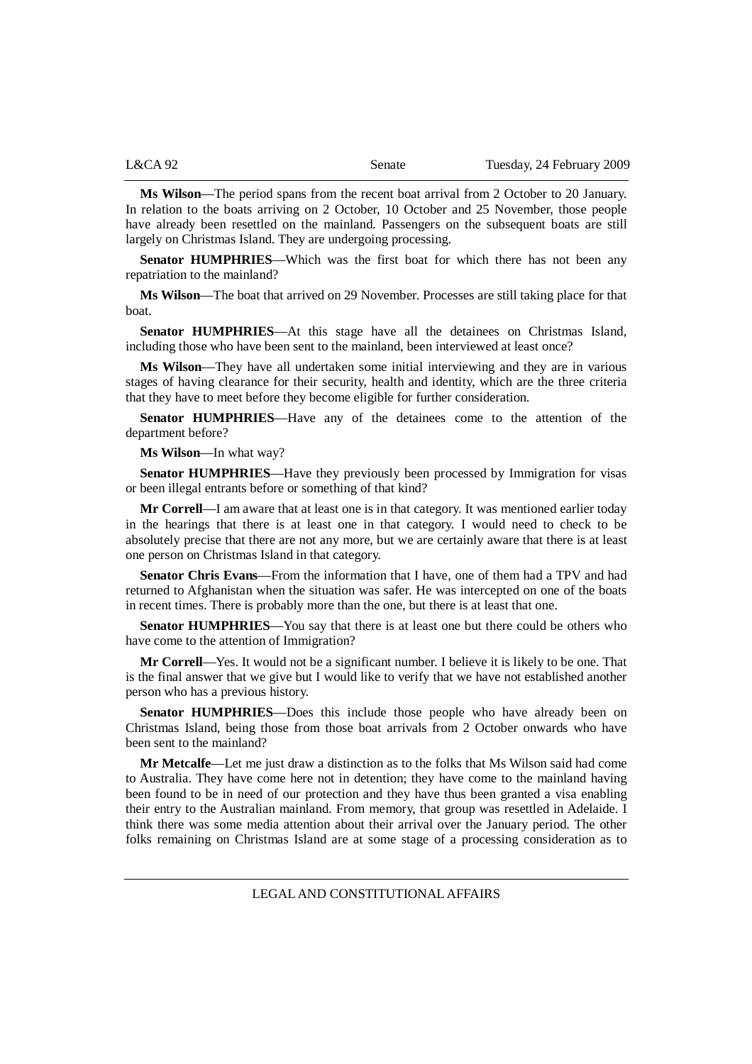**Ms Wilson**—The period spans from the recent boat arrival from 2 October to 20 January. In relation to the boats arriving on 2 October, 10 October and 25 November, those people have already been resettled on the mainland. Passengers on the subsequent boats are still largely on Christmas Island. They are undergoing processing.

**Senator HUMPHRIES**—Which was the first boat for which there has not been any repatriation to the mainland?

**Ms Wilson**—The boat that arrived on 29 November. Processes are still taking place for that boat.

**Senator HUMPHRIES**—At this stage have all the detainees on Christmas Island, including those who have been sent to the mainland, been interviewed at least once?

**Ms Wilson**—They have all undertaken some initial interviewing and they are in various stages of having clearance for their security, health and identity, which are the three criteria that they have to meet before they become eligible for further consideration.

**Senator HUMPHRIES**—Have any of the detainees come to the attention of the department before?

**Ms Wilson**—In what way?

**Senator HUMPHRIES**—Have they previously been processed by Immigration for visas or been illegal entrants before or something of that kind?

**Mr Correll**—I am aware that at least one is in that category. It was mentioned earlier today in the hearings that there is at least one in that category. I would need to check to be absolutely precise that there are not any more, but we are certainly aware that there is at least one person on Christmas Island in that category.

**Senator Chris Evans**—From the information that I have, one of them had a TPV and had returned to Afghanistan when the situation was safer. He was intercepted on one of the boats in recent times. There is probably more than the one, but there is at least that one.

**Senator HUMPHRIES**—You say that there is at least one but there could be others who have come to the attention of Immigration?

**Mr Correll**—Yes. It would not be a significant number. I believe it is likely to be one. That is the final answer that we give but I would like to verify that we have not established another person who has a previous history.

**Senator HUMPHRIES**—Does this include those people who have already been on Christmas Island, being those from those boat arrivals from 2 October onwards who have been sent to the mainland?

**Mr Metcalfe**—Let me just draw a distinction as to the folks that Ms Wilson said had come to Australia. They have come here not in detention; they have come to the mainland having been found to be in need of our protection and they have thus been granted a visa enabling their entry to the Australian mainland. From memory, that group was resettled in Adelaide. I think there was some media attention about their arrival over the January period. The other folks remaining on Christmas Island are at some stage of a processing consideration as to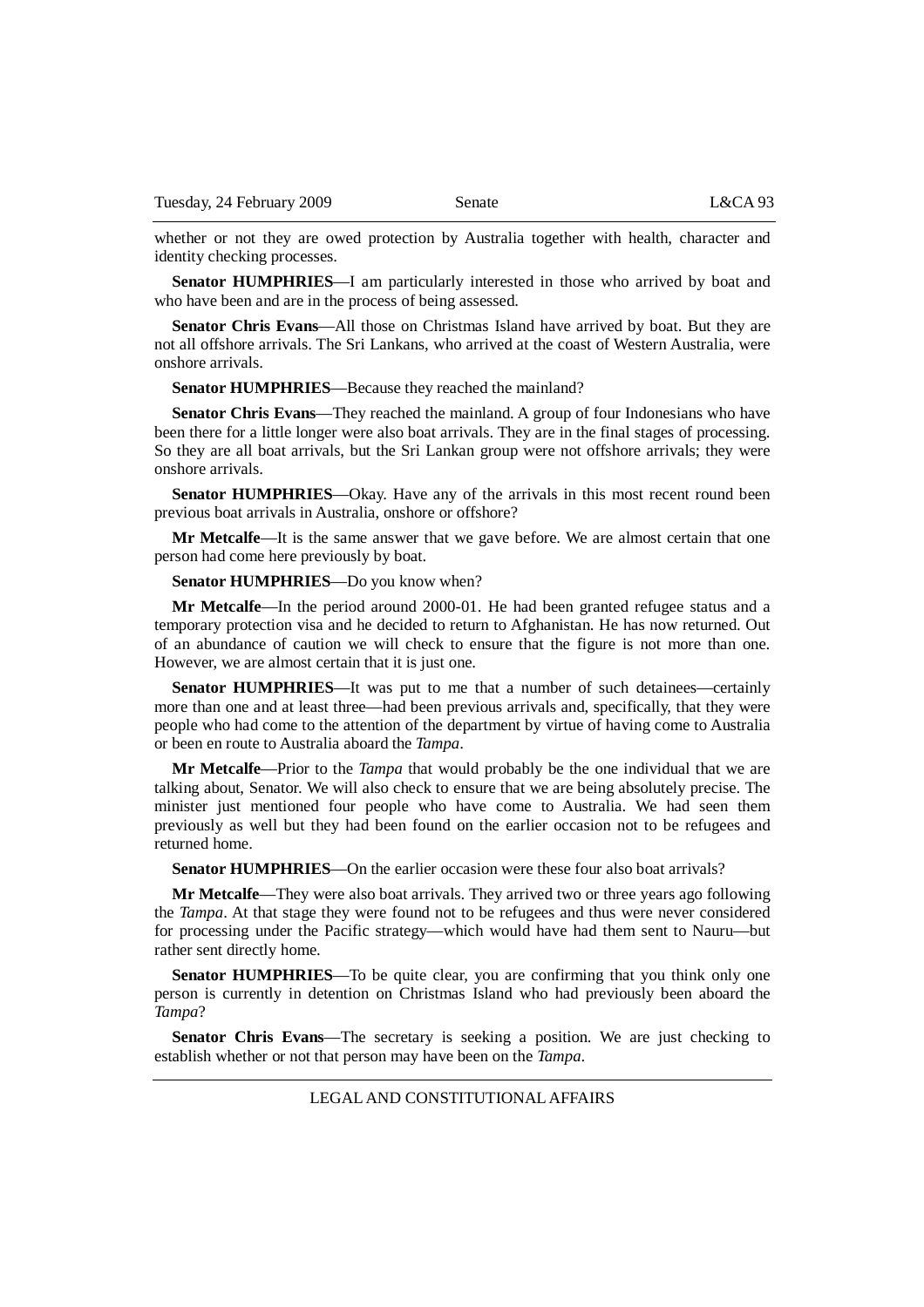whether or not they are owed protection by Australia together with health, character and identity checking processes.

**Senator HUMPHRIES**—I am particularly interested in those who arrived by boat and who have been and are in the process of being assessed.

**Senator Chris Evans**—All those on Christmas Island have arrived by boat. But they are not all offshore arrivals. The Sri Lankans, who arrived at the coast of Western Australia, were onshore arrivals.

**Senator HUMPHRIES**—Because they reached the mainland?

**Senator Chris Evans**—They reached the mainland. A group of four Indonesians who have been there for a little longer were also boat arrivals. They are in the final stages of processing. So they are all boat arrivals, but the Sri Lankan group were not offshore arrivals; they were onshore arrivals.

**Senator HUMPHRIES**—Okay. Have any of the arrivals in this most recent round been previous boat arrivals in Australia, onshore or offshore?

**Mr Metcalfe**—It is the same answer that we gave before. We are almost certain that one person had come here previously by boat.

**Senator HUMPHRIES**—Do you know when?

**Mr Metcalfe**—In the period around 2000-01. He had been granted refugee status and a temporary protection visa and he decided to return to Afghanistan. He has now returned. Out of an abundance of caution we will check to ensure that the figure is not more than one. However, we are almost certain that it is just one.

**Senator HUMPHRIES**—It was put to me that a number of such detainees—certainly more than one and at least three—had been previous arrivals and, specifically, that they were people who had come to the attention of the department by virtue of having come to Australia or been en route to Australia aboard the *Tampa*.

**Mr Metcalfe**—Prior to the *Tampa* that would probably be the one individual that we are talking about, Senator. We will also check to ensure that we are being absolutely precise. The minister just mentioned four people who have come to Australia. We had seen them previously as well but they had been found on the earlier occasion not to be refugees and returned home.

**Senator HUMPHRIES**—On the earlier occasion were these four also boat arrivals?

**Mr Metcalfe**—They were also boat arrivals. They arrived two or three years ago following the *Tampa*. At that stage they were found not to be refugees and thus were never considered for processing under the Pacific strategy—which would have had them sent to Nauru—but rather sent directly home.

**Senator HUMPHRIES**—To be quite clear, you are confirming that you think only one person is currently in detention on Christmas Island who had previously been aboard the *Tampa*?

**Senator Chris Evans**—The secretary is seeking a position. We are just checking to establish whether or not that person may have been on the *Tampa*.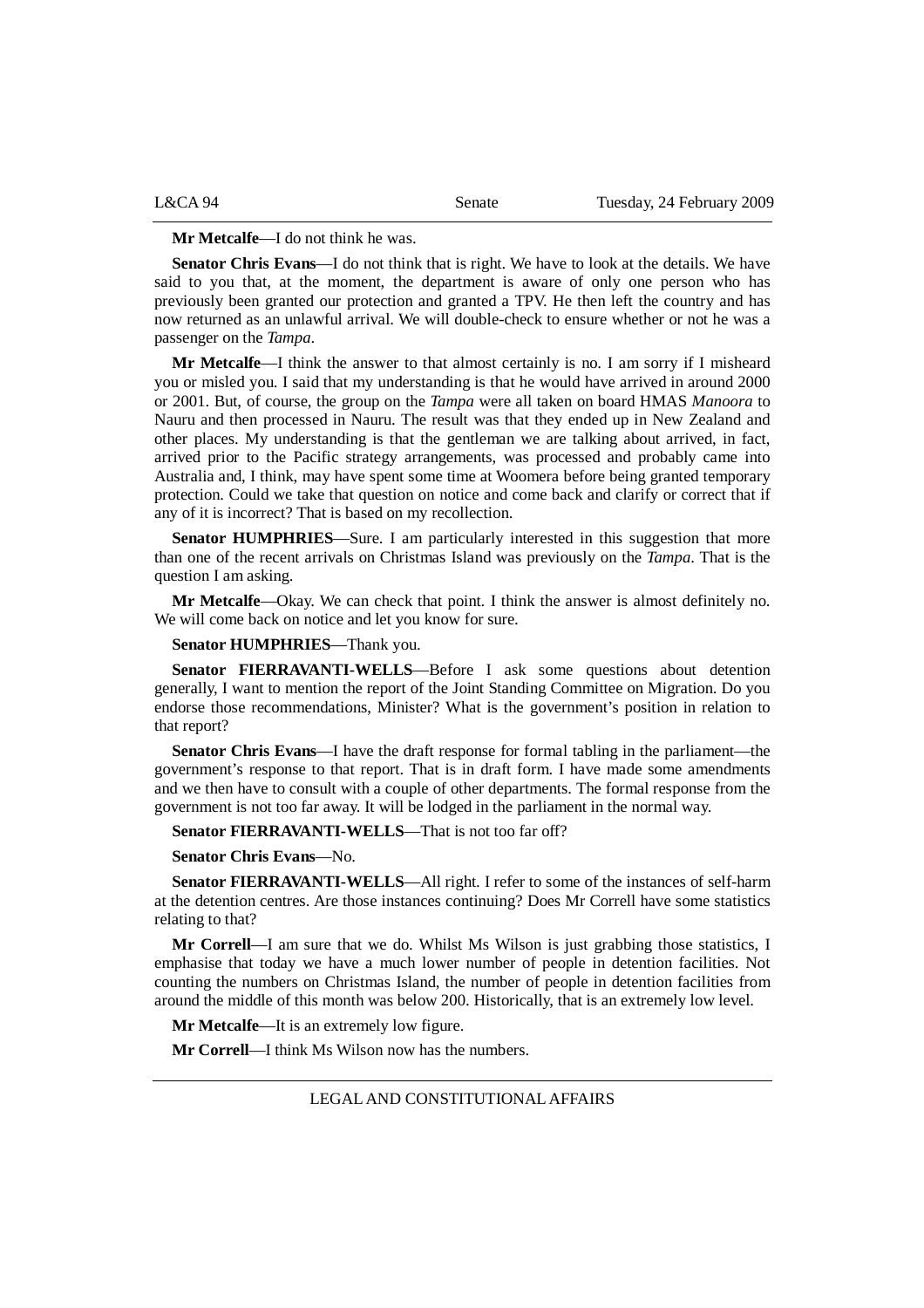**Mr Metcalfe**—I do not think he was.

**Senator Chris Evans**—I do not think that is right. We have to look at the details. We have said to you that, at the moment, the department is aware of only one person who has previously been granted our protection and granted a TPV. He then left the country and has now returned as an unlawful arrival. We will double-check to ensure whether or not he was a passenger on the *Tampa*.

**Mr Metcalfe**—I think the answer to that almost certainly is no. I am sorry if I misheard you or misled you. I said that my understanding is that he would have arrived in around 2000 or 2001. But, of course, the group on the *Tampa* were all taken on board HMAS *Manoora* to Nauru and then processed in Nauru. The result was that they ended up in New Zealand and other places. My understanding is that the gentleman we are talking about arrived, in fact, arrived prior to the Pacific strategy arrangements, was processed and probably came into Australia and, I think, may have spent some time at Woomera before being granted temporary protection. Could we take that question on notice and come back and clarify or correct that if any of it is incorrect? That is based on my recollection.

**Senator HUMPHRIES**—Sure. I am particularly interested in this suggestion that more than one of the recent arrivals on Christmas Island was previously on the *Tampa*. That is the question I am asking.

**Mr Metcalfe**—Okay. We can check that point. I think the answer is almost definitely no. We will come back on notice and let you know for sure.

**Senator HUMPHRIES**—Thank you.

**Senator FIERRAVANTI-WELLS**—Before I ask some questions about detention generally, I want to mention the report of the Joint Standing Committee on Migration. Do you endorse those recommendations, Minister? What is the government's position in relation to that report?

**Senator Chris Evans**—I have the draft response for formal tabling in the parliament—the government's response to that report. That is in draft form. I have made some amendments and we then have to consult with a couple of other departments. The formal response from the government is not too far away. It will be lodged in the parliament in the normal way.

**Senator FIERRAVANTI-WELLS**—That is not too far off?

**Senator Chris Evans**—No.

**Senator FIERRAVANTI-WELLS**—All right. I refer to some of the instances of self-harm at the detention centres. Are those instances continuing? Does Mr Correll have some statistics relating to that?

**Mr Correll**—I am sure that we do. Whilst Ms Wilson is just grabbing those statistics, I emphasise that today we have a much lower number of people in detention facilities. Not counting the numbers on Christmas Island, the number of people in detention facilities from around the middle of this month was below 200. Historically, that is an extremely low level.

**Mr Metcalfe**—It is an extremely low figure.

**Mr Correll**—I think Ms Wilson now has the numbers.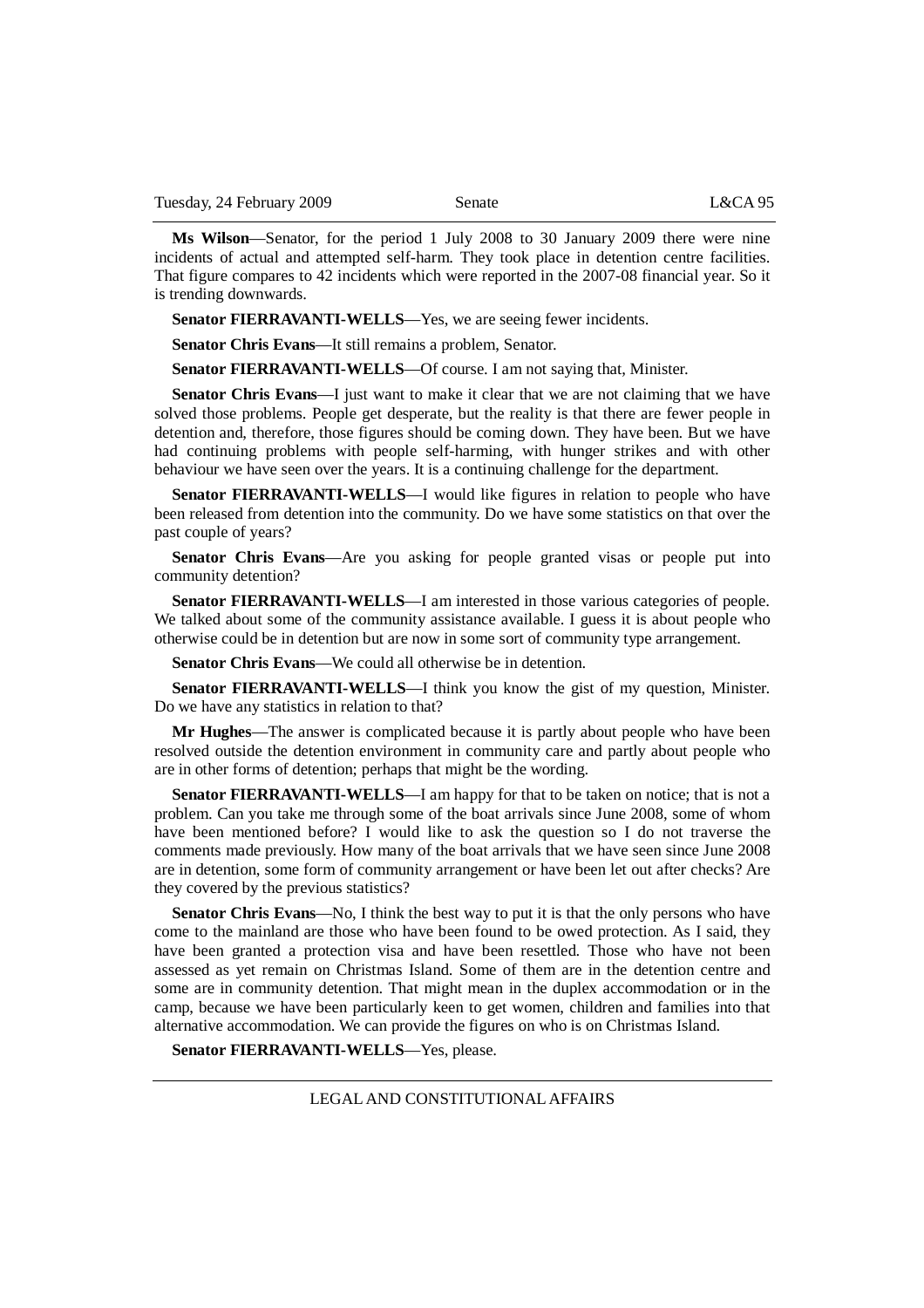**Ms Wilson**—Senator, for the period 1 July 2008 to 30 January 2009 there were nine incidents of actual and attempted self-harm. They took place in detention centre facilities. That figure compares to 42 incidents which were reported in the 2007-08 financial year. So it is trending downwards.

**Senator FIERRAVANTI-WELLS**—Yes, we are seeing fewer incidents.

**Senator Chris Evans**—It still remains a problem, Senator.

**Senator FIERRAVANTI-WELLS**—Of course. I am not saying that, Minister.

**Senator Chris Evans**—I just want to make it clear that we are not claiming that we have solved those problems. People get desperate, but the reality is that there are fewer people in detention and, therefore, those figures should be coming down. They have been. But we have had continuing problems with people self-harming, with hunger strikes and with other behaviour we have seen over the years. It is a continuing challenge for the department.

**Senator FIERRAVANTI-WELLS**—I would like figures in relation to people who have been released from detention into the community. Do we have some statistics on that over the past couple of years?

**Senator Chris Evans**—Are you asking for people granted visas or people put into community detention?

**Senator FIERRAVANTI-WELLS**—I am interested in those various categories of people. We talked about some of the community assistance available. I guess it is about people who otherwise could be in detention but are now in some sort of community type arrangement.

**Senator Chris Evans**—We could all otherwise be in detention.

**Senator FIERRAVANTI-WELLS**—I think you know the gist of my question, Minister. Do we have any statistics in relation to that?

**Mr Hughes**—The answer is complicated because it is partly about people who have been resolved outside the detention environment in community care and partly about people who are in other forms of detention; perhaps that might be the wording.

**Senator FIERRAVANTI-WELLS**—I am happy for that to be taken on notice; that is not a problem. Can you take me through some of the boat arrivals since June 2008, some of whom have been mentioned before? I would like to ask the question so I do not traverse the comments made previously. How many of the boat arrivals that we have seen since June 2008 are in detention, some form of community arrangement or have been let out after checks? Are they covered by the previous statistics?

**Senator Chris Evans**—No, I think the best way to put it is that the only persons who have come to the mainland are those who have been found to be owed protection. As I said, they have been granted a protection visa and have been resettled. Those who have not been assessed as yet remain on Christmas Island. Some of them are in the detention centre and some are in community detention. That might mean in the duplex accommodation or in the camp, because we have been particularly keen to get women, children and families into that alternative accommodation. We can provide the figures on who is on Christmas Island.

**Senator FIERRAVANTI-WELLS**—Yes, please.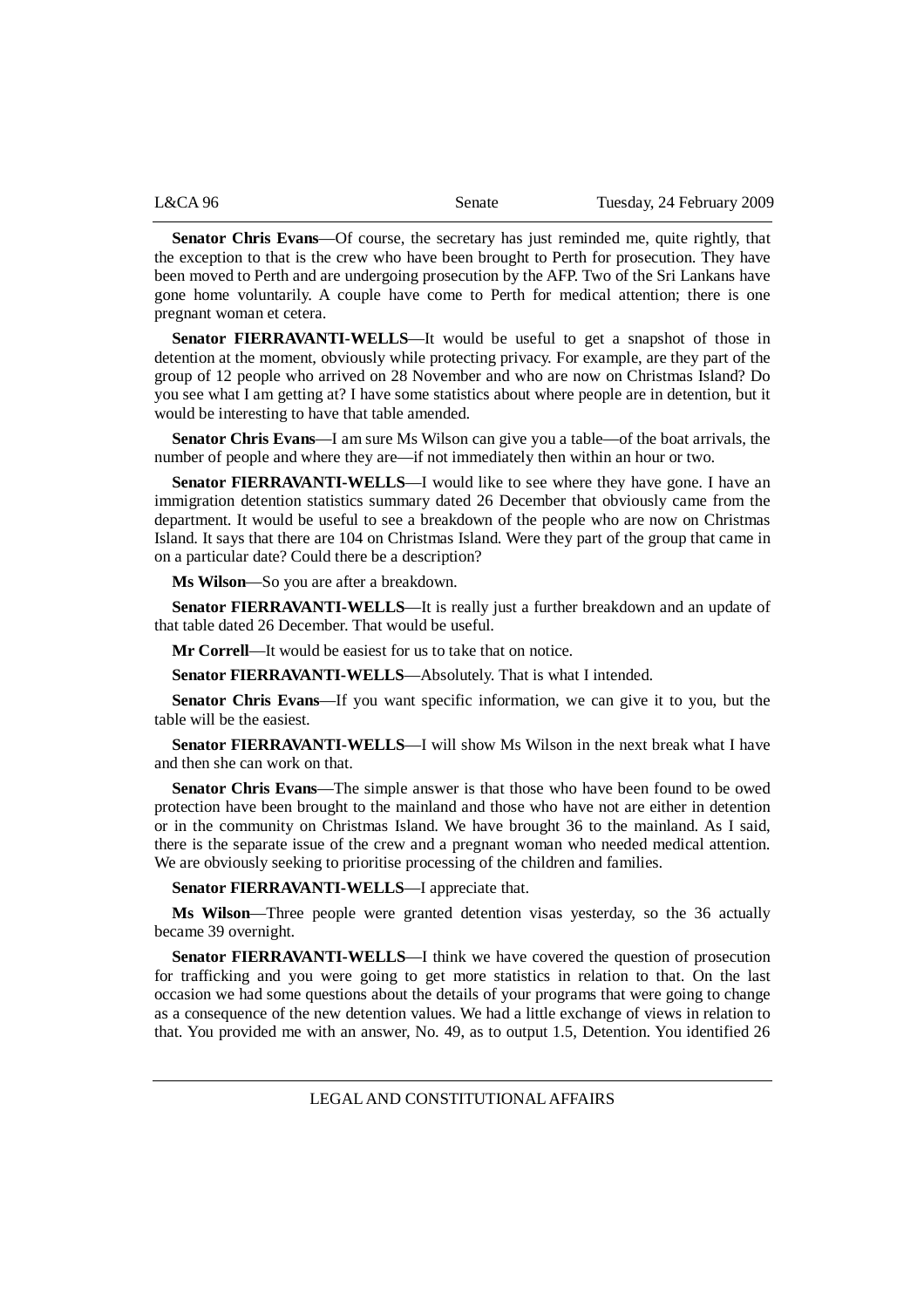**Senator Chris Evans**—Of course, the secretary has just reminded me, quite rightly, that the exception to that is the crew who have been brought to Perth for prosecution. They have been moved to Perth and are undergoing prosecution by the AFP. Two of the Sri Lankans have gone home voluntarily. A couple have come to Perth for medical attention; there is one pregnant woman et cetera.

**Senator FIERRAVANTI-WELLS**—It would be useful to get a snapshot of those in detention at the moment, obviously while protecting privacy. For example, are they part of the group of 12 people who arrived on 28 November and who are now on Christmas Island? Do you see what I am getting at? I have some statistics about where people are in detention, but it would be interesting to have that table amended.

**Senator Chris Evans**—I am sure Ms Wilson can give you a table—of the boat arrivals, the number of people and where they are—if not immediately then within an hour or two.

**Senator FIERRAVANTI-WELLS**—I would like to see where they have gone. I have an immigration detention statistics summary dated 26 December that obviously came from the department. It would be useful to see a breakdown of the people who are now on Christmas Island. It says that there are 104 on Christmas Island. Were they part of the group that came in on a particular date? Could there be a description?

**Ms Wilson**—So you are after a breakdown.

**Senator FIERRAVANTI-WELLS**—It is really just a further breakdown and an update of that table dated 26 December. That would be useful.

**Mr Correll**—It would be easiest for us to take that on notice.

**Senator FIERRAVANTI-WELLS**—Absolutely. That is what I intended.

**Senator Chris Evans**—If you want specific information, we can give it to you, but the table will be the easiest.

**Senator FIERRAVANTI-WELLS**—I will show Ms Wilson in the next break what I have and then she can work on that.

**Senator Chris Evans**—The simple answer is that those who have been found to be owed protection have been brought to the mainland and those who have not are either in detention or in the community on Christmas Island. We have brought 36 to the mainland. As I said, there is the separate issue of the crew and a pregnant woman who needed medical attention. We are obviously seeking to prioritise processing of the children and families.

**Senator FIERRAVANTI-WELLS**—I appreciate that.

**Ms Wilson**—Three people were granted detention visas yesterday, so the 36 actually became 39 overnight.

**Senator FIERRAVANTI-WELLS**—I think we have covered the question of prosecution for trafficking and you were going to get more statistics in relation to that. On the last occasion we had some questions about the details of your programs that were going to change as a consequence of the new detention values. We had a little exchange of views in relation to that. You provided me with an answer, No. 49, as to output 1.5, Detention. You identified 26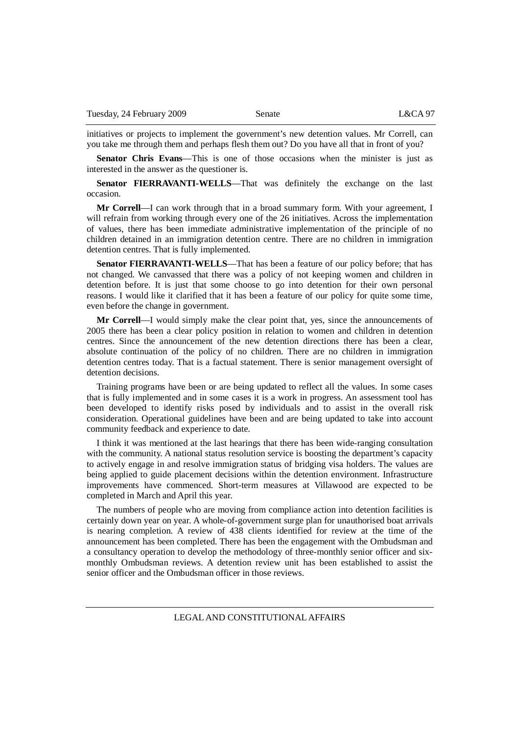initiatives or projects to implement the government's new detention values. Mr Correll, can you take me through them and perhaps flesh them out? Do you have all that in front of you?

**Senator Chris Evans**—This is one of those occasions when the minister is just as interested in the answer as the questioner is.

**Senator FIERRAVANTI-WELLS**—That was definitely the exchange on the last occasion.

**Mr Correll**—I can work through that in a broad summary form. With your agreement, I will refrain from working through every one of the 26 initiatives. Across the implementation of values, there has been immediate administrative implementation of the principle of no children detained in an immigration detention centre. There are no children in immigration detention centres. That is fully implemented.

**Senator FIERRAVANTI-WELLS**—That has been a feature of our policy before; that has not changed. We canvassed that there was a policy of not keeping women and children in detention before. It is just that some choose to go into detention for their own personal reasons. I would like it clarified that it has been a feature of our policy for quite some time, even before the change in government.

**Mr Correll**—I would simply make the clear point that, yes, since the announcements of 2005 there has been a clear policy position in relation to women and children in detention centres. Since the announcement of the new detention directions there has been a clear, absolute continuation of the policy of no children. There are no children in immigration detention centres today. That is a factual statement. There is senior management oversight of detention decisions.

Training programs have been or are being updated to reflect all the values. In some cases that is fully implemented and in some cases it is a work in progress. An assessment tool has been developed to identify risks posed by individuals and to assist in the overall risk consideration. Operational guidelines have been and are being updated to take into account community feedback and experience to date.

I think it was mentioned at the last hearings that there has been wide-ranging consultation with the community. A national status resolution service is boosting the department's capacity to actively engage in and resolve immigration status of bridging visa holders. The values are being applied to guide placement decisions within the detention environment. Infrastructure improvements have commenced. Short-term measures at Villawood are expected to be completed in March and April this year.

The numbers of people who are moving from compliance action into detention facilities is certainly down year on year. A whole-of-government surge plan for unauthorised boat arrivals is nearing completion. A review of 438 clients identified for review at the time of the announcement has been completed. There has been the engagement with the Ombudsman and a consultancy operation to develop the methodology of three-monthly senior officer and six-monthly Ombudsman reviews. A detention review unit has been established to assist the senior officer and the Ombudsman officer in those reviews.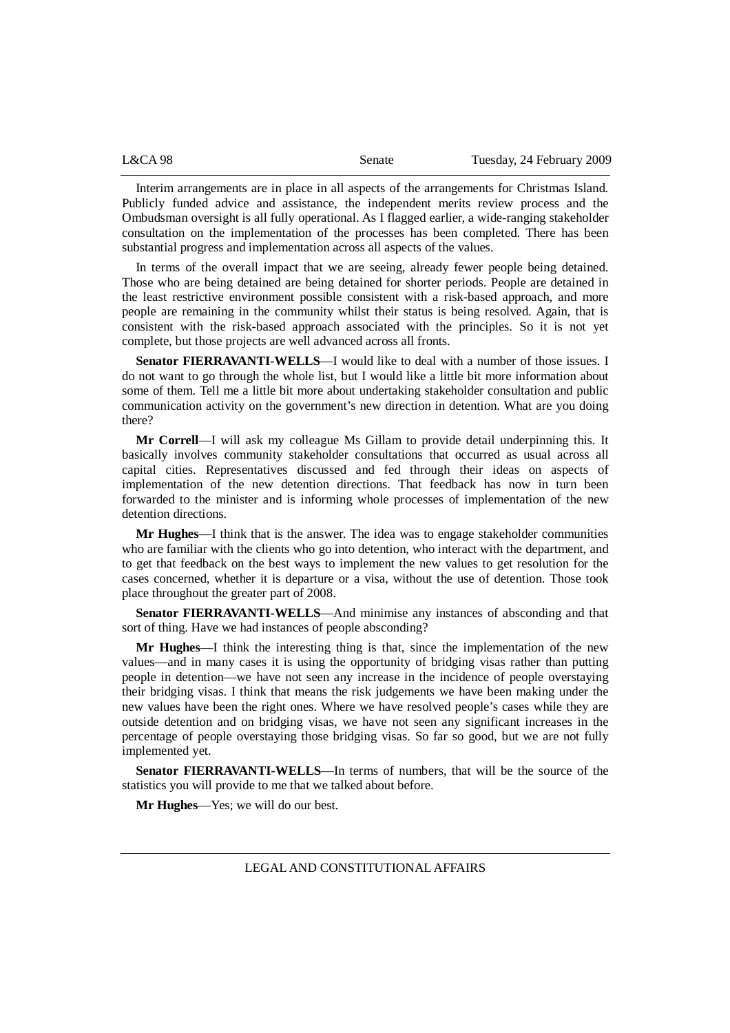Interim arrangements are in place in all aspects of the arrangements for Christmas Island. Publicly funded advice and assistance, the independent merits review process and the Ombudsman oversight is all fully operational. As I flagged earlier, a wide-ranging stakeholder consultation on the implementation of the processes has been completed. There has been substantial progress and implementation across all aspects of the values.

In terms of the overall impact that we are seeing, already fewer people being detained. Those who are being detained are being detained for shorter periods. People are detained in the least restrictive environment possible consistent with a risk-based approach, and more people are remaining in the community whilst their status is being resolved. Again, that is consistent with the risk-based approach associated with the principles. So it is not yet complete, but those projects are well advanced across all fronts.

**Senator FIERRAVANTI-WELLS**—I would like to deal with a number of those issues. I do not want to go through the whole list, but I would like a little bit more information about some of them. Tell me a little bit more about undertaking stakeholder consultation and public communication activity on the government's new direction in detention. What are you doing there?

**Mr Correll**—I will ask my colleague Ms Gillam to provide detail underpinning this. It basically involves community stakeholder consultations that occurred as usual across all capital cities. Representatives discussed and fed through their ideas on aspects of implementation of the new detention directions. That feedback has now in turn been forwarded to the minister and is informing whole processes of implementation of the new detention directions.

**Mr Hughes**—I think that is the answer. The idea was to engage stakeholder communities who are familiar with the clients who go into detention, who interact with the department, and to get that feedback on the best ways to implement the new values to get resolution for the cases concerned, whether it is departure or a visa, without the use of detention. Those took place throughout the greater part of 2008.

**Senator FIERRAVANTI-WELLS**—And minimise any instances of absconding and that sort of thing. Have we had instances of people absconding?

**Mr Hughes**—I think the interesting thing is that, since the implementation of the new values—and in many cases it is using the opportunity of bridging visas rather than putting people in detention—we have not seen any increase in the incidence of people overstaying their bridging visas. I think that means the risk judgements we have been making under the new values have been the right ones. Where we have resolved people's cases while they are outside detention and on bridging visas, we have not seen any significant increases in the percentage of people overstaying those bridging visas. So far so good, but we are not fully implemented yet.

**Senator FIERRAVANTI-WELLS**—In terms of numbers, that will be the source of the statistics you will provide to me that we talked about before.

**Mr Hughes**—Yes; we will do our best.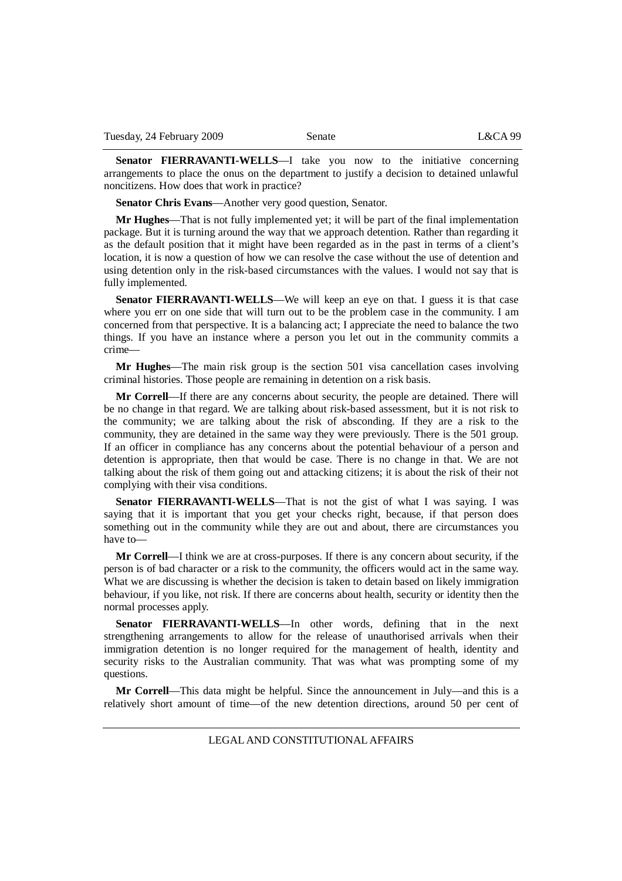**Senator FIERRAVANTI-WELLS**—I take you now to the initiative concerning arrangements to place the onus on the department to justify a decision to detained unlawful noncitizens. How does that work in practice?

**Senator Chris Evans**—Another very good question, Senator.

**Mr Hughes**—That is not fully implemented yet; it will be part of the final implementation package. But it is turning around the way that we approach detention. Rather than regarding it as the default position that it might have been regarded as in the past in terms of a client's location, it is now a question of how we can resolve the case without the use of detention and using detention only in the risk-based circumstances with the values. I would not say that is fully implemented.

**Senator FIERRAVANTI-WELLS**—We will keep an eye on that. I guess it is that case where you err on one side that will turn out to be the problem case in the community. I am concerned from that perspective. It is a balancing act; I appreciate the need to balance the two things. If you have an instance where a person you let out in the community commits a crime—

**Mr Hughes**—The main risk group is the section 501 visa cancellation cases involving criminal histories. Those people are remaining in detention on a risk basis.

**Mr Correll**—If there are any concerns about security, the people are detained. There will be no change in that regard. We are talking about risk-based assessment, but it is not risk to the community; we are talking about the risk of absconding. If they are a risk to the community, they are detained in the same way they were previously. There is the 501 group. If an officer in compliance has any concerns about the potential behaviour of a person and detention is appropriate, then that would be case. There is no change in that. We are not talking about the risk of them going out and attacking citizens; it is about the risk of their not complying with their visa conditions.

**Senator FIERRAVANTI-WELLS**—That is not the gist of what I was saying. I was saying that it is important that you get your checks right, because, if that person does something out in the community while they are out and about, there are circumstances you have to—

**Mr Correll**—I think we are at cross-purposes. If there is any concern about security, if the person is of bad character or a risk to the community, the officers would act in the same way. What we are discussing is whether the decision is taken to detain based on likely immigration behaviour, if you like, not risk. If there are concerns about health, security or identity then the normal processes apply.

**Senator FIERRAVANTI-WELLS**—In other words, defining that in the next strengthening arrangements to allow for the release of unauthorised arrivals when their immigration detention is no longer required for the management of health, identity and security risks to the Australian community. That was what was prompting some of my questions.

**Mr Correll**—This data might be helpful. Since the announcement in July—and this is a relatively short amount of time—of the new detention directions, around 50 per cent of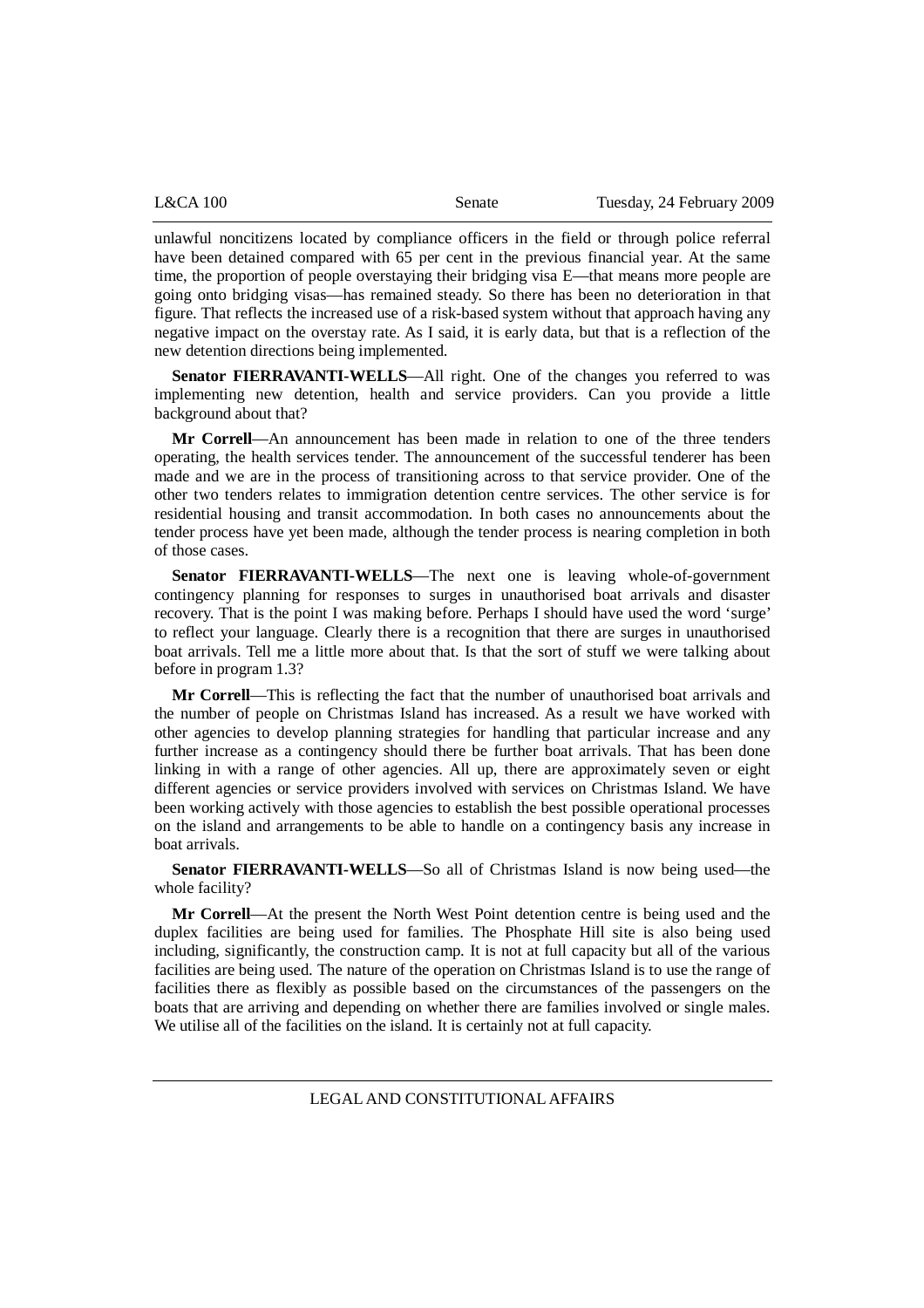unlawful noncitizens located by compliance officers in the field or through police referral have been detained compared with 65 per cent in the previous financial year. At the same time, the proportion of people overstaying their bridging visa E—that means more people are going onto bridging visas—has remained steady. So there has been no deterioration in that figure. That reflects the increased use of a risk-based system without that approach having any negative impact on the overstay rate. As I said, it is early data, but that is a reflection of the new detention directions being implemented.

**Senator FIERRAVANTI-WELLS**—All right. One of the changes you referred to was implementing new detention, health and service providers. Can you provide a little background about that?

**Mr Correll**—An announcement has been made in relation to one of the three tenders operating, the health services tender. The announcement of the successful tenderer has been made and we are in the process of transitioning across to that service provider. One of the other two tenders relates to immigration detention centre services. The other service is for residential housing and transit accommodation. In both cases no announcements about the tender process have yet been made, although the tender process is nearing completion in both of those cases.

**Senator FIERRAVANTI-WELLS**—The next one is leaving whole-of-government contingency planning for responses to surges in unauthorised boat arrivals and disaster recovery. That is the point I was making before. Perhaps I should have used the word 'surge' to reflect your language. Clearly there is a recognition that there are surges in unauthorised boat arrivals. Tell me a little more about that. Is that the sort of stuff we were talking about before in program 1.3?

**Mr Correll**—This is reflecting the fact that the number of unauthorised boat arrivals and the number of people on Christmas Island has increased. As a result we have worked with other agencies to develop planning strategies for handling that particular increase and any further increase as a contingency should there be further boat arrivals. That has been done linking in with a range of other agencies. All up, there are approximately seven or eight different agencies or service providers involved with services on Christmas Island. We have been working actively with those agencies to establish the best possible operational processes on the island and arrangements to be able to handle on a contingency basis any increase in boat arrivals.

**Senator FIERRAVANTI-WELLS**—So all of Christmas Island is now being used—the whole facility?

**Mr Correll**—At the present the North West Point detention centre is being used and the duplex facilities are being used for families. The Phosphate Hill site is also being used including, significantly, the construction camp. It is not at full capacity but all of the various facilities are being used. The nature of the operation on Christmas Island is to use the range of facilities there as flexibly as possible based on the circumstances of the passengers on the boats that are arriving and depending on whether there are families involved or single males. We utilise all of the facilities on the island. It is certainly not at full capacity.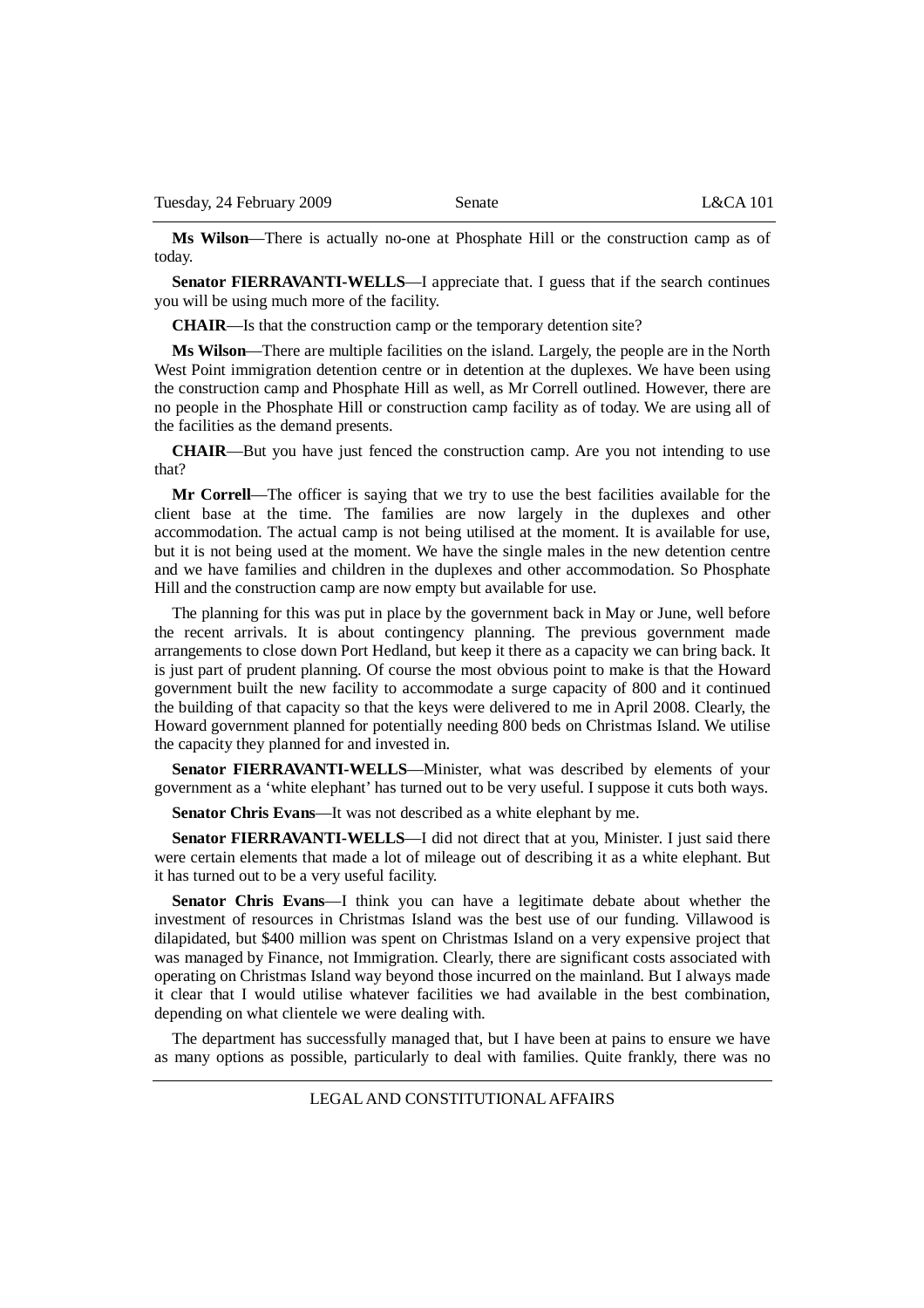**Ms Wilson**—There is actually no-one at Phosphate Hill or the construction camp as of today.

**Senator FIERRAVANTI-WELLS**—I appreciate that. I guess that if the search continues you will be using much more of the facility.

**CHAIR**—Is that the construction camp or the temporary detention site?

**Ms Wilson**—There are multiple facilities on the island. Largely, the people are in the North West Point immigration detention centre or in detention at the duplexes. We have been using the construction camp and Phosphate Hill as well, as Mr Correll outlined. However, there are no people in the Phosphate Hill or construction camp facility as of today. We are using all of the facilities as the demand presents.

**CHAIR**—But you have just fenced the construction camp. Are you not intending to use that?

**Mr Correll**—The officer is saying that we try to use the best facilities available for the client base at the time. The families are now largely in the duplexes and other accommodation. The actual camp is not being utilised at the moment. It is available for use, but it is not being used at the moment. We have the single males in the new detention centre and we have families and children in the duplexes and other accommodation. So Phosphate Hill and the construction camp are now empty but available for use.

The planning for this was put in place by the government back in May or June, well before the recent arrivals. It is about contingency planning. The previous government made arrangements to close down Port Hedland, but keep it there as a capacity we can bring back. It is just part of prudent planning. Of course the most obvious point to make is that the Howard government built the new facility to accommodate a surge capacity of 800 and it continued the building of that capacity so that the keys were delivered to me in April 2008. Clearly, the Howard government planned for potentially needing 800 beds on Christmas Island. We utilise the capacity they planned for and invested in.

**Senator FIERRAVANTI-WELLS**—Minister, what was described by elements of your government as a 'white elephant' has turned out to be very useful. I suppose it cuts both ways.

**Senator Chris Evans**—It was not described as a white elephant by me.

**Senator FIERRAVANTI-WELLS**—I did not direct that at you, Minister. I just said there were certain elements that made a lot of mileage out of describing it as a white elephant. But it has turned out to be a very useful facility.

**Senator Chris Evans**—I think you can have a legitimate debate about whether the investment of resources in Christmas Island was the best use of our funding. Villawood is dilapidated, but $400 million was spent on Christmas Island on a very expensive project that was managed by Finance, not Immigration. Clearly, there are significant costs associated with operating on Christmas Island way beyond those incurred on the mainland. But I always made it clear that I would utilise whatever facilities we had available in the best combination, depending on what clientele we were dealing with.

The department has successfully managed that, but I have been at pains to ensure we have as many options as possible, particularly to deal with families. Quite frankly, there was no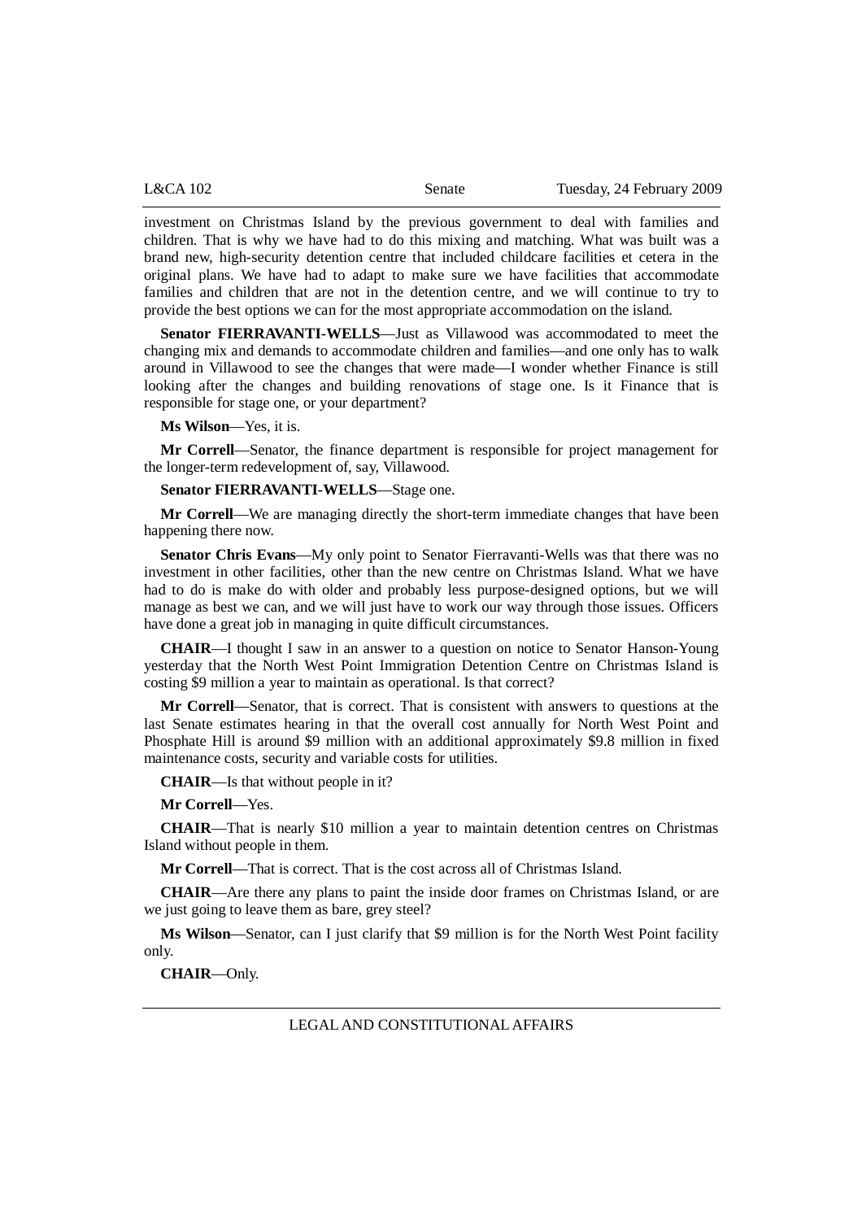investment on Christmas Island by the previous government to deal with families and children. That is why we have had to do this mixing and matching. What was built was a brand new, high-security detention centre that included childcare facilities et cetera in the original plans. We have had to adapt to make sure we have facilities that accommodate families and children that are not in the detention centre, and we will continue to try to provide the best options we can for the most appropriate accommodation on the island.

**Senator FIERRAVANTI-WELLS**—Just as Villawood was accommodated to meet the changing mix and demands to accommodate children and families—and one only has to walk around in Villawood to see the changes that were made—I wonder whether Finance is still looking after the changes and building renovations of stage one. Is it Finance that is responsible for stage one, or your department?

**Ms Wilson**—Yes, it is.

**Mr Correll**—Senator, the finance department is responsible for project management for the longer-term redevelopment of, say, Villawood.

**Senator FIERRAVANTI-WELLS**—Stage one.

**Mr Correll**—We are managing directly the short-term immediate changes that have been happening there now.

**Senator Chris Evans**—My only point to Senator Fierravanti-Wells was that there was no investment in other facilities, other than the new centre on Christmas Island. What we have had to do is make do with older and probably less purpose-designed options, but we will manage as best we can, and we will just have to work our way through those issues. Officers have done a great job in managing in quite difficult circumstances.

**CHAIR**—I thought I saw in an answer to a question on notice to Senator Hanson-Young yesterday that the North West Point Immigration Detention Centre on Christmas Island is costing $9 million a year to maintain as operational. Is that correct?

**Mr Correll**—Senator, that is correct. That is consistent with answers to questions at the last Senate estimates hearing in that the overall cost annually for North West Point and Phosphate Hill is around $9 million with an additional approximately $9.8 million in fixed maintenance costs, security and variable costs for utilities.

**CHAIR**—Is that without people in it?

**Mr Correll**—Yes.

**CHAIR**—That is nearly $10 million a year to maintain detention centres on Christmas Island without people in them.

**Mr Correll**—That is correct. That is the cost across all of Christmas Island.

**CHAIR**—Are there any plans to paint the inside door frames on Christmas Island, or are we just going to leave them as bare, grey steel?

**Ms Wilson**—Senator, can I just clarify that $9 million is for the North West Point facility only.

**CHAIR**—Only.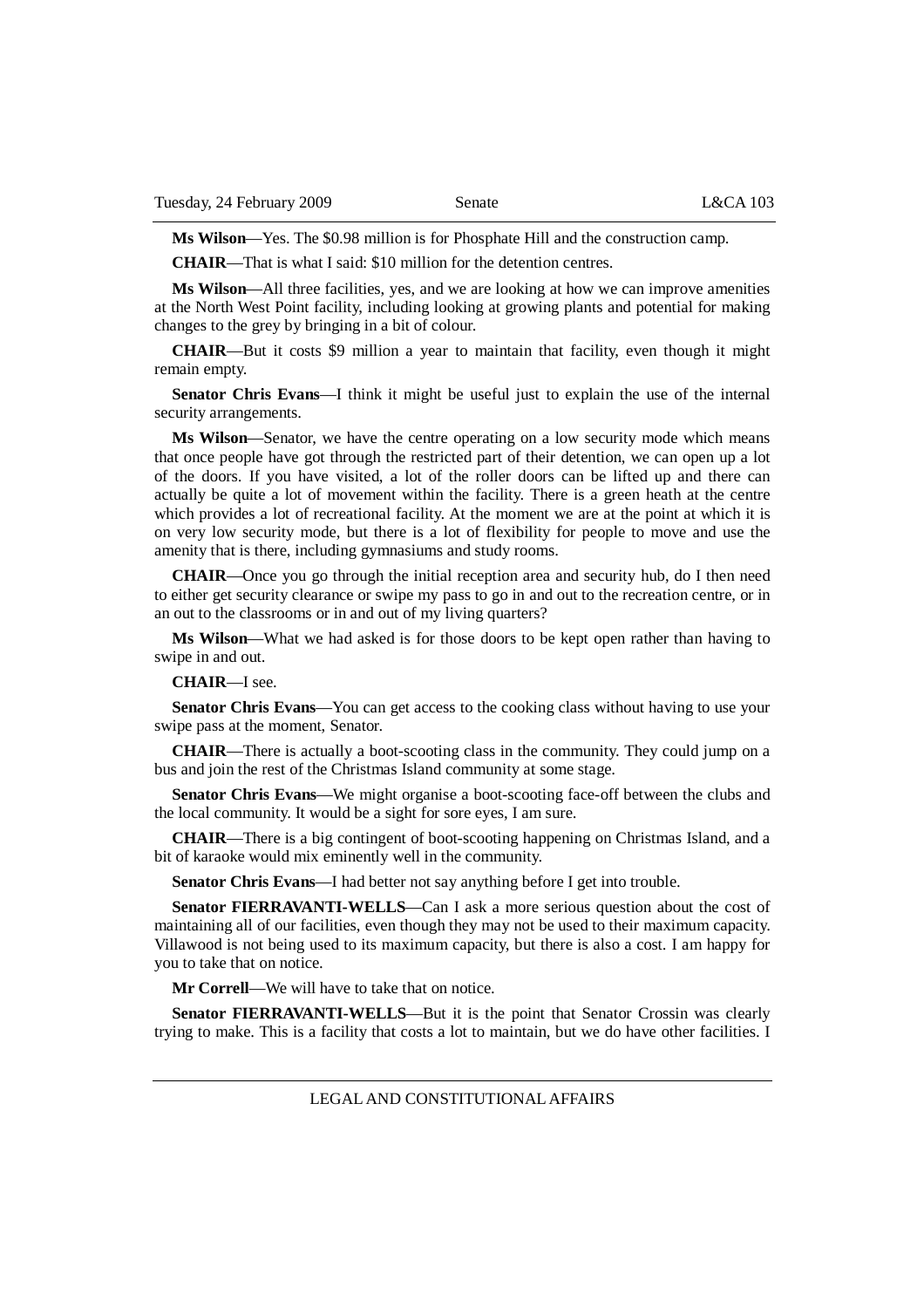**Ms Wilson**—Yes. The $0.98 million is for Phosphate Hill and the construction camp.

**CHAIR**—That is what I said: $10 million for the detention centres.

**Ms Wilson**—All three facilities, yes, and we are looking at how we can improve amenities at the North West Point facility, including looking at growing plants and potential for making changes to the grey by bringing in a bit of colour.

**CHAIR**—But it costs $9 million a year to maintain that facility, even though it might remain empty.

**Senator Chris Evans**—I think it might be useful just to explain the use of the internal security arrangements.

**Ms Wilson**—Senator, we have the centre operating on a low security mode which means that once people have got through the restricted part of their detention, we can open up a lot of the doors. If you have visited, a lot of the roller doors can be lifted up and there can actually be quite a lot of movement within the facility. There is a green heath at the centre which provides a lot of recreational facility. At the moment we are at the point at which it is on very low security mode, but there is a lot of flexibility for people to move and use the amenity that is there, including gymnasiums and study rooms.

**CHAIR**—Once you go through the initial reception area and security hub, do I then need to either get security clearance or swipe my pass to go in and out to the recreation centre, or in an out to the classrooms or in and out of my living quarters?

**Ms Wilson**—What we had asked is for those doors to be kept open rather than having to swipe in and out.

**CHAIR**—I see.

**Senator Chris Evans**—You can get access to the cooking class without having to use your swipe pass at the moment, Senator.

**CHAIR**—There is actually a boot-scooting class in the community. They could jump on a bus and join the rest of the Christmas Island community at some stage.

**Senator Chris Evans**—We might organise a boot-scooting face-off between the clubs and the local community. It would be a sight for sore eyes, I am sure.

**CHAIR**—There is a big contingent of boot-scooting happening on Christmas Island, and a bit of karaoke would mix eminently well in the community.

**Senator Chris Evans**—I had better not say anything before I get into trouble.

**Senator FIERRAVANTI-WELLS**—Can I ask a more serious question about the cost of maintaining all of our facilities, even though they may not be used to their maximum capacity. Villawood is not being used to its maximum capacity, but there is also a cost. I am happy for you to take that on notice.

**Mr Correll**—We will have to take that on notice.

**Senator FIERRAVANTI-WELLS**—But it is the point that Senator Crossin was clearly trying to make. This is a facility that costs a lot to maintain, but we do have other facilities. I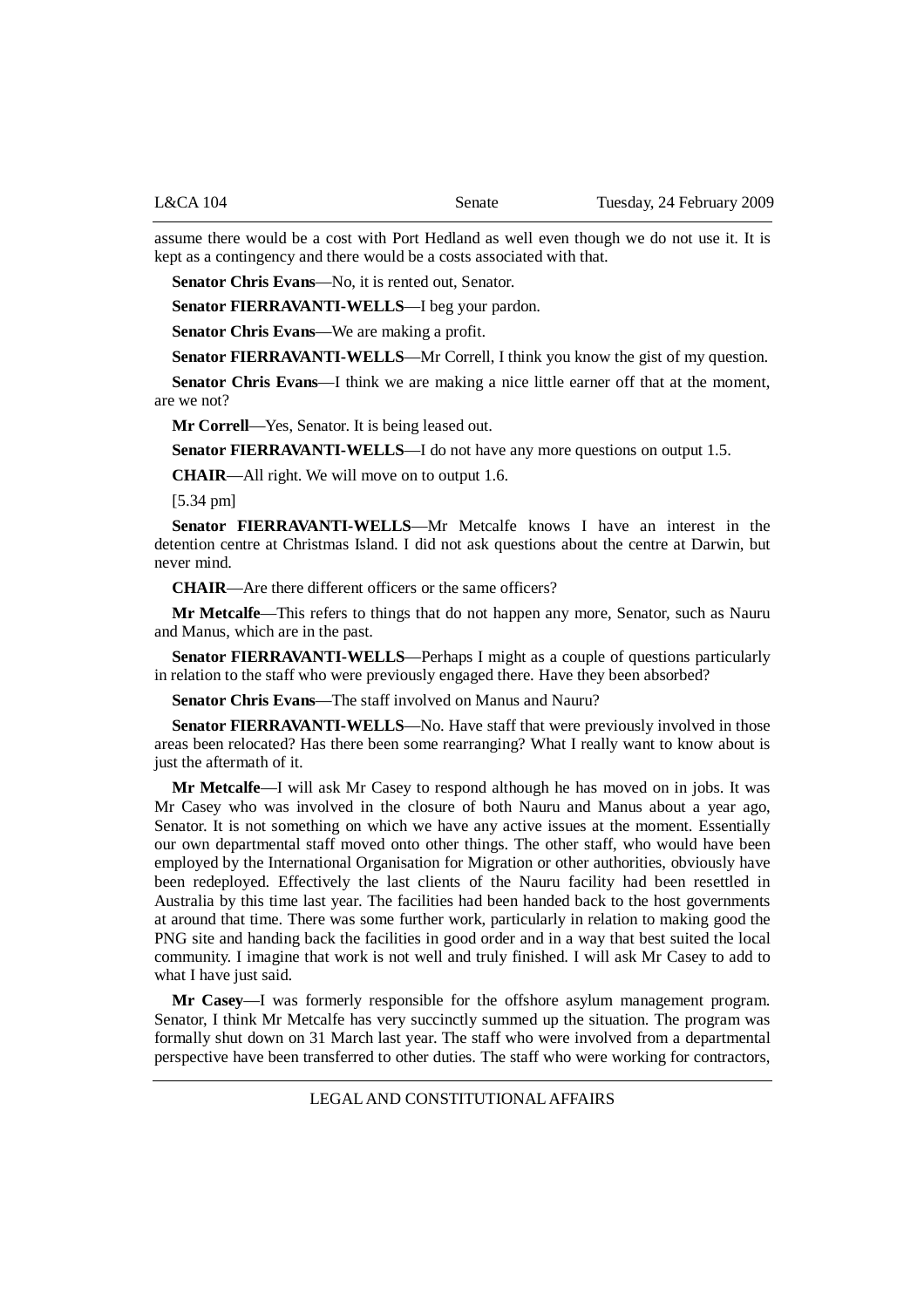assume there would be a cost with Port Hedland as well even though we do not use it. It is kept as a contingency and there would be a costs associated with that.

**Senator Chris Evans**—No, it is rented out, Senator.

**Senator FIERRAVANTI-WELLS**—I beg your pardon.

**Senator Chris Evans**—We are making a profit.

**Senator FIERRAVANTI-WELLS**—Mr Correll, I think you know the gist of my question.

**Senator Chris Evans**—I think we are making a nice little earner off that at the moment, are we not?

**Mr Correll**—Yes, Senator. It is being leased out.

**Senator FIERRAVANTI-WELLS**—I do not have any more questions on output 1.5.

**CHAIR**—All right. We will move on to output 1.6.

[5.34 pm]

**Senator FIERRAVANTI-WELLS**—Mr Metcalfe knows I have an interest in the detention centre at Christmas Island. I did not ask questions about the centre at Darwin, but never mind.

**CHAIR**—Are there different officers or the same officers?

**Mr Metcalfe**—This refers to things that do not happen any more, Senator, such as Nauru and Manus, which are in the past.

**Senator FIERRAVANTI-WELLS**—Perhaps I might as a couple of questions particularly in relation to the staff who were previously engaged there. Have they been absorbed?

**Senator Chris Evans**—The staff involved on Manus and Nauru?

**Senator FIERRAVANTI-WELLS**—No. Have staff that were previously involved in those areas been relocated? Has there been some rearranging? What I really want to know about is just the aftermath of it.

**Mr Metcalfe**—I will ask Mr Casey to respond although he has moved on in jobs. It was Mr Casey who was involved in the closure of both Nauru and Manus about a year ago, Senator. It is not something on which we have any active issues at the moment. Essentially our own departmental staff moved onto other things. The other staff, who would have been employed by the International Organisation for Migration or other authorities, obviously have been redeployed. Effectively the last clients of the Nauru facility had been resettled in Australia by this time last year. The facilities had been handed back to the host governments at around that time. There was some further work, particularly in relation to making good the PNG site and handing back the facilities in good order and in a way that best suited the local community. I imagine that work is not well and truly finished. I will ask Mr Casey to add to what I have just said.

**Mr Casey**—I was formerly responsible for the offshore asylum management program. Senator, I think Mr Metcalfe has very succinctly summed up the situation. The program was formally shut down on 31 March last year. The staff who were involved from a departmental perspective have been transferred to other duties. The staff who were working for contractors,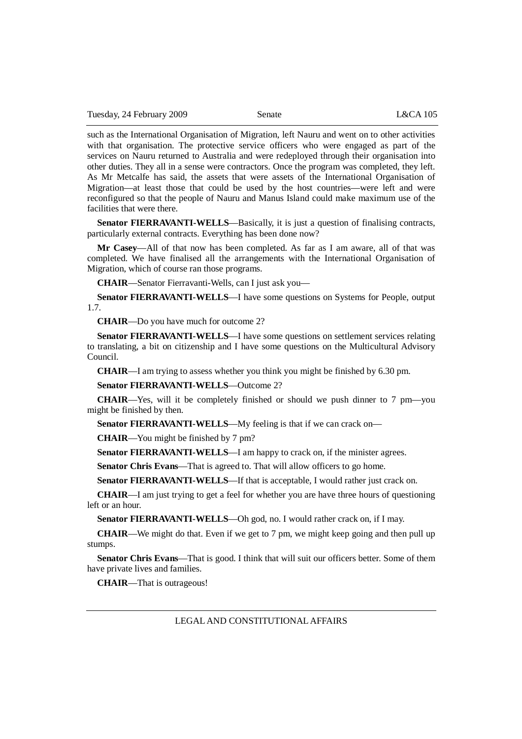such as the International Organisation of Migration, left Nauru and went on to other activities with that organisation. The protective service officers who were engaged as part of the services on Nauru returned to Australia and were redeployed through their organisation into other duties. They all in a sense were contractors. Once the program was completed, they left. As Mr Metcalfe has said, the assets that were assets of the International Organisation of Migration—at least those that could be used by the host countries—were left and were reconfigured so that the people of Nauru and Manus Island could make maximum use of the facilities that were there.

**Senator FIERRAVANTI-WELLS**—Basically, it is just a question of finalising contracts, particularly external contracts. Everything has been done now?

**Mr Casey**—All of that now has been completed. As far as I am aware, all of that was completed. We have finalised all the arrangements with the International Organisation of Migration, which of course ran those programs.

**CHAIR**—Senator Fierravanti-Wells, can I just ask you—

**Senator FIERRAVANTI-WELLS**—I have some questions on Systems for People, output 1.7.

**CHAIR**—Do you have much for outcome 2?

**Senator FIERRAVANTI-WELLS**—I have some questions on settlement services relating to translating, a bit on citizenship and I have some questions on the Multicultural Advisory Council.

**CHAIR**—I am trying to assess whether you think you might be finished by 6.30 pm.

**Senator FIERRAVANTI-WELLS**—Outcome 2?

**CHAIR**—Yes, will it be completely finished or should we push dinner to 7 pm—you might be finished by then.

**Senator FIERRAVANTI-WELLS**—My feeling is that if we can crack on—

**CHAIR**—You might be finished by 7 pm?

**Senator FIERRAVANTI-WELLS**—I am happy to crack on, if the minister agrees.

**Senator Chris Evans**—That is agreed to. That will allow officers to go home.

**Senator FIERRAVANTI-WELLS**—If that is acceptable, I would rather just crack on.

**CHAIR**—I am just trying to get a feel for whether you are have three hours of questioning left or an hour.

**Senator FIERRAVANTI-WELLS**—Oh god, no. I would rather crack on, if I may.

**CHAIR**—We might do that. Even if we get to 7 pm, we might keep going and then pull up stumps.

**Senator Chris Evans**—That is good. I think that will suit our officers better. Some of them have private lives and families.

**CHAIR**—That is outrageous!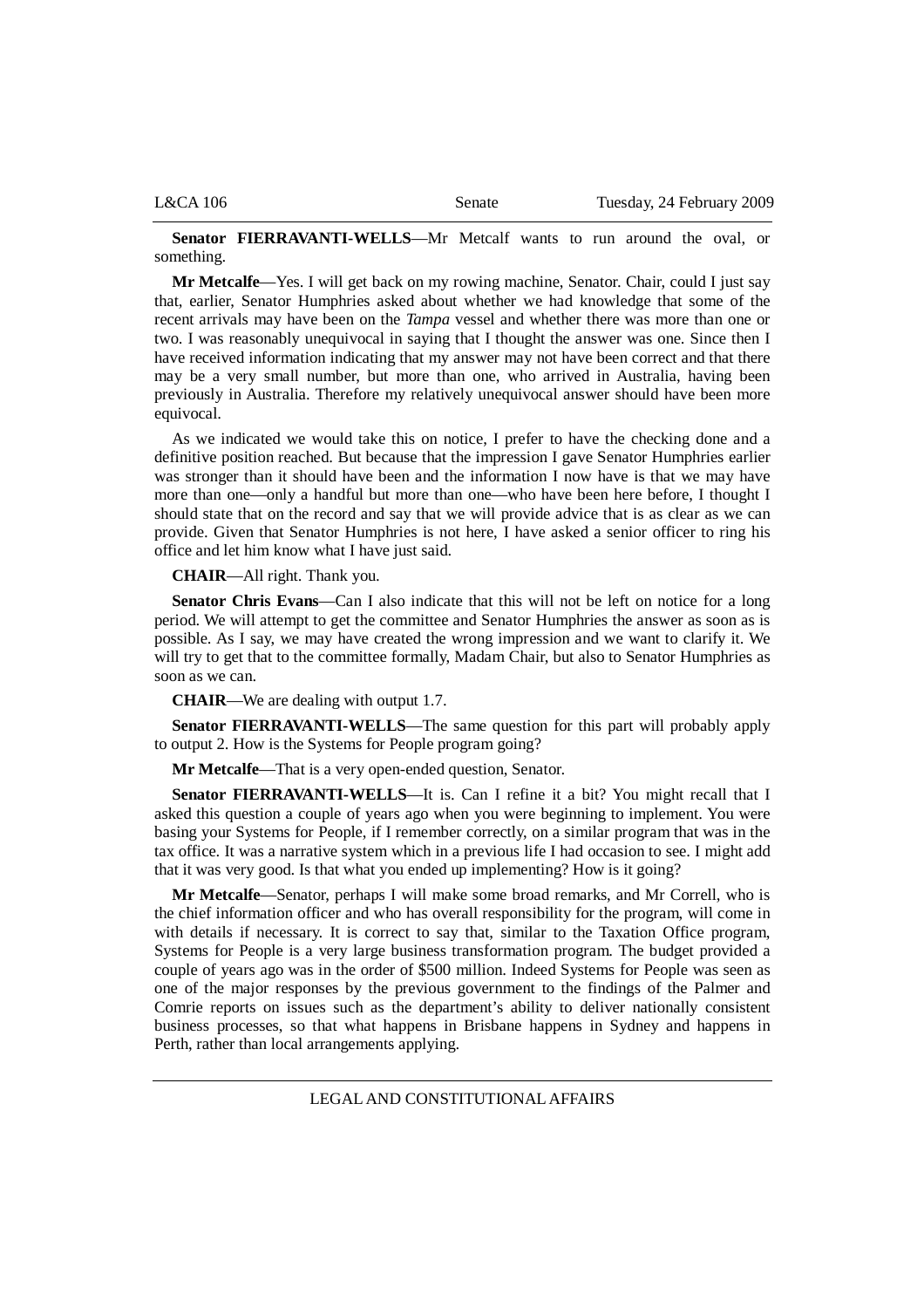**Senator FIERRAVANTI-WELLS**—Mr Metcalf wants to run around the oval, or something.

**Mr Metcalfe**—Yes. I will get back on my rowing machine, Senator. Chair, could I just say that, earlier, Senator Humphries asked about whether we had knowledge that some of the recent arrivals may have been on the *Tampa* vessel and whether there was more than one or two. I was reasonably unequivocal in saying that I thought the answer was one. Since then I have received information indicating that my answer may not have been correct and that there may be a very small number, but more than one, who arrived in Australia, having been previously in Australia. Therefore my relatively unequivocal answer should have been more equivocal.

As we indicated we would take this on notice, I prefer to have the checking done and a definitive position reached. But because that the impression I gave Senator Humphries earlier was stronger than it should have been and the information I now have is that we may have more than one—only a handful but more than one—who have been here before, I thought I should state that on the record and say that we will provide advice that is as clear as we can provide. Given that Senator Humphries is not here, I have asked a senior officer to ring his office and let him know what I have just said.

**CHAIR**—All right. Thank you.

**Senator Chris Evans**—Can I also indicate that this will not be left on notice for a long period. We will attempt to get the committee and Senator Humphries the answer as soon as is possible. As I say, we may have created the wrong impression and we want to clarify it. We will try to get that to the committee formally, Madam Chair, but also to Senator Humphries as soon as we can.

**CHAIR**—We are dealing with output 1.7.

**Senator FIERRAVANTI-WELLS**—The same question for this part will probably apply to output 2. How is the Systems for People program going?

**Mr Metcalfe**—That is a very open-ended question, Senator.

**Senator FIERRAVANTI-WELLS**—It is. Can I refine it a bit? You might recall that I asked this question a couple of years ago when you were beginning to implement. You were basing your Systems for People, if I remember correctly, on a similar program that was in the tax office. It was a narrative system which in a previous life I had occasion to see. I might add that it was very good. Is that what you ended up implementing? How is it going?

**Mr Metcalfe**—Senator, perhaps I will make some broad remarks, and Mr Correll, who is the chief information officer and who has overall responsibility for the program, will come in with details if necessary. It is correct to say that, similar to the Taxation Office program, Systems for People is a very large business transformation program. The budget provided a couple of years ago was in the order of $500 million. Indeed Systems for People was seen as one of the major responses by the previous government to the findings of the Palmer and Comrie reports on issues such as the department's ability to deliver nationally consistent business processes, so that what happens in Brisbane happens in Sydney and happens in Perth, rather than local arrangements applying.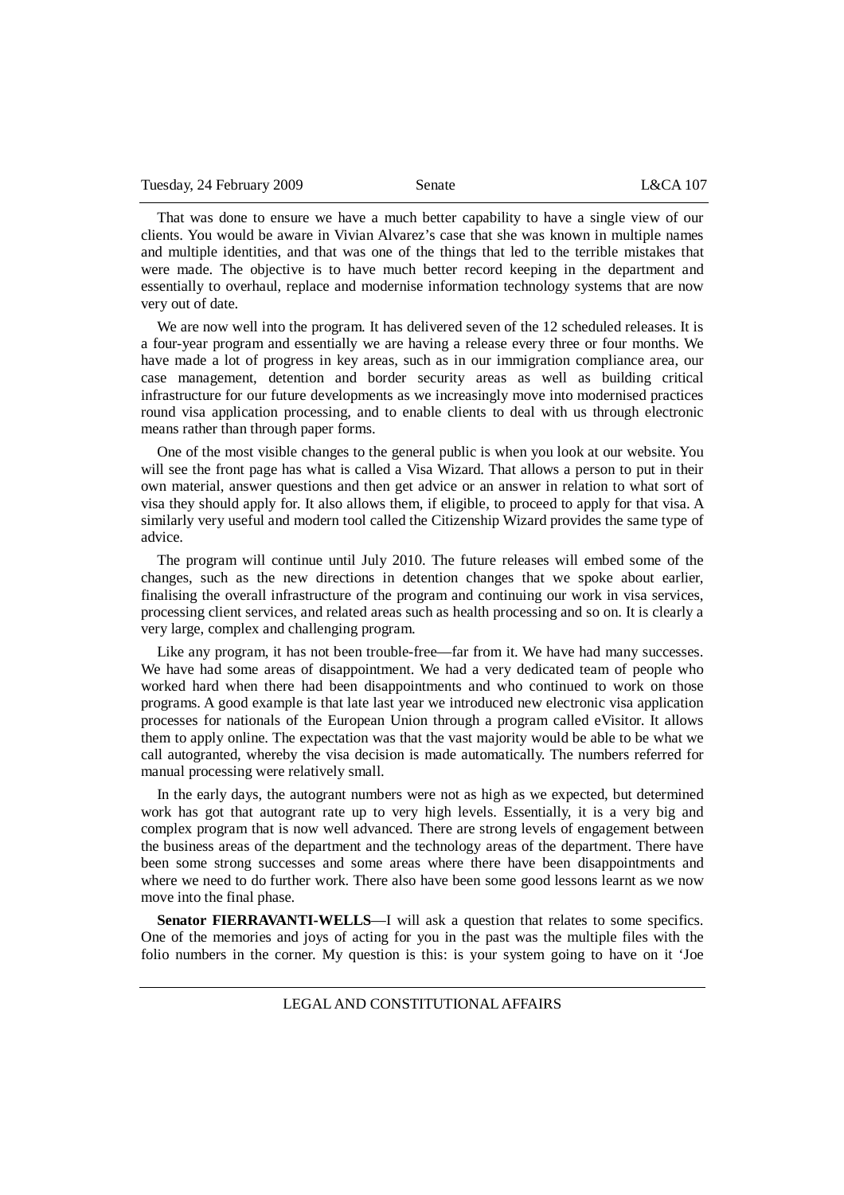That was done to ensure we have a much better capability to have a single view of our clients. You would be aware in Vivian Alvarez's case that she was known in multiple names and multiple identities, and that was one of the things that led to the terrible mistakes that were made. The objective is to have much better record keeping in the department and essentially to overhaul, replace and modernise information technology systems that are now very out of date.

We are now well into the program. It has delivered seven of the 12 scheduled releases. It is a four-year program and essentially we are having a release every three or four months. We have made a lot of progress in key areas, such as in our immigration compliance area, our case management, detention and border security areas as well as building critical infrastructure for our future developments as we increasingly move into modernised practices round visa application processing, and to enable clients to deal with us through electronic means rather than through paper forms.

One of the most visible changes to the general public is when you look at our website. You will see the front page has what is called a Visa Wizard. That allows a person to put in their own material, answer questions and then get advice or an answer in relation to what sort of visa they should apply for. It also allows them, if eligible, to proceed to apply for that visa. A similarly very useful and modern tool called the Citizenship Wizard provides the same type of advice.

The program will continue until July 2010. The future releases will embed some of the changes, such as the new directions in detention changes that we spoke about earlier, finalising the overall infrastructure of the program and continuing our work in visa services, processing client services, and related areas such as health processing and so on. It is clearly a very large, complex and challenging program.

Like any program, it has not been trouble-free—far from it. We have had many successes. We have had some areas of disappointment. We had a very dedicated team of people who worked hard when there had been disappointments and who continued to work on those programs. A good example is that late last year we introduced new electronic visa application processes for nationals of the European Union through a program called eVisitor. It allows them to apply online. The expectation was that the vast majority would be able to be what we call autogranted, whereby the visa decision is made automatically. The numbers referred for manual processing were relatively small.

In the early days, the autogrant numbers were not as high as we expected, but determined work has got that autogrant rate up to very high levels. Essentially, it is a very big and complex program that is now well advanced. There are strong levels of engagement between the business areas of the department and the technology areas of the department. There have been some strong successes and some areas where there have been disappointments and where we need to do further work. There also have been some good lessons learnt as we now move into the final phase.

**Senator FIERRAVANTI-WELLS**—I will ask a question that relates to some specifics. One of the memories and joys of acting for you in the past was the multiple files with the folio numbers in the corner. My question is this: is your system going to have on it 'Joe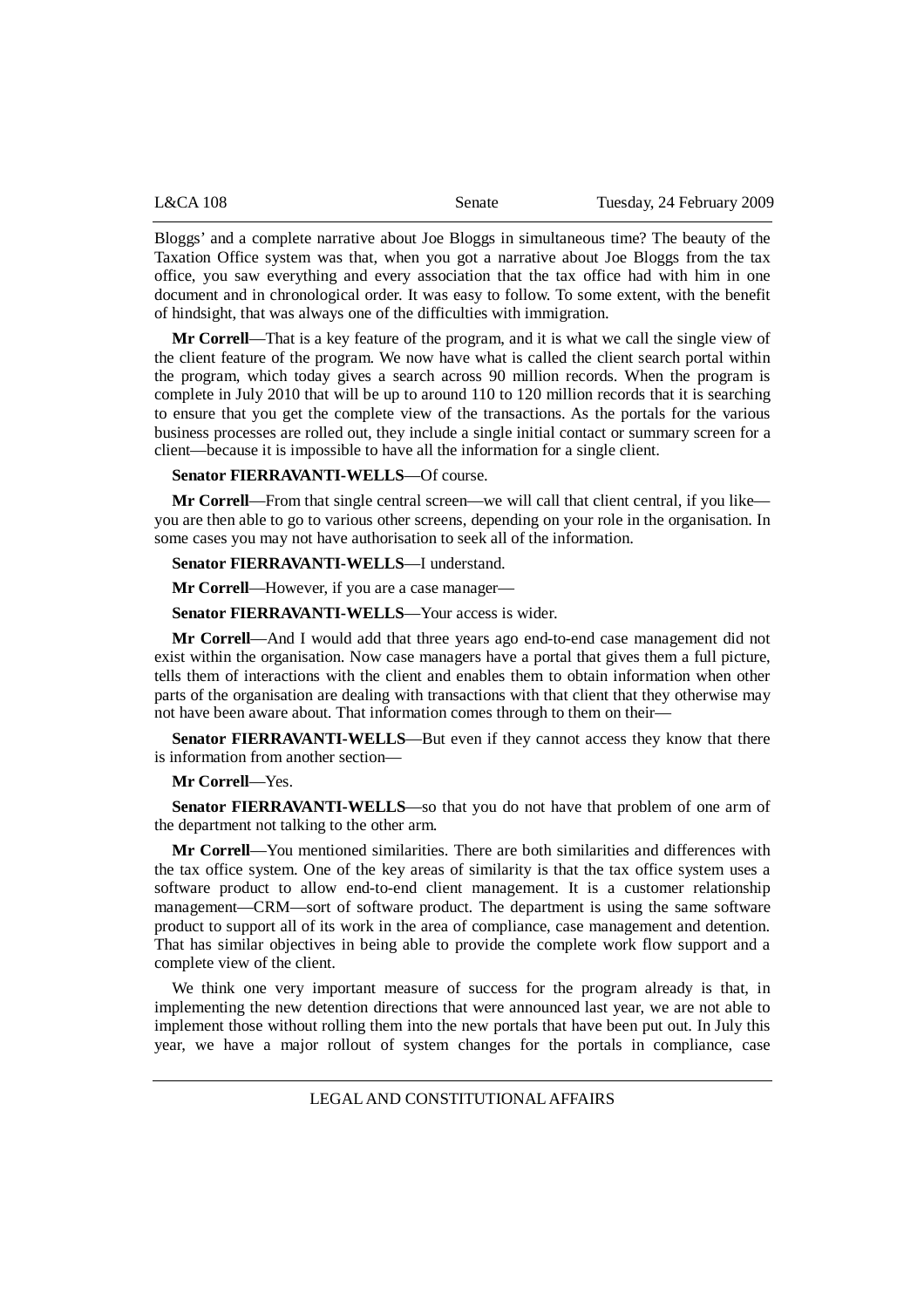Bloggs' and a complete narrative about Joe Bloggs in simultaneous time? The beauty of the Taxation Office system was that, when you got a narrative about Joe Bloggs from the tax office, you saw everything and every association that the tax office had with him in one document and in chronological order. It was easy to follow. To some extent, with the benefit of hindsight, that was always one of the difficulties with immigration.

**Mr Correll**—That is a key feature of the program, and it is what we call the single view of the client feature of the program. We now have what is called the client search portal within the program, which today gives a search across 90 million records. When the program is complete in July 2010 that will be up to around 110 to 120 million records that it is searching to ensure that you get the complete view of the transactions. As the portals for the various business processes are rolled out, they include a single initial contact or summary screen for a client—because it is impossible to have all the information for a single client.

**Senator FIERRAVANTI-WELLS**—Of course.

**Mr Correll**—From that single central screen—we will call that client central, if you like—you are then able to go to various other screens, depending on your role in the organisation. In some cases you may not have authorisation to seek all of the information.

**Senator FIERRAVANTI-WELLS**—I understand.

**Mr Correll**—However, if you are a case manager—

**Senator FIERRAVANTI-WELLS**—Your access is wider.

**Mr Correll**—And I would add that three years ago end-to-end case management did not exist within the organisation. Now case managers have a portal that gives them a full picture, tells them of interactions with the client and enables them to obtain information when other parts of the organisation are dealing with transactions with that client that they otherwise may not have been aware about. That information comes through to them on their—

**Senator FIERRAVANTI-WELLS**—But even if they cannot access they know that there is information from another section—

**Mr Correll**—Yes.

**Senator FIERRAVANTI-WELLS**—so that you do not have that problem of one arm of the department not talking to the other arm.

**Mr Correll**—You mentioned similarities. There are both similarities and differences with the tax office system. One of the key areas of similarity is that the tax office system uses a software product to allow end-to-end client management. It is a customer relationship management—CRM—sort of software product. The department is using the same software product to support all of its work in the area of compliance, case management and detention. That has similar objectives in being able to provide the complete work flow support and a complete view of the client.

We think one very important measure of success for the program already is that, in implementing the new detention directions that were announced last year, we are not able to implement those without rolling them into the new portals that have been put out. In July this year, we have a major rollout of system changes for the portals in compliance, case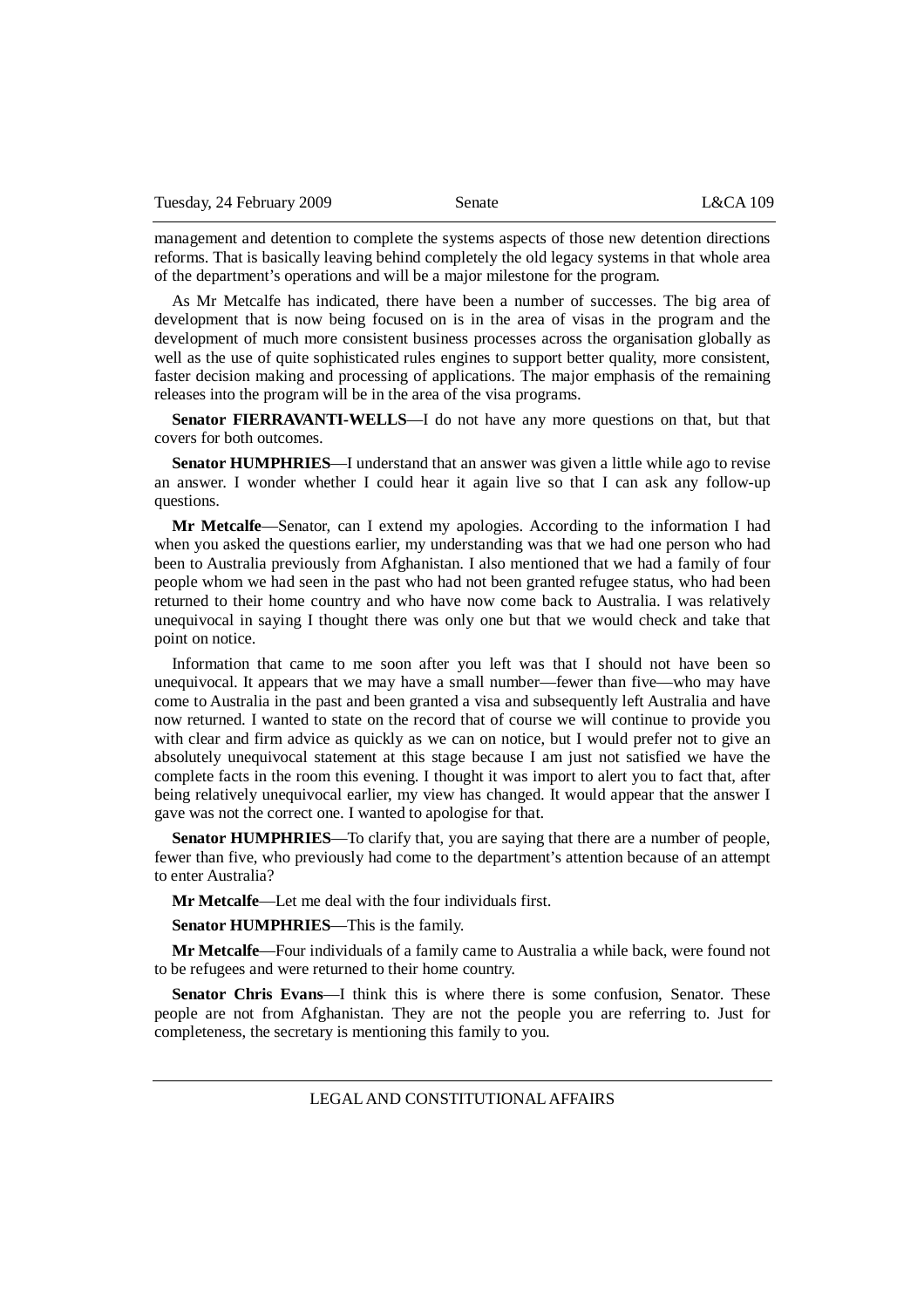management and detention to complete the systems aspects of those new detention directions reforms. That is basically leaving behind completely the old legacy systems in that whole area of the department's operations and will be a major milestone for the program.

As Mr Metcalfe has indicated, there have been a number of successes. The big area of development that is now being focused on is in the area of visas in the program and the development of much more consistent business processes across the organisation globally as well as the use of quite sophisticated rules engines to support better quality, more consistent, faster decision making and processing of applications. The major emphasis of the remaining releases into the program will be in the area of the visa programs.

**Senator FIERRAVANTI-WELLS**—I do not have any more questions on that, but that covers for both outcomes.

**Senator HUMPHRIES**—I understand that an answer was given a little while ago to revise an answer. I wonder whether I could hear it again live so that I can ask any follow-up questions.

**Mr Metcalfe**—Senator, can I extend my apologies. According to the information I had when you asked the questions earlier, my understanding was that we had one person who had been to Australia previously from Afghanistan. I also mentioned that we had a family of four people whom we had seen in the past who had not been granted refugee status, who had been returned to their home country and who have now come back to Australia. I was relatively unequivocal in saying I thought there was only one but that we would check and take that point on notice.

Information that came to me soon after you left was that I should not have been so unequivocal. It appears that we may have a small number—fewer than five—who may have come to Australia in the past and been granted a visa and subsequently left Australia and have now returned. I wanted to state on the record that of course we will continue to provide you with clear and firm advice as quickly as we can on notice, but I would prefer not to give an absolutely unequivocal statement at this stage because I am just not satisfied we have the complete facts in the room this evening. I thought it was import to alert you to fact that, after being relatively unequivocal earlier, my view has changed. It would appear that the answer I gave was not the correct one. I wanted to apologise for that.

**Senator HUMPHRIES**—To clarify that, you are saying that there are a number of people, fewer than five, who previously had come to the department's attention because of an attempt to enter Australia?

**Mr Metcalfe**—Let me deal with the four individuals first.

**Senator HUMPHRIES**—This is the family.

**Mr Metcalfe**—Four individuals of a family came to Australia a while back, were found not to be refugees and were returned to their home country.

**Senator Chris Evans**—I think this is where there is some confusion, Senator. These people are not from Afghanistan. They are not the people you are referring to. Just for completeness, the secretary is mentioning this family to you.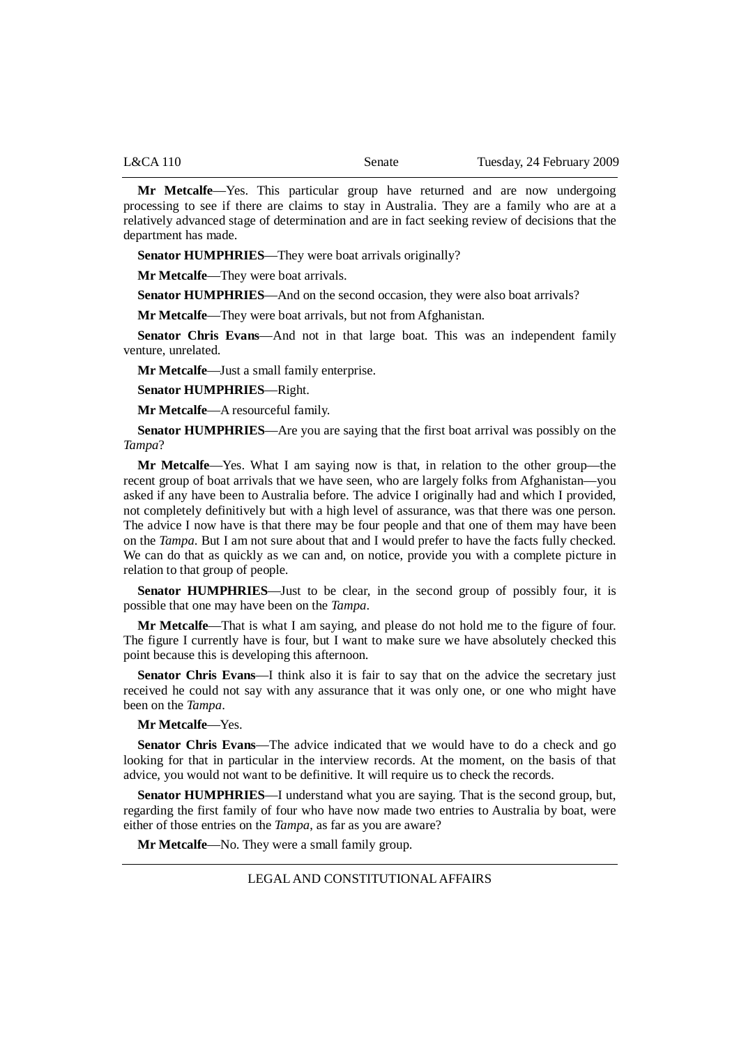**Mr Metcalfe**—Yes. This particular group have returned and are now undergoing processing to see if there are claims to stay in Australia. They are a family who are at a relatively advanced stage of determination and are in fact seeking review of decisions that the department has made.

**Senator HUMPHRIES**—They were boat arrivals originally?

**Mr Metcalfe**—They were boat arrivals.

**Senator HUMPHRIES**—And on the second occasion, they were also boat arrivals?

**Mr Metcalfe**—They were boat arrivals, but not from Afghanistan.

**Senator Chris Evans**—And not in that large boat. This was an independent family venture, unrelated.

**Mr Metcalfe**—Just a small family enterprise.

**Senator HUMPHRIES**—Right.

**Mr Metcalfe**—A resourceful family.

**Senator HUMPHRIES**—Are you are saying that the first boat arrival was possibly on the *Tampa*?

**Mr Metcalfe**—Yes. What I am saying now is that, in relation to the other group—the recent group of boat arrivals that we have seen, who are largely folks from Afghanistan—you asked if any have been to Australia before. The advice I originally had and which I provided, not completely definitively but with a high level of assurance, was that there was one person. The advice I now have is that there may be four people and that one of them may have been on the *Tampa*. But I am not sure about that and I would prefer to have the facts fully checked. We can do that as quickly as we can and, on notice, provide you with a complete picture in relation to that group of people.

**Senator HUMPHRIES**—Just to be clear, in the second group of possibly four, it is possible that one may have been on the *Tampa*.

**Mr Metcalfe**—That is what I am saying, and please do not hold me to the figure of four. The figure I currently have is four, but I want to make sure we have absolutely checked this point because this is developing this afternoon.

**Senator Chris Evans**—I think also it is fair to say that on the advice the secretary just received he could not say with any assurance that it was only one, or one who might have been on the *Tampa*.

**Mr Metcalfe**—Yes.

**Senator Chris Evans**—The advice indicated that we would have to do a check and go looking for that in particular in the interview records. At the moment, on the basis of that advice, you would not want to be definitive. It will require us to check the records.

**Senator HUMPHRIES**—I understand what you are saying. That is the second group, but, regarding the first family of four who have now made two entries to Australia by boat, were either of those entries on the *Tampa*, as far as you are aware?

**Mr Metcalfe**—No. They were a small family group.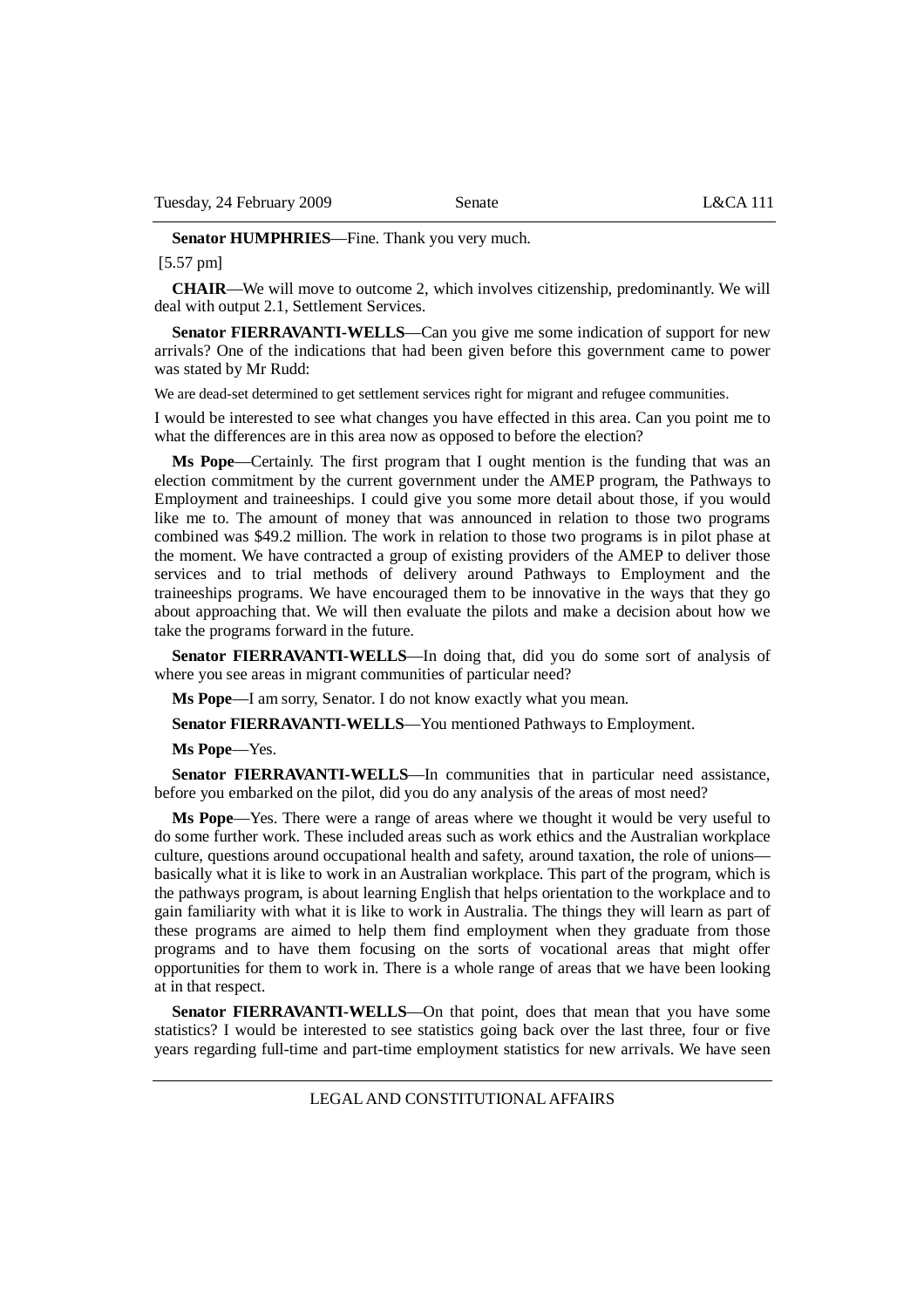**Senator HUMPHRIES**—Fine. Thank you very much.

[5.57 pm]

**CHAIR**—We will move to outcome 2, which involves citizenship, predominantly. We will deal with output 2.1, Settlement Services.

**Senator FIERRAVANTI-WELLS**—Can you give me some indication of support for new arrivals? One of the indications that had been given before this government came to power was stated by Mr Rudd:

We are dead-set determined to get settlement services right for migrant and refugee communities.

I would be interested to see what changes you have effected in this area. Can you point me to what the differences are in this area now as opposed to before the election?

**Ms Pope**—Certainly. The first program that I ought mention is the funding that was an election commitment by the current government under the AMEP program, the Pathways to Employment and traineeships. I could give you some more detail about those, if you would like me to. The amount of money that was announced in relation to those two programs combined was $49.2 million. The work in relation to those two programs is in pilot phase at the moment. We have contracted a group of existing providers of the AMEP to deliver those services and to trial methods of delivery around Pathways to Employment and the traineeships programs. We have encouraged them to be innovative in the ways that they go about approaching that. We will then evaluate the pilots and make a decision about how we take the programs forward in the future.

**Senator FIERRAVANTI-WELLS**—In doing that, did you do some sort of analysis of where you see areas in migrant communities of particular need?

**Ms Pope**—I am sorry, Senator. I do not know exactly what you mean.

**Senator FIERRAVANTI-WELLS**—You mentioned Pathways to Employment.

**Ms Pope**—Yes.

**Senator FIERRAVANTI-WELLS**—In communities that in particular need assistance, before you embarked on the pilot, did you do any analysis of the areas of most need?

**Ms Pope**—Yes. There were a range of areas where we thought it would be very useful to do some further work. These included areas such as work ethics and the Australian workplace culture, questions around occupational health and safety, around taxation, the role of unions—basically what it is like to work in an Australian workplace. This part of the program, which is the pathways program, is about learning English that helps orientation to the workplace and to gain familiarity with what it is like to work in Australia. The things they will learn as part of these programs are aimed to help them find employment when they graduate from those programs and to have them focusing on the sorts of vocational areas that might offer opportunities for them to work in. There is a whole range of areas that we have been looking at in that respect.

**Senator FIERRAVANTI-WELLS**—On that point, does that mean that you have some statistics? I would be interested to see statistics going back over the last three, four or five years regarding full-time and part-time employment statistics for new arrivals. We have seen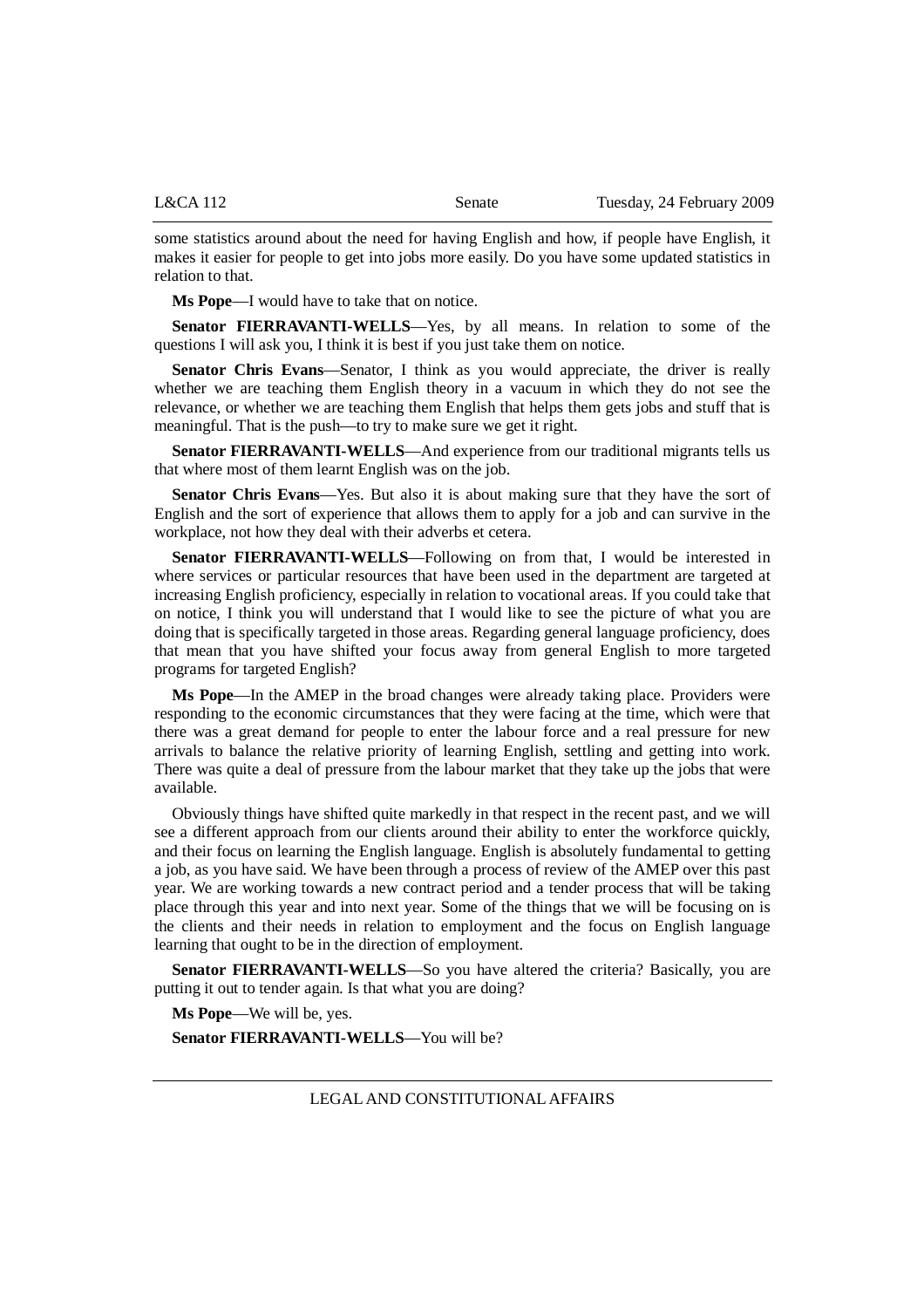some statistics around about the need for having English and how, if people have English, it makes it easier for people to get into jobs more easily. Do you have some updated statistics in relation to that.

**Ms Pope**—I would have to take that on notice.

**Senator FIERRAVANTI-WELLS**—Yes, by all means. In relation to some of the questions I will ask you, I think it is best if you just take them on notice.

**Senator Chris Evans**—Senator, I think as you would appreciate, the driver is really whether we are teaching them English theory in a vacuum in which they do not see the relevance, or whether we are teaching them English that helps them gets jobs and stuff that is meaningful. That is the push—to try to make sure we get it right.

**Senator FIERRAVANTI-WELLS**—And experience from our traditional migrants tells us that where most of them learnt English was on the job.

**Senator Chris Evans**—Yes. But also it is about making sure that they have the sort of English and the sort of experience that allows them to apply for a job and can survive in the workplace, not how they deal with their adverbs et cetera.

**Senator FIERRAVANTI-WELLS**—Following on from that, I would be interested in where services or particular resources that have been used in the department are targeted at increasing English proficiency, especially in relation to vocational areas. If you could take that on notice, I think you will understand that I would like to see the picture of what you are doing that is specifically targeted in those areas. Regarding general language proficiency, does that mean that you have shifted your focus away from general English to more targeted programs for targeted English?

**Ms Pope**—In the AMEP in the broad changes were already taking place. Providers were responding to the economic circumstances that they were facing at the time, which were that there was a great demand for people to enter the labour force and a real pressure for new arrivals to balance the relative priority of learning English, settling and getting into work. There was quite a deal of pressure from the labour market that they take up the jobs that were available.

Obviously things have shifted quite markedly in that respect in the recent past, and we will see a different approach from our clients around their ability to enter the workforce quickly, and their focus on learning the English language. English is absolutely fundamental to getting a job, as you have said. We have been through a process of review of the AMEP over this past year. We are working towards a new contract period and a tender process that will be taking place through this year and into next year. Some of the things that we will be focusing on is the clients and their needs in relation to employment and the focus on English language learning that ought to be in the direction of employment.

**Senator FIERRAVANTI-WELLS**—So you have altered the criteria? Basically, you are putting it out to tender again. Is that what you are doing?

**Ms Pope**—We will be, yes.

**Senator FIERRAVANTI-WELLS**—You will be?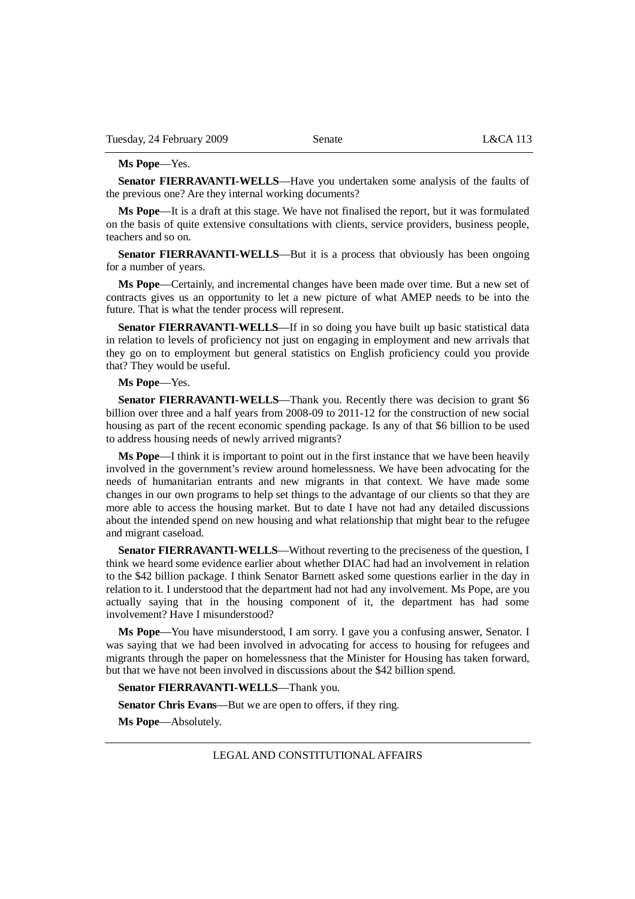**Ms Pope**—Yes.

**Senator FIERRAVANTI-WELLS**—Have you undertaken some analysis of the faults of the previous one? Are they internal working documents?

**Ms Pope**—It is a draft at this stage. We have not finalised the report, but it was formulated on the basis of quite extensive consultations with clients, service providers, business people, teachers and so on.

**Senator FIERRAVANTI-WELLS**—But it is a process that obviously has been ongoing for a number of years.

**Ms Pope**—Certainly, and incremental changes have been made over time. But a new set of contracts gives us an opportunity to let a new picture of what AMEP needs to be into the future. That is what the tender process will represent.

**Senator FIERRAVANTI-WELLS**—If in so doing you have built up basic statistical data in relation to levels of proficiency not just on engaging in employment and new arrivals that they go on to employment but general statistics on English proficiency could you provide that? They would be useful.

**Ms Pope**—Yes.

**Senator FIERRAVANTI-WELLS**—Thank you. Recently there was decision to grant $6 billion over three and a half years from 2008-09 to 2011-12 for the construction of new social housing as part of the recent economic spending package. Is any of that $6 billion to be used to address housing needs of newly arrived migrants?

**Ms Pope**—I think it is important to point out in the first instance that we have been heavily involved in the government's review around homelessness. We have been advocating for the needs of humanitarian entrants and new migrants in that context. We have made some changes in our own programs to help set things to the advantage of our clients so that they are more able to access the housing market. But to date I have not had any detailed discussions about the intended spend on new housing and what relationship that might bear to the refugee and migrant caseload.

**Senator FIERRAVANTI-WELLS**—Without reverting to the preciseness of the question, I think we heard some evidence earlier about whether DIAC had had an involvement in relation to the $42 billion package. I think Senator Barnett asked some questions earlier in the day in relation to it. I understood that the department had not had any involvement. Ms Pope, are you actually saying that in the housing component of it, the department has had some involvement? Have I misunderstood?

**Ms Pope**—You have misunderstood, I am sorry. I gave you a confusing answer, Senator. I was saying that we had been involved in advocating for access to housing for refugees and migrants through the paper on homelessness that the Minister for Housing has taken forward, but that we have not been involved in discussions about the $42 billion spend.

**Senator FIERRAVANTI-WELLS**—Thank you.

**Senator Chris Evans**—But we are open to offers, if they ring.

**Ms Pope**—Absolutely.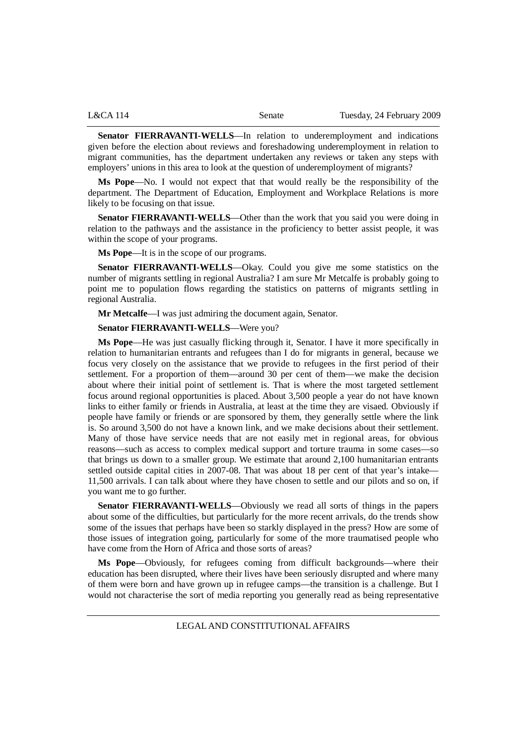**Senator FIERRAVANTI-WELLS**—In relation to underemployment and indications given before the election about reviews and foreshadowing underemployment in relation to migrant communities, has the department undertaken any reviews or taken any steps with employers' unions in this area to look at the question of underemployment of migrants?

**Ms Pope**—No. I would not expect that that would really be the responsibility of the department. The Department of Education, Employment and Workplace Relations is more likely to be focusing on that issue.

**Senator FIERRAVANTI-WELLS**—Other than the work that you said you were doing in relation to the pathways and the assistance in the proficiency to better assist people, it was within the scope of your programs.

**Ms Pope**—It is in the scope of our programs.

**Senator FIERRAVANTI-WELLS**—Okay. Could you give me some statistics on the number of migrants settling in regional Australia? I am sure Mr Metcalfe is probably going to point me to population flows regarding the statistics on patterns of migrants settling in regional Australia.

**Mr Metcalfe**—I was just admiring the document again, Senator.

**Senator FIERRAVANTI-WELLS**—Were you?

**Ms Pope**—He was just casually flicking through it, Senator. I have it more specifically in relation to humanitarian entrants and refugees than I do for migrants in general, because we focus very closely on the assistance that we provide to refugees in the first period of their settlement. For a proportion of them—around 30 per cent of them—we make the decision about where their initial point of settlement is. That is where the most targeted settlement focus around regional opportunities is placed. About 3,500 people a year do not have known links to either family or friends in Australia, at least at the time they are visaed. Obviously if people have family or friends or are sponsored by them, they generally settle where the link is. So around 3,500 do not have a known link, and we make decisions about their settlement. Many of those have service needs that are not easily met in regional areas, for obvious reasons—such as access to complex medical support and torture trauma in some cases—so that brings us down to a smaller group. We estimate that around 2,100 humanitarian entrants settled outside capital cities in 2007-08. That was about 18 per cent of that year's intake—11,500 arrivals. I can talk about where they have chosen to settle and our pilots and so on, if you want me to go further.

**Senator FIERRAVANTI-WELLS**—Obviously we read all sorts of things in the papers about some of the difficulties, but particularly for the more recent arrivals, do the trends show some of the issues that perhaps have been so starkly displayed in the press? How are some of those issues of integration going, particularly for some of the more traumatised people who have come from the Horn of Africa and those sorts of areas?

**Ms Pope**—Obviously, for refugees coming from difficult backgrounds—where their education has been disrupted, where their lives have been seriously disrupted and where many of them were born and have grown up in refugee camps—the transition is a challenge. But I would not characterise the sort of media reporting you generally read as being representative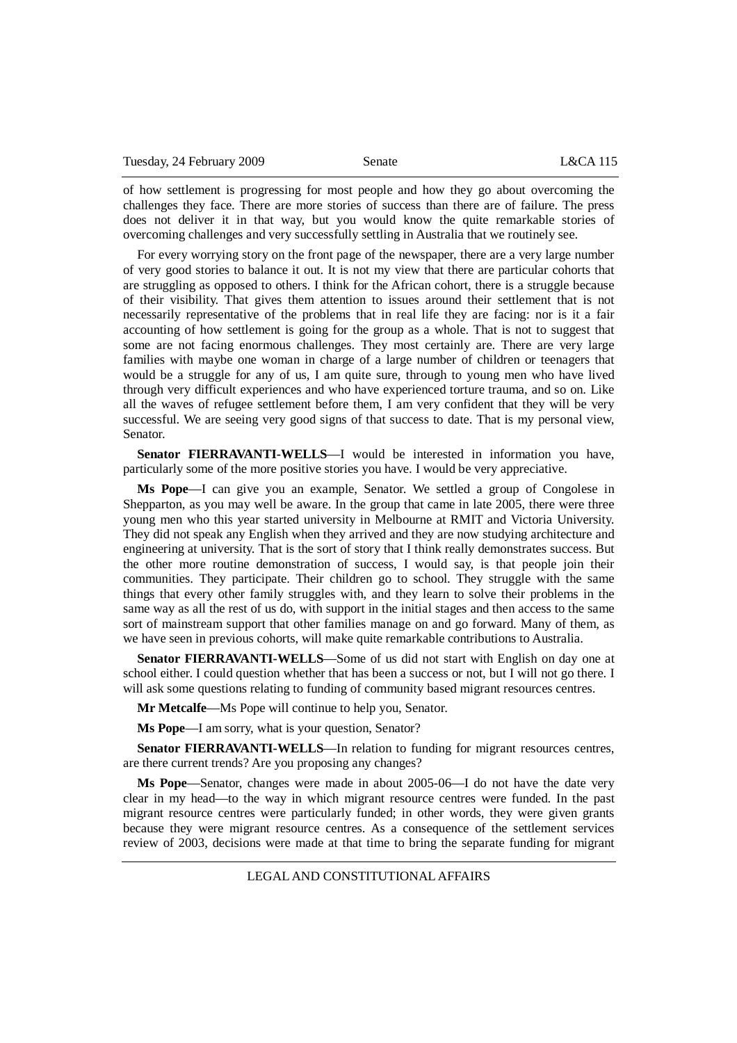of how settlement is progressing for most people and how they go about overcoming the challenges they face. There are more stories of success than there are of failure. The press does not deliver it in that way, but you would know the quite remarkable stories of overcoming challenges and very successfully settling in Australia that we routinely see.

For every worrying story on the front page of the newspaper, there are a very large number of very good stories to balance it out. It is not my view that there are particular cohorts that are struggling as opposed to others. I think for the African cohort, there is a struggle because of their visibility. That gives them attention to issues around their settlement that is not necessarily representative of the problems that in real life they are facing: nor is it a fair accounting of how settlement is going for the group as a whole. That is not to suggest that some are not facing enormous challenges. They most certainly are. There are very large families with maybe one woman in charge of a large number of children or teenagers that would be a struggle for any of us, I am quite sure, through to young men who have lived through very difficult experiences and who have experienced torture trauma, and so on. Like all the waves of refugee settlement before them, I am very confident that they will be very successful. We are seeing very good signs of that success to date. That is my personal view, Senator.

**Senator FIERRAVANTI-WELLS**—I would be interested in information you have, particularly some of the more positive stories you have. I would be very appreciative.

**Ms Pope**—I can give you an example, Senator. We settled a group of Congolese in Shepparton, as you may well be aware. In the group that came in late 2005, there were three young men who this year started university in Melbourne at RMIT and Victoria University. They did not speak any English when they arrived and they are now studying architecture and engineering at university. That is the sort of story that I think really demonstrates success. But the other more routine demonstration of success, I would say, is that people join their communities. They participate. Their children go to school. They struggle with the same things that every other family struggles with, and they learn to solve their problems in the same way as all the rest of us do, with support in the initial stages and then access to the same sort of mainstream support that other families manage on and go forward. Many of them, as we have seen in previous cohorts, will make quite remarkable contributions to Australia.

**Senator FIERRAVANTI-WELLS**—Some of us did not start with English on day one at school either. I could question whether that has been a success or not, but I will not go there. I will ask some questions relating to funding of community based migrant resources centres.

**Mr Metcalfe**—Ms Pope will continue to help you, Senator.

**Ms Pope**—I am sorry, what is your question, Senator?

**Senator FIERRAVANTI-WELLS**—In relation to funding for migrant resources centres, are there current trends? Are you proposing any changes?

**Ms Pope**—Senator, changes were made in about 2005-06—I do not have the date very clear in my head—to the way in which migrant resource centres were funded. In the past migrant resource centres were particularly funded; in other words, they were given grants because they were migrant resource centres. As a consequence of the settlement services review of 2003, decisions were made at that time to bring the separate funding for migrant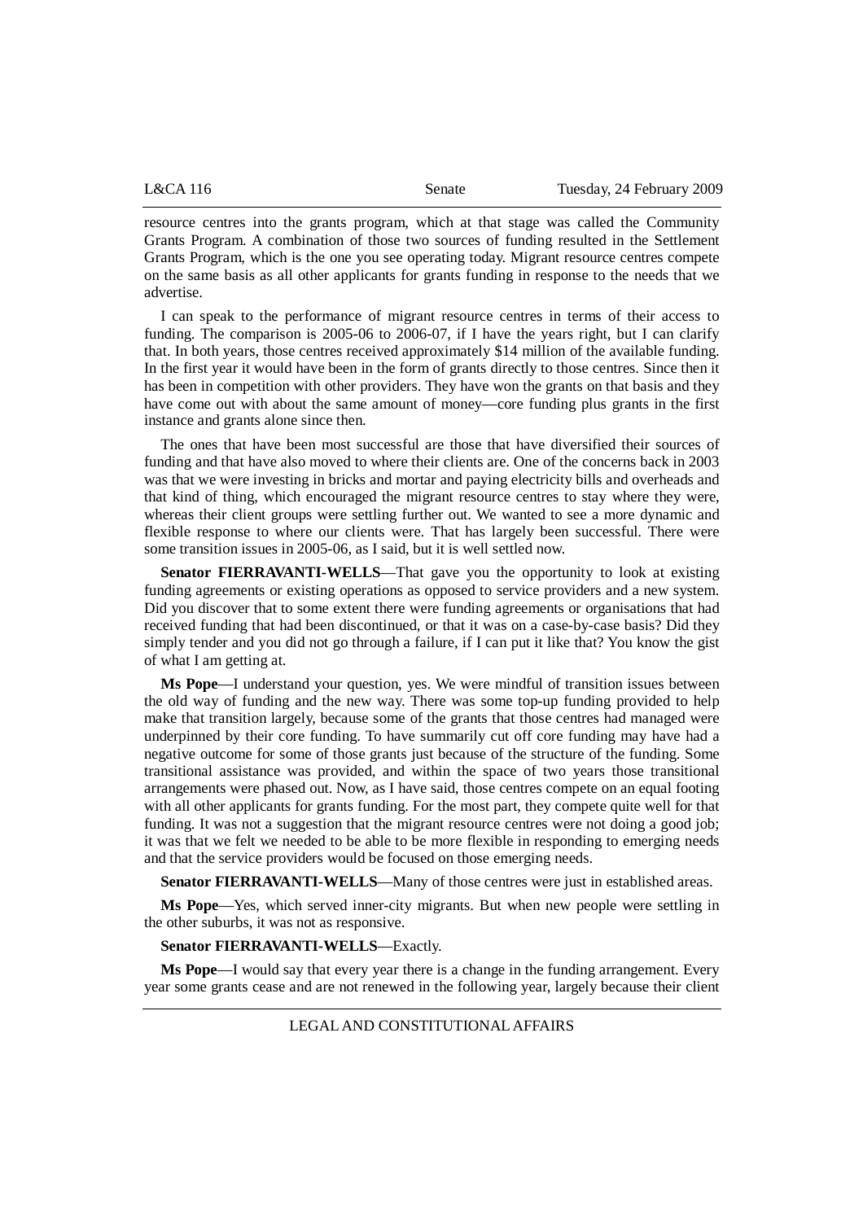resource centres into the grants program, which at that stage was called the Community Grants Program. A combination of those two sources of funding resulted in the Settlement Grants Program, which is the one you see operating today. Migrant resource centres compete on the same basis as all other applicants for grants funding in response to the needs that we advertise.

I can speak to the performance of migrant resource centres in terms of their access to funding. The comparison is 2005-06 to 2006-07, if I have the years right, but I can clarify that. In both years, those centres received approximately $14 million of the available funding. In the first year it would have been in the form of grants directly to those centres. Since then it has been in competition with other providers. They have won the grants on that basis and they have come out with about the same amount of money—core funding plus grants in the first instance and grants alone since then.

The ones that have been most successful are those that have diversified their sources of funding and that have also moved to where their clients are. One of the concerns back in 2003 was that we were investing in bricks and mortar and paying electricity bills and overheads and that kind of thing, which encouraged the migrant resource centres to stay where they were, whereas their client groups were settling further out. We wanted to see a more dynamic and flexible response to where our clients were. That has largely been successful. There were some transition issues in 2005-06, as I said, but it is well settled now.

**Senator FIERRAVANTI-WELLS**—That gave you the opportunity to look at existing funding agreements or existing operations as opposed to service providers and a new system. Did you discover that to some extent there were funding agreements or organisations that had received funding that had been discontinued, or that it was on a case-by-case basis? Did they simply tender and you did not go through a failure, if I can put it like that? You know the gist of what I am getting at.

**Ms Pope**—I understand your question, yes. We were mindful of transition issues between the old way of funding and the new way. There was some top-up funding provided to help make that transition largely, because some of the grants that those centres had managed were underpinned by their core funding. To have summarily cut off core funding may have had a negative outcome for some of those grants just because of the structure of the funding. Some transitional assistance was provided, and within the space of two years those transitional arrangements were phased out. Now, as I have said, those centres compete on an equal footing with all other applicants for grants funding. For the most part, they compete quite well for that funding. It was not a suggestion that the migrant resource centres were not doing a good job; it was that we felt we needed to be able to be more flexible in responding to emerging needs and that the service providers would be focused on those emerging needs.

**Senator FIERRAVANTI-WELLS**—Many of those centres were just in established areas.

**Ms Pope**—Yes, which served inner-city migrants. But when new people were settling in the other suburbs, it was not as responsive.

**Senator FIERRAVANTI-WELLS**—Exactly.

**Ms Pope**—I would say that every year there is a change in the funding arrangement. Every year some grants cease and are not renewed in the following year, largely because their client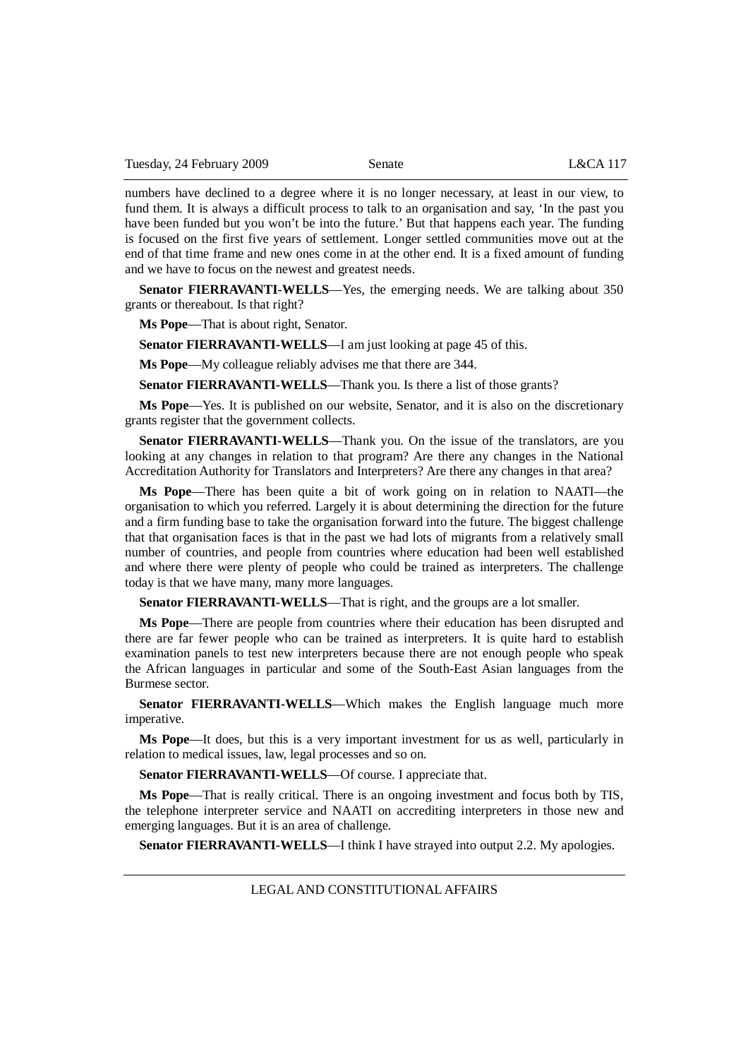numbers have declined to a degree where it is no longer necessary, at least in our view, to fund them. It is always a difficult process to talk to an organisation and say, 'In the past you have been funded but you won't be into the future.' But that happens each year. The funding is focused on the first five years of settlement. Longer settled communities move out at the end of that time frame and new ones come in at the other end. It is a fixed amount of funding and we have to focus on the newest and greatest needs.

**Senator FIERRAVANTI-WELLS**—Yes, the emerging needs. We are talking about 350 grants or thereabout. Is that right?

**Ms Pope**—That is about right, Senator.

**Senator FIERRAVANTI-WELLS**—I am just looking at page 45 of this.

**Ms Pope**—My colleague reliably advises me that there are 344.

**Senator FIERRAVANTI-WELLS**—Thank you. Is there a list of those grants?

**Ms Pope**—Yes. It is published on our website, Senator, and it is also on the discretionary grants register that the government collects.

**Senator FIERRAVANTI-WELLS**—Thank you. On the issue of the translators, are you looking at any changes in relation to that program? Are there any changes in the National Accreditation Authority for Translators and Interpreters? Are there any changes in that area?

**Ms Pope**—There has been quite a bit of work going on in relation to NAATI—the organisation to which you referred. Largely it is about determining the direction for the future and a firm funding base to take the organisation forward into the future. The biggest challenge that that organisation faces is that in the past we had lots of migrants from a relatively small number of countries, and people from countries where education had been well established and where there were plenty of people who could be trained as interpreters. The challenge today is that we have many, many more languages.

**Senator FIERRAVANTI-WELLS**—That is right, and the groups are a lot smaller.

**Ms Pope**—There are people from countries where their education has been disrupted and there are far fewer people who can be trained as interpreters. It is quite hard to establish examination panels to test new interpreters because there are not enough people who speak the African languages in particular and some of the South-East Asian languages from the Burmese sector.

**Senator FIERRAVANTI-WELLS**—Which makes the English language much more imperative.

**Ms Pope**—It does, but this is a very important investment for us as well, particularly in relation to medical issues, law, legal processes and so on.

**Senator FIERRAVANTI-WELLS**—Of course. I appreciate that.

**Ms Pope**—That is really critical. There is an ongoing investment and focus both by TIS, the telephone interpreter service and NAATI on accrediting interpreters in those new and emerging languages. But it is an area of challenge.

**Senator FIERRAVANTI-WELLS**—I think I have strayed into output 2.2. My apologies.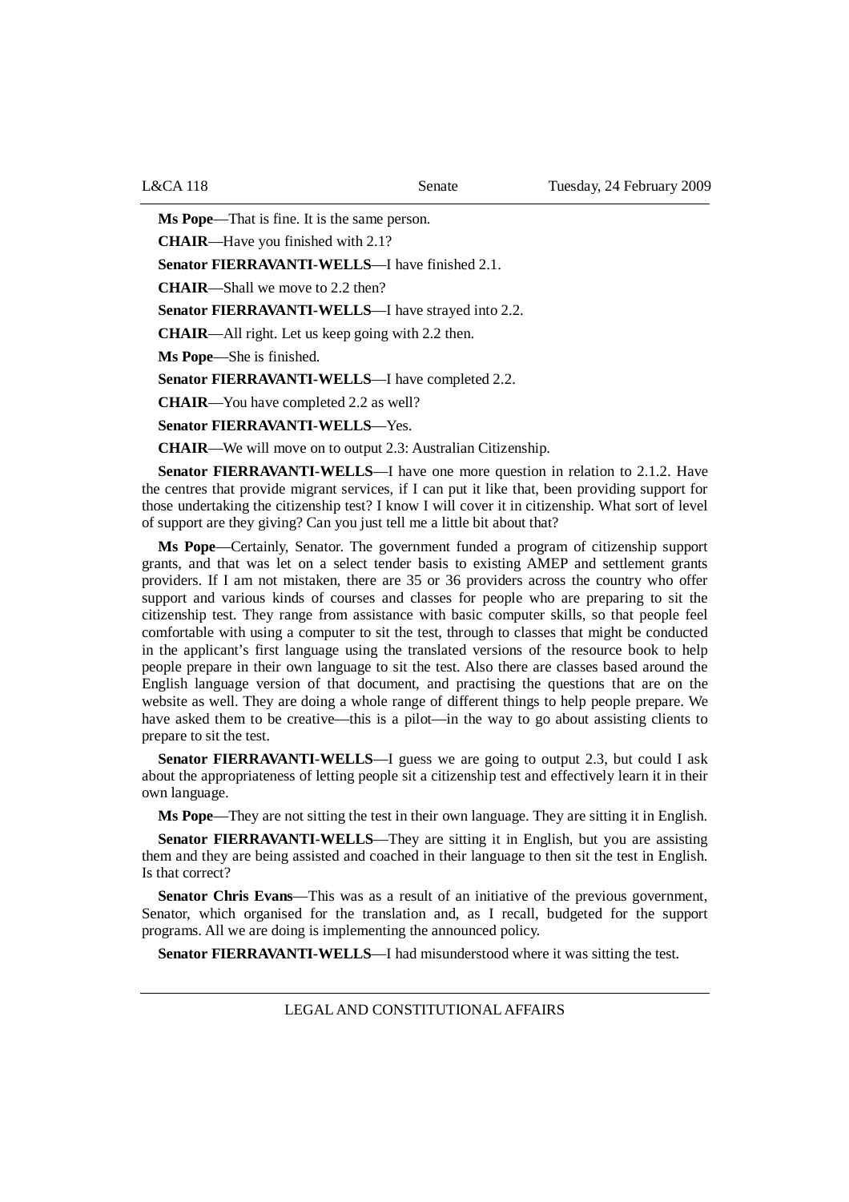**Ms Pope**—That is fine. It is the same person.

**CHAIR**—Have you finished with 2.1?

**Senator FIERRAVANTI-WELLS**—I have finished 2.1.

**CHAIR**—Shall we move to 2.2 then?

**Senator FIERRAVANTI-WELLS**—I have strayed into 2.2.

**CHAIR**—All right. Let us keep going with 2.2 then.

**Ms Pope**—She is finished.

**Senator FIERRAVANTI-WELLS**—I have completed 2.2.

**CHAIR**—You have completed 2.2 as well?

**Senator FIERRAVANTI-WELLS**—Yes.

**CHAIR**—We will move on to output 2.3: Australian Citizenship.

**Senator FIERRAVANTI-WELLS**—I have one more question in relation to 2.1.2. Have the centres that provide migrant services, if I can put it like that, been providing support for those undertaking the citizenship test? I know I will cover it in citizenship. What sort of level of support are they giving? Can you just tell me a little bit about that?

**Ms Pope**—Certainly, Senator. The government funded a program of citizenship support grants, and that was let on a select tender basis to existing AMEP and settlement grants providers. If I am not mistaken, there are 35 or 36 providers across the country who offer support and various kinds of courses and classes for people who are preparing to sit the citizenship test. They range from assistance with basic computer skills, so that people feel comfortable with using a computer to sit the test, through to classes that might be conducted in the applicant's first language using the translated versions of the resource book to help people prepare in their own language to sit the test. Also there are classes based around the English language version of that document, and practising the questions that are on the website as well. They are doing a whole range of different things to help people prepare. We have asked them to be creative—this is a pilot—in the way to go about assisting clients to prepare to sit the test.

**Senator FIERRAVANTI-WELLS**—I guess we are going to output 2.3, but could I ask about the appropriateness of letting people sit a citizenship test and effectively learn it in their own language.

**Ms Pope**—They are not sitting the test in their own language. They are sitting it in English.

**Senator FIERRAVANTI-WELLS**—They are sitting it in English, but you are assisting them and they are being assisted and coached in their language to then sit the test in English. Is that correct?

**Senator Chris Evans**—This was as a result of an initiative of the previous government, Senator, which organised for the translation and, as I recall, budgeted for the support programs. All we are doing is implementing the announced policy.

**Senator FIERRAVANTI-WELLS**—I had misunderstood where it was sitting the test.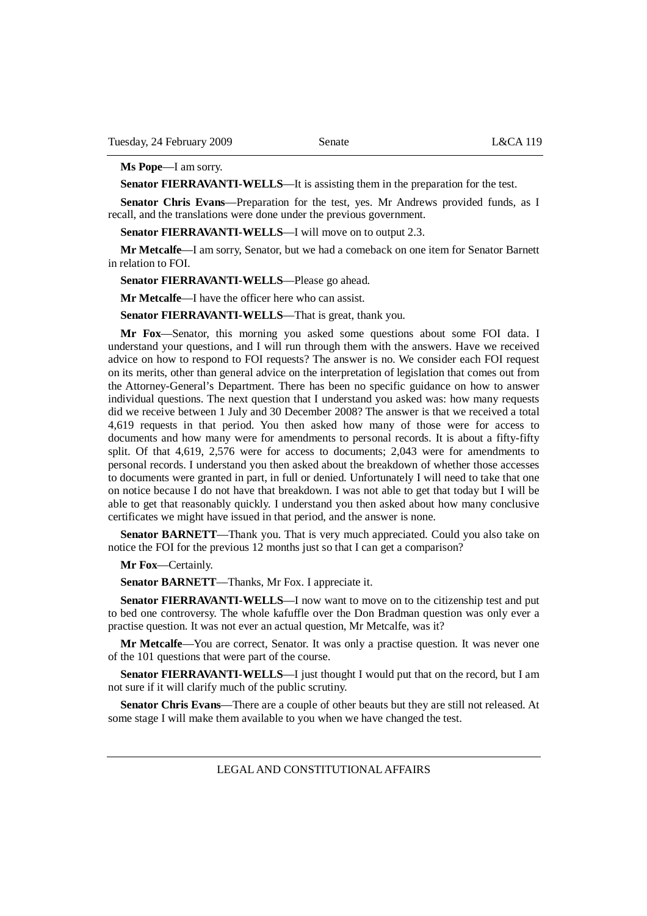**Ms Pope**—I am sorry.

**Senator FIERRAVANTI-WELLS**—It is assisting them in the preparation for the test.

**Senator Chris Evans**—Preparation for the test, yes. Mr Andrews provided funds, as I recall, and the translations were done under the previous government.

**Senator FIERRAVANTI-WELLS**—I will move on to output 2.3.

**Mr Metcalfe**—I am sorry, Senator, but we had a comeback on one item for Senator Barnett in relation to FOI.

**Senator FIERRAVANTI-WELLS**—Please go ahead.

**Mr Metcalfe**—I have the officer here who can assist.

**Senator FIERRAVANTI-WELLS**—That is great, thank you.

**Mr Fox**—Senator, this morning you asked some questions about some FOI data. I understand your questions, and I will run through them with the answers. Have we received advice on how to respond to FOI requests? The answer is no. We consider each FOI request on its merits, other than general advice on the interpretation of legislation that comes out from the Attorney-General's Department. There has been no specific guidance on how to answer individual questions. The next question that I understand you asked was: how many requests did we receive between 1 July and 30 December 2008? The answer is that we received a total 4,619 requests in that period. You then asked how many of those were for access to documents and how many were for amendments to personal records. It is about a fifty-fifty split. Of that 4,619, 2,576 were for access to documents; 2,043 were for amendments to personal records. I understand you then asked about the breakdown of whether those accesses to documents were granted in part, in full or denied. Unfortunately I will need to take that one on notice because I do not have that breakdown. I was not able to get that today but I will be able to get that reasonably quickly. I understand you then asked about how many conclusive certificates we might have issued in that period, and the answer is none.

**Senator BARNETT**—Thank you. That is very much appreciated. Could you also take on notice the FOI for the previous 12 months just so that I can get a comparison?

**Mr Fox**—Certainly.

**Senator BARNETT**—Thanks, Mr Fox. I appreciate it.

**Senator FIERRAVANTI-WELLS**—I now want to move on to the citizenship test and put to bed one controversy. The whole kafuffle over the Don Bradman question was only ever a practise question. It was not ever an actual question, Mr Metcalfe, was it?

**Mr Metcalfe**—You are correct, Senator. It was only a practise question. It was never one of the 101 questions that were part of the course.

**Senator FIERRAVANTI-WELLS**—I just thought I would put that on the record, but I am not sure if it will clarify much of the public scrutiny.

**Senator Chris Evans**—There are a couple of other beauts but they are still not released. At some stage I will make them available to you when we have changed the test.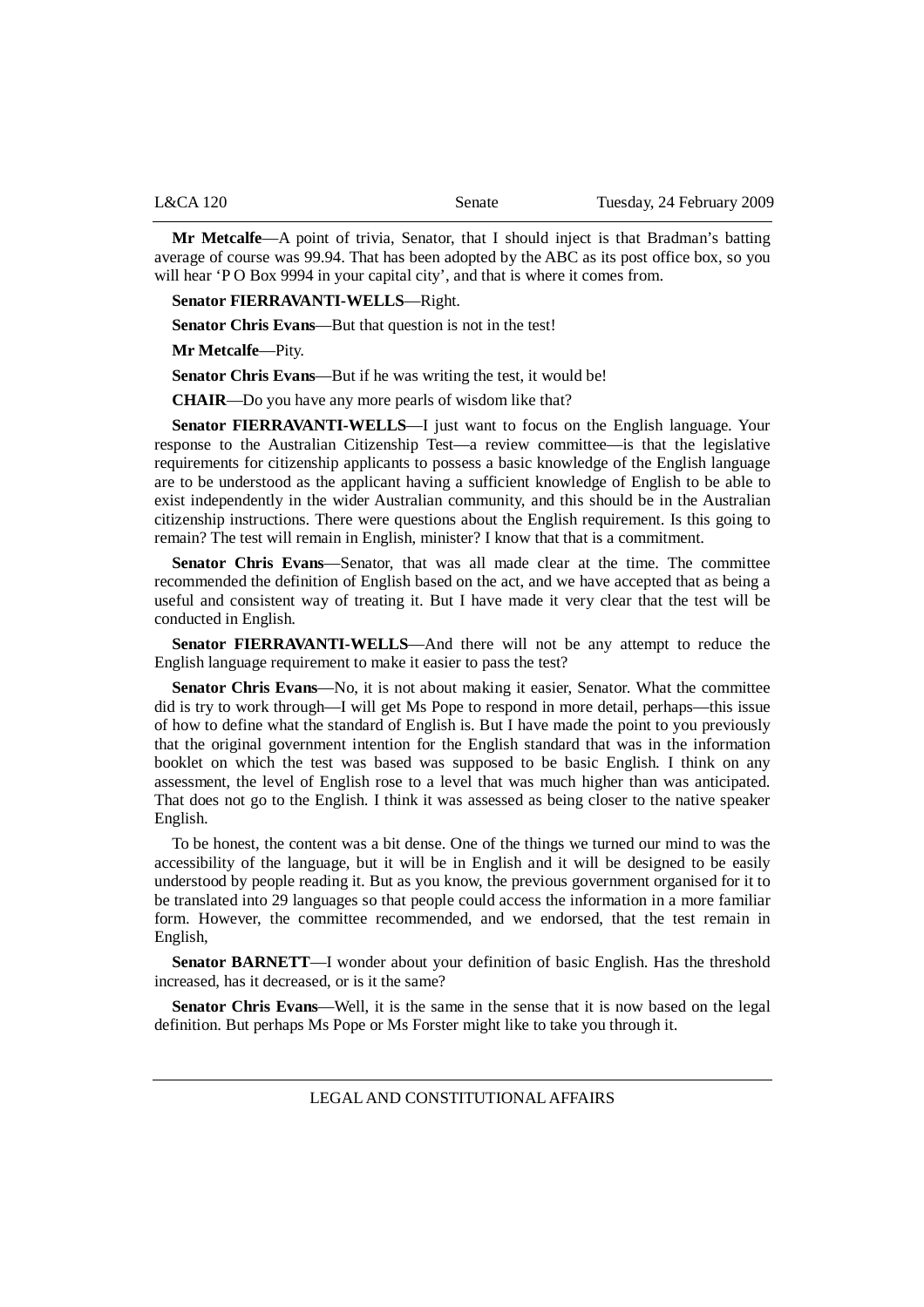**Mr Metcalfe**—A point of trivia, Senator, that I should inject is that Bradman's batting average of course was 99.94. That has been adopted by the ABC as its post office box, so you will hear 'P O Box 9994 in your capital city', and that is where it comes from.

**Senator FIERRAVANTI-WELLS**—Right.

**Senator Chris Evans**—But that question is not in the test!

**Mr Metcalfe**—Pity.

**Senator Chris Evans**—But if he was writing the test, it would be!

**CHAIR**—Do you have any more pearls of wisdom like that?

**Senator FIERRAVANTI-WELLS**—I just want to focus on the English language. Your response to the Australian Citizenship Test—a review committee—is that the legislative requirements for citizenship applicants to possess a basic knowledge of the English language are to be understood as the applicant having a sufficient knowledge of English to be able to exist independently in the wider Australian community, and this should be in the Australian citizenship instructions. There were questions about the English requirement. Is this going to remain? The test will remain in English, minister? I know that that is a commitment.

**Senator Chris Evans**—Senator, that was all made clear at the time. The committee recommended the definition of English based on the act, and we have accepted that as being a useful and consistent way of treating it. But I have made it very clear that the test will be conducted in English.

**Senator FIERRAVANTI-WELLS**—And there will not be any attempt to reduce the English language requirement to make it easier to pass the test?

**Senator Chris Evans**—No, it is not about making it easier, Senator. What the committee did is try to work through—I will get Ms Pope to respond in more detail, perhaps—this issue of how to define what the standard of English is. But I have made the point to you previously that the original government intention for the English standard that was in the information booklet on which the test was based was supposed to be basic English. I think on any assessment, the level of English rose to a level that was much higher than was anticipated. That does not go to the English. I think it was assessed as being closer to the native speaker English.

To be honest, the content was a bit dense. One of the things we turned our mind to was the accessibility of the language, but it will be in English and it will be designed to be easily understood by people reading it. But as you know, the previous government organised for it to be translated into 29 languages so that people could access the information in a more familiar form. However, the committee recommended, and we endorsed, that the test remain in English,

**Senator BARNETT**—I wonder about your definition of basic English. Has the threshold increased, has it decreased, or is it the same?

**Senator Chris Evans**—Well, it is the same in the sense that it is now based on the legal definition. But perhaps Ms Pope or Ms Forster might like to take you through it.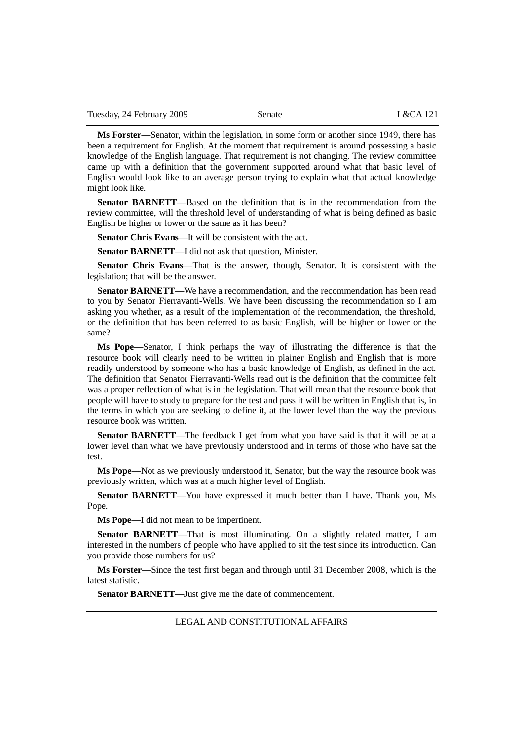**Ms Forster**—Senator, within the legislation, in some form or another since 1949, there has been a requirement for English. At the moment that requirement is around possessing a basic knowledge of the English language. That requirement is not changing. The review committee came up with a definition that the government supported around what that basic level of English would look like to an average person trying to explain what that actual knowledge might look like.

**Senator BARNETT**—Based on the definition that is in the recommendation from the review committee, will the threshold level of understanding of what is being defined as basic English be higher or lower or the same as it has been?

**Senator Chris Evans**—It will be consistent with the act.

**Senator BARNETT**—I did not ask that question, Minister.

**Senator Chris Evans**—That is the answer, though, Senator. It is consistent with the legislation; that will be the answer.

**Senator BARNETT**—We have a recommendation, and the recommendation has been read to you by Senator Fierravanti-Wells. We have been discussing the recommendation so I am asking you whether, as a result of the implementation of the recommendation, the threshold, or the definition that has been referred to as basic English, will be higher or lower or the same?

**Ms Pope**—Senator, I think perhaps the way of illustrating the difference is that the resource book will clearly need to be written in plainer English and English that is more readily understood by someone who has a basic knowledge of English, as defined in the act. The definition that Senator Fierravanti-Wells read out is the definition that the committee felt was a proper reflection of what is in the legislation. That will mean that the resource book that people will have to study to prepare for the test and pass it will be written in English that is, in the terms in which you are seeking to define it, at the lower level than the way the previous resource book was written.

**Senator BARNETT**—The feedback I get from what you have said is that it will be at a lower level than what we have previously understood and in terms of those who have sat the test.

**Ms Pope**—Not as we previously understood it, Senator, but the way the resource book was previously written, which was at a much higher level of English.

**Senator BARNETT**—You have expressed it much better than I have. Thank you, Ms Pope.

**Ms Pope**—I did not mean to be impertinent.

**Senator BARNETT**—That is most illuminating. On a slightly related matter, I am interested in the numbers of people who have applied to sit the test since its introduction. Can you provide those numbers for us?

**Ms Forster**—Since the test first began and through until 31 December 2008, which is the latest statistic.

**Senator BARNETT**—Just give me the date of commencement.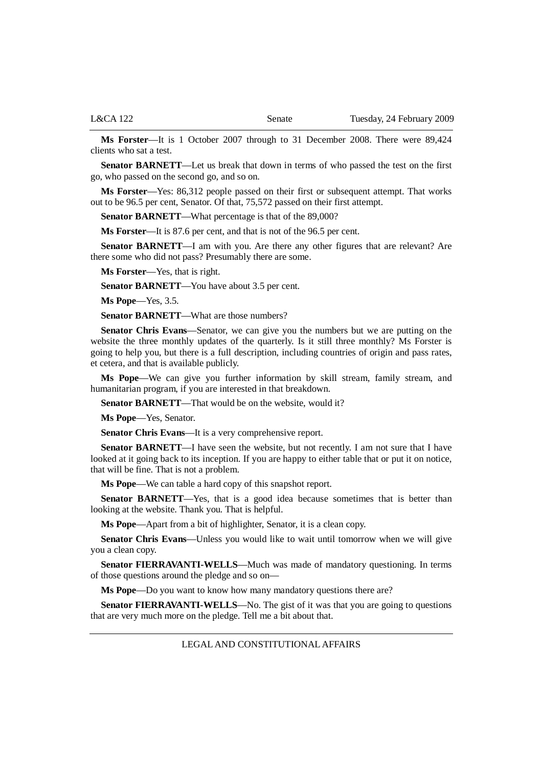**Ms Forster**—It is 1 October 2007 through to 31 December 2008. There were 89,424 clients who sat a test.

**Senator BARNETT**—Let us break that down in terms of who passed the test on the first go, who passed on the second go, and so on.

**Ms Forster**—Yes: 86,312 people passed on their first or subsequent attempt. That works out to be 96.5 per cent, Senator. Of that, 75,572 passed on their first attempt.

**Senator BARNETT**—What percentage is that of the 89,000?

**Ms Forster**—It is 87.6 per cent, and that is not of the 96.5 per cent.

**Senator BARNETT**—I am with you. Are there any other figures that are relevant? Are there some who did not pass? Presumably there are some.

**Ms Forster**—Yes, that is right.

**Senator BARNETT**—You have about 3.5 per cent.

**Ms Pope**—Yes, 3.5.

**Senator BARNETT**—What are those numbers?

**Senator Chris Evans**—Senator, we can give you the numbers but we are putting on the website the three monthly updates of the quarterly. Is it still three monthly? Ms Forster is going to help you, but there is a full description, including countries of origin and pass rates, et cetera, and that is available publicly.

**Ms Pope**—We can give you further information by skill stream, family stream, and humanitarian program, if you are interested in that breakdown.

**Senator BARNETT**—That would be on the website, would it?

**Ms Pope**—Yes, Senator.

**Senator Chris Evans**—It is a very comprehensive report.

**Senator BARNETT**—I have seen the website, but not recently. I am not sure that I have looked at it going back to its inception. If you are happy to either table that or put it on notice, that will be fine. That is not a problem.

**Ms Pope**—We can table a hard copy of this snapshot report.

**Senator BARNETT**—Yes, that is a good idea because sometimes that is better than looking at the website. Thank you. That is helpful.

**Ms Pope**—Apart from a bit of highlighter, Senator, it is a clean copy.

**Senator Chris Evans**—Unless you would like to wait until tomorrow when we will give you a clean copy.

**Senator FIERRAVANTI-WELLS**—Much was made of mandatory questioning. In terms of those questions around the pledge and so on—

**Ms Pope**—Do you want to know how many mandatory questions there are?

**Senator FIERRAVANTI-WELLS**—No. The gist of it was that you are going to questions that are very much more on the pledge. Tell me a bit about that.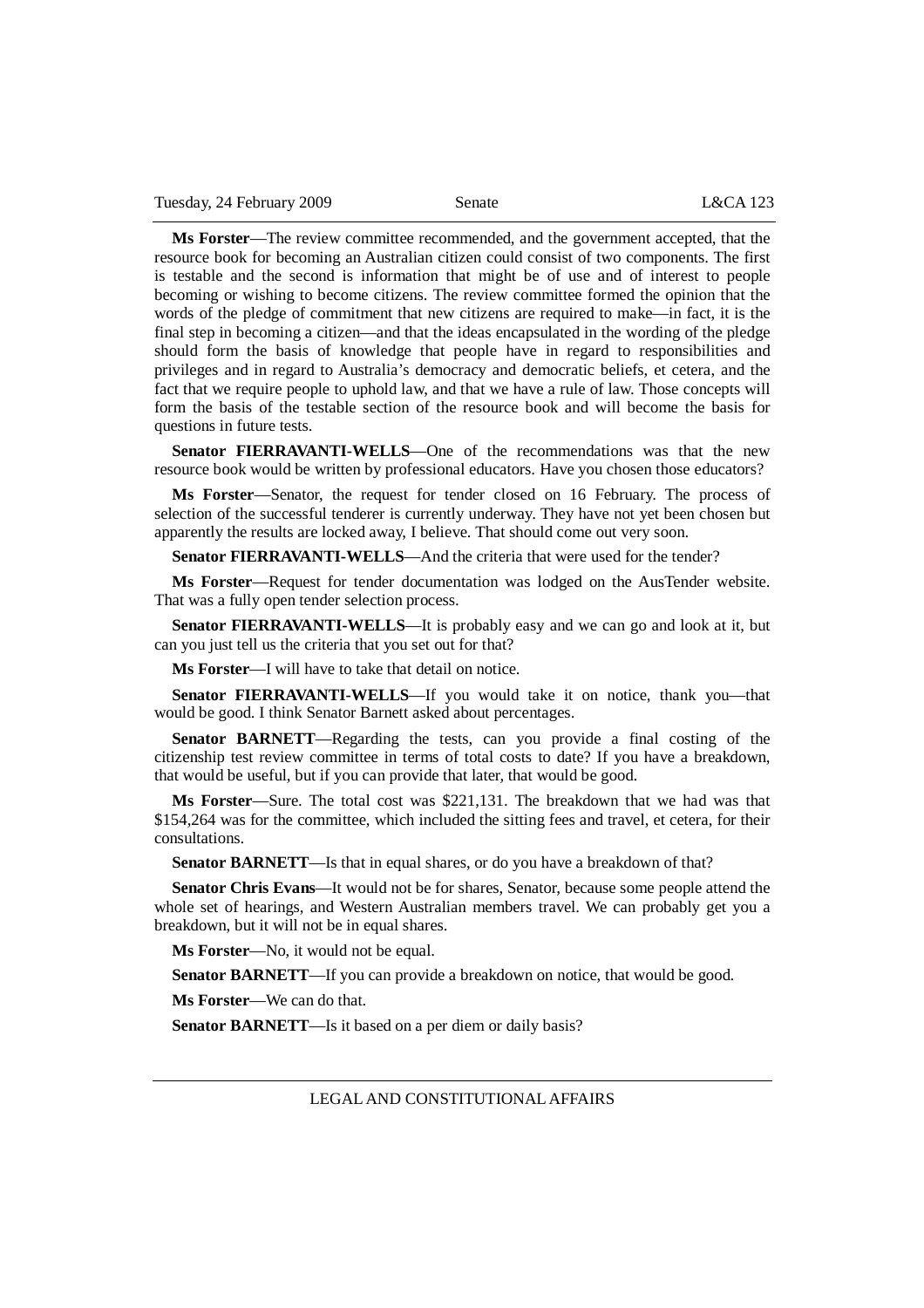**Ms Forster**—The review committee recommended, and the government accepted, that the resource book for becoming an Australian citizen could consist of two components. The first is testable and the second is information that might be of use and of interest to people becoming or wishing to become citizens. The review committee formed the opinion that the words of the pledge of commitment that new citizens are required to make—in fact, it is the final step in becoming a citizen—and that the ideas encapsulated in the wording of the pledge should form the basis of knowledge that people have in regard to responsibilities and privileges and in regard to Australia's democracy and democratic beliefs, et cetera, and the fact that we require people to uphold law, and that we have a rule of law. Those concepts will form the basis of the testable section of the resource book and will become the basis for questions in future tests.

**Senator FIERRAVANTI-WELLS**—One of the recommendations was that the new resource book would be written by professional educators. Have you chosen those educators?

**Ms Forster**—Senator, the request for tender closed on 16 February. The process of selection of the successful tenderer is currently underway. They have not yet been chosen but apparently the results are locked away, I believe. That should come out very soon.

**Senator FIERRAVANTI-WELLS**—And the criteria that were used for the tender?

**Ms Forster**—Request for tender documentation was lodged on the AusTender website. That was a fully open tender selection process.

**Senator FIERRAVANTI-WELLS**—It is probably easy and we can go and look at it, but can you just tell us the criteria that you set out for that?

**Ms Forster**—I will have to take that detail on notice.

**Senator FIERRAVANTI-WELLS**—If you would take it on notice, thank you—that would be good. I think Senator Barnett asked about percentages.

**Senator BARNETT**—Regarding the tests, can you provide a final costing of the citizenship test review committee in terms of total costs to date? If you have a breakdown, that would be useful, but if you can provide that later, that would be good.

**Ms Forster**—Sure. The total cost was $221,131. The breakdown that we had was that $154,264 was for the committee, which included the sitting fees and travel, et cetera, for their consultations.

**Senator BARNETT**—Is that in equal shares, or do you have a breakdown of that?

**Senator Chris Evans**—It would not be for shares, Senator, because some people attend the whole set of hearings, and Western Australian members travel. We can probably get you a breakdown, but it will not be in equal shares.

**Ms Forster**—No, it would not be equal.

**Senator BARNETT**—If you can provide a breakdown on notice, that would be good.

**Ms Forster**—We can do that.

**Senator BARNETT**—Is it based on a per diem or daily basis?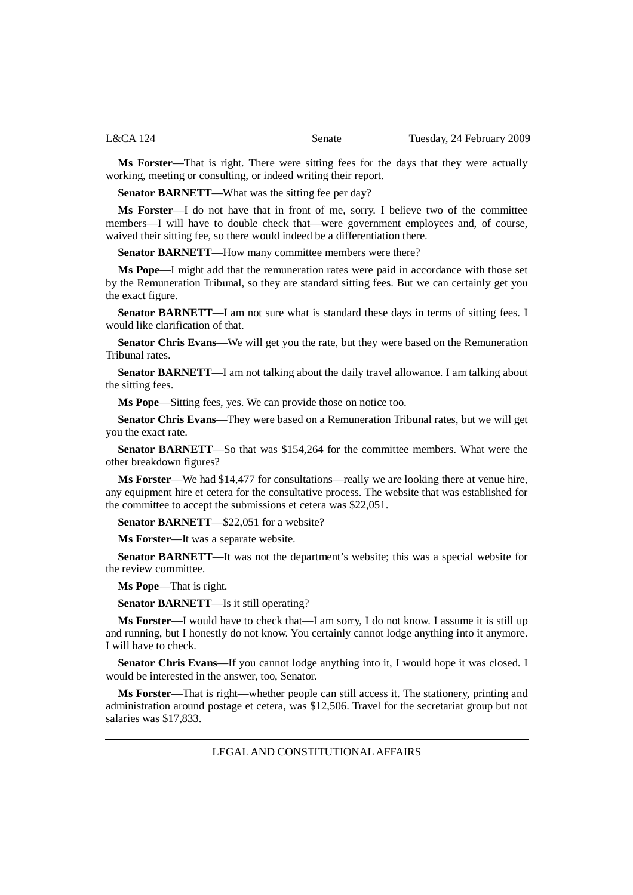**Ms Forster**—That is right. There were sitting fees for the days that they were actually working, meeting or consulting, or indeed writing their report.

**Senator BARNETT**—What was the sitting fee per day?

**Ms Forster**—I do not have that in front of me, sorry. I believe two of the committee members—I will have to double check that—were government employees and, of course, waived their sitting fee, so there would indeed be a differentiation there.

**Senator BARNETT**—How many committee members were there?

**Ms Pope**—I might add that the remuneration rates were paid in accordance with those set by the Remuneration Tribunal, so they are standard sitting fees. But we can certainly get you the exact figure.

**Senator BARNETT**—I am not sure what is standard these days in terms of sitting fees. I would like clarification of that.

**Senator Chris Evans**—We will get you the rate, but they were based on the Remuneration Tribunal rates.

**Senator BARNETT**—I am not talking about the daily travel allowance. I am talking about the sitting fees.

**Ms Pope**—Sitting fees, yes. We can provide those on notice too.

**Senator Chris Evans**—They were based on a Remuneration Tribunal rates, but we will get you the exact rate.

**Senator BARNETT**—So that was $154,264 for the committee members. What were the other breakdown figures?

**Ms Forster**—We had $14,477 for consultations—really we are looking there at venue hire, any equipment hire et cetera for the consultative process. The website that was established for the committee to accept the submissions et cetera was $22,051.

**Senator BARNETT**—$22,051 for a website?

**Ms Forster**—It was a separate website.

**Senator BARNETT**—It was not the department's website; this was a special website for the review committee.

**Ms Pope**—That is right.

**Senator BARNETT**—Is it still operating?

**Ms Forster**—I would have to check that—I am sorry, I do not know. I assume it is still up and running, but I honestly do not know. You certainly cannot lodge anything into it anymore. I will have to check.

**Senator Chris Evans**—If you cannot lodge anything into it, I would hope it was closed. I would be interested in the answer, too, Senator.

**Ms Forster**—That is right—whether people can still access it. The stationery, printing and administration around postage et cetera, was $12,506. Travel for the secretariat group but not salaries was $17,833.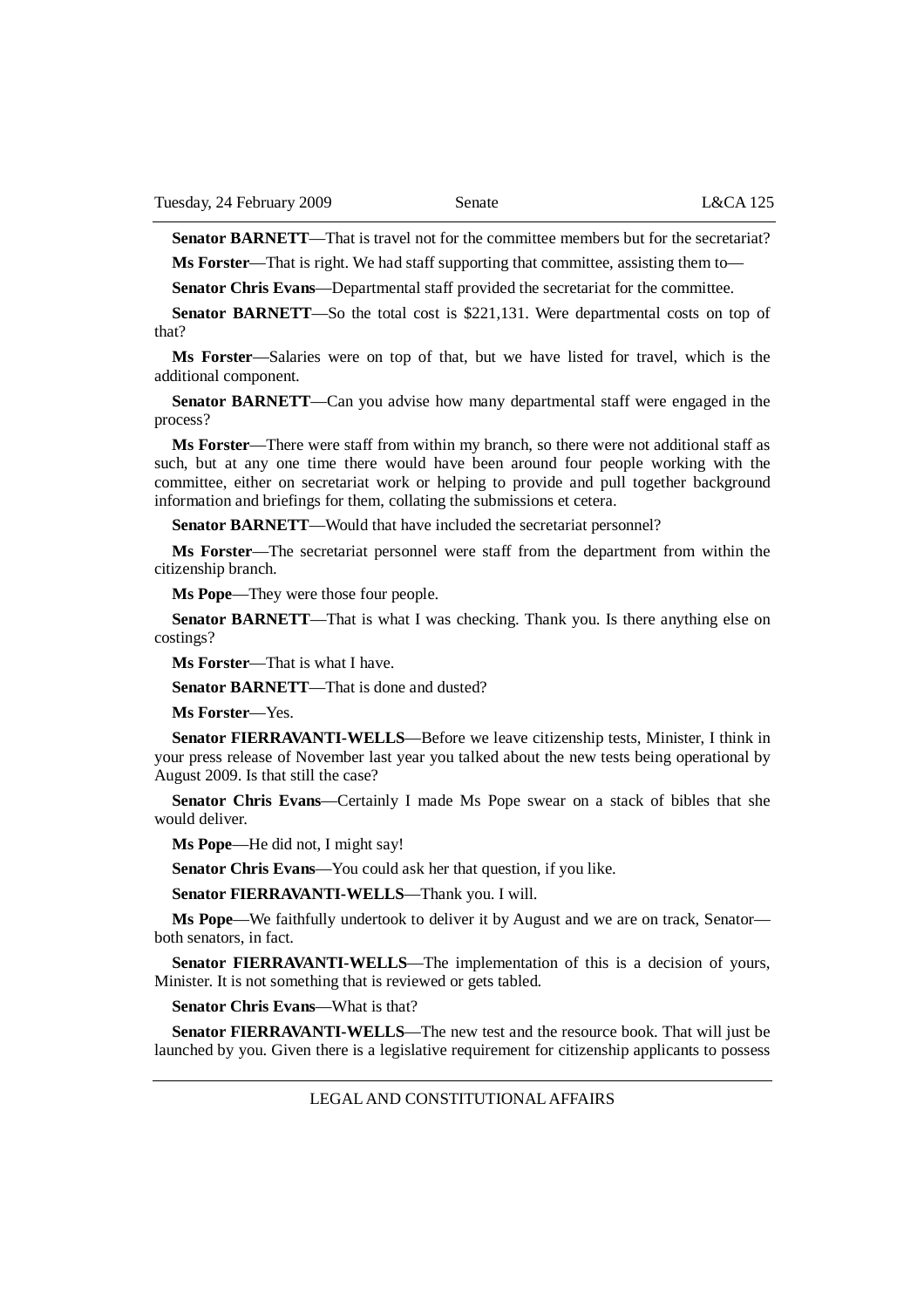**Senator BARNETT**—That is travel not for the committee members but for the secretariat?

**Ms Forster**—That is right. We had staff supporting that committee, assisting them to—

**Senator Chris Evans**—Departmental staff provided the secretariat for the committee.

**Senator BARNETT**—So the total cost is $221,131. Were departmental costs on top of that?

**Ms Forster**—Salaries were on top of that, but we have listed for travel, which is the additional component.

**Senator BARNETT**—Can you advise how many departmental staff were engaged in the process?

**Ms Forster**—There were staff from within my branch, so there were not additional staff as such, but at any one time there would have been around four people working with the committee, either on secretariat work or helping to provide and pull together background information and briefings for them, collating the submissions et cetera.

**Senator BARNETT**—Would that have included the secretariat personnel?

**Ms Forster**—The secretariat personnel were staff from the department from within the citizenship branch.

**Ms Pope**—They were those four people.

**Senator BARNETT**—That is what I was checking. Thank you. Is there anything else on costings?

**Ms Forster**—That is what I have.

**Senator BARNETT**—That is done and dusted?

**Ms Forster**—Yes.

**Senator FIERRAVANTI-WELLS**—Before we leave citizenship tests, Minister, I think in your press release of November last year you talked about the new tests being operational by August 2009. Is that still the case?

**Senator Chris Evans**—Certainly I made Ms Pope swear on a stack of bibles that she would deliver.

**Ms Pope**—He did not, I might say!

**Senator Chris Evans**—You could ask her that question, if you like.

**Senator FIERRAVANTI-WELLS**—Thank you. I will.

**Ms Pope**—We faithfully undertook to deliver it by August and we are on track, Senator—both senators, in fact.

**Senator FIERRAVANTI-WELLS**—The implementation of this is a decision of yours, Minister. It is not something that is reviewed or gets tabled.

**Senator Chris Evans**—What is that?

**Senator FIERRAVANTI-WELLS**—The new test and the resource book. That will just be launched by you. Given there is a legislative requirement for citizenship applicants to possess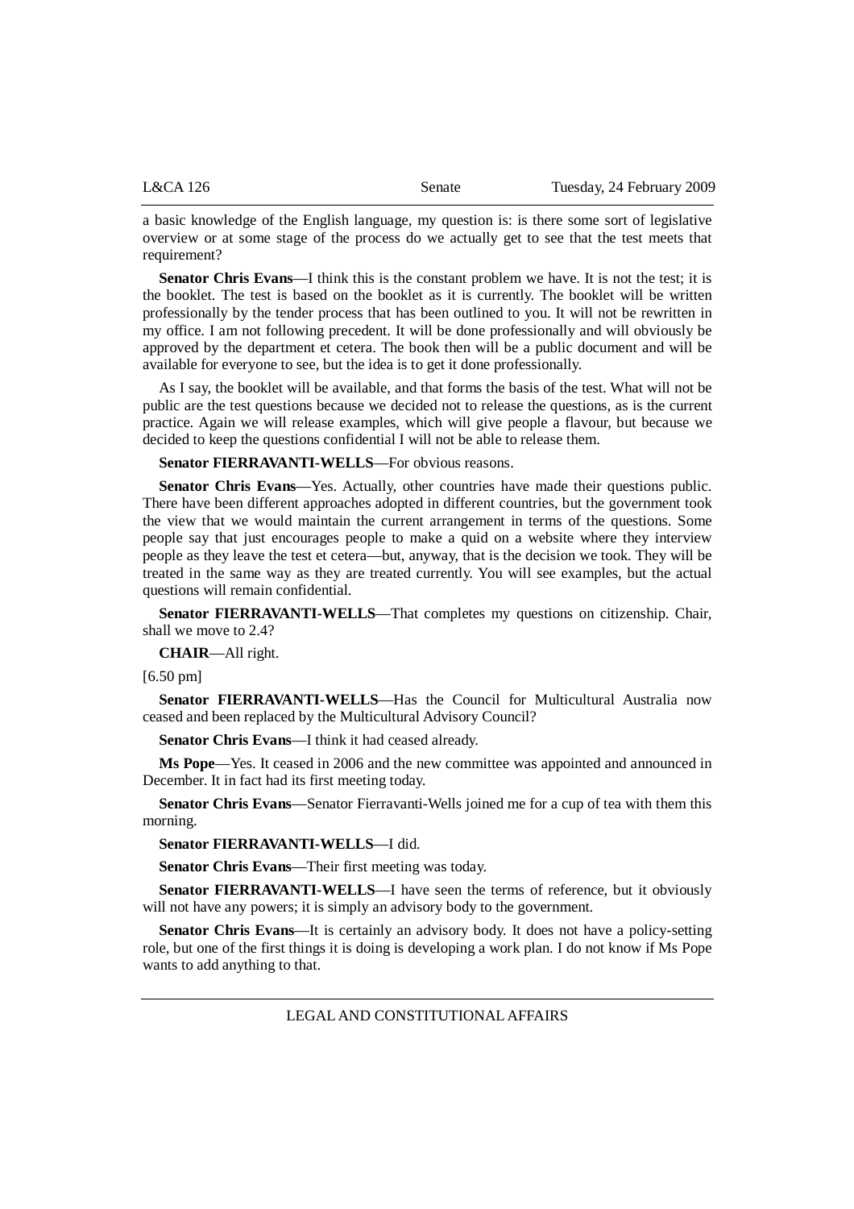a basic knowledge of the English language, my question is: is there some sort of legislative overview or at some stage of the process do we actually get to see that the test meets that requirement?

**Senator Chris Evans**—I think this is the constant problem we have. It is not the test; it is the booklet. The test is based on the booklet as it is currently. The booklet will be written professionally by the tender process that has been outlined to you. It will not be rewritten in my office. I am not following precedent. It will be done professionally and will obviously be approved by the department et cetera. The book then will be a public document and will be available for everyone to see, but the idea is to get it done professionally.

As I say, the booklet will be available, and that forms the basis of the test. What will not be public are the test questions because we decided not to release the questions, as is the current practice. Again we will release examples, which will give people a flavour, but because we decided to keep the questions confidential I will not be able to release them.

**Senator FIERRAVANTI-WELLS**—For obvious reasons.

**Senator Chris Evans**—Yes. Actually, other countries have made their questions public. There have been different approaches adopted in different countries, but the government took the view that we would maintain the current arrangement in terms of the questions. Some people say that just encourages people to make a quid on a website where they interview people as they leave the test et cetera—but, anyway, that is the decision we took. They will be treated in the same way as they are treated currently. You will see examples, but the actual questions will remain confidential.

**Senator FIERRAVANTI-WELLS**—That completes my questions on citizenship. Chair, shall we move to 2.4?

**CHAIR**—All right.

[6.50 pm]

**Senator FIERRAVANTI-WELLS**—Has the Council for Multicultural Australia now ceased and been replaced by the Multicultural Advisory Council?

**Senator Chris Evans**—I think it had ceased already.

**Ms Pope**—Yes. It ceased in 2006 and the new committee was appointed and announced in December. It in fact had its first meeting today.

**Senator Chris Evans**—Senator Fierravanti-Wells joined me for a cup of tea with them this morning.

**Senator FIERRAVANTI-WELLS**—I did.

**Senator Chris Evans**—Their first meeting was today.

**Senator FIERRAVANTI-WELLS**—I have seen the terms of reference, but it obviously will not have any powers; it is simply an advisory body to the government.

**Senator Chris Evans**—It is certainly an advisory body. It does not have a policy-setting role, but one of the first things it is doing is developing a work plan. I do not know if Ms Pope wants to add anything to that.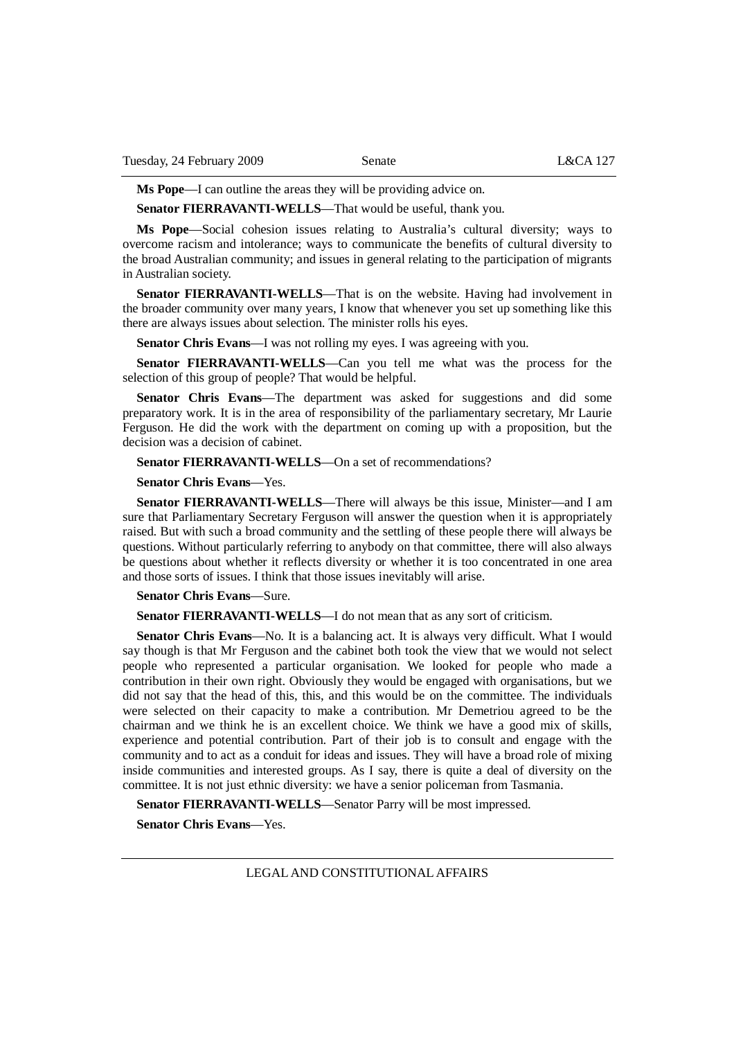**Ms Pope**—I can outline the areas they will be providing advice on.

**Senator FIERRAVANTI-WELLS**—That would be useful, thank you.

**Ms Pope**—Social cohesion issues relating to Australia's cultural diversity; ways to overcome racism and intolerance; ways to communicate the benefits of cultural diversity to the broad Australian community; and issues in general relating to the participation of migrants in Australian society.

**Senator FIERRAVANTI-WELLS**—That is on the website. Having had involvement in the broader community over many years, I know that whenever you set up something like this there are always issues about selection. The minister rolls his eyes.

**Senator Chris Evans**—I was not rolling my eyes. I was agreeing with you.

**Senator FIERRAVANTI-WELLS**—Can you tell me what was the process for the selection of this group of people? That would be helpful.

**Senator Chris Evans**—The department was asked for suggestions and did some preparatory work. It is in the area of responsibility of the parliamentary secretary, Mr Laurie Ferguson. He did the work with the department on coming up with a proposition, but the decision was a decision of cabinet.

**Senator FIERRAVANTI-WELLS**—On a set of recommendations?

**Senator Chris Evans**—Yes.

**Senator FIERRAVANTI-WELLS**—There will always be this issue, Minister—and I am sure that Parliamentary Secretary Ferguson will answer the question when it is appropriately raised. But with such a broad community and the settling of these people there will always be questions. Without particularly referring to anybody on that committee, there will also always be questions about whether it reflects diversity or whether it is too concentrated in one area and those sorts of issues. I think that those issues inevitably will arise.

**Senator Chris Evans**—Sure.

**Senator FIERRAVANTI-WELLS**—I do not mean that as any sort of criticism.

**Senator Chris Evans**—No. It is a balancing act. It is always very difficult. What I would say though is that Mr Ferguson and the cabinet both took the view that we would not select people who represented a particular organisation. We looked for people who made a contribution in their own right. Obviously they would be engaged with organisations, but we did not say that the head of this, this, and this would be on the committee. The individuals were selected on their capacity to make a contribution. Mr Demetriou agreed to be the chairman and we think he is an excellent choice. We think we have a good mix of skills, experience and potential contribution. Part of their job is to consult and engage with the community and to act as a conduit for ideas and issues. They will have a broad role of mixing inside communities and interested groups. As I say, there is quite a deal of diversity on the committee. It is not just ethnic diversity: we have a senior policeman from Tasmania.

**Senator FIERRAVANTI-WELLS**—Senator Parry will be most impressed.

**Senator Chris Evans**—Yes.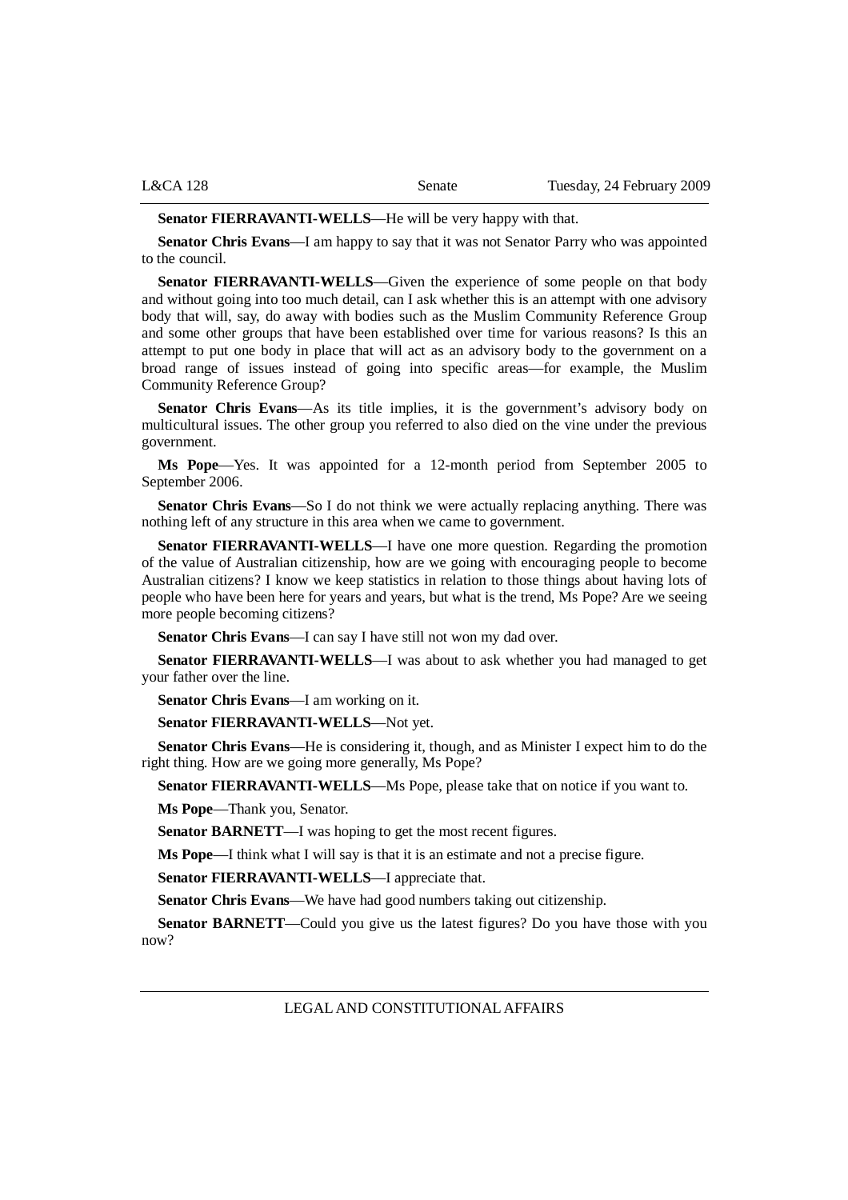**Senator FIERRAVANTI-WELLS**—He will be very happy with that.

**Senator Chris Evans**—I am happy to say that it was not Senator Parry who was appointed to the council.

**Senator FIERRAVANTI-WELLS**—Given the experience of some people on that body and without going into too much detail, can I ask whether this is an attempt with one advisory body that will, say, do away with bodies such as the Muslim Community Reference Group and some other groups that have been established over time for various reasons? Is this an attempt to put one body in place that will act as an advisory body to the government on a broad range of issues instead of going into specific areas—for example, the Muslim Community Reference Group?

**Senator Chris Evans**—As its title implies, it is the government's advisory body on multicultural issues. The other group you referred to also died on the vine under the previous government.

**Ms Pope**—Yes. It was appointed for a 12-month period from September 2005 to September 2006.

**Senator Chris Evans**—So I do not think we were actually replacing anything. There was nothing left of any structure in this area when we came to government.

**Senator FIERRAVANTI-WELLS**—I have one more question. Regarding the promotion of the value of Australian citizenship, how are we going with encouraging people to become Australian citizens? I know we keep statistics in relation to those things about having lots of people who have been here for years and years, but what is the trend, Ms Pope? Are we seeing more people becoming citizens?

**Senator Chris Evans**—I can say I have still not won my dad over.

**Senator FIERRAVANTI-WELLS**—I was about to ask whether you had managed to get your father over the line.

**Senator Chris Evans**—I am working on it.

**Senator FIERRAVANTI-WELLS**—Not yet.

**Senator Chris Evans**—He is considering it, though, and as Minister I expect him to do the right thing. How are we going more generally, Ms Pope?

**Senator FIERRAVANTI-WELLS**—Ms Pope, please take that on notice if you want to.

**Ms Pope**—Thank you, Senator.

**Senator BARNETT**—I was hoping to get the most recent figures.

**Ms Pope**—I think what I will say is that it is an estimate and not a precise figure.

**Senator FIERRAVANTI-WELLS**—I appreciate that.

**Senator Chris Evans**—We have had good numbers taking out citizenship.

**Senator BARNETT**—Could you give us the latest figures? Do you have those with you now?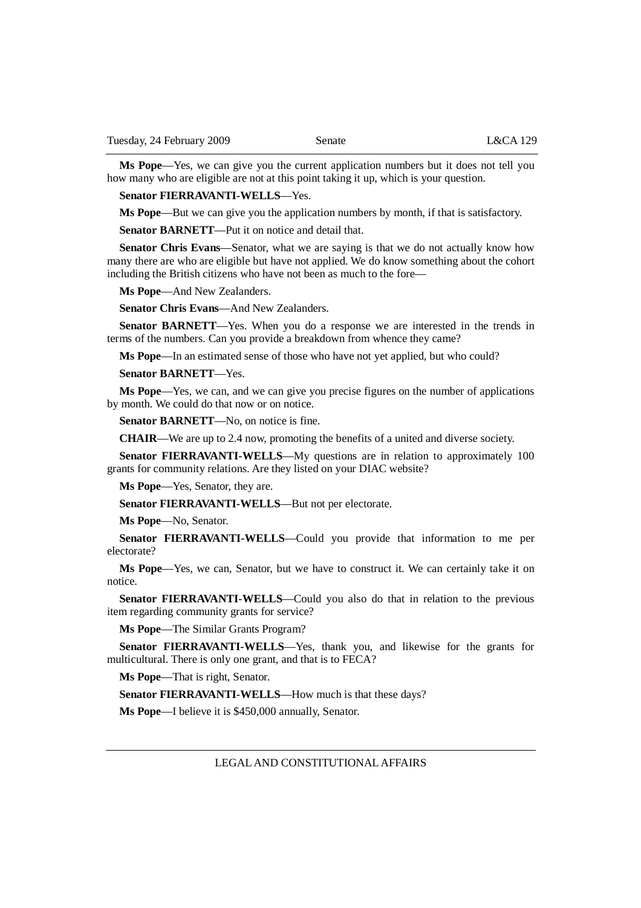**Ms Pope**—Yes, we can give you the current application numbers but it does not tell you how many who are eligible are not at this point taking it up, which is your question.

**Senator FIERRAVANTI-WELLS**—Yes.

**Ms Pope**—But we can give you the application numbers by month, if that is satisfactory.

**Senator BARNETT**—Put it on notice and detail that.

**Senator Chris Evans**—Senator, what we are saying is that we do not actually know how many there are who are eligible but have not applied. We do know something about the cohort including the British citizens who have not been as much to the fore—

**Ms Pope**—And New Zealanders.

**Senator Chris Evans**—And New Zealanders.

**Senator BARNETT**—Yes. When you do a response we are interested in the trends in terms of the numbers. Can you provide a breakdown from whence they came?

**Ms Pope**—In an estimated sense of those who have not yet applied, but who could?

**Senator BARNETT**—Yes.

**Ms Pope**—Yes, we can, and we can give you precise figures on the number of applications by month. We could do that now or on notice.

**Senator BARNETT**—No, on notice is fine.

**CHAIR**—We are up to 2.4 now, promoting the benefits of a united and diverse society.

**Senator FIERRAVANTI-WELLS**—My questions are in relation to approximately 100 grants for community relations. Are they listed on your DIAC website?

**Ms Pope**—Yes, Senator, they are.

**Senator FIERRAVANTI-WELLS**—But not per electorate.

**Ms Pope**—No, Senator.

**Senator FIERRAVANTI-WELLS**—Could you provide that information to me per electorate?

**Ms Pope**—Yes, we can, Senator, but we have to construct it. We can certainly take it on notice.

**Senator FIERRAVANTI-WELLS**—Could you also do that in relation to the previous item regarding community grants for service?

**Ms Pope**—The Similar Grants Program?

**Senator FIERRAVANTI-WELLS**—Yes, thank you, and likewise for the grants for multicultural. There is only one grant, and that is to FECA?

**Ms Pope**—That is right, Senator.

**Senator FIERRAVANTI-WELLS**—How much is that these days?

**Ms Pope**—I believe it is $450,000 annually, Senator.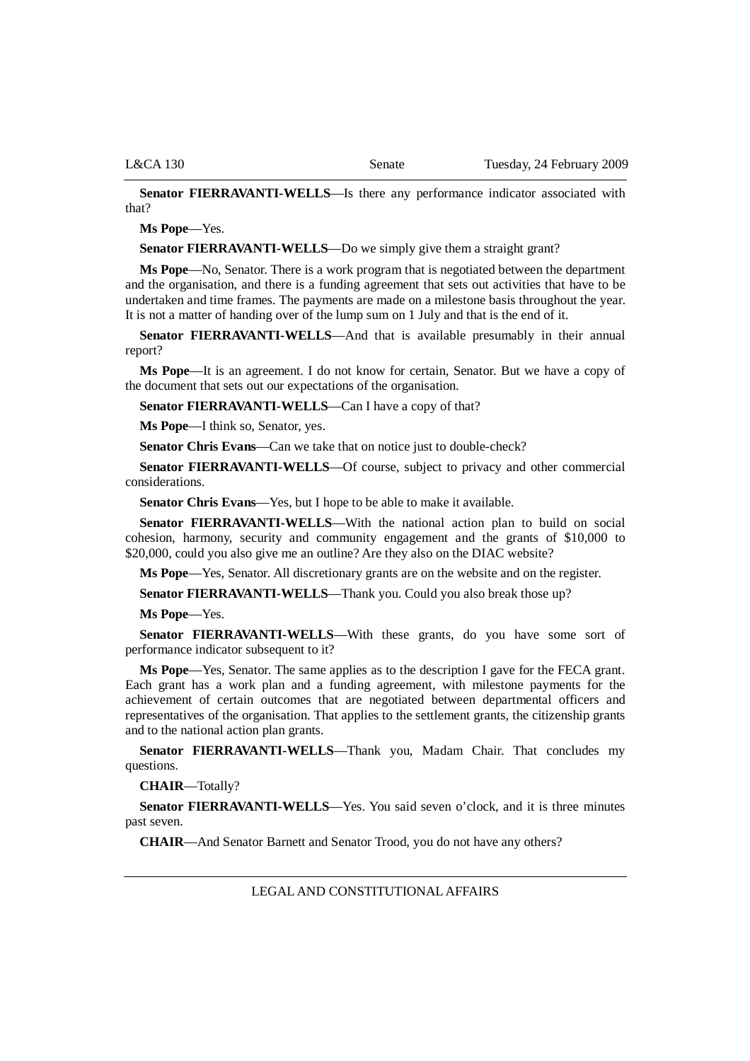**Senator FIERRAVANTI-WELLS**—Is there any performance indicator associated with that?

**Ms Pope**—Yes.

**Senator FIERRAVANTI-WELLS**—Do we simply give them a straight grant?

**Ms Pope**—No, Senator. There is a work program that is negotiated between the department and the organisation, and there is a funding agreement that sets out activities that have to be undertaken and time frames. The payments are made on a milestone basis throughout the year. It is not a matter of handing over of the lump sum on 1 July and that is the end of it.

**Senator FIERRAVANTI-WELLS**—And that is available presumably in their annual report?

**Ms Pope**—It is an agreement. I do not know for certain, Senator. But we have a copy of the document that sets out our expectations of the organisation.

**Senator FIERRAVANTI-WELLS**—Can I have a copy of that?

**Ms Pope**—I think so, Senator, yes.

**Senator Chris Evans**—Can we take that on notice just to double-check?

**Senator FIERRAVANTI-WELLS**—Of course, subject to privacy and other commercial considerations.

**Senator Chris Evans**—Yes, but I hope to be able to make it available.

**Senator FIERRAVANTI-WELLS**—With the national action plan to build on social cohesion, harmony, security and community engagement and the grants of $10,000 to $20,000, could you also give me an outline? Are they also on the DIAC website?

**Ms Pope**—Yes, Senator. All discretionary grants are on the website and on the register.

**Senator FIERRAVANTI-WELLS**—Thank you. Could you also break those up?

**Ms Pope**—Yes.

**Senator FIERRAVANTI-WELLS**—With these grants, do you have some sort of performance indicator subsequent to it?

**Ms Pope**—Yes, Senator. The same applies as to the description I gave for the FECA grant. Each grant has a work plan and a funding agreement, with milestone payments for the achievement of certain outcomes that are negotiated between departmental officers and representatives of the organisation. That applies to the settlement grants, the citizenship grants and to the national action plan grants.

**Senator FIERRAVANTI-WELLS**—Thank you, Madam Chair. That concludes my questions.

**CHAIR**—Totally?

**Senator FIERRAVANTI-WELLS**—Yes. You said seven o'clock, and it is three minutes past seven.

**CHAIR**—And Senator Barnett and Senator Trood, you do not have any others?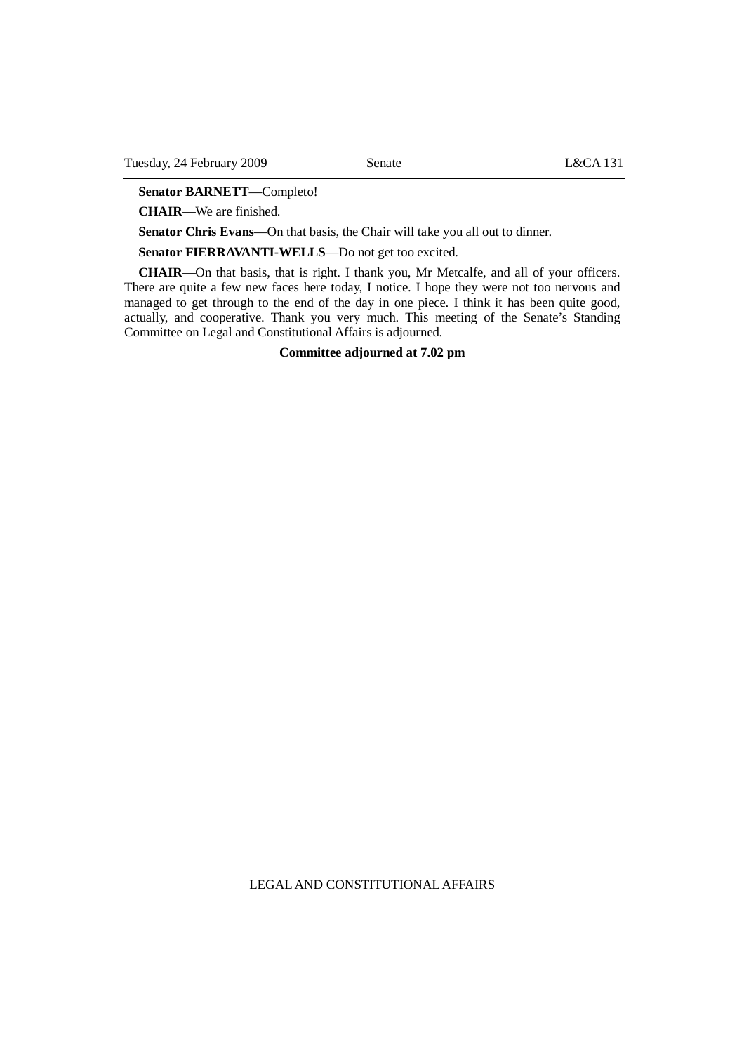**Senator BARNETT**—Completo!

**CHAIR**—We are finished.

**Senator Chris Evans**—On that basis, the Chair will take you all out to dinner.

**Senator FIERRAVANTI-WELLS**—Do not get too excited.

**CHAIR**—On that basis, that is right. I thank you, Mr Metcalfe, and all of your officers. There are quite a few new faces here today, I notice. I hope they were not too nervous and managed to get through to the end of the day in one piece. I think it has been quite good, actually, and cooperative. Thank you very much. This meeting of the Senate's Standing Committee on Legal and Constitutional Affairs is adjourned.

**Committee adjourned at 7.02 pm**